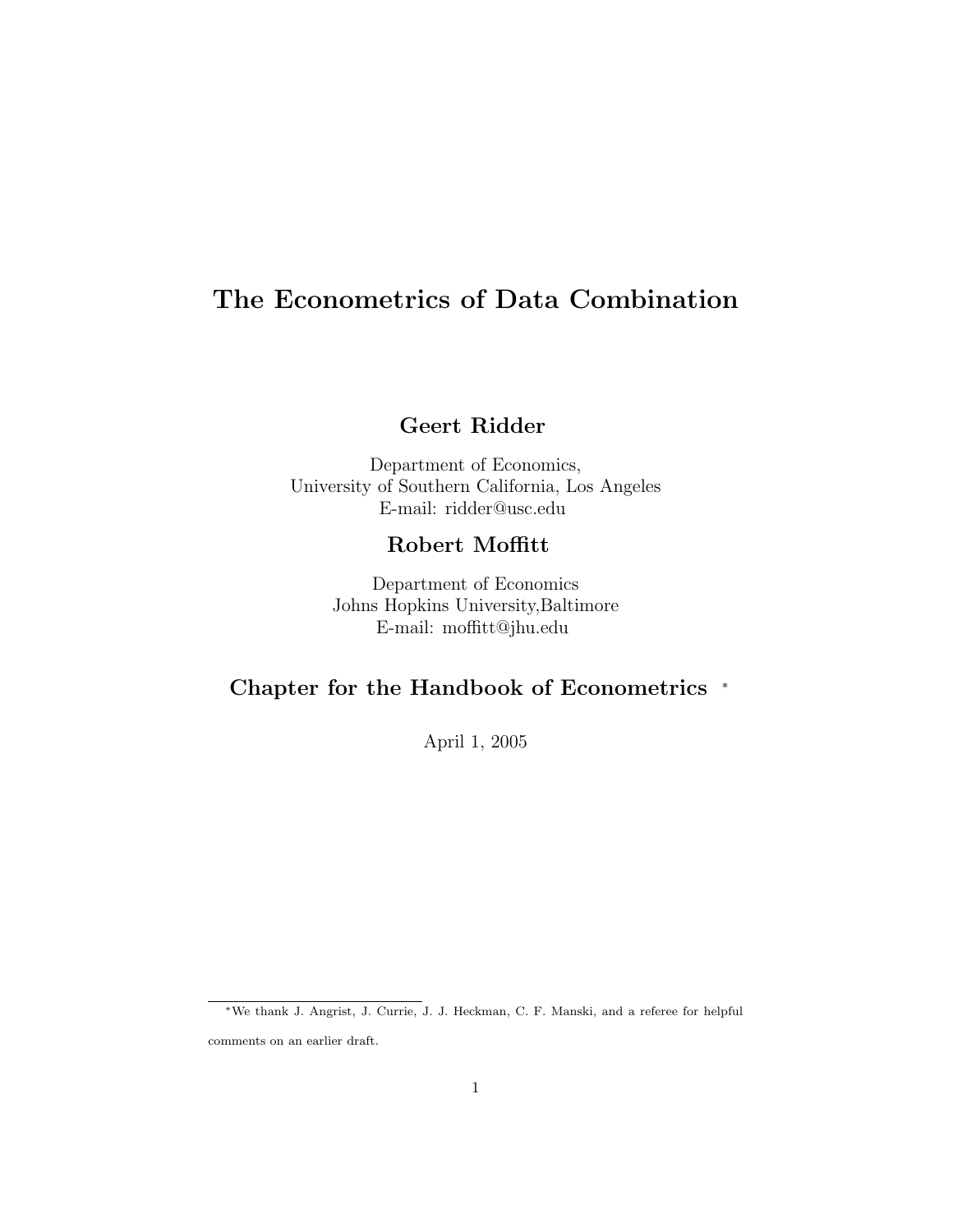# The Econometrics of Data Combination

**Geert Ridder**

Department of Economics,
University of Southern California, Los Angeles
E-mail: ridder@usc.edu

**Robert Moffitt**

Department of Economics
Johns Hopkins University,Baltimore
E-mail: moffitt@jhu.edu

**Chapter for the Handbook of Econometrics** [*]

April 1, 2005

---

[*]We thank J. Angrist, J. Currie, J. J. Heckman, C. F. Manski, and a referee for helpful comments on an earlier draft.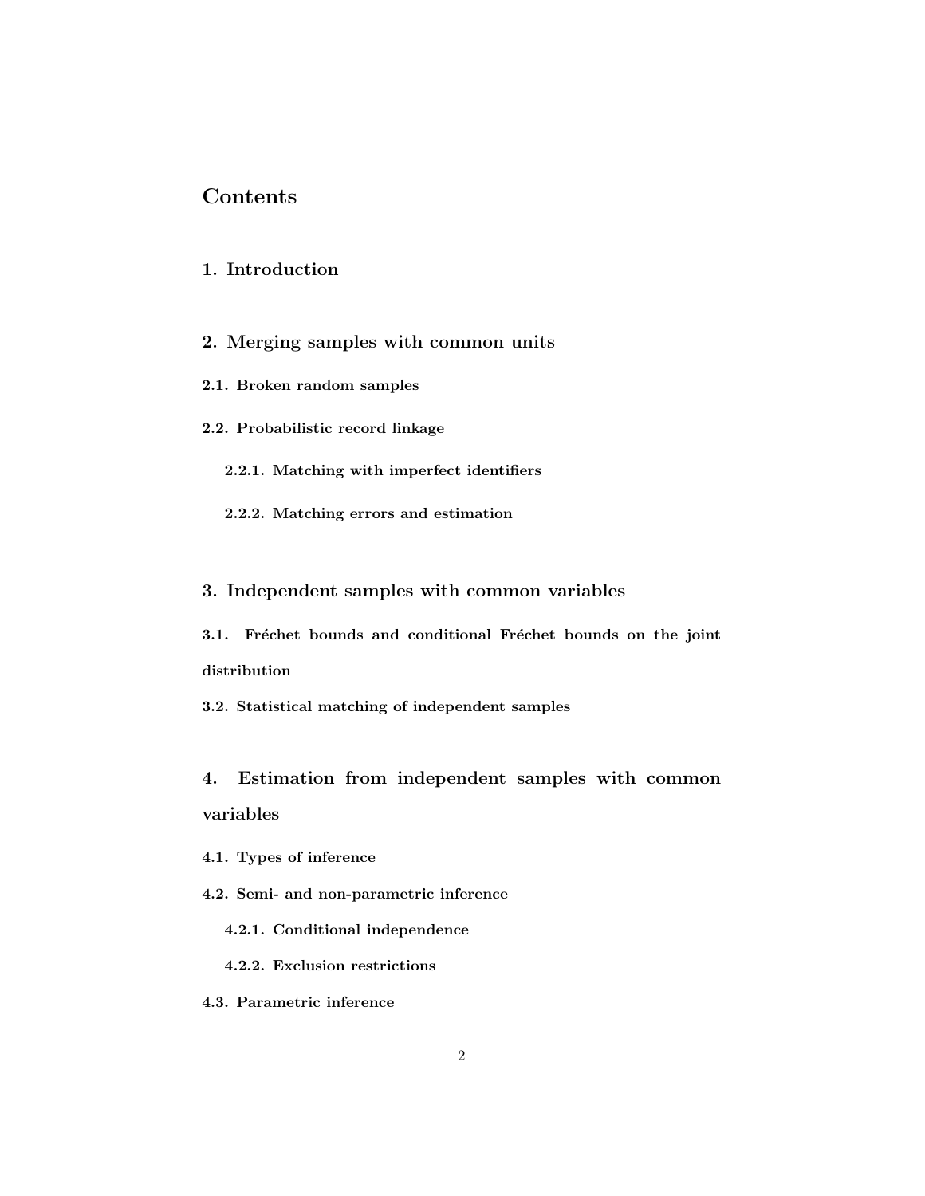# Contents

## 1. Introduction

## 2. Merging samples with common units

### 2.1. Broken random samples

### 2.2. Probabilistic record linkage

#### 2.2.1. Matching with imperfect identifiers

#### 2.2.2. Matching errors and estimation

## 3. Independent samples with common variables

### 3.1. Fréchet bounds and conditional Fréchet bounds on the joint distribution

### 3.2. Statistical matching of independent samples

## 4. Estimation from independent samples with common variables

### 4.1. Types of inference

### 4.2. Semi- and non-parametric inference

#### 4.2.1. Conditional independence

#### 4.2.2. Exclusion restrictions

### 4.3. Parametric inference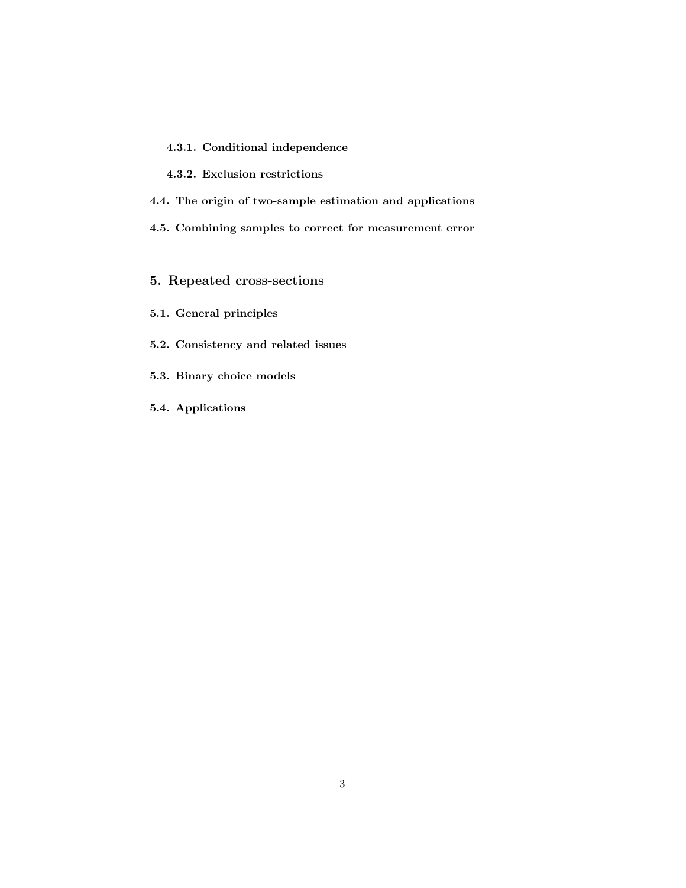#### 4.3.1. Conditional independence

#### 4.3.2. Exclusion restrictions

### 4.4. The origin of two-sample estimation and applications

### 4.5. Combining samples to correct for measurement error

## 5. Repeated cross-sections

### 5.1. General principles

### 5.2. Consistency and related issues

### 5.3. Binary choice models

### 5.4. Applications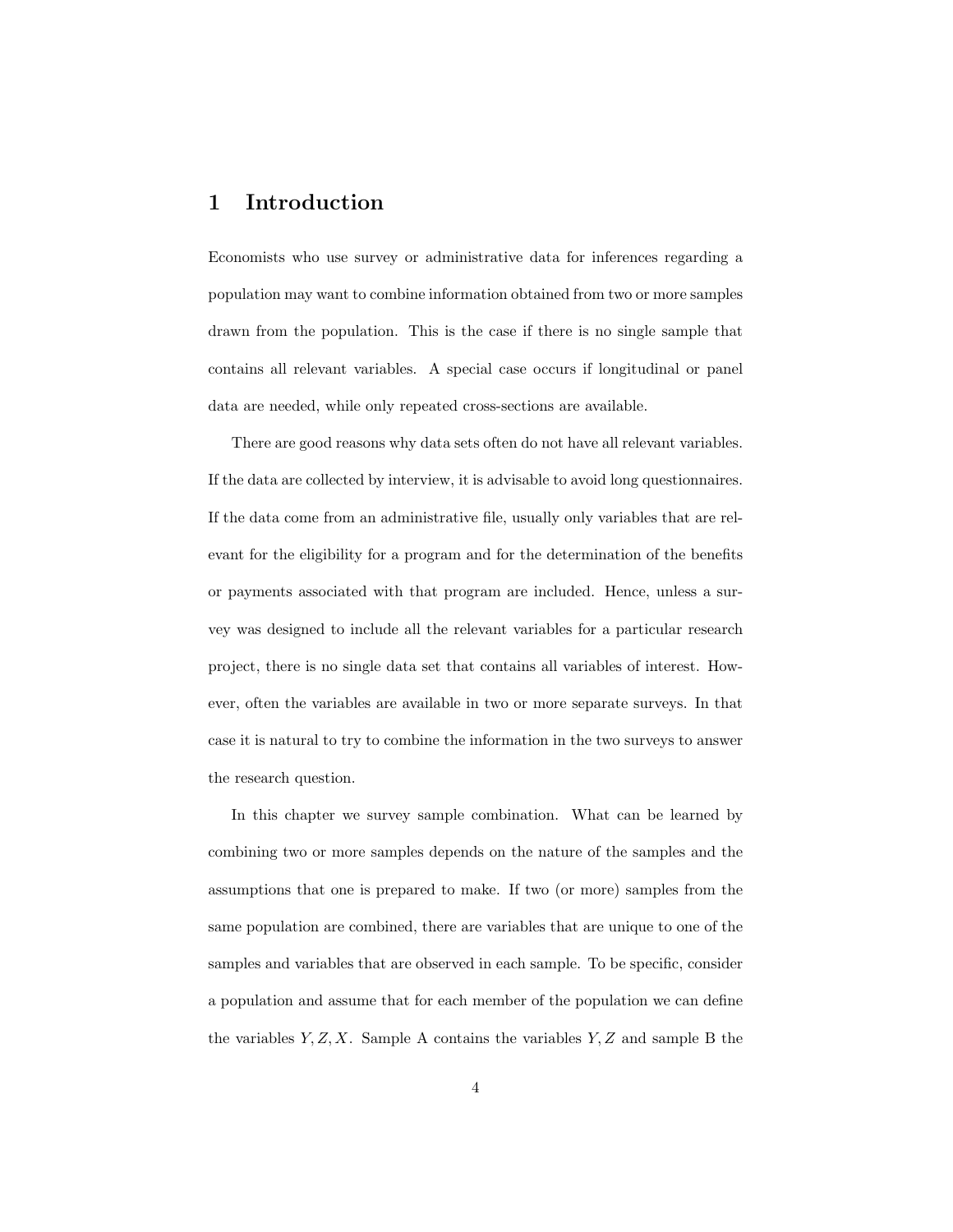# 1 Introduction

Economists who use survey or administrative data for inferences regarding a population may want to combine information obtained from two or more samples drawn from the population. This is the case if there is no single sample that contains all relevant variables. A special case occurs if longitudinal or panel data are needed, while only repeated cross-sections are available.

There are good reasons why data sets often do not have all relevant variables. If the data are collected by interview, it is advisable to avoid long questionnaires. If the data come from an administrative file, usually only variables that are relevant for the eligibility for a program and for the determination of the benefits or payments associated with that program are included. Hence, unless a survey was designed to include all the relevant variables for a particular research project, there is no single data set that contains all variables of interest. However, often the variables are available in two or more separate surveys. In that case it is natural to try to combine the information in the two surveys to answer the research question.

In this chapter we survey sample combination. What can be learned by combining two or more samples depends on the nature of the samples and the assumptions that one is prepared to make. If two (or more) samples from the same population are combined, there are variables that are unique to one of the samples and variables that are observed in each sample. To be specific, consider a population and assume that for each member of the population we can define the variables $Y, Z, X$. Sample A contains the variables $Y, Z$ and sample B the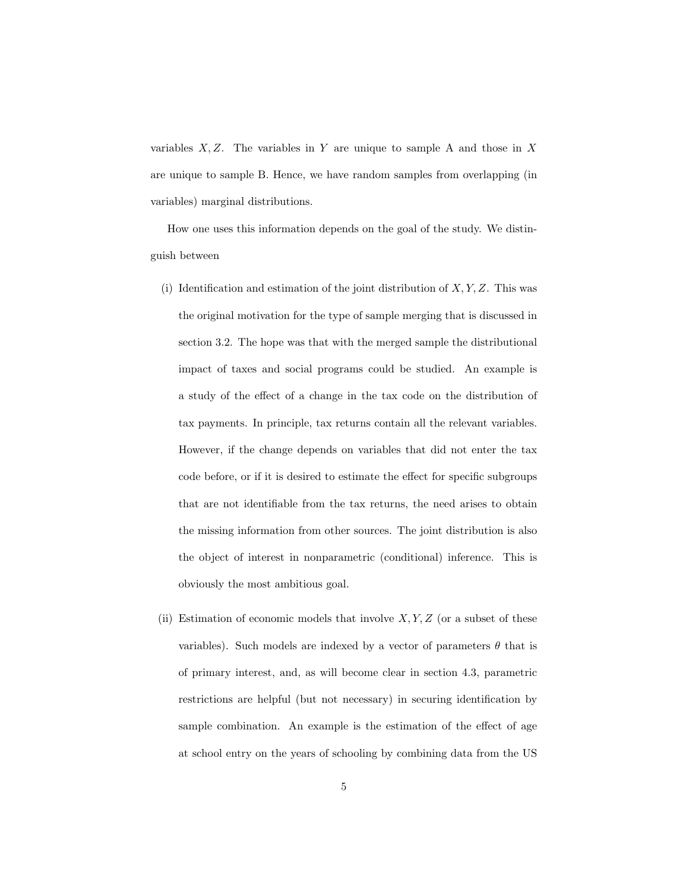variables $X, Z$. The variables in $Y$ are unique to sample A and those in $X$ are unique to sample B. Hence, we have random samples from overlapping (in variables) marginal distributions.

How one uses this information depends on the goal of the study. We distinguish between

(i) Identification and estimation of the joint distribution of $X, Y, Z$. This was the original motivation for the type of sample merging that is discussed in section 3.2. The hope was that with the merged sample the distributional impact of taxes and social programs could be studied. An example is a study of the effect of a change in the tax code on the distribution of tax payments. In principle, tax returns contain all the relevant variables. However, if the change depends on variables that did not enter the tax code before, or if it is desired to estimate the effect for specific subgroups that are not identifiable from the tax returns, the need arises to obtain the missing information from other sources. The joint distribution is also the object of interest in nonparametric (conditional) inference. This is obviously the most ambitious goal.

(ii) Estimation of economic models that involve $X, Y, Z$ (or a subset of these variables). Such models are indexed by a vector of parameters $\theta$ that is of primary interest, and, as will become clear in section 4.3, parametric restrictions are helpful (but not necessary) in securing identification by sample combination. An example is the estimation of the effect of age at school entry on the years of schooling by combining data from the US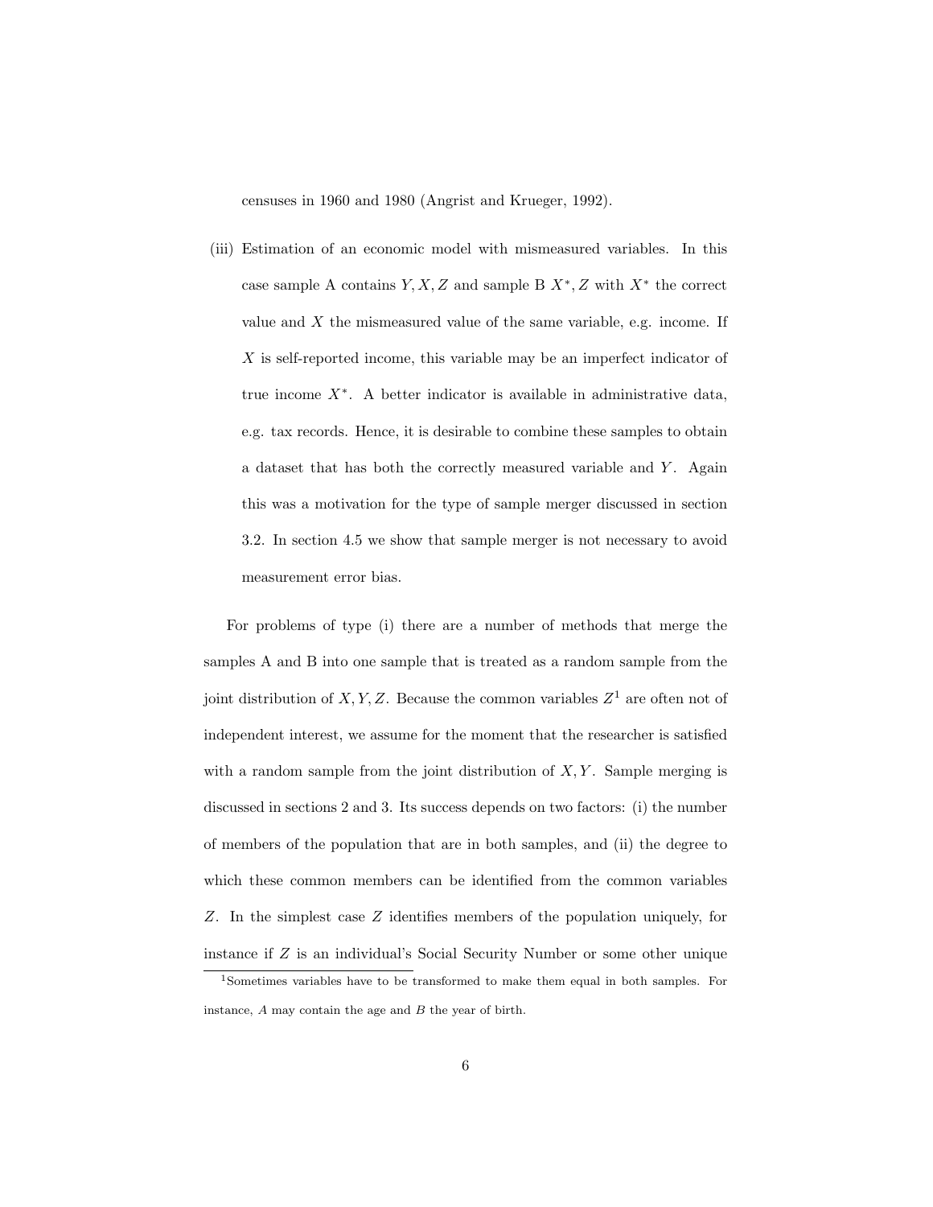censuses in 1960 and 1980 (Angrist and Krueger, 1992).

(iii) Estimation of an economic model with mismeasured variables. In this case sample A contains $Y, X, Z$ and sample B $X^*, Z$ with $X^*$ the correct value and $X$ the mismeasured value of the same variable, e.g. income. If $X$ is self-reported income, this variable may be an imperfect indicator of true income $X^*$. A better indicator is available in administrative data, e.g. tax records. Hence, it is desirable to combine these samples to obtain a dataset that has both the correctly measured variable and $Y$. Again this was a motivation for the type of sample merger discussed in section 3.2. In section 4.5 we show that sample merger is not necessary to avoid measurement error bias.

For problems of type (i) there are a number of methods that merge the samples A and B into one sample that is treated as a random sample from the joint distribution of $X, Y, Z$. Because the common variables $Z$[1] are often not of independent interest, we assume for the moment that the researcher is satisfied with a random sample from the joint distribution of $X, Y$. Sample merging is discussed in sections 2 and 3. Its success depends on two factors: (i) the number of members of the population that are in both samples, and (ii) the degree to which these common members can be identified from the common variables $Z$. In the simplest case $Z$ identifies members of the population uniquely, for instance if $Z$ is an individual's Social Security Number or some other unique

[1] Sometimes variables have to be transformed to make them equal in both samples. For instance, $A$ may contain the age and $B$ the year of birth.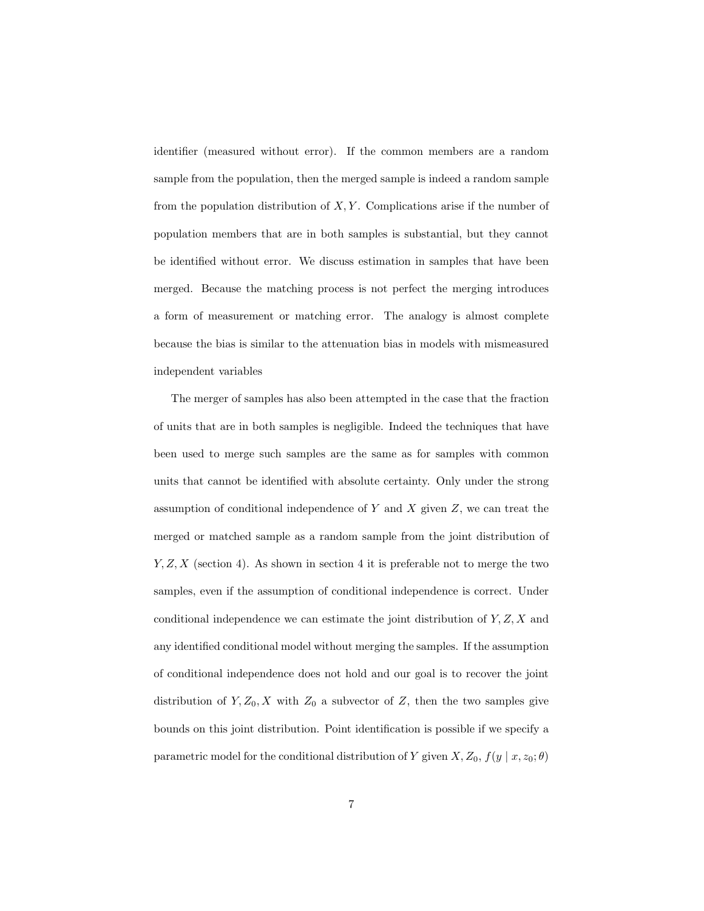identifier (measured without error). If the common members are a random sample from the population, then the merged sample is indeed a random sample from the population distribution of $X, Y$. Complications arise if the number of population members that are in both samples is substantial, but they cannot be identified without error. We discuss estimation in samples that have been merged. Because the matching process is not perfect the merging introduces a form of measurement or matching error. The analogy is almost complete because the bias is similar to the attenuation bias in models with mismeasured independent variables

The merger of samples has also been attempted in the case that the fraction of units that are in both samples is negligible. Indeed the techniques that have been used to merge such samples are the same as for samples with common units that cannot be identified with absolute certainty. Only under the strong assumption of conditional independence of $Y$ and $X$ given $Z$, we can treat the merged or matched sample as a random sample from the joint distribution of $Y, Z, X$ (section 4). As shown in section 4 it is preferable not to merge the two samples, even if the assumption of conditional independence is correct. Under conditional independence we can estimate the joint distribution of $Y, Z, X$ and any identified conditional model without merging the samples. If the assumption of conditional independence does not hold and our goal is to recover the joint distribution of $Y, Z_0, X$ with $Z_0$ a subvector of $Z$, then the two samples give bounds on this joint distribution. Point identification is possible if we specify a parametric model for the conditional distribution of $Y$ given $X, Z_0$, $f(y \mid x, z_0; \theta)$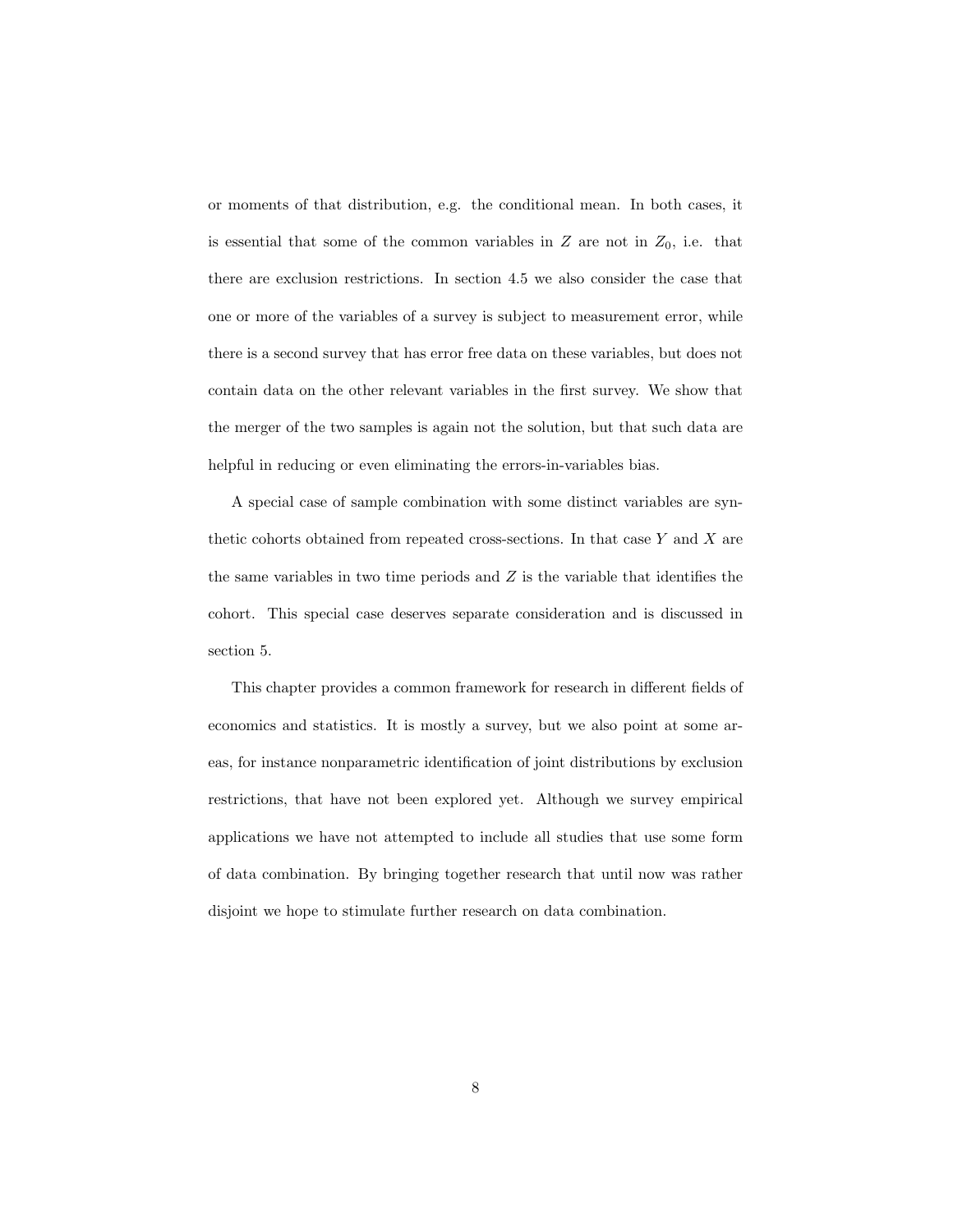or moments of that distribution, e.g. the conditional mean. In both cases, it is essential that some of the common variables in $Z$ are not in $Z_0$, i.e. that there are exclusion restrictions. In section 4.5 we also consider the case that one or more of the variables of a survey is subject to measurement error, while there is a second survey that has error free data on these variables, but does not contain data on the other relevant variables in the first survey. We show that the merger of the two samples is again not the solution, but that such data are helpful in reducing or even eliminating the errors-in-variables bias.

A special case of sample combination with some distinct variables are synthetic cohorts obtained from repeated cross-sections. In that case $Y$ and $X$ are the same variables in two time periods and $Z$ is the variable that identifies the cohort. This special case deserves separate consideration and is discussed in section 5.

This chapter provides a common framework for research in different fields of economics and statistics. It is mostly a survey, but we also point at some areas, for instance nonparametric identification of joint distributions by exclusion restrictions, that have not been explored yet. Although we survey empirical applications we have not attempted to include all studies that use some form of data combination. By bringing together research that until now was rather disjoint we hope to stimulate further research on data combination.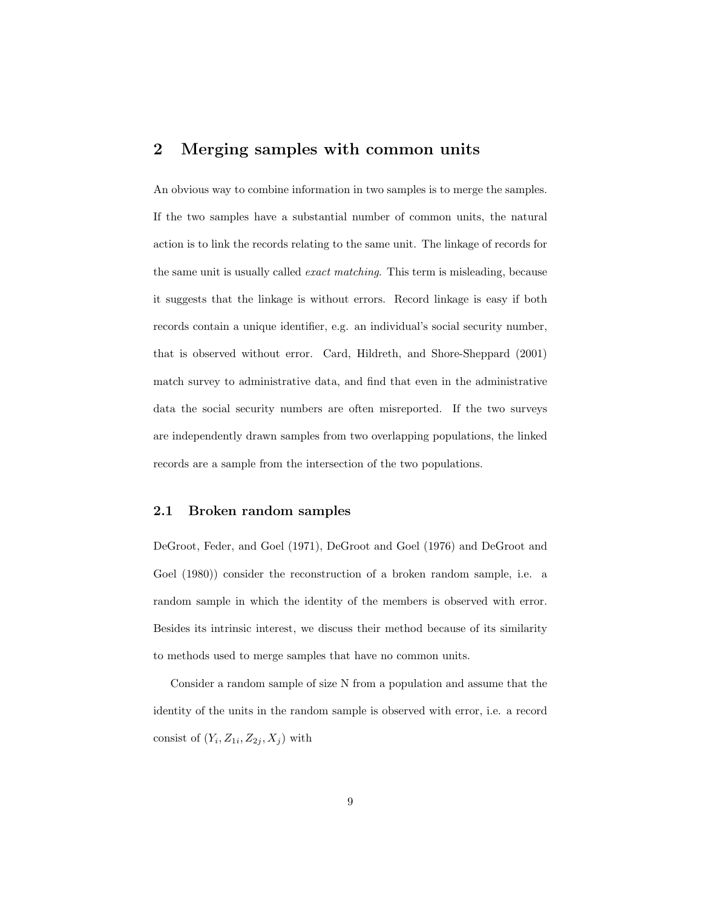## 2 Merging samples with common units

An obvious way to combine information in two samples is to merge the samples. If the two samples have a substantial number of common units, the natural action is to link the records relating to the same unit. The linkage of records for the same unit is usually called *exact matching*. This term is misleading, because it suggests that the linkage is without errors. Record linkage is easy if both records contain a unique identifier, e.g. an individual's social security number, that is observed without error. Card, Hildreth, and Shore-Sheppard (2001) match survey to administrative data, and find that even in the administrative data the social security numbers are often misreported. If the two surveys are independently drawn samples from two overlapping populations, the linked records are a sample from the intersection of the two populations.

### 2.1 Broken random samples

DeGroot, Feder, and Goel (1971), DeGroot and Goel (1976) and DeGroot and Goel (1980)) consider the reconstruction of a broken random sample, i.e. a random sample in which the identity of the members is observed with error. Besides its intrinsic interest, we discuss their method because of its similarity to methods used to merge samples that have no common units.

Consider a random sample of size N from a population and assume that the identity of the units in the random sample is observed with error, i.e. a record consist of $(Y_i, Z_{1i}, Z_{2j}, X_j)$ with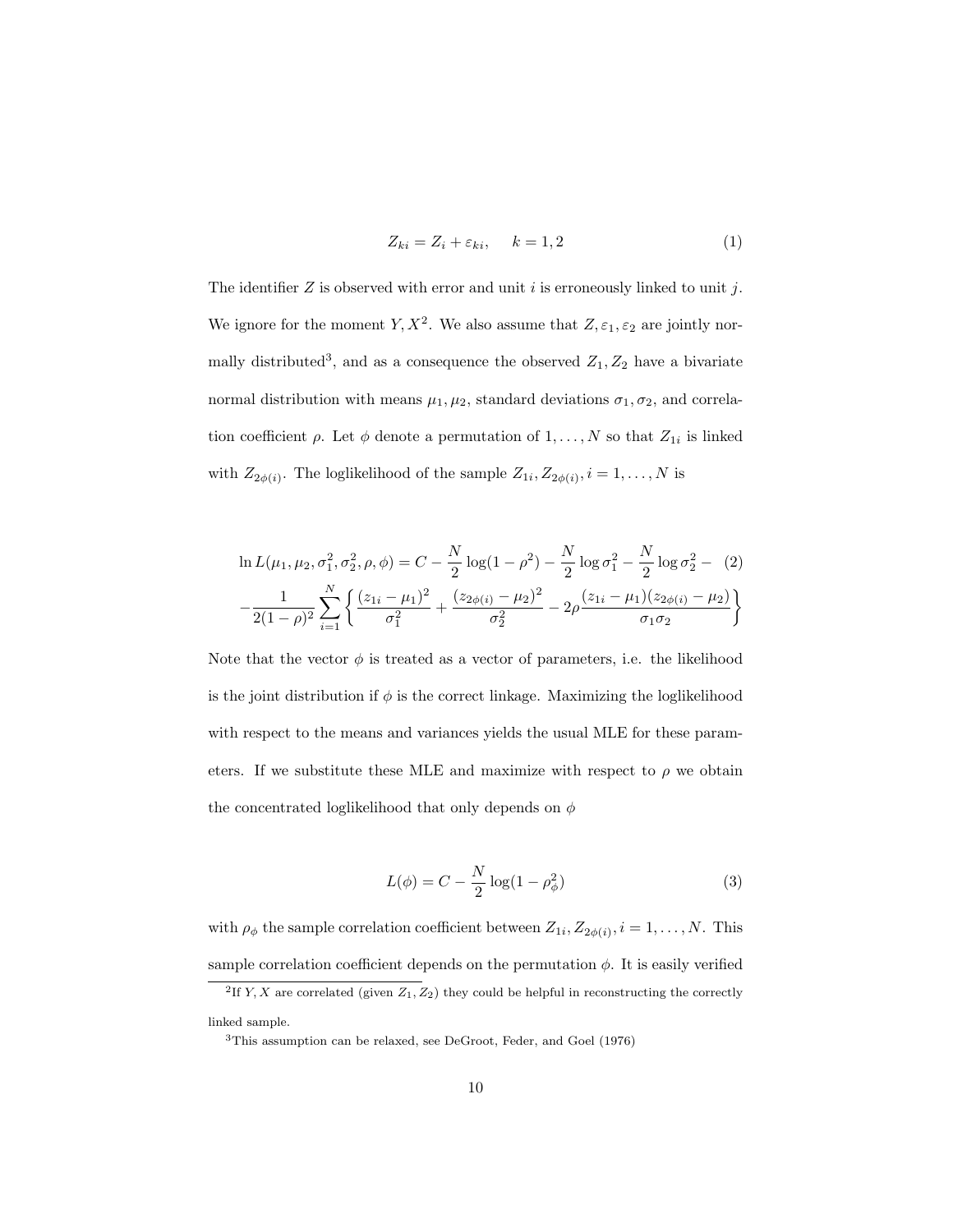$$Z_{ki} = Z_i + \varepsilon_{ki}, \quad k = 1, 2 \tag{1}$$

The identifier $Z$ is observed with error and unit $i$ is erroneously linked to unit $j$. We ignore for the moment $Y, X$[2]. We also assume that $Z, \varepsilon_1, \varepsilon_2$ are jointly normally distributed[3], and as a consequence the observed $Z_1, Z_2$ have a bivariate normal distribution with means $\mu_1, \mu_2$, standard deviations $\sigma_1, \sigma_2$, and correlation coefficient $\rho$. Let $\phi$ denote a permutation of $1, \ldots, N$ so that $Z_{1i}$ is linked with $Z_{2\phi(i)}$. The loglikelihood of the sample $Z_{1i}, Z_{2\phi(i)}, i = 1, \ldots, N$ is

$$\ln L(\mu_1, \mu_2, \sigma_1^2, \sigma_2^2, \rho, \phi) = C - \frac{N}{2}\log(1-\rho^2) - \frac{N}{2}\log\sigma_1^2 - \frac{N}{2}\log\sigma_2^2 - \tag{2}$$
$$-\frac{1}{2(1-\rho)^2}\sum_{i=1}^{N}\left\{\frac{(z_{1i}-\mu_1)^2}{\sigma_1^2} + \frac{(z_{2\phi(i)}-\mu_2)^2}{\sigma_2^2} - 2\rho\frac{(z_{1i}-\mu_1)(z_{2\phi(i)}-\mu_2)}{\sigma_1\sigma_2}\right\}$$

Note that the vector $\phi$ is treated as a vector of parameters, i.e. the likelihood is the joint distribution if $\phi$ is the correct linkage. Maximizing the loglikelihood with respect to the means and variances yields the usual MLE for these parameters. If we substitute these MLE and maximize with respect to $\rho$ we obtain the concentrated loglikelihood that only depends on $\phi$

$$L(\phi) = C - \frac{N}{2}\log(1-\rho_\phi^2) \tag{3}$$

with $\rho_\phi$ the sample correlation coefficient between $Z_{1i}, Z_{2\phi(i)}, i = 1, \ldots, N$. This sample correlation coefficient depends on the permutation $\phi$. It is easily verified

[2] If $Y, X$ are correlated (given $Z_1, Z_2$) they could be helpful in reconstructing the correctly linked sample.

[3] This assumption can be relaxed, see DeGroot, Feder, and Goel (1976)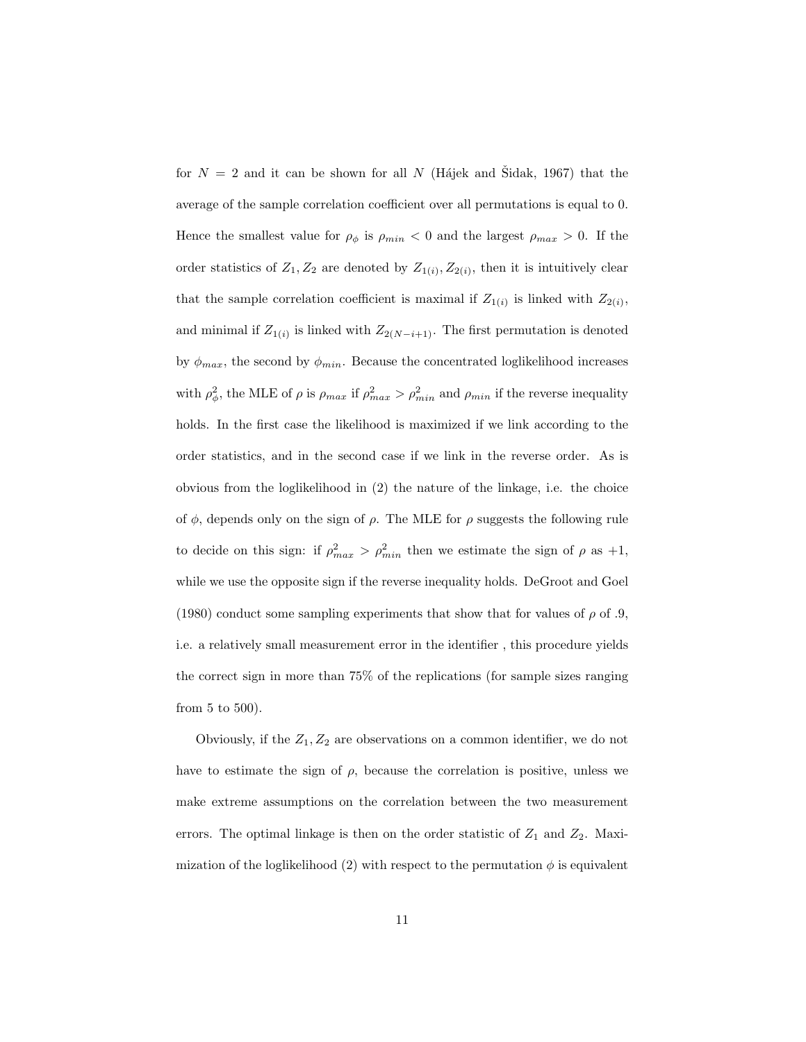for $N = 2$ and it can be shown for all $N$ (Hájek and Šidak, 1967) that the average of the sample correlation coefficient over all permutations is equal to 0. Hence the smallest value for $\rho_\phi$ is $\rho_{min} < 0$ and the largest $\rho_{max} > 0$. If the order statistics of $Z_1, Z_2$ are denoted by $Z_{1(i)}, Z_{2(i)}$, then it is intuitively clear that the sample correlation coefficient is maximal if $Z_{1(i)}$ is linked with $Z_{2(i)}$, and minimal if $Z_{1(i)}$ is linked with $Z_{2(N-i+1)}$. The first permutation is denoted by $\phi_{max}$, the second by $\phi_{min}$. Because the concentrated loglikelihood increases with $\rho_\phi^2$, the MLE of $\rho$ is $\rho_{max}$ if $\rho_{max}^2 > \rho_{min}^2$ and $\rho_{min}$ if the reverse inequality holds. In the first case the likelihood is maximized if we link according to the order statistics, and in the second case if we link in the reverse order. As is obvious from the loglikelihood in (2) the nature of the linkage, i.e. the choice of $\phi$, depends only on the sign of $\rho$. The MLE for $\rho$ suggests the following rule to decide on this sign: if $\rho_{max}^2 > \rho_{min}^2$ then we estimate the sign of $\rho$ as $+1$, while we use the opposite sign if the reverse inequality holds. DeGroot and Goel (1980) conduct some sampling experiments that show that for values of $\rho$ of .9, i.e. a relatively small measurement error in the identifier , this procedure yields the correct sign in more than 75% of the replications (for sample sizes ranging from 5 to 500).

Obviously, if the $Z_1, Z_2$ are observations on a common identifier, we do not have to estimate the sign of $\rho$, because the correlation is positive, unless we make extreme assumptions on the correlation between the two measurement errors. The optimal linkage is then on the order statistic of $Z_1$ and $Z_2$. Maximization of the loglikelihood (2) with respect to the permutation $\phi$ is equivalent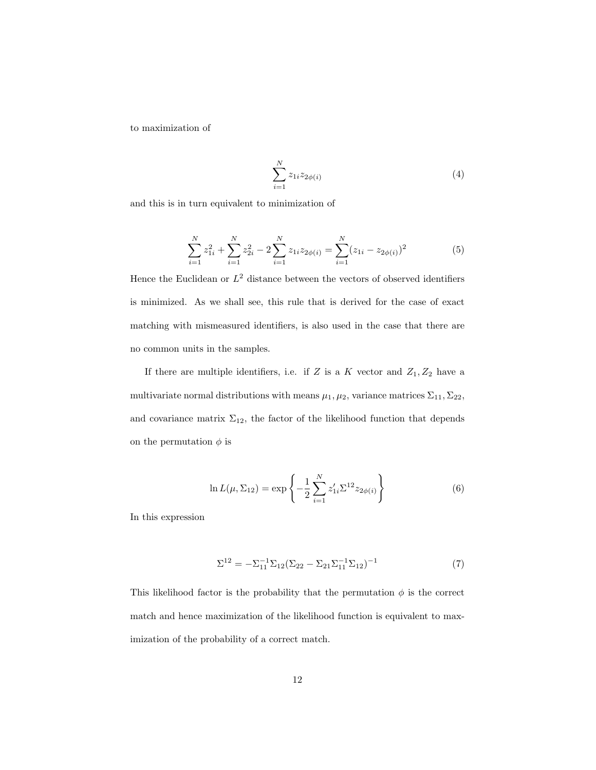to maximization of

$$\sum_{i=1}^{N} z_{1i} z_{2\phi(i)} \tag{4}$$

and this is in turn equivalent to minimization of

$$\sum_{i=1}^{N} z_{1i}^2 + \sum_{i=1}^{N} z_{2i}^2 - 2\sum_{i=1}^{N} z_{1i} z_{2\phi(i)} = \sum_{i=1}^{N} (z_{1i} - z_{2\phi(i)})^2 \tag{5}$$

Hence the Euclidean or $L^2$ distance between the vectors of observed identifiers is minimized. As we shall see, this rule that is derived for the case of exact matching with mismeasured identifiers, is also used in the case that there are no common units in the samples.

If there are multiple identifiers, i.e. if $Z$ is a $K$ vector and $Z_1, Z_2$ have a multivariate normal distributions with means $\mu_1, \mu_2$, variance matrices $\Sigma_{11}, \Sigma_{22}$, and covariance matrix $\Sigma_{12}$, the factor of the likelihood function that depends on the permutation $\phi$ is

$$\ln L(\mu, \Sigma_{12}) = \exp\left\{ -\frac{1}{2} \sum_{i=1}^{N} z_{1i}' \Sigma^{12} z_{2\phi(i)} \right\} \tag{6}$$

In this expression

$$\Sigma^{12} = -\Sigma_{11}^{-1} \Sigma_{12} (\Sigma_{22} - \Sigma_{21} \Sigma_{11}^{-1} \Sigma_{12})^{-1} \tag{7}$$

This likelihood factor is the probability that the permutation $\phi$ is the correct match and hence maximization of the likelihood function is equivalent to maximization of the probability of a correct match.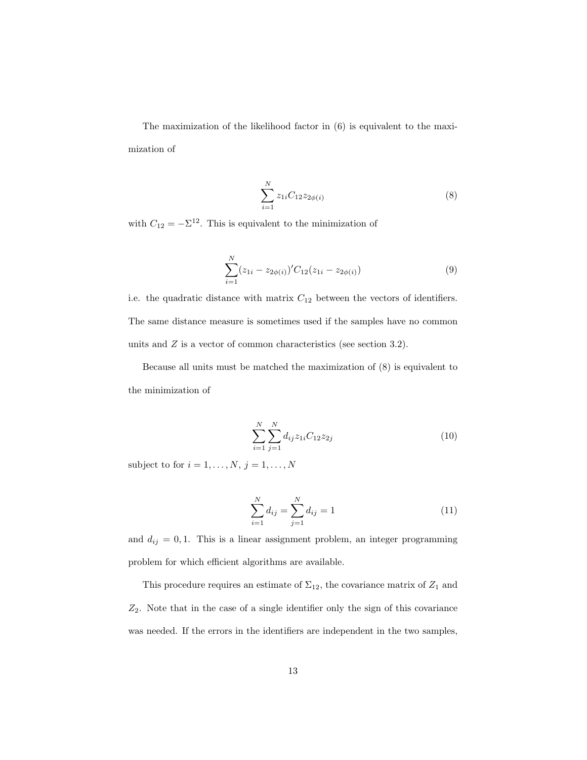The maximization of the likelihood factor in (6) is equivalent to the maximization of

$$\sum_{i=1}^{N} z_{1i} C_{12} z_{2\phi(i)} \tag{8}$$

with $C_{12} = -\Sigma^{12}$. This is equivalent to the minimization of

$$\sum_{i=1}^{N} (z_{1i} - z_{2\phi(i)})' C_{12} (z_{1i} - z_{2\phi(i)}) \tag{9}$$

i.e. the quadratic distance with matrix $C_{12}$ between the vectors of identifiers. The same distance measure is sometimes used if the samples have no common units and $Z$ is a vector of common characteristics (see section 3.2).

Because all units must be matched the maximization of (8) is equivalent to the minimization of

$$\sum_{i=1}^{N} \sum_{j=1}^{N} d_{ij} z_{1i} C_{12} z_{2j} \tag{10}$$

subject to for $i = 1, \ldots, N$, $j = 1, \ldots, N$

$$\sum_{i=1}^{N} d_{ij} = \sum_{j=1}^{N} d_{ij} = 1 \tag{11}$$

and $d_{ij} = 0, 1$. This is a linear assignment problem, an integer programming problem for which efficient algorithms are available.

This procedure requires an estimate of $\Sigma_{12}$, the covariance matrix of $Z_1$ and $Z_2$. Note that in the case of a single identifier only the sign of this covariance was needed. If the errors in the identifiers are independent in the two samples,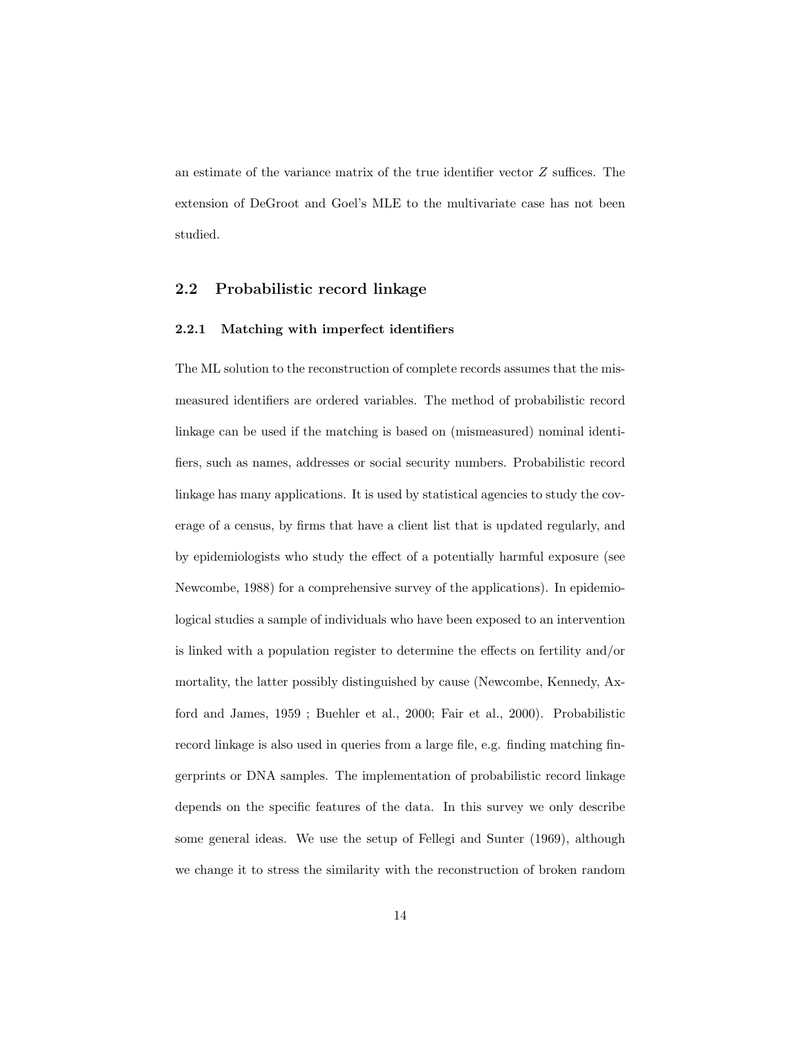an estimate of the variance matrix of the true identifier vector $Z$ suffices. The extension of DeGroot and Goel's MLE to the multivariate case has not been studied.

## 2.2 Probabilistic record linkage

### 2.2.1 Matching with imperfect identifiers

The ML solution to the reconstruction of complete records assumes that the mismeasured identifiers are ordered variables. The method of probabilistic record linkage can be used if the matching is based on (mismeasured) nominal identifiers, such as names, addresses or social security numbers. Probabilistic record linkage has many applications. It is used by statistical agencies to study the coverage of a census, by firms that have a client list that is updated regularly, and by epidemiologists who study the effect of a potentially harmful exposure (see Newcombe, 1988) for a comprehensive survey of the applications). In epidemiological studies a sample of individuals who have been exposed to an intervention is linked with a population register to determine the effects on fertility and/or mortality, the latter possibly distinguished by cause (Newcombe, Kennedy, Axford and James, 1959 ; Buehler et al., 2000; Fair et al., 2000). Probabilistic record linkage is also used in queries from a large file, e.g. finding matching fingerprints or DNA samples. The implementation of probabilistic record linkage depends on the specific features of the data. In this survey we only describe some general ideas. We use the setup of Fellegi and Sunter (1969), although we change it to stress the similarity with the reconstruction of broken random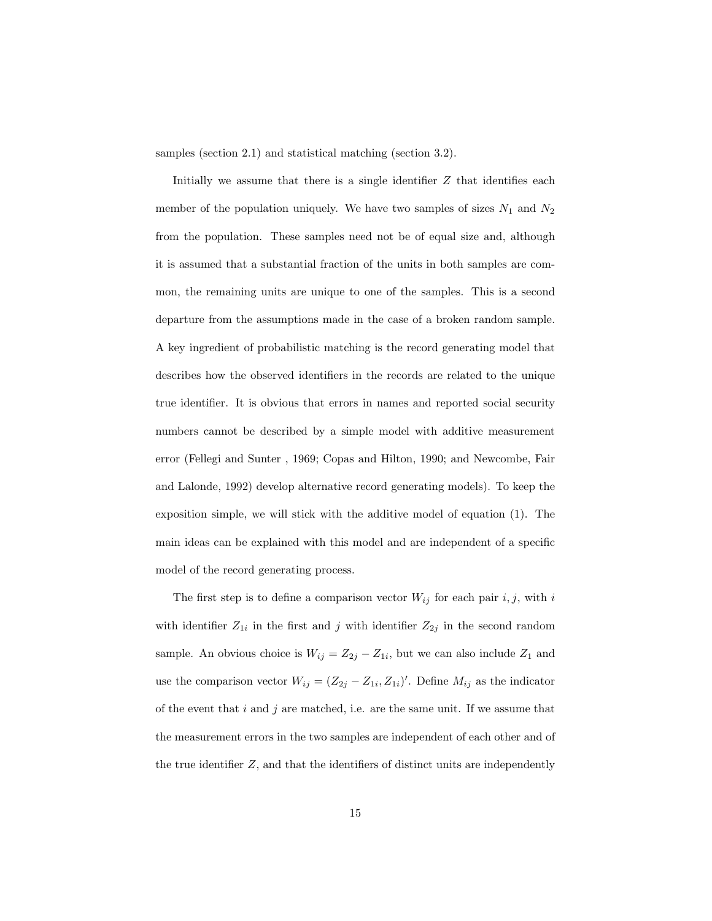samples (section 2.1) and statistical matching (section 3.2).

Initially we assume that there is a single identifier $Z$ that identifies each member of the population uniquely. We have two samples of sizes $N_1$ and $N_2$ from the population. These samples need not be of equal size and, although it is assumed that a substantial fraction of the units in both samples are common, the remaining units are unique to one of the samples. This is a second departure from the assumptions made in the case of a broken random sample. A key ingredient of probabilistic matching is the record generating model that describes how the observed identifiers in the records are related to the unique true identifier. It is obvious that errors in names and reported social security numbers cannot be described by a simple model with additive measurement error (Fellegi and Sunter , 1969; Copas and Hilton, 1990; and Newcombe, Fair and Lalonde, 1992) develop alternative record generating models). To keep the exposition simple, we will stick with the additive model of equation (1). The main ideas can be explained with this model and are independent of a specific model of the record generating process.

The first step is to define a comparison vector $W_{ij}$ for each pair $i, j$, with $i$ with identifier $Z_{1i}$ in the first and $j$ with identifier $Z_{2j}$ in the second random sample. An obvious choice is $W_{ij} = Z_{2j} - Z_{1i}$, but we can also include $Z_1$ and use the comparison vector $W_{ij} = (Z_{2j} - Z_{1i}, Z_{1i})'$. Define $M_{ij}$ as the indicator of the event that $i$ and $j$ are matched, i.e. are the same unit. If we assume that the measurement errors in the two samples are independent of each other and of the true identifier $Z$, and that the identifiers of distinct units are independently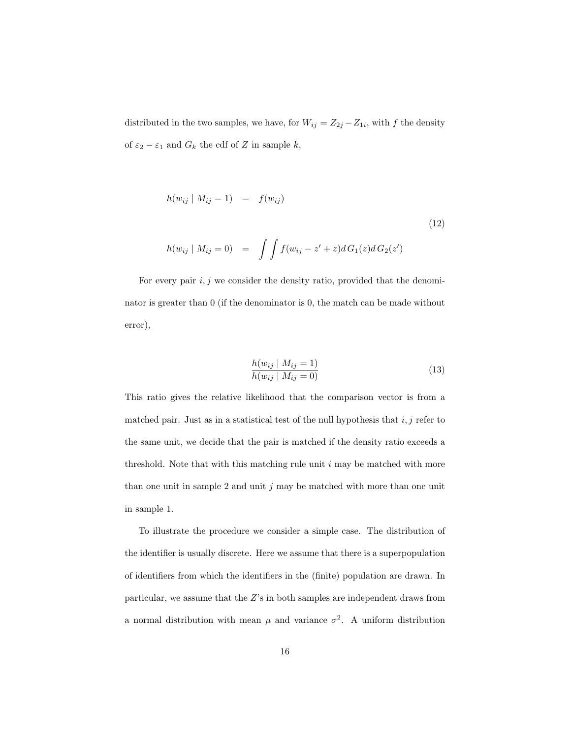distributed in the two samples, we have, for $W_{ij} = Z_{2j} - Z_{1i}$, with $f$ the density of $\varepsilon_2 - \varepsilon_1$ and $G_k$ the cdf of $Z$ in sample $k$,

$$
\begin{aligned}
h(w_{ij} \mid M_{ij} = 1) &= f(w_{ij}) \\
h(w_{ij} \mid M_{ij} = 0) &= \int \int f(w_{ij} - z' + z) d\, G_1(z) d\, G_2(z')
\end{aligned}
\tag{12}
$$

For every pair $i, j$ we consider the density ratio, provided that the denominator is greater than 0 (if the denominator is 0, the match can be made without error),

$$
\frac{h(w_{ij} \mid M_{ij} = 1)}{h(w_{ij} \mid M_{ij} = 0)} \tag{13}
$$

This ratio gives the relative likelihood that the comparison vector is from a matched pair. Just as in a statistical test of the null hypothesis that $i, j$ refer to the same unit, we decide that the pair is matched if the density ratio exceeds a threshold. Note that with this matching rule unit $i$ may be matched with more than one unit in sample 2 and unit $j$ may be matched with more than one unit in sample 1.

To illustrate the procedure we consider a simple case. The distribution of the identifier is usually discrete. Here we assume that there is a superpopulation of identifiers from which the identifiers in the (finite) population are drawn. In particular, we assume that the $Z$'s in both samples are independent draws from a normal distribution with mean $\mu$ and variance $\sigma^2$. A uniform distribution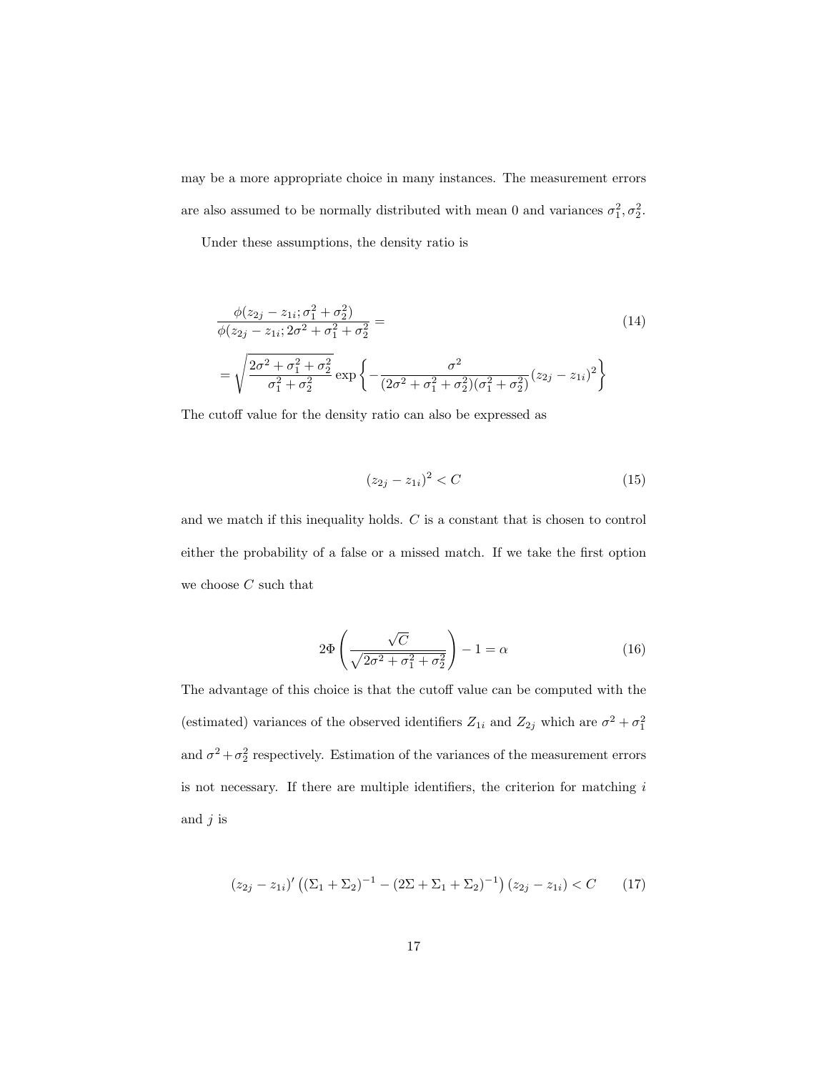may be a more appropriate choice in many instances. The measurement errors are also assumed to be normally distributed with mean 0 and variances $\sigma_1^2, \sigma_2^2$.

Under these assumptions, the density ratio is

$$
\frac{\phi(z_{2j} - z_{1i}; \sigma_1^2 + \sigma_2^2)}{\phi(z_{2j} - z_{1i}; 2\sigma^2 + \sigma_1^2 + \sigma_2^2)} = \tag{14}
$$

$$
= \sqrt{\frac{2\sigma^2 + \sigma_1^2 + \sigma_2^2}{\sigma_1^2 + \sigma_2^2}} \exp\left\{ -\frac{\sigma^2}{(2\sigma^2 + \sigma_1^2 + \sigma_2^2)(\sigma_1^2 + \sigma_2^2)} (z_{2j} - z_{1i})^2 \right\}
$$

The cutoff value for the density ratio can also be expressed as

$$
(z_{2j} - z_{1i})^2 < C \tag{15}
$$

and we match if this inequality holds. $C$ is a constant that is chosen to control either the probability of a false or a missed match. If we take the first option we choose $C$ such that

$$
2\Phi\left( \frac{\sqrt{C}}{\sqrt{2\sigma^2 + \sigma_1^2 + \sigma_2^2}} \right) - 1 = \alpha \tag{16}
$$

The advantage of this choice is that the cutoff value can be computed with the (estimated) variances of the observed identifiers $Z_{1i}$ and $Z_{2j}$ which are $\sigma^2 + \sigma_1^2$ and $\sigma^2 + \sigma_2^2$ respectively. Estimation of the variances of the measurement errors is not necessary. If there are multiple identifiers, the criterion for matching $i$ and $j$ is

$$
(z_{2j} - z_{1i})' \left( (\Sigma_1 + \Sigma_2)^{-1} - (2\Sigma + \Sigma_1 + \Sigma_2)^{-1} \right) (z_{2j} - z_{1i}) < C \tag{17}
$$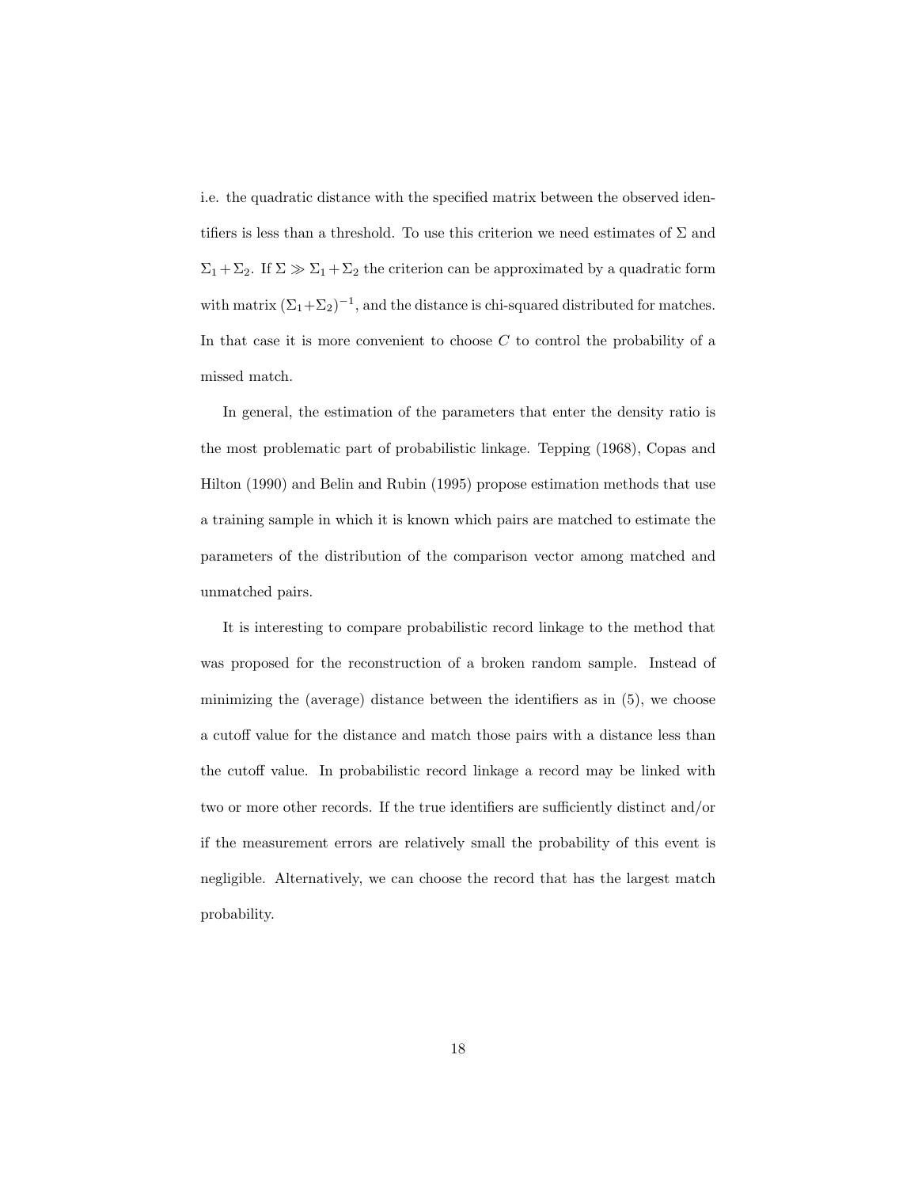i.e. the quadratic distance with the specified matrix between the observed identifiers is less than a threshold. To use this criterion we need estimates of $\Sigma$ and $\Sigma_1 + \Sigma_2$. If $\Sigma \gg \Sigma_1 + \Sigma_2$ the criterion can be approximated by a quadratic form with matrix $(\Sigma_1 + \Sigma_2)^{-1}$, and the distance is chi-squared distributed for matches. In that case it is more convenient to choose $C$ to control the probability of a missed match.

In general, the estimation of the parameters that enter the density ratio is the most problematic part of probabilistic linkage. Tepping (1968), Copas and Hilton (1990) and Belin and Rubin (1995) propose estimation methods that use a training sample in which it is known which pairs are matched to estimate the parameters of the distribution of the comparison vector among matched and unmatched pairs.

It is interesting to compare probabilistic record linkage to the method that was proposed for the reconstruction of a broken random sample. Instead of minimizing the (average) distance between the identifiers as in (5), we choose a cutoff value for the distance and match those pairs with a distance less than the cutoff value. In probabilistic record linkage a record may be linked with two or more other records. If the true identifiers are sufficiently distinct and/or if the measurement errors are relatively small the probability of this event is negligible. Alternatively, we can choose the record that has the largest match probability.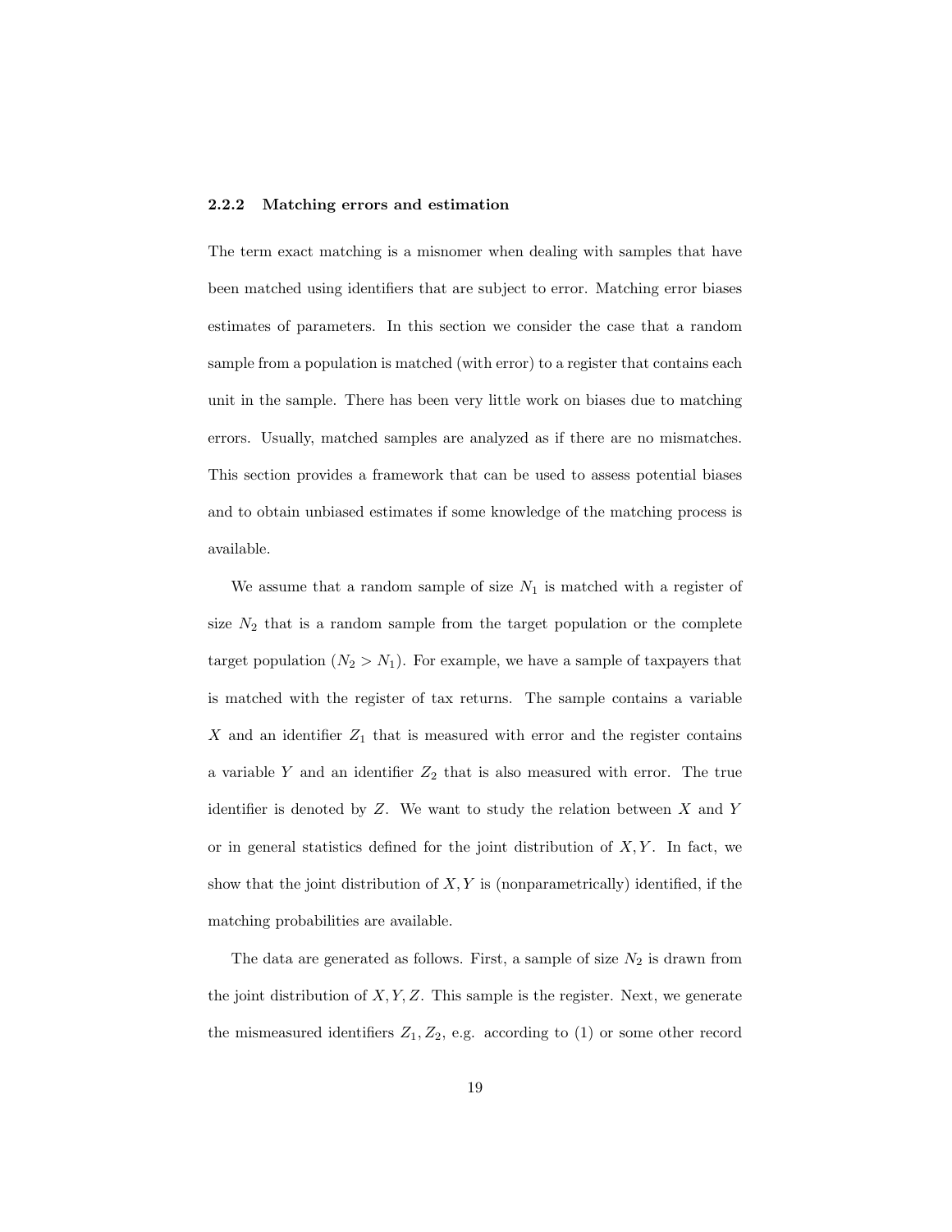### 2.2.2 Matching errors and estimation

The term exact matching is a misnomer when dealing with samples that have been matched using identifiers that are subject to error. Matching error biases estimates of parameters. In this section we consider the case that a random sample from a population is matched (with error) to a register that contains each unit in the sample. There has been very little work on biases due to matching errors. Usually, matched samples are analyzed as if there are no mismatches. This section provides a framework that can be used to assess potential biases and to obtain unbiased estimates if some knowledge of the matching process is available.

We assume that a random sample of size $N_1$ is matched with a register of size $N_2$ that is a random sample from the target population or the complete target population ($N_2 > N_1$). For example, we have a sample of taxpayers that is matched with the register of tax returns. The sample contains a variable $X$ and an identifier $Z_1$ that is measured with error and the register contains a variable $Y$ and an identifier $Z_2$ that is also measured with error. The true identifier is denoted by $Z$. We want to study the relation between $X$ and $Y$ or in general statistics defined for the joint distribution of $X, Y$. In fact, we show that the joint distribution of $X, Y$ is (nonparametrically) identified, if the matching probabilities are available.

The data are generated as follows. First, a sample of size $N_2$ is drawn from the joint distribution of $X, Y, Z$. This sample is the register. Next, we generate the mismeasured identifiers $Z_1, Z_2$, e.g. according to (1) or some other record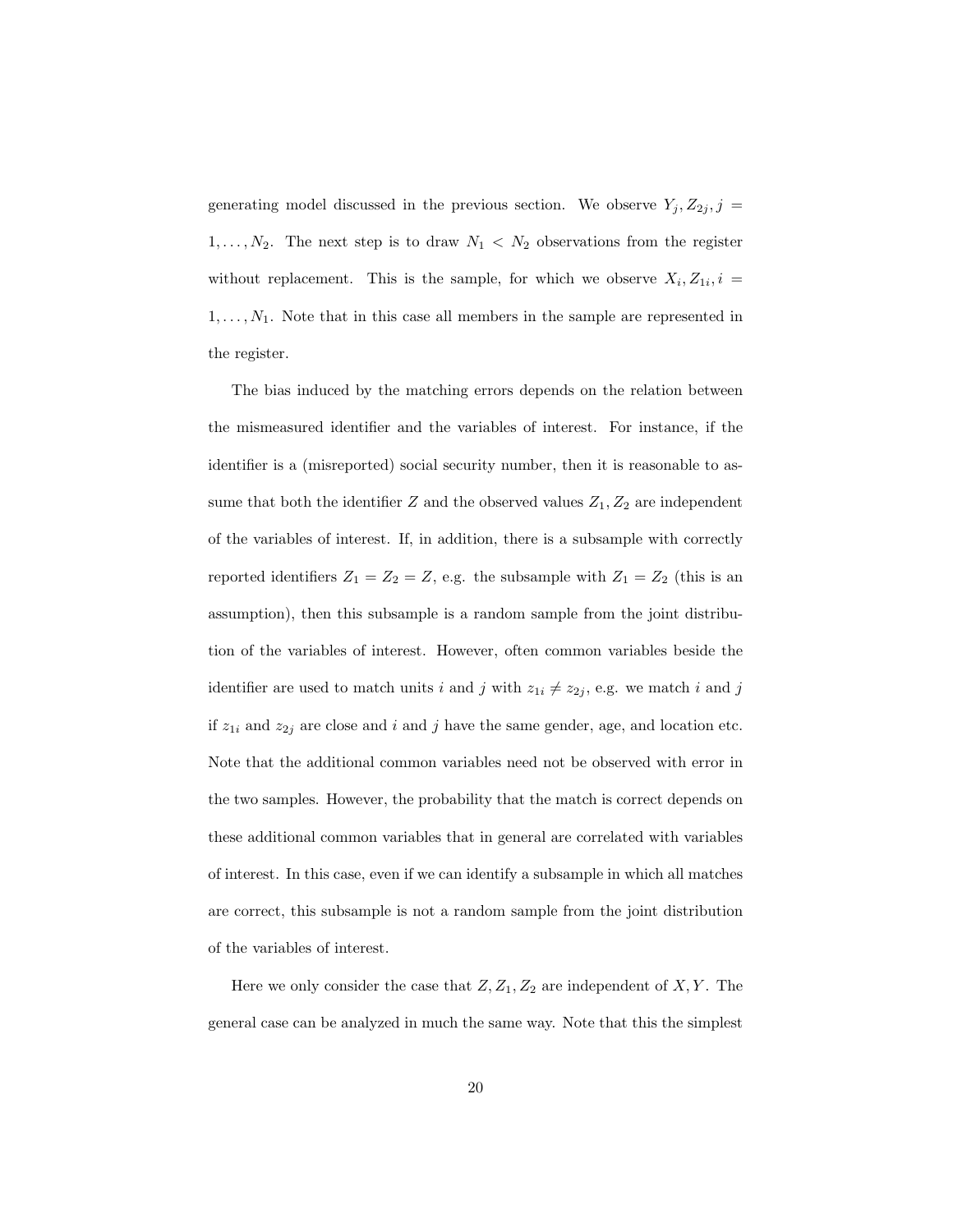generating model discussed in the previous section. We observe $Y_j, Z_{2j}, j = 1, \ldots, N_2$. The next step is to draw $N_1 < N_2$ observations from the register without replacement. This is the sample, for which we observe $X_i, Z_{1i}, i = 1, \ldots, N_1$. Note that in this case all members in the sample are represented in the register.

The bias induced by the matching errors depends on the relation between the mismeasured identifier and the variables of interest. For instance, if the identifier is a (misreported) social security number, then it is reasonable to assume that both the identifier $Z$ and the observed values $Z_1, Z_2$ are independent of the variables of interest. If, in addition, there is a subsample with correctly reported identifiers $Z_1 = Z_2 = Z$, e.g. the subsample with $Z_1 = Z_2$ (this is an assumption), then this subsample is a random sample from the joint distribution of the variables of interest. However, often common variables beside the identifier are used to match units $i$ and $j$ with $z_{1i} \neq z_{2j}$, e.g. we match $i$ and $j$ if $z_{1i}$ and $z_{2j}$ are close and $i$ and $j$ have the same gender, age, and location etc. Note that the additional common variables need not be observed with error in the two samples. However, the probability that the match is correct depends on these additional common variables that in general are correlated with variables of interest. In this case, even if we can identify a subsample in which all matches are correct, this subsample is not a random sample from the joint distribution of the variables of interest.

Here we only consider the case that $Z, Z_1, Z_2$ are independent of $X, Y$. The general case can be analyzed in much the same way. Note that this the simplest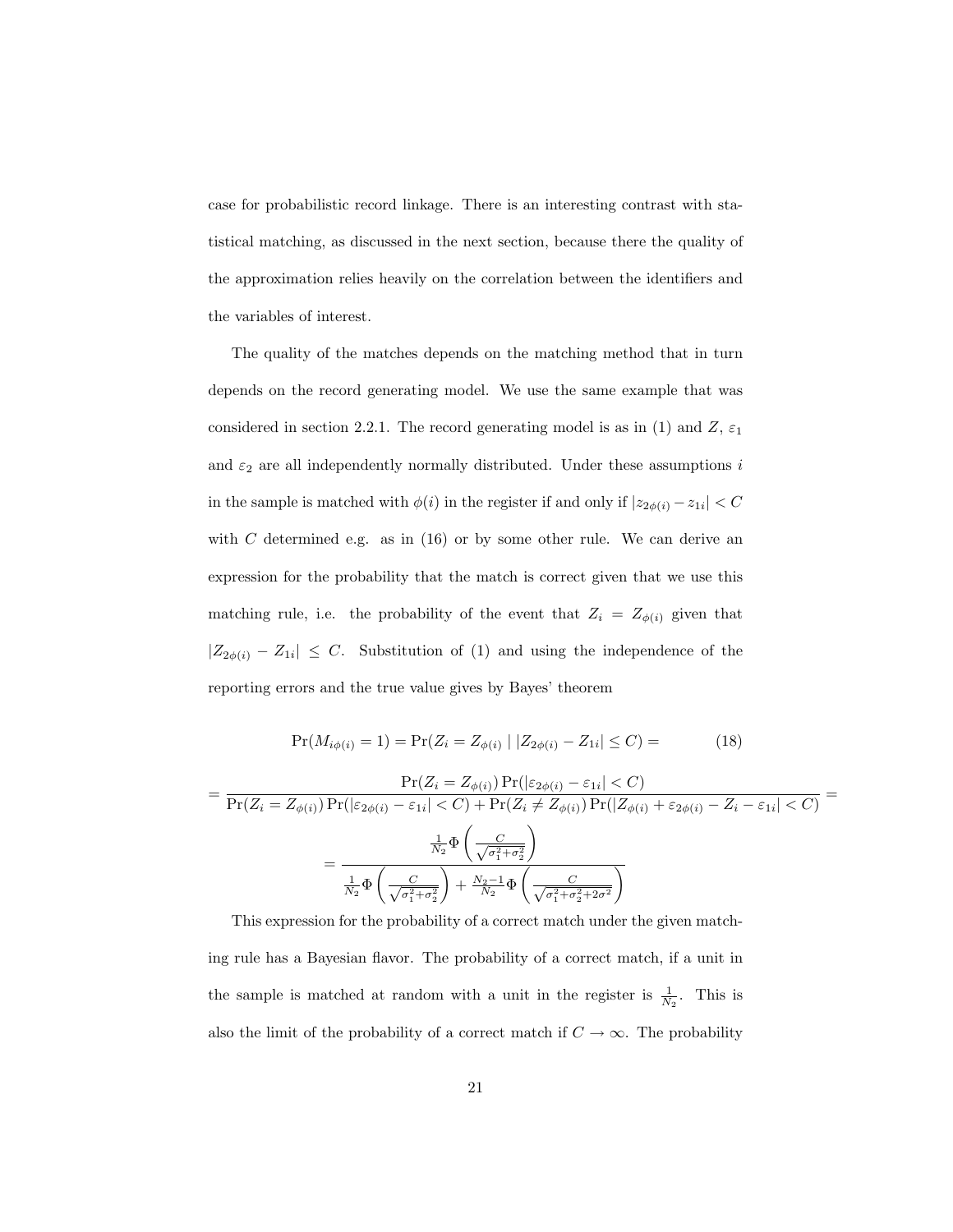case for probabilistic record linkage. There is an interesting contrast with statistical matching, as discussed in the next section, because there the quality of the approximation relies heavily on the correlation between the identifiers and the variables of interest.

The quality of the matches depends on the matching method that in turn depends on the record generating model. We use the same example that was considered in section 2.2.1. The record generating model is as in (1) and $Z$, $\varepsilon_1$ and $\varepsilon_2$ are all independently normally distributed. Under these assumptions $i$ in the sample is matched with $\phi(i)$ in the register if and only if $|z_{2\phi(i)} - z_{1i}| < C$ with $C$ determined e.g. as in (16) or by some other rule. We can derive an expression for the probability that the match is correct given that we use this matching rule, i.e. the probability of the event that $Z_i = Z_{\phi(i)}$ given that $|Z_{2\phi(i)} - Z_{1i}| \leq C$. Substitution of (1) and using the independence of the reporting errors and the true value gives by Bayes' theorem

$$\Pr(M_{i\phi(i)} = 1) = \Pr(Z_i = Z_{\phi(i)} \mid |Z_{2\phi(i)} - Z_{1i}| \leq C) = \tag{18}$$

$$= \frac{\Pr(Z_i = Z_{\phi(i)}) \Pr(|\varepsilon_{2\phi(i)} - \varepsilon_{1i}| < C)}{\Pr(Z_i = Z_{\phi(i)}) \Pr(|\varepsilon_{2\phi(i)} - \varepsilon_{1i}| < C) + \Pr(Z_i \neq Z_{\phi(i)}) \Pr(|Z_{\phi(i)} + \varepsilon_{2\phi(i)} - Z_i - \varepsilon_{1i}| < C)} =$$

$$= \frac{\frac{1}{N_2} \Phi\left(\frac{C}{\sqrt{\sigma_1^2 + \sigma_2^2}}\right)}{\frac{1}{N_2} \Phi\left(\frac{C}{\sqrt{\sigma_1^2 + \sigma_2^2}}\right) + \frac{N_2 - 1}{N_2} \Phi\left(\frac{C}{\sqrt{\sigma_1^2 + \sigma_2^2 + 2\sigma^2}}\right)}$$

This expression for the probability of a correct match under the given matching rule has a Bayesian flavor. The probability of a correct match, if a unit in the sample is matched at random with a unit in the register is $\frac{1}{N_2}$. This is also the limit of the probability of a correct match if $C \to \infty$. The probability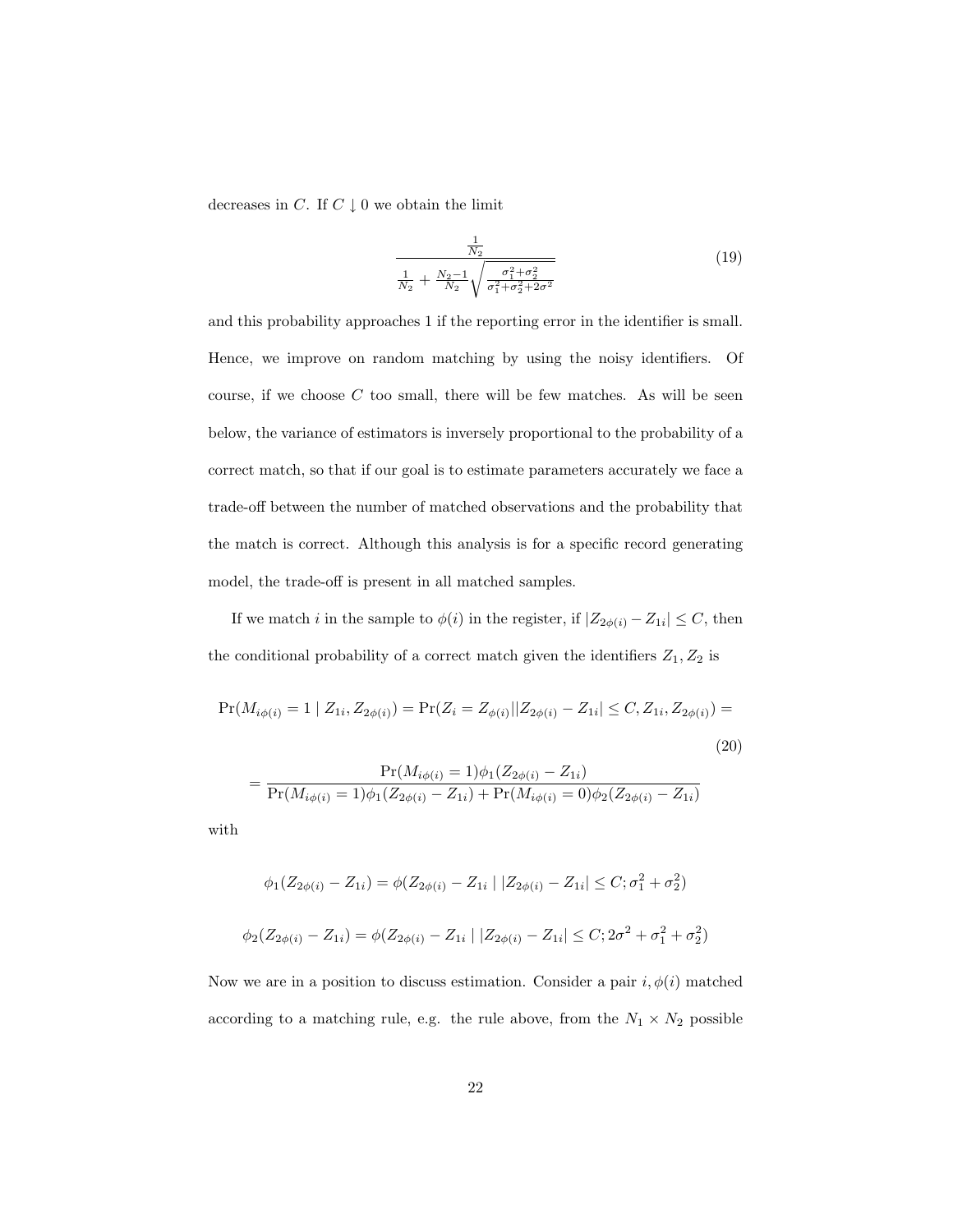decreases in $C$. If $C \downarrow 0$ we obtain the limit

$$
\frac{\frac{1}{N_2}}{\frac{1}{N_2} + \frac{N_2-1}{N_2}\sqrt{\frac{\sigma_1^2+\sigma_2^2}{\sigma_1^2+\sigma_2^2+2\sigma^2}}} \tag{19}
$$

and this probability approaches 1 if the reporting error in the identifier is small. Hence, we improve on random matching by using the noisy identifiers. Of course, if we choose $C$ too small, there will be few matches. As will be seen below, the variance of estimators is inversely proportional to the probability of a correct match, so that if our goal is to estimate parameters accurately we face a trade-off between the number of matched observations and the probability that the match is correct. Although this analysis is for a specific record generating model, the trade-off is present in all matched samples.

If we match $i$ in the sample to $\phi(i)$ in the register, if $|Z_{2\phi(i)} - Z_{1i}| \leq C$, then the conditional probability of a correct match given the identifiers $Z_1, Z_2$ is

$$
\Pr(M_{i\phi(i)} = 1 \mid Z_{1i}, Z_{2\phi(i)}) = \Pr(Z_i = Z_{\phi(i)} | |Z_{2\phi(i)} - Z_{1i}| \leq C, Z_{1i}, Z_{2\phi(i)}) = \tag{20}
$$

$$
= \frac{\Pr(M_{i\phi(i)} = 1)\phi_1(Z_{2\phi(i)} - Z_{1i})}{\Pr(M_{i\phi(i)} = 1)\phi_1(Z_{2\phi(i)} - Z_{1i}) + \Pr(M_{i\phi(i)} = 0)\phi_2(Z_{2\phi(i)} - Z_{1i})}
$$

with

$$
\phi_1(Z_{2\phi(i)} - Z_{1i}) = \phi(Z_{2\phi(i)} - Z_{1i} \mid |Z_{2\phi(i)} - Z_{1i}| \leq C; \sigma_1^2 + \sigma_2^2)
$$

$$
\phi_2(Z_{2\phi(i)} - Z_{1i}) = \phi(Z_{2\phi(i)} - Z_{1i} \mid |Z_{2\phi(i)} - Z_{1i}| \leq C; 2\sigma^2 + \sigma_1^2 + \sigma_2^2)
$$

Now we are in a position to discuss estimation. Consider a pair $i, \phi(i)$ matched according to a matching rule, e.g. the rule above, from the $N_1 \times N_2$ possible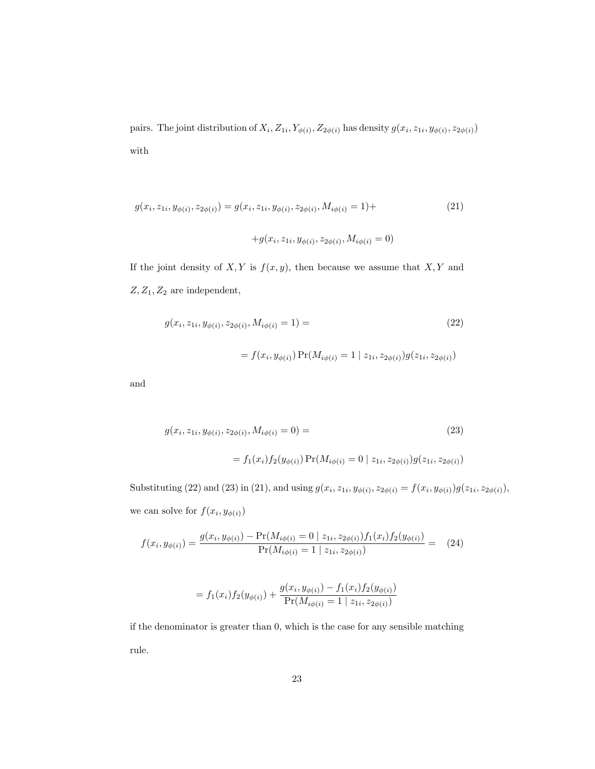pairs. The joint distribution of $X_i, Z_{1i}, Y_{\phi(i)}, Z_{2\phi(i)}$ has density $g(x_i, z_{1i}, y_{\phi(i)}, z_{2\phi(i)})$ with

$$g(x_i, z_{1i}, y_{\phi(i)}, z_{2\phi(i)}) = g(x_i, z_{1i}, y_{\phi(i)}, z_{2\phi(i)}, M_{i\phi(i)} = 1) + \tag{21}$$

$$+ g(x_i, z_{1i}, y_{\phi(i)}, z_{2\phi(i)}, M_{i\phi(i)} = 0)$$

If the joint density of $X, Y$ is $f(x, y)$, then because we assume that $X, Y$ and $Z, Z_1, Z_2$ are independent,

$$g(x_i, z_{1i}, y_{\phi(i)}, z_{2\phi(i)}, M_{i\phi(i)} = 1) = \tag{22}$$

$$= f(x_i, y_{\phi(i)}) \Pr(M_{i\phi(i)} = 1 \mid z_{1i}, z_{2\phi(i)}) g(z_{1i}, z_{2\phi(i)})$$

and

$$g(x_i, z_{1i}, y_{\phi(i)}, z_{2\phi(i)}, M_{i\phi(i)} = 0) = \tag{23}$$

$$= f_1(x_i) f_2(y_{\phi(i)}) \Pr(M_{i\phi(i)} = 0 \mid z_{1i}, z_{2\phi(i)}) g(z_{1i}, z_{2\phi(i)})$$

Substituting (22) and (23) in (21), and using $g(x_i, z_{1i}, y_{\phi(i)}, z_{2\phi(i)} = f(x_i, y_{\phi(i)}) g(z_{1i}, z_{2\phi(i)})$, we can solve for $f(x_i, y_{\phi(i)})$

$$f(x_i, y_{\phi(i)}) = \frac{g(x_i, y_{\phi(i)}) - \Pr(M_{i\phi(i)} = 0 \mid z_{1i}, z_{2\phi(i)}) f_1(x_i) f_2(y_{\phi(i)})}{\Pr(M_{i\phi(i)} = 1 \mid z_{1i}, z_{2\phi(i)})} = \tag{24}$$

$$= f_1(x_i) f_2(y_{\phi(i)}) + \frac{g(x_i, y_{\phi(i)}) - f_1(x_i) f_2(y_{\phi(i)})}{\Pr(M_{i\phi(i)} = 1 \mid z_{1i}, z_{2\phi(i)})}$$

if the denominator is greater than 0, which is the case for any sensible matching rule.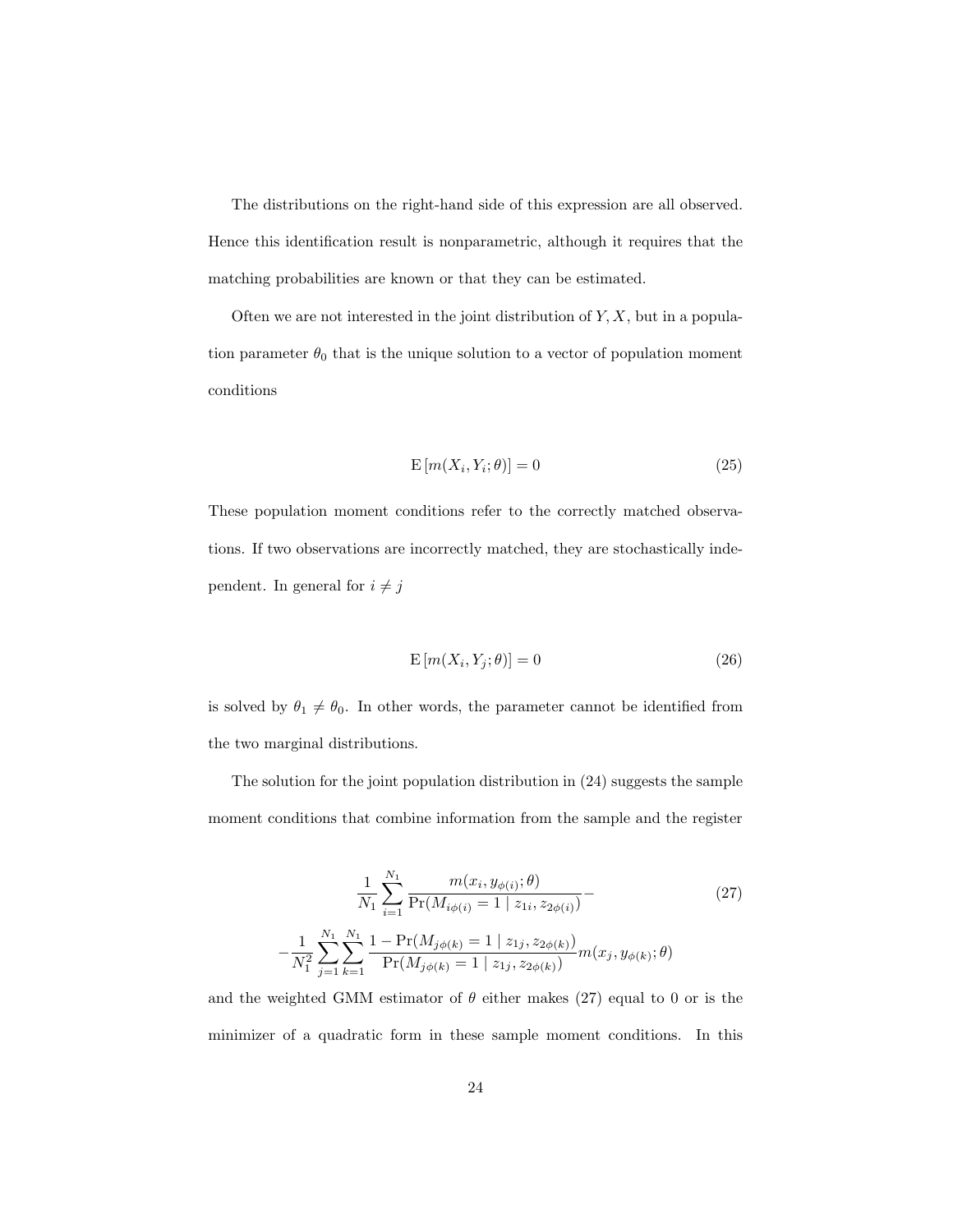The distributions on the right-hand side of this expression are all observed. Hence this identification result is nonparametric, although it requires that the matching probabilities are known or that they can be estimated.

Often we are not interested in the joint distribution of $Y, X$, but in a population parameter $\theta_0$ that is the unique solution to a vector of population moment conditions

$$\mathrm{E}\left[m(X_i, Y_i; \theta)\right] = 0 \tag{25}$$

These population moment conditions refer to the correctly matched observations. If two observations are incorrectly matched, they are stochastically independent. In general for $i \neq j$

$$\mathrm{E}\left[m(X_i, Y_j; \theta)\right] = 0 \tag{26}$$

is solved by $\theta_1 \neq \theta_0$. In other words, the parameter cannot be identified from the two marginal distributions.

The solution for the joint population distribution in (24) suggests the sample moment conditions that combine information from the sample and the register

$$\begin{gathered}
\frac{1}{N_1} \sum_{i=1}^{N_1} \frac{m(x_i, y_{\phi(i)}; \theta)}{\Pr(M_{i\phi(i)} = 1 \mid z_{1i}, z_{2\phi(i)})} - \\
- \frac{1}{N_1^2} \sum_{j=1}^{N_1} \sum_{k=1}^{N_1} \frac{1 - \Pr(M_{j\phi(k)} = 1 \mid z_{1j}, z_{2\phi(k)})}{\Pr(M_{j\phi(k)} = 1 \mid z_{1j}, z_{2\phi(k)})} m(x_j, y_{\phi(k)}; \theta)
\end{gathered} \tag{27}$$

and the weighted GMM estimator of $\theta$ either makes (27) equal to 0 or is the minimizer of a quadratic form in these sample moment conditions. In this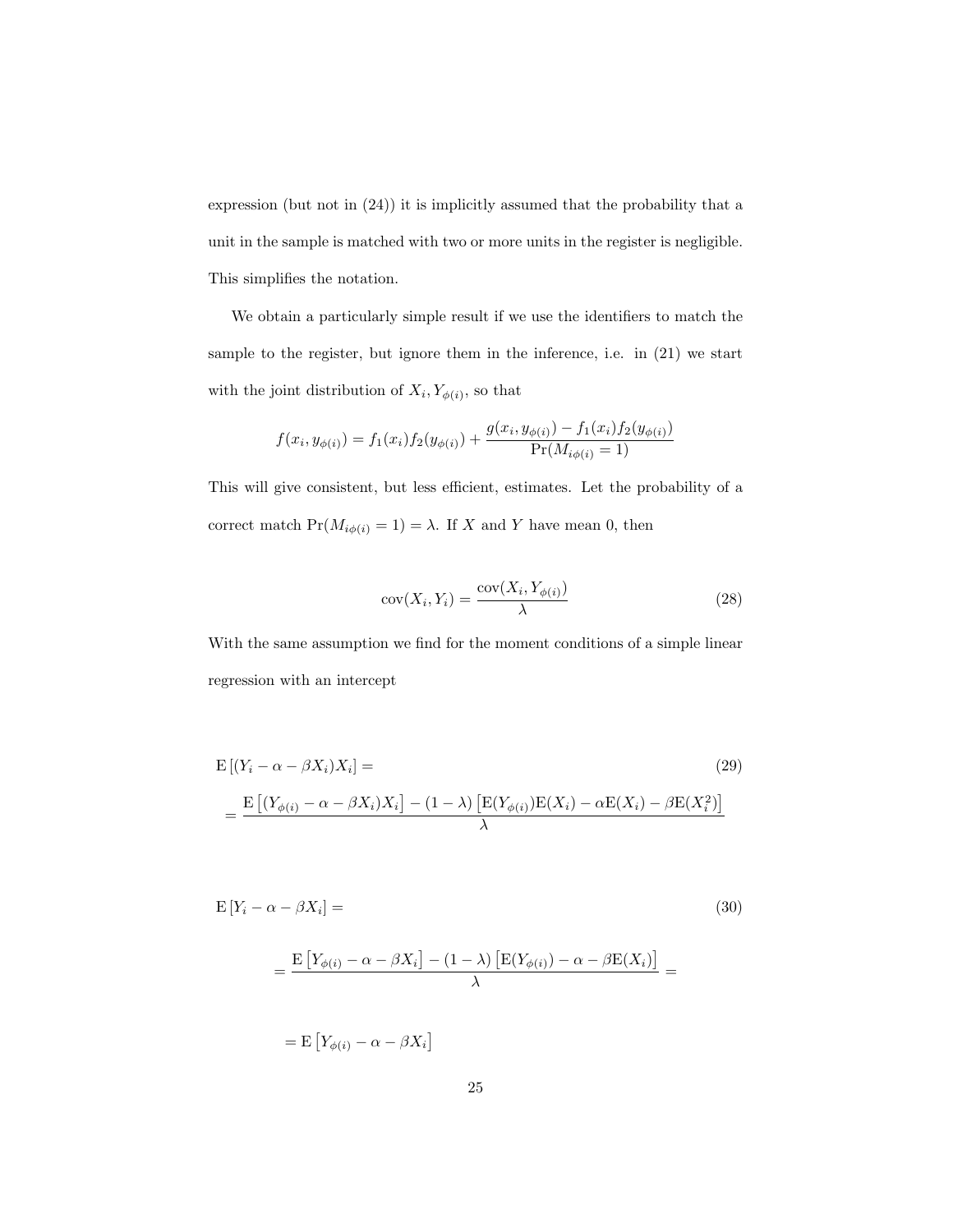expression (but not in (24)) it is implicitly assumed that the probability that a unit in the sample is matched with two or more units in the register is negligible. This simplifies the notation.

We obtain a particularly simple result if we use the identifiers to match the sample to the register, but ignore them in the inference, i.e. in (21) we start with the joint distribution of $X_i, Y_{\phi(i)}$, so that

$$f(x_i, y_{\phi(i)}) = f_1(x_i) f_2(y_{\phi(i)}) + \frac{g(x_i, y_{\phi(i)}) - f_1(x_i) f_2(y_{\phi(i)})}{\Pr(M_{i\phi(i)} = 1)}$$

This will give consistent, but less efficient, estimates. Let the probability of a correct match $\Pr(M_{i\phi(i)} = 1) = \lambda$. If $X$ and $Y$ have mean 0, then

$$\mathrm{cov}(X_i, Y_i) = \frac{\mathrm{cov}(X_i, Y_{\phi(i)})}{\lambda} \tag{28}$$

With the same assumption we find for the moment conditions of a simple linear regression with an intercept

$$\mathrm{E}\left[(Y_i - \alpha - \beta X_i) X_i\right] = \tag{29}$$

$$= \frac{\mathrm{E}\left[(Y_{\phi(i)} - \alpha - \beta X_i) X_i\right] - (1-\lambda)\left[\mathrm{E}(Y_{\phi(i)})\mathrm{E}(X_i) - \alpha \mathrm{E}(X_i) - \beta \mathrm{E}(X_i^2)\right]}{\lambda}$$

$$\mathrm{E}\left[Y_i - \alpha - \beta X_i\right] = \tag{30}$$

$$= \frac{\mathrm{E}\left[Y_{\phi(i)} - \alpha - \beta X_i\right] - (1-\lambda)\left[\mathrm{E}(Y_{\phi(i)}) - \alpha - \beta \mathrm{E}(X_i)\right]}{\lambda} =$$

$$= \mathrm{E}\left[Y_{\phi(i)} - \alpha - \beta X_i\right]$$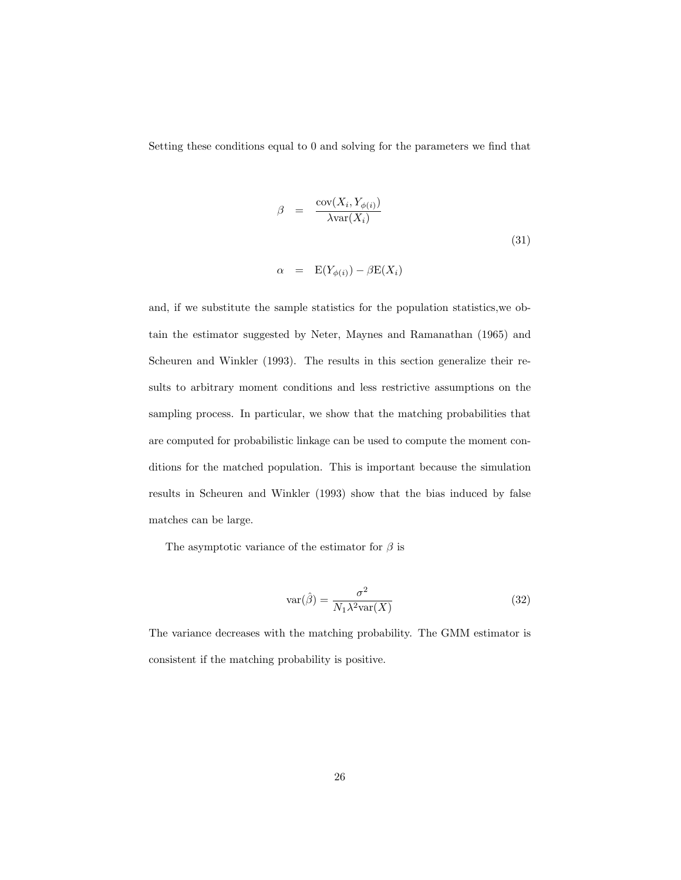Setting these conditions equal to 0 and solving for the parameters we find that

$$
\begin{aligned}
\beta &= \frac{\text{cov}(X_i, Y_{\phi(i)})}{\lambda \text{var}(X_i)} \\
\alpha &= \text{E}(Y_{\phi(i)}) - \beta \text{E}(X_i)
\end{aligned}
\tag{31}
$$

and, if we substitute the sample statistics for the population statistics,we obtain the estimator suggested by Neter, Maynes and Ramanathan (1965) and Scheuren and Winkler (1993). The results in this section generalize their results to arbitrary moment conditions and less restrictive assumptions on the sampling process. In particular, we show that the matching probabilities that are computed for probabilistic linkage can be used to compute the moment conditions for the matched population. This is important because the simulation results in Scheuren and Winkler (1993) show that the bias induced by false matches can be large.

The asymptotic variance of the estimator for $\beta$ is

$$
\text{var}(\hat{\beta}) = \frac{\sigma^2}{N_1 \lambda^2 \text{var}(X)} \tag{32}
$$

The variance decreases with the matching probability. The GMM estimator is consistent if the matching probability is positive.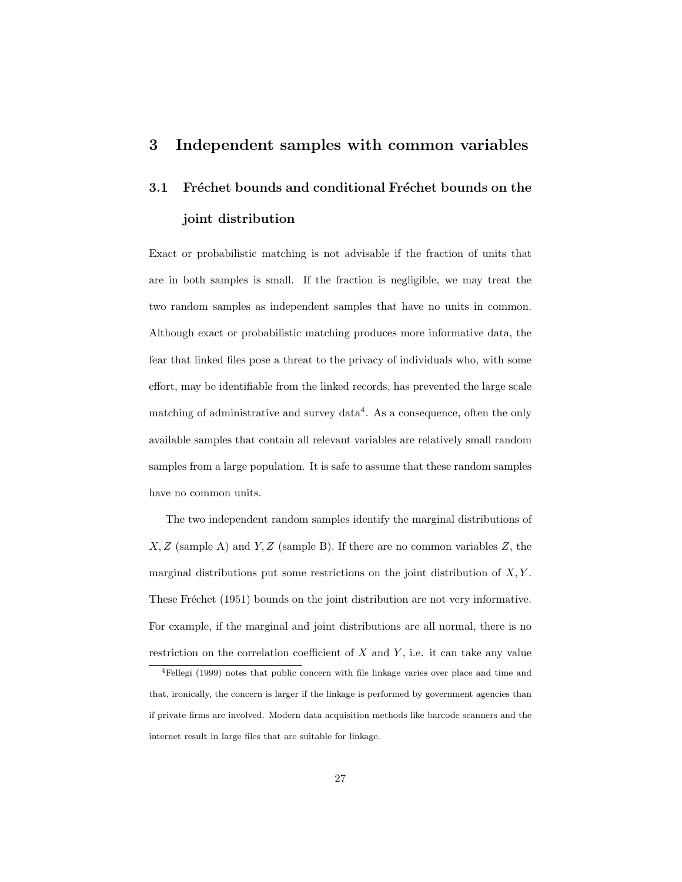# 3 Independent samples with common variables

## 3.1 Fréchet bounds and conditional Fréchet bounds on the joint distribution

Exact or probabilistic matching is not advisable if the fraction of units that are in both samples is small. If the fraction is negligible, we may treat the two random samples as independent samples that have no units in common. Although exact or probabilistic matching produces more informative data, the fear that linked files pose a threat to the privacy of individuals who, with some effort, may be identifiable from the linked records, has prevented the large scale matching of administrative and survey data[4]. As a consequence, often the only available samples that contain all relevant variables are relatively small random samples from a large population. It is safe to assume that these random samples have no common units.

The two independent random samples identify the marginal distributions of $X, Z$ (sample A) and $Y, Z$ (sample B). If there are no common variables $Z$, the marginal distributions put some restrictions on the joint distribution of $X, Y$. These Fréchet (1951) bounds on the joint distribution are not very informative. For example, if the marginal and joint distributions are all normal, there is no restriction on the correlation coefficient of $X$ and $Y$, i.e. it can take any value

[4] Fellegi (1999) notes that public concern with file linkage varies over place and time and that, ironically, the concern is larger if the linkage is performed by government agencies than if private firms are involved. Modern data acquisition methods like barcode scanners and the internet result in large files that are suitable for linkage.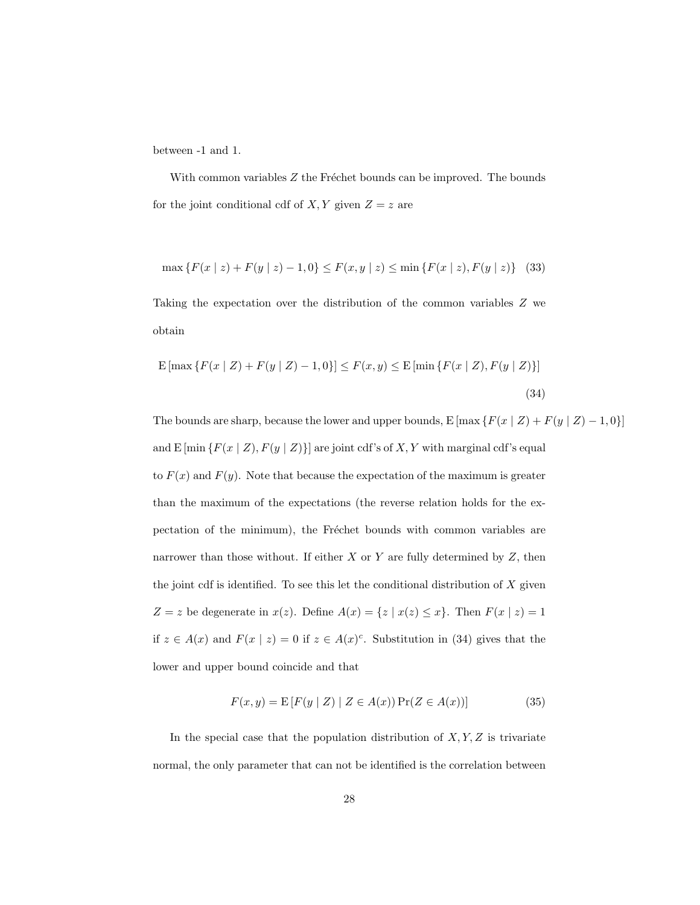between -1 and 1.

With common variables $Z$ the Fréchet bounds can be improved. The bounds for the joint conditional cdf of $X, Y$ given $Z = z$ are

$$\max\{F(x \mid z) + F(y \mid z) - 1, 0\} \le F(x, y \mid z) \le \min\{F(x \mid z), F(y \mid z)\} \quad (33)$$

Taking the expectation over the distribution of the common variables $Z$ we obtain

$$\mathrm{E}\left[\max\{F(x \mid Z) + F(y \mid Z) - 1, 0\}\right] \le F(x, y) \le \mathrm{E}\left[\min\{F(x \mid Z), F(y \mid Z)\}\right] \quad (34)$$

The bounds are sharp, because the lower and upper bounds, $\mathrm{E}\left[\max\{F(x \mid Z) + F(y \mid Z) - 1, 0\}\right]$ and $\mathrm{E}\left[\min\{F(x \mid Z), F(y \mid Z)\}\right]$ are joint cdf's of $X, Y$ with marginal cdf's equal to $F(x)$ and $F(y)$. Note that because the expectation of the maximum is greater than the maximum of the expectations (the reverse relation holds for the expectation of the minimum), the Fréchet bounds with common variables are narrower than those without. If either $X$ or $Y$ are fully determined by $Z$, then the joint cdf is identified. To see this let the conditional distribution of $X$ given $Z = z$ be degenerate in $x(z)$. Define $A(x) = \{z \mid x(z) \le x\}$. Then $F(x \mid z) = 1$ if $z \in A(x)$ and $F(x \mid z) = 0$ if $z \in A(x)^c$. Substitution in (34) gives that the lower and upper bound coincide and that

$$F(x, y) = \mathrm{E}\left[F(y \mid Z) \mid Z \in A(x)) \Pr(Z \in A(x))\right] \quad (35)$$

In the special case that the population distribution of $X, Y, Z$ is trivariate normal, the only parameter that can not be identified is the correlation between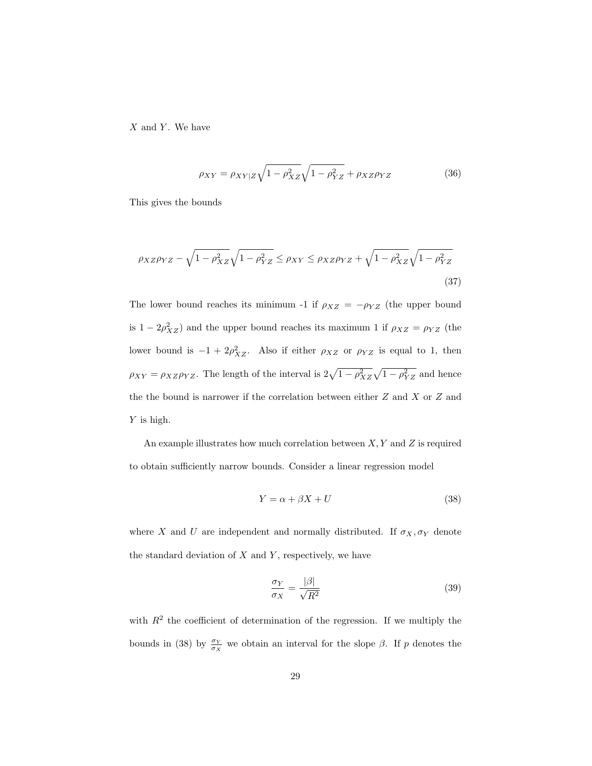$X$ and $Y$. We have

$$\rho_{XY} = \rho_{XY|Z}\sqrt{1-\rho_{XZ}^2}\sqrt{1-\rho_{YZ}^2} + \rho_{XZ}\rho_{YZ} \tag{36}$$

This gives the bounds

$$\rho_{XZ}\rho_{YZ} - \sqrt{1-\rho_{XZ}^2}\sqrt{1-\rho_{YZ}^2} \leq \rho_{XY} \leq \rho_{XZ}\rho_{YZ} + \sqrt{1-\rho_{XZ}^2}\sqrt{1-\rho_{YZ}^2} \tag{37}$$

The lower bound reaches its minimum -1 if $\rho_{XZ} = -\rho_{YZ}$ (the upper bound is $1 - 2\rho_{XZ}^2$) and the upper bound reaches its maximum 1 if $\rho_{XZ} = \rho_{YZ}$ (the lower bound is $-1 + 2\rho_{XZ}^2$. Also if either $\rho_{XZ}$ or $\rho_{YZ}$ is equal to 1, then $\rho_{XY} = \rho_{XZ}\rho_{YZ}$. The length of the interval is $2\sqrt{1-\rho_{XZ}^2}\sqrt{1-\rho_{YZ}^2}$ and hence the the bound is narrower if the correlation between either $Z$ and $X$ or $Z$ and $Y$ is high.

An example illustrates how much correlation between $X, Y$ and $Z$ is required to obtain sufficiently narrow bounds. Consider a linear regression model

$$Y = \alpha + \beta X + U \tag{38}$$

where $X$ and $U$ are independent and normally distributed. If $\sigma_X, \sigma_Y$ denote the standard deviation of $X$ and $Y$, respectively, we have

$$\frac{\sigma_Y}{\sigma_X} = \frac{|\beta|}{\sqrt{R^2}} \tag{39}$$

with $R^2$ the coefficient of determination of the regression. If we multiply the bounds in (38) by $\frac{\sigma_Y}{\sigma_X}$ we obtain an interval for the slope $\beta$. If $p$ denotes the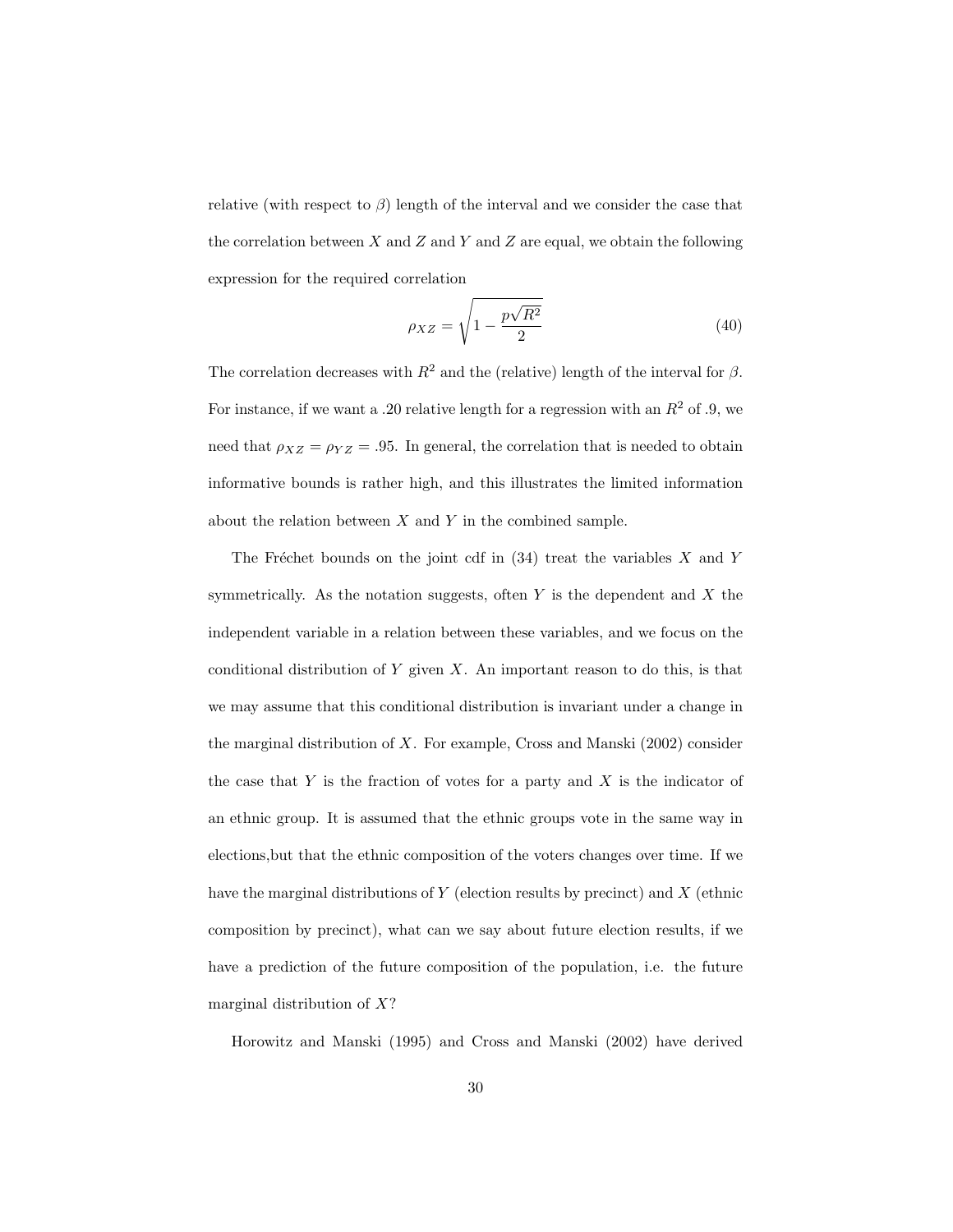relative (with respect to $\beta$) length of the interval and we consider the case that the correlation between $X$ and $Z$ and $Y$ and $Z$ are equal, we obtain the following expression for the required correlation

$$
\rho_{XZ} = \sqrt{1 - \frac{p\sqrt{R^2}}{2}} \tag{40}
$$

The correlation decreases with $R^2$ and the (relative) length of the interval for $\beta$. For instance, if we want a .20 relative length for a regression with an $R^2$ of .9, we need that $\rho_{XZ} = \rho_{YZ} = .95$. In general, the correlation that is needed to obtain informative bounds is rather high, and this illustrates the limited information about the relation between $X$ and $Y$ in the combined sample.

The Fréchet bounds on the joint cdf in (34) treat the variables $X$ and $Y$ symmetrically. As the notation suggests, often $Y$ is the dependent and $X$ the independent variable in a relation between these variables, and we focus on the conditional distribution of $Y$ given $X$. An important reason to do this, is that we may assume that this conditional distribution is invariant under a change in the marginal distribution of $X$. For example, Cross and Manski (2002) consider the case that $Y$ is the fraction of votes for a party and $X$ is the indicator of an ethnic group. It is assumed that the ethnic groups vote in the same way in elections,but that the ethnic composition of the voters changes over time. If we have the marginal distributions of $Y$ (election results by precinct) and $X$ (ethnic composition by precinct), what can we say about future election results, if we have a prediction of the future composition of the population, i.e. the future marginal distribution of $X$?

Horowitz and Manski (1995) and Cross and Manski (2002) have derived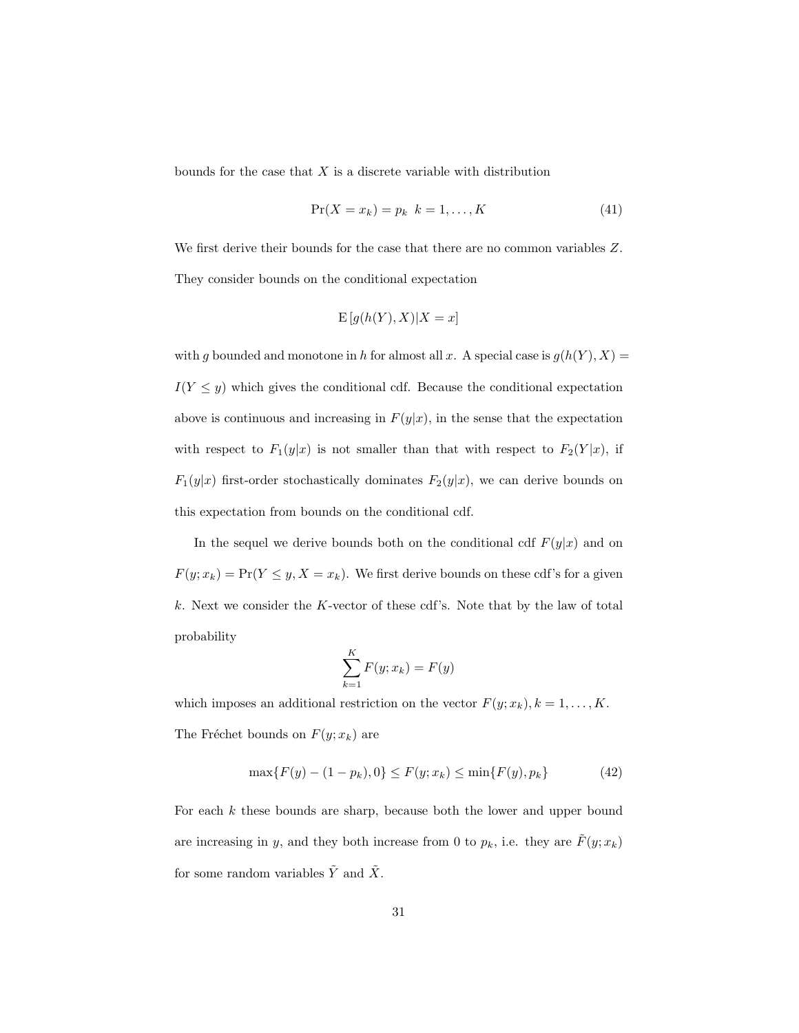bounds for the case that $X$ is a discrete variable with distribution

$$\Pr(X = x_k) = p_k \;\; k = 1, \ldots, K \tag{41}$$

We first derive their bounds for the case that there are no common variables $Z$. They consider bounds on the conditional expectation

$$\mathrm{E}\left[g(h(Y), X) | X = x\right]$$

with $g$ bounded and monotone in $h$ for almost all $x$. A special case is $g(h(Y), X) = I(Y \leq y)$ which gives the conditional cdf. Because the conditional expectation above is continuous and increasing in $F(y|x)$, in the sense that the expectation with respect to $F_1(y|x)$ is not smaller than that with respect to $F_2(Y|x)$, if $F_1(y|x)$ first-order stochastically dominates $F_2(y|x)$, we can derive bounds on this expectation from bounds on the conditional cdf.

In the sequel we derive bounds both on the conditional cdf $F(y|x)$ and on $F(y; x_k) = \Pr(Y \leq y, X = x_k)$. We first derive bounds on these cdf's for a given $k$. Next we consider the $K$-vector of these cdf's. Note that by the law of total probability

$$\sum_{k=1}^{K} F(y; x_k) = F(y)$$

which imposes an additional restriction on the vector $F(y; x_k), k = 1, \ldots, K$. The Fréchet bounds on $F(y; x_k)$ are

$$\max\{F(y) - (1 - p_k), 0\} \leq F(y; x_k) \leq \min\{F(y), p_k\} \tag{42}$$

For each $k$ these bounds are sharp, because both the lower and upper bound are increasing in $y$, and they both increase from 0 to $p_k$, i.e. they are $\tilde{F}(y; x_k)$ for some random variables $\tilde{Y}$ and $\tilde{X}$.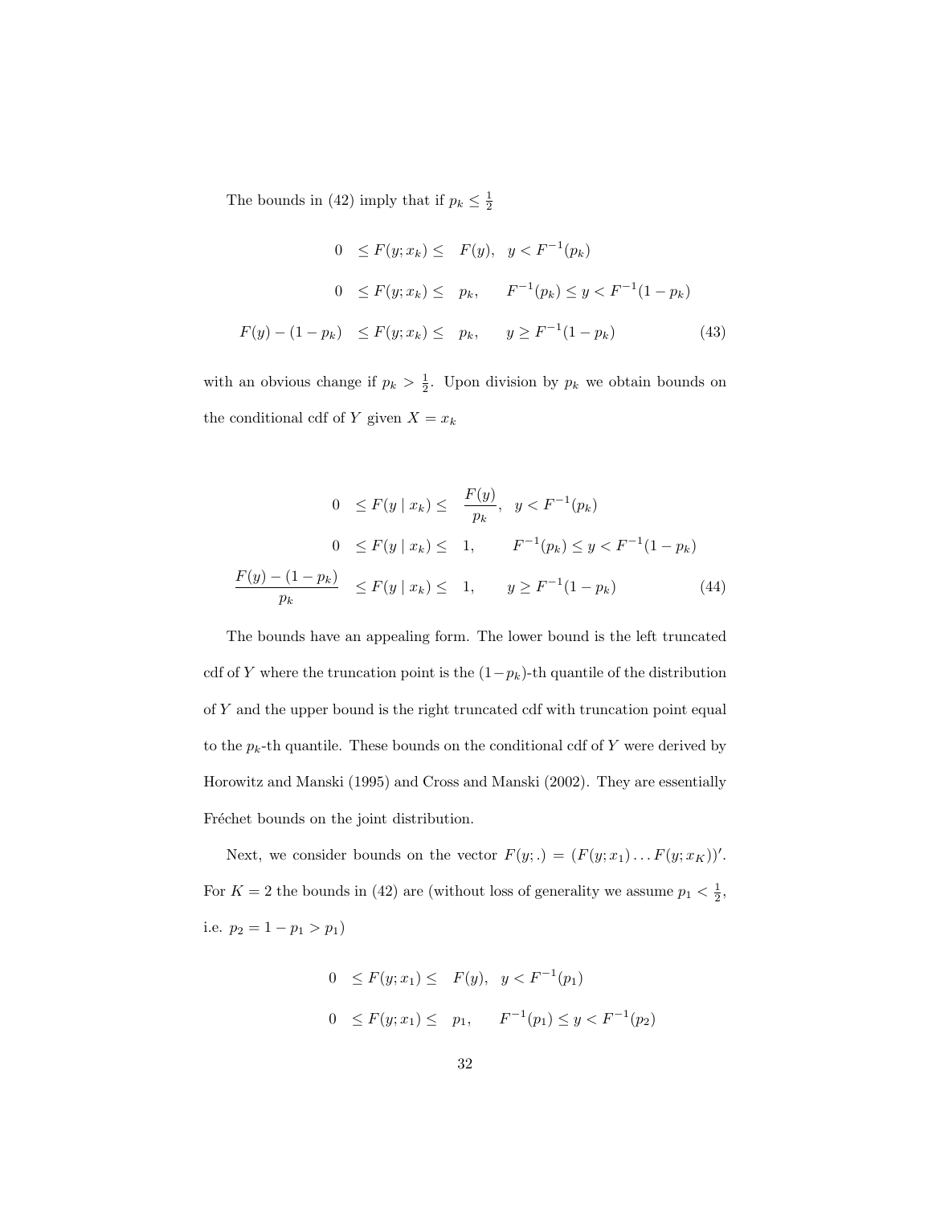The bounds in (42) imply that if $p_k \leq \frac{1}{2}$

$$
\begin{aligned}
0 &\leq F(y; x_k) \leq \quad F(y), \quad y < F^{-1}(p_k) \\
0 &\leq F(y; x_k) \leq \quad p_k, \qquad F^{-1}(p_k) \leq y < F^{-1}(1-p_k) \\
F(y) - (1-p_k) &\leq F(y; x_k) \leq \quad p_k, \qquad y \geq F^{-1}(1-p_k)
\end{aligned}
\tag{43}
$$

with an obvious change if $p_k > \frac{1}{2}$. Upon division by $p_k$ we obtain bounds on the conditional cdf of $Y$ given $X = x_k$

$$
\begin{aligned}
0 &\leq F(y \mid x_k) \leq \quad \frac{F(y)}{p_k}, \quad y < F^{-1}(p_k) \\
0 &\leq F(y \mid x_k) \leq \quad 1, \qquad F^{-1}(p_k) \leq y < F^{-1}(1-p_k) \\
\frac{F(y) - (1-p_k)}{p_k} &\leq F(y \mid x_k) \leq \quad 1, \qquad y \geq F^{-1}(1-p_k)
\end{aligned}
\tag{44}
$$

The bounds have an appealing form. The lower bound is the left truncated cdf of $Y$ where the truncation point is the $(1-p_k)$-th quantile of the distribution of $Y$ and the upper bound is the right truncated cdf with truncation point equal to the $p_k$-th quantile. These bounds on the conditional cdf of $Y$ were derived by Horowitz and Manski (1995) and Cross and Manski (2002). They are essentially Fréchet bounds on the joint distribution.

Next, we consider bounds on the vector $F(y;.) = (F(y; x_1) \ldots F(y; x_K))'$. For $K = 2$ the bounds in (42) are (without loss of generality we assume $p_1 < \frac{1}{2}$, i.e. $p_2 = 1 - p_1 > p_1$)

$$
\begin{aligned}
0 &\leq F(y; x_1) \leq \quad F(y), \quad y < F^{-1}(p_1) \\
0 &\leq F(y; x_1) \leq \quad p_1, \qquad F^{-1}(p_1) \leq y < F^{-1}(p_2)
\end{aligned}
$$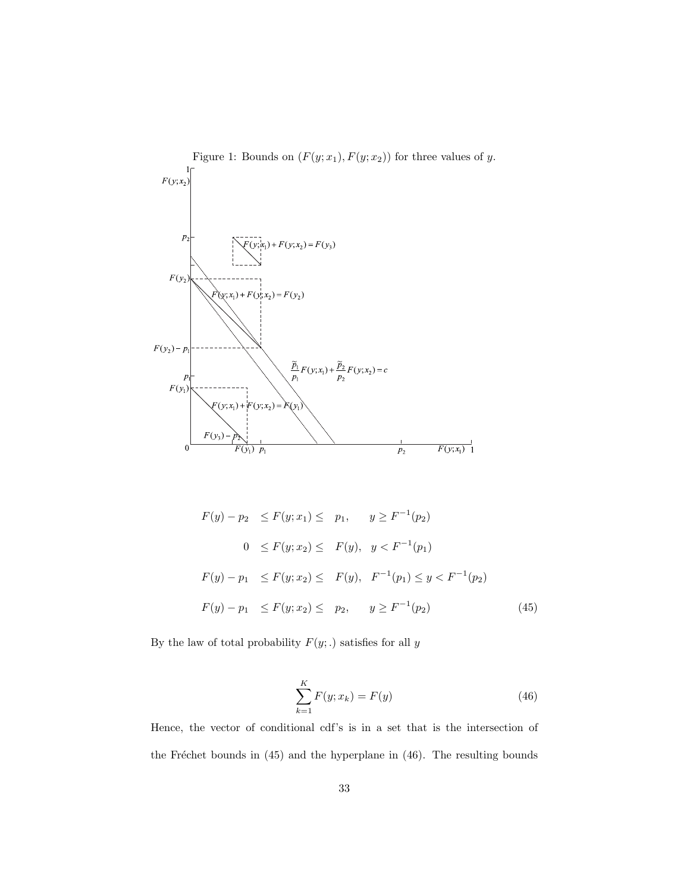Figure 1: Bounds on $(F(y;x_1), F(y;x_2))$ for three values of $y$.

$$
\begin{aligned}
F(y) - p_2 &\leq F(y;x_1) \leq p_1, \quad && y \geq F^{-1}(p_2) \\
0 &\leq F(y;x_2) \leq F(y), && y < F^{-1}(p_1) \\
F(y) - p_1 &\leq F(y;x_2) \leq F(y), && F^{-1}(p_1) \leq y < F^{-1}(p_2) \\
F(y) - p_1 &\leq F(y;x_2) \leq p_2, && y \geq F^{-1}(p_2)
\end{aligned}
\tag{45}
$$

By the law of total probability $F(y;.)$ satisfies for all $y$

$$
\sum_{k=1}^{K} F(y;x_k) = F(y) \tag{46}
$$

Hence, the vector of conditional cdf's is in a set that is the intersection of the Fréchet bounds in (45) and the hyperplane in (46). The resulting bounds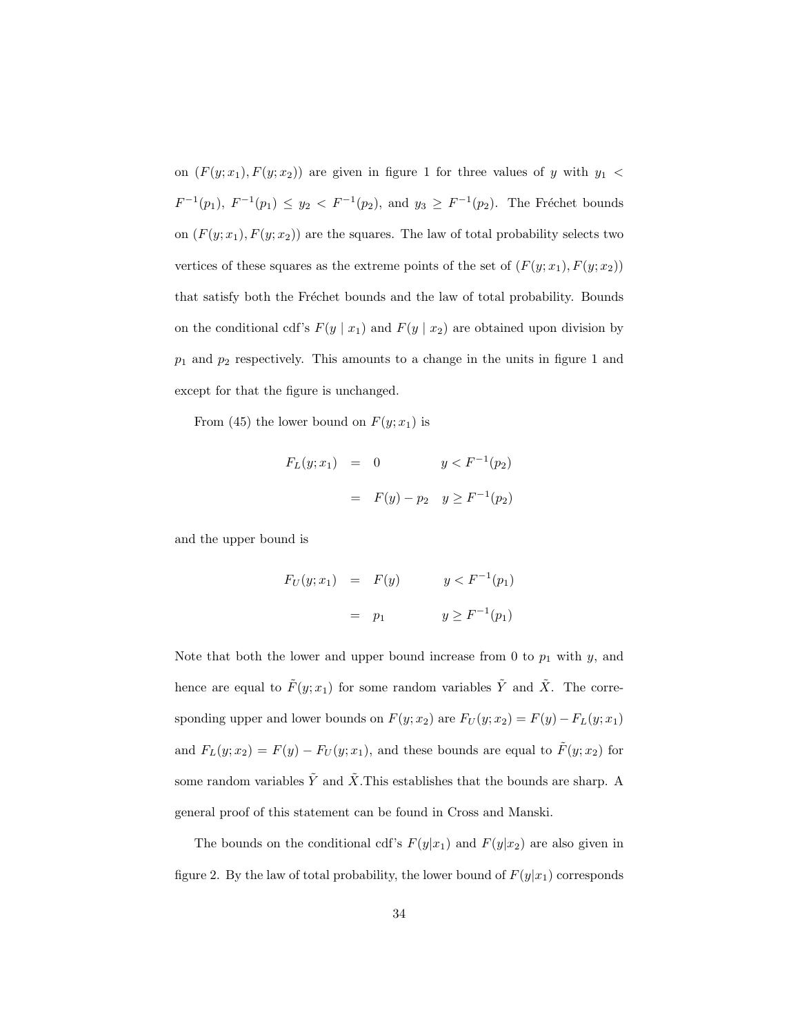on $(F(y;x_1), F(y;x_2))$ are given in figure 1 for three values of $y$ with $y_1 < F^{-1}(p_1)$, $F^{-1}(p_1) \leq y_2 < F^{-1}(p_2)$, and $y_3 \geq F^{-1}(p_2)$. The Fréchet bounds on $(F(y;x_1), F(y;x_2))$ are the squares. The law of total probability selects two vertices of these squares as the extreme points of the set of $(F(y;x_1), F(y;x_2))$ that satisfy both the Fréchet bounds and the law of total probability. Bounds on the conditional cdf's $F(y \mid x_1)$ and $F(y \mid x_2)$ are obtained upon division by $p_1$ and $p_2$ respectively. This amounts to a change in the units in figure 1 and except for that the figure is unchanged.

From (45) the lower bound on $F(y;x_1)$ is

$$
\begin{aligned}
F_L(y;x_1) &= 0 & y < F^{-1}(p_2) \\
&= F(y) - p_2 & y \geq F^{-1}(p_2)
\end{aligned}
$$

and the upper bound is

$$
\begin{aligned}
F_U(y;x_1) &= F(y) & y < F^{-1}(p_1) \\
&= p_1 & y \geq F^{-1}(p_1)
\end{aligned}
$$

Note that both the lower and upper bound increase from 0 to $p_1$ with $y$, and hence are equal to $\tilde{F}(y;x_1)$ for some random variables $\tilde{Y}$ and $\tilde{X}$. The corresponding upper and lower bounds on $F(y;x_2)$ are $F_U(y;x_2) = F(y) - F_L(y;x_1)$ and $F_L(y;x_2) = F(y) - F_U(y;x_1)$, and these bounds are equal to $\tilde{F}(y;x_2)$ for some random variables $\tilde{Y}$ and $\tilde{X}$.This establishes that the bounds are sharp. A general proof of this statement can be found in Cross and Manski.

The bounds on the conditional cdf's $F(y|x_1)$ and $F(y|x_2)$ are also given in figure 2. By the law of total probability, the lower bound of $F(y|x_1)$ corresponds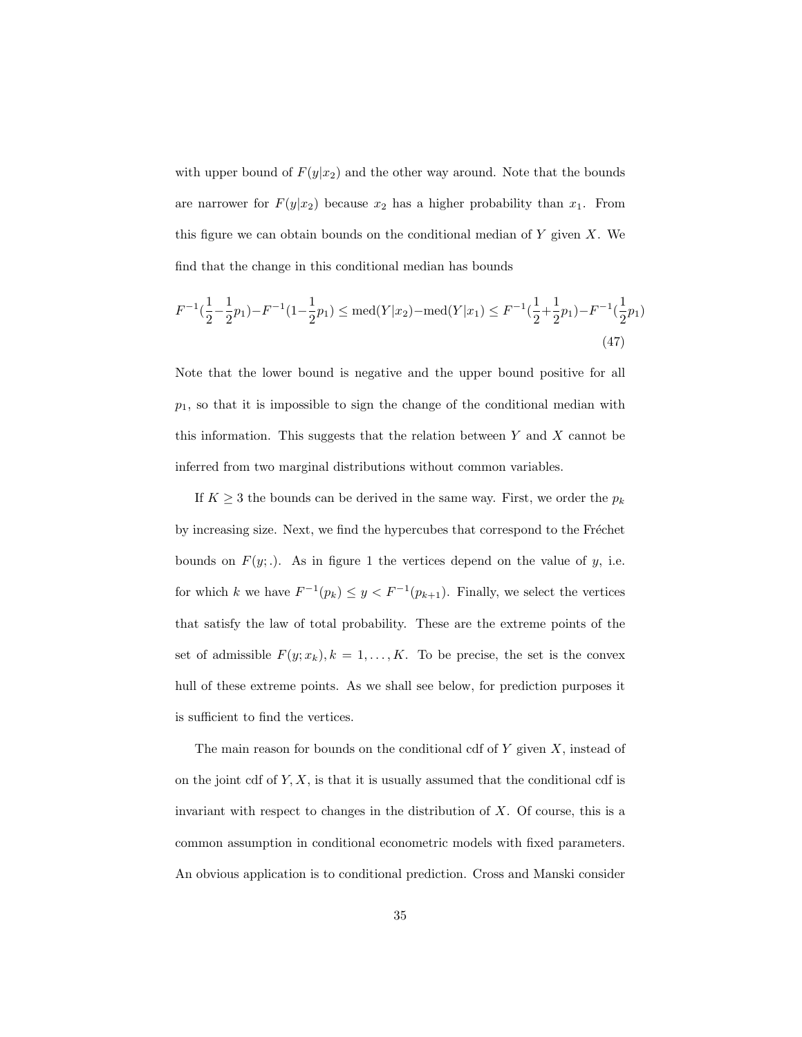with upper bound of $F(y|x_2)$ and the other way around. Note that the bounds are narrower for $F(y|x_2)$ because $x_2$ has a higher probability than $x_1$. From this figure we can obtain bounds on the conditional median of $Y$ given $X$. We find that the change in this conditional median has bounds

$$F^{-1}(\frac{1}{2}-\frac{1}{2}p_1)-F^{-1}(1-\frac{1}{2}p_1) \leq \text{med}(Y|x_2)-\text{med}(Y|x_1) \leq F^{-1}(\frac{1}{2}+\frac{1}{2}p_1)-F^{-1}(\frac{1}{2}p_1) \tag{47}$$

Note that the lower bound is negative and the upper bound positive for all $p_1$, so that it is impossible to sign the change of the conditional median with this information. This suggests that the relation between $Y$ and $X$ cannot be inferred from two marginal distributions without common variables.

If $K \geq 3$ the bounds can be derived in the same way. First, we order the $p_k$ by increasing size. Next, we find the hypercubes that correspond to the Fréchet bounds on $F(y;.)$. As in figure 1 the vertices depend on the value of $y$, i.e. for which $k$ we have $F^{-1}(p_k) \leq y < F^{-1}(p_{k+1})$. Finally, we select the vertices that satisfy the law of total probability. These are the extreme points of the set of admissible $F(y;x_k), k = 1, \ldots, K$. To be precise, the set is the convex hull of these extreme points. As we shall see below, for prediction purposes it is sufficient to find the vertices.

The main reason for bounds on the conditional cdf of $Y$ given $X$, instead of on the joint cdf of $Y, X$, is that it is usually assumed that the conditional cdf is invariant with respect to changes in the distribution of $X$. Of course, this is a common assumption in conditional econometric models with fixed parameters. An obvious application is to conditional prediction. Cross and Manski consider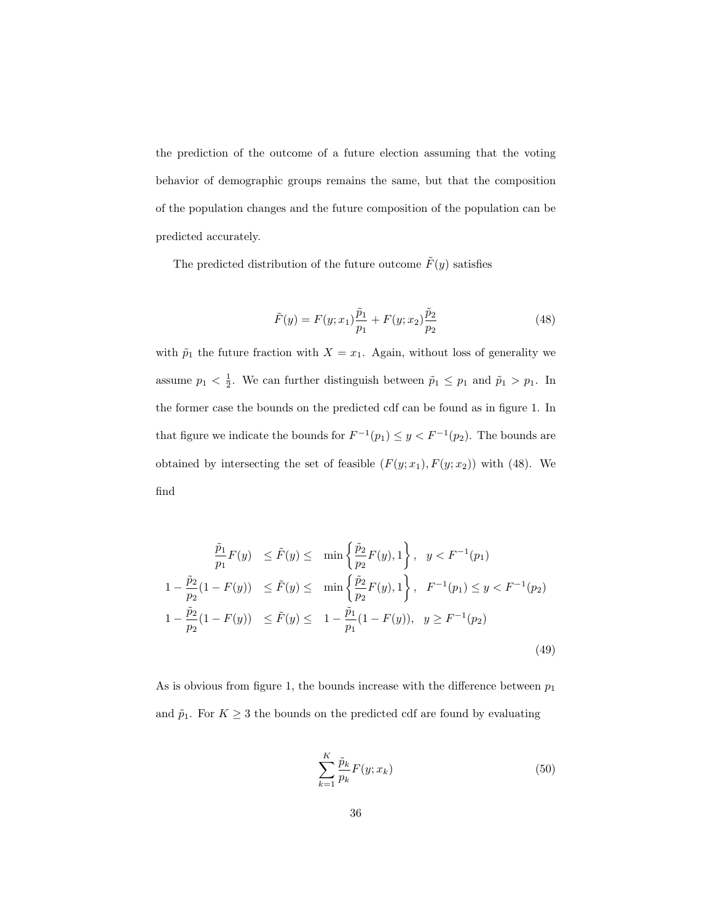the prediction of the outcome of a future election assuming that the voting behavior of demographic groups remains the same, but that the composition of the population changes and the future composition of the population can be predicted accurately.

The predicted distribution of the future outcome $\tilde{F}(y)$ satisfies

$$\tilde{F}(y) = F(y;x_1)\frac{\tilde{p}_1}{p_1} + F(y;x_2)\frac{\tilde{p}_2}{p_2} \tag{48}$$

with $\tilde{p}_1$ the future fraction with $X = x_1$. Again, without loss of generality we assume $p_1 < \frac{1}{2}$. We can further distinguish between $\tilde{p}_1 \leq p_1$ and $\tilde{p}_1 > p_1$. In the former case the bounds on the predicted cdf can be found as in figure 1. In that figure we indicate the bounds for $F^{-1}(p_1) \leq y < F^{-1}(p_2)$. The bounds are obtained by intersecting the set of feasible $(F(y;x_1), F(y;x_2))$ with (48). We find

$$\begin{array}{rcll}
\dfrac{\tilde{p}_1}{p_1}F(y) & \leq \tilde{F}(y) \leq & \min\left\{\dfrac{\tilde{p}_2}{p_2}F(y), 1\right\}, & y < F^{-1}(p_1) \\
1 - \dfrac{\tilde{p}_2}{p_2}(1 - F(y)) & \leq \tilde{F}(y) \leq & \min\left\{\dfrac{\tilde{p}_2}{p_2}F(y), 1\right\}, & F^{-1}(p_1) \leq y < F^{-1}(p_2) \\
1 - \dfrac{\tilde{p}_2}{p_2}(1 - F(y)) & \leq \tilde{F}(y) \leq & 1 - \dfrac{\tilde{p}_1}{p_1}(1 - F(y)), & y \geq F^{-1}(p_2)
\end{array} \tag{49}$$

As is obvious from figure 1, the bounds increase with the difference between $p_1$ and $\tilde{p}_1$. For $K \geq 3$ the bounds on the predicted cdf are found by evaluating

$$\sum_{k=1}^{K} \frac{\tilde{p}_k}{p_k} F(y;x_k) \tag{50}$$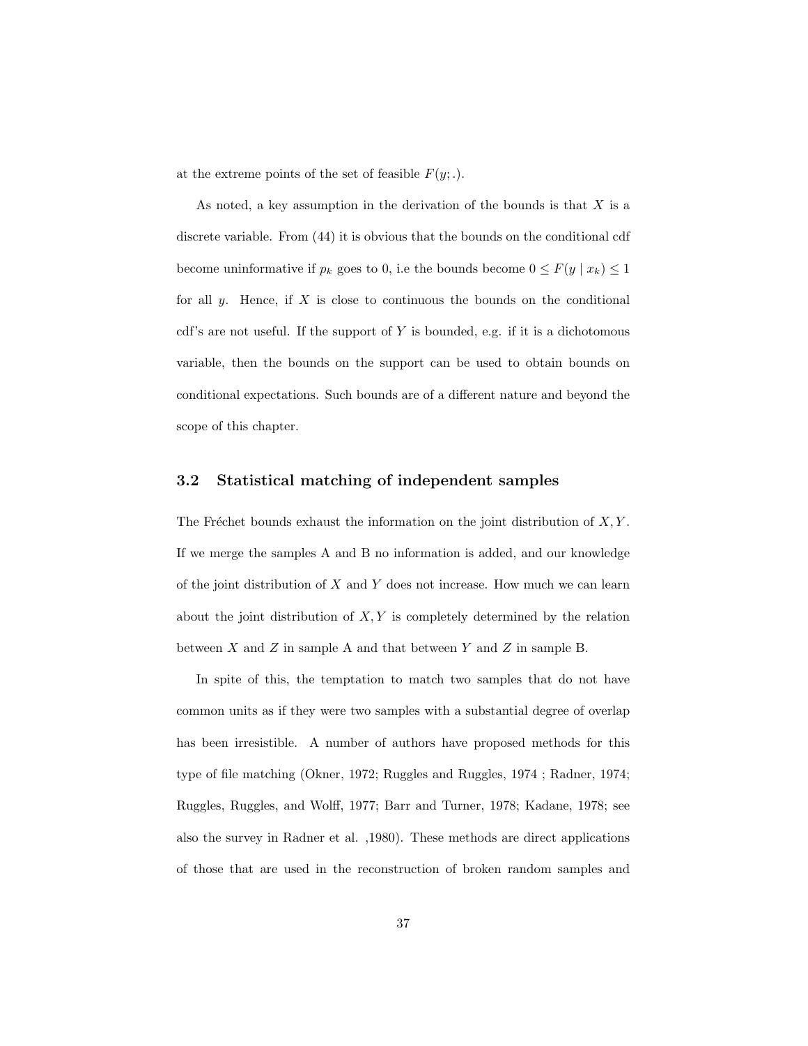at the extreme points of the set of feasible $F(y;.)$.

As noted, a key assumption in the derivation of the bounds is that $X$ is a discrete variable. From (44) it is obvious that the bounds on the conditional cdf become uninformative if $p_k$ goes to 0, i.e the bounds become $0 \leq F(y \mid x_k) \leq 1$ for all $y$. Hence, if $X$ is close to continuous the bounds on the conditional cdf's are not useful. If the support of $Y$ is bounded, e.g. if it is a dichotomous variable, then the bounds on the support can be used to obtain bounds on conditional expectations. Such bounds are of a different nature and beyond the scope of this chapter.

### 3.2 Statistical matching of independent samples

The Fréchet bounds exhaust the information on the joint distribution of $X, Y$. If we merge the samples A and B no information is added, and our knowledge of the joint distribution of $X$ and $Y$ does not increase. How much we can learn about the joint distribution of $X, Y$ is completely determined by the relation between $X$ and $Z$ in sample A and that between $Y$ and $Z$ in sample B.

In spite of this, the temptation to match two samples that do not have common units as if they were two samples with a substantial degree of overlap has been irresistible. A number of authors have proposed methods for this type of file matching (Okner, 1972; Ruggles and Ruggles, 1974 ; Radner, 1974; Ruggles, Ruggles, and Wolff, 1977; Barr and Turner, 1978; Kadane, 1978; see also the survey in Radner et al. ,1980). These methods are direct applications of those that are used in the reconstruction of broken random samples and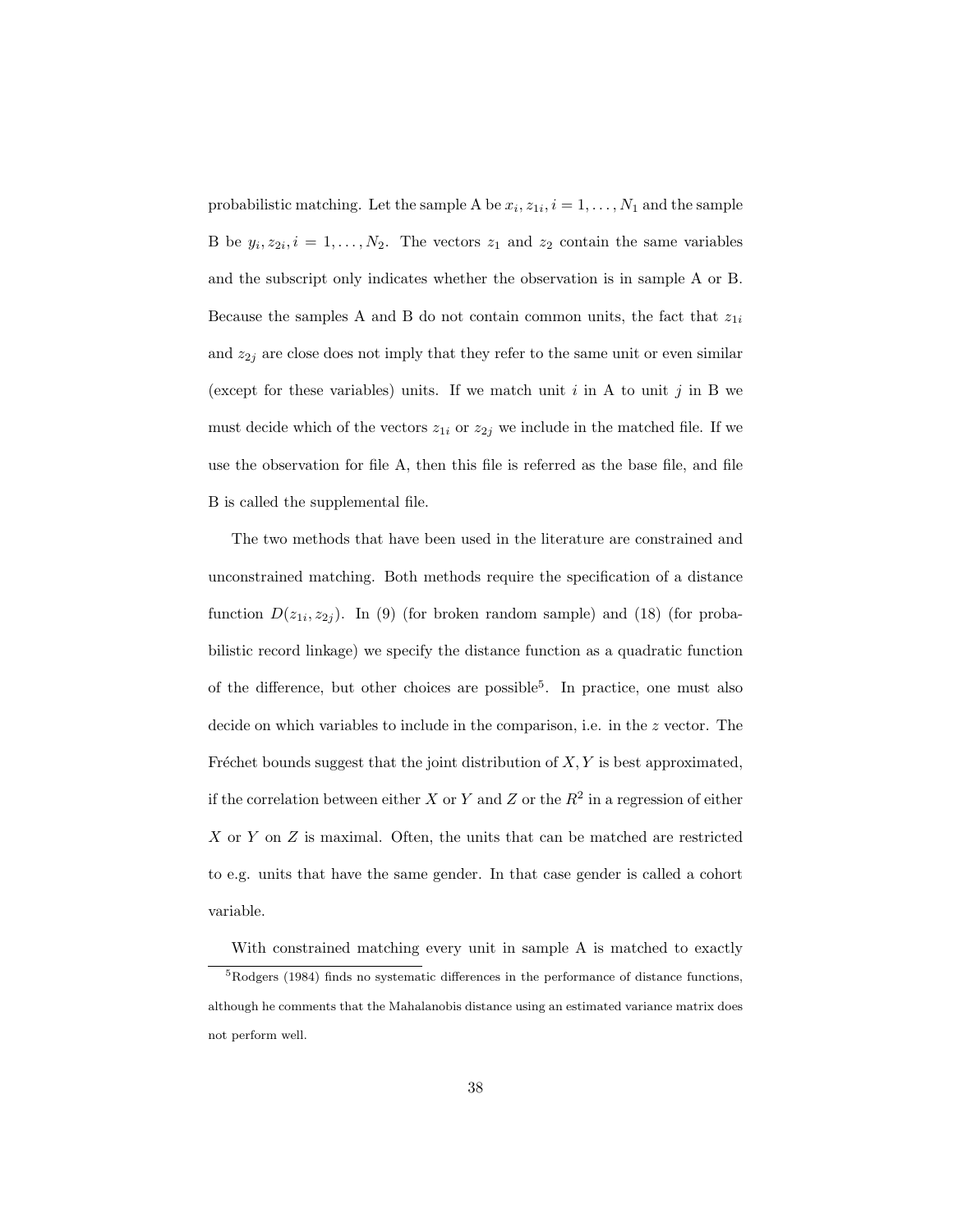probabilistic matching. Let the sample A be $x_i, z_{1i}, i = 1, \ldots, N_1$ and the sample B be $y_i, z_{2i}, i = 1, \ldots, N_2$. The vectors $z_1$ and $z_2$ contain the same variables and the subscript only indicates whether the observation is in sample A or B. Because the samples A and B do not contain common units, the fact that $z_{1i}$ and $z_{2j}$ are close does not imply that they refer to the same unit or even similar (except for these variables) units. If we match unit $i$ in A to unit $j$ in B we must decide which of the vectors $z_{1i}$ or $z_{2j}$ we include in the matched file. If we use the observation for file A, then this file is referred as the base file, and file B is called the supplemental file.

The two methods that have been used in the literature are constrained and unconstrained matching. Both methods require the specification of a distance function $D(z_{1i}, z_{2j})$. In (9) (for broken random sample) and (18) (for probabilistic record linkage) we specify the distance function as a quadratic function of the difference, but other choices are possible[5]. In practice, one must also decide on which variables to include in the comparison, i.e. in the $z$ vector. The Fréchet bounds suggest that the joint distribution of $X, Y$ is best approximated, if the correlation between either $X$ or $Y$ and $Z$ or the $R^2$ in a regression of either $X$ or $Y$ on $Z$ is maximal. Often, the units that can be matched are restricted to e.g. units that have the same gender. In that case gender is called a cohort variable.

With constrained matching every unit in sample A is matched to exactly

[5] Rodgers (1984) finds no systematic differences in the performance of distance functions, although he comments that the Mahalanobis distance using an estimated variance matrix does not perform well.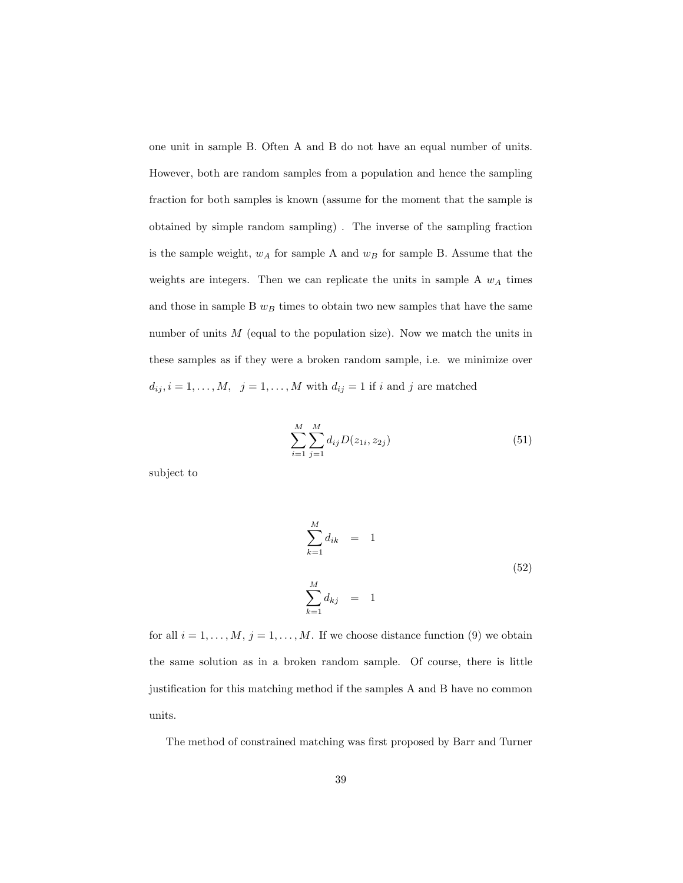one unit in sample B. Often A and B do not have an equal number of units. However, both are random samples from a population and hence the sampling fraction for both samples is known (assume for the moment that the sample is obtained by simple random sampling) . The inverse of the sampling fraction is the sample weight, $w_A$ for sample A and $w_B$ for sample B. Assume that the weights are integers. Then we can replicate the units in sample A $w_A$ times and those in sample B $w_B$ times to obtain two new samples that have the same number of units $M$ (equal to the population size). Now we match the units in these samples as if they were a broken random sample, i.e. we minimize over $d_{ij}, i = 1, \ldots, M, \;\; j = 1, \ldots, M$ with $d_{ij} = 1$ if $i$ and $j$ are matched

$$\sum_{i=1}^{M} \sum_{j=1}^{M} d_{ij} D(z_{1i}, z_{2j}) \tag{51}$$

subject to

$$\begin{aligned} \sum_{k=1}^{M} d_{ik} &= 1 \\ \sum_{k=1}^{M} d_{kj} &= 1 \end{aligned} \tag{52}$$

for all $i = 1, \ldots, M$, $j = 1, \ldots, M$. If we choose distance function (9) we obtain the same solution as in a broken random sample. Of course, there is little justification for this matching method if the samples A and B have no common units.

The method of constrained matching was first proposed by Barr and Turner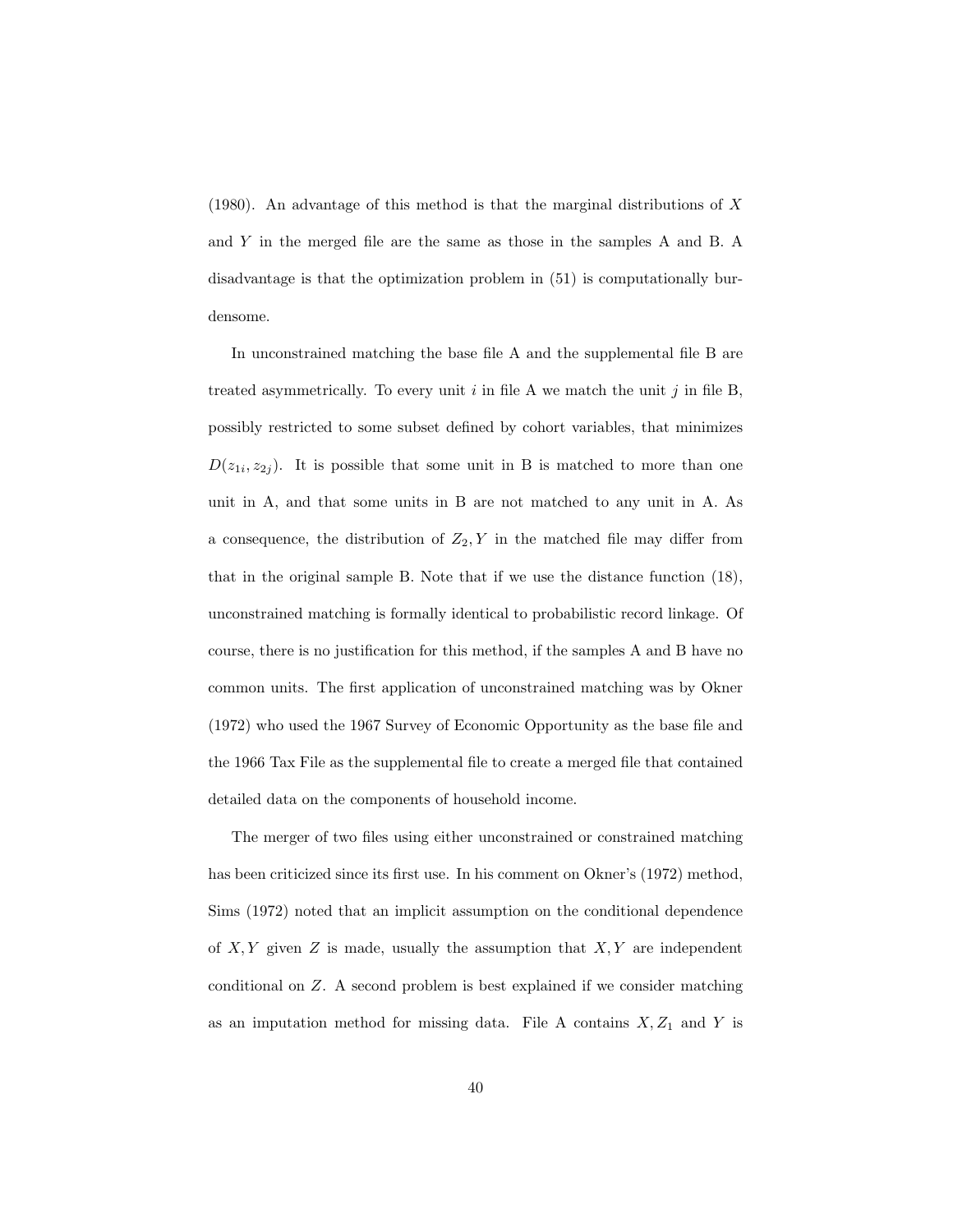(1980). An advantage of this method is that the marginal distributions of $X$ and $Y$ in the merged file are the same as those in the samples A and B. A disadvantage is that the optimization problem in (51) is computationally burdensome.

In unconstrained matching the base file A and the supplemental file B are treated asymmetrically. To every unit $i$ in file A we match the unit $j$ in file B, possibly restricted to some subset defined by cohort variables, that minimizes $D(z_{1i}, z_{2j})$. It is possible that some unit in B is matched to more than one unit in A, and that some units in B are not matched to any unit in A. As a consequence, the distribution of $Z_2, Y$ in the matched file may differ from that in the original sample B. Note that if we use the distance function (18), unconstrained matching is formally identical to probabilistic record linkage. Of course, there is no justification for this method, if the samples A and B have no common units. The first application of unconstrained matching was by Okner (1972) who used the 1967 Survey of Economic Opportunity as the base file and the 1966 Tax File as the supplemental file to create a merged file that contained detailed data on the components of household income.

The merger of two files using either unconstrained or constrained matching has been criticized since its first use. In his comment on Okner's (1972) method, Sims (1972) noted that an implicit assumption on the conditional dependence of $X, Y$ given $Z$ is made, usually the assumption that $X, Y$ are independent conditional on $Z$. A second problem is best explained if we consider matching as an imputation method for missing data. File A contains $X, Z_1$ and $Y$ is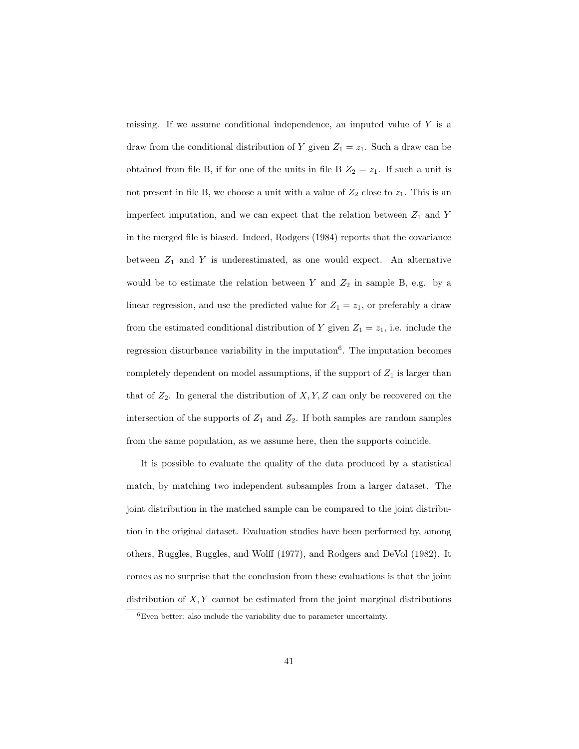missing. If we assume conditional independence, an imputed value of $Y$ is a draw from the conditional distribution of $Y$ given $Z_1 = z_1$. Such a draw can be obtained from file B, if for one of the units in file B $Z_2 = z_1$. If such a unit is not present in file B, we choose a unit with a value of $Z_2$ close to $z_1$. This is an imperfect imputation, and we can expect that the relation between $Z_1$ and $Y$ in the merged file is biased. Indeed, Rodgers (1984) reports that the covariance between $Z_1$ and $Y$ is underestimated, as one would expect. An alternative would be to estimate the relation between $Y$ and $Z_2$ in sample B, e.g. by a linear regression, and use the predicted value for $Z_1 = z_1$, or preferably a draw from the estimated conditional distribution of $Y$ given $Z_1 = z_1$, i.e. include the regression disturbance variability in the imputation[6]. The imputation becomes completely dependent on model assumptions, if the support of $Z_1$ is larger than that of $Z_2$. In general the distribution of $X, Y, Z$ can only be recovered on the intersection of the supports of $Z_1$ and $Z_2$. If both samples are random samples from the same population, as we assume here, then the supports coincide.

It is possible to evaluate the quality of the data produced by a statistical match, by matching two independent subsamples from a larger dataset. The joint distribution in the matched sample can be compared to the joint distribution in the original dataset. Evaluation studies have been performed by, among others, Ruggles, Ruggles, and Wolff (1977), and Rodgers and DeVol (1982). It comes as no surprise that the conclusion from these evaluations is that the joint distribution of $X, Y$ cannot be estimated from the joint marginal distributions

[6]Even better: also include the variability due to parameter uncertainty.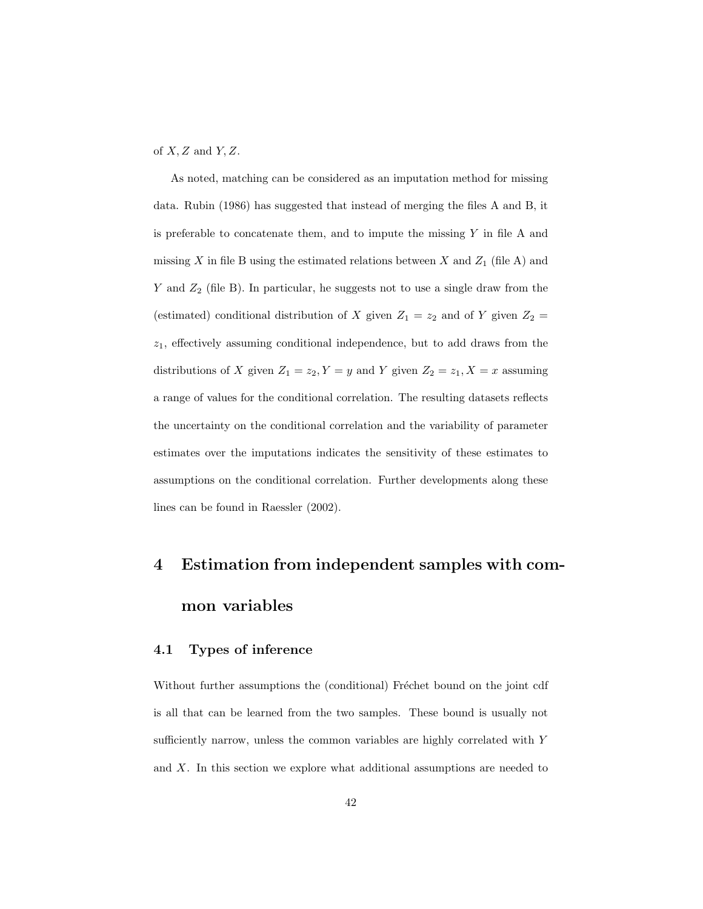of $X, Z$ and $Y, Z$.

As noted, matching can be considered as an imputation method for missing data. Rubin (1986) has suggested that instead of merging the files A and B, it is preferable to concatenate them, and to impute the missing $Y$ in file A and missing $X$ in file B using the estimated relations between $X$ and $Z_1$ (file A) and $Y$ and $Z_2$ (file B). In particular, he suggests not to use a single draw from the (estimated) conditional distribution of $X$ given $Z_1 = z_2$ and of $Y$ given $Z_2 = z_1$, effectively assuming conditional independence, but to add draws from the distributions of $X$ given $Z_1 = z_2, Y = y$ and $Y$ given $Z_2 = z_1, X = x$ assuming a range of values for the conditional correlation. The resulting datasets reflects the uncertainty on the conditional correlation and the variability of parameter estimates over the imputations indicates the sensitivity of these estimates to assumptions on the conditional correlation. Further developments along these lines can be found in Raessler (2002).

# 4 Estimation from independent samples with common variables

## 4.1 Types of inference

Without further assumptions the (conditional) Fréchet bound on the joint cdf is all that can be learned from the two samples. These bound is usually not sufficiently narrow, unless the common variables are highly correlated with $Y$ and $X$. In this section we explore what additional assumptions are needed to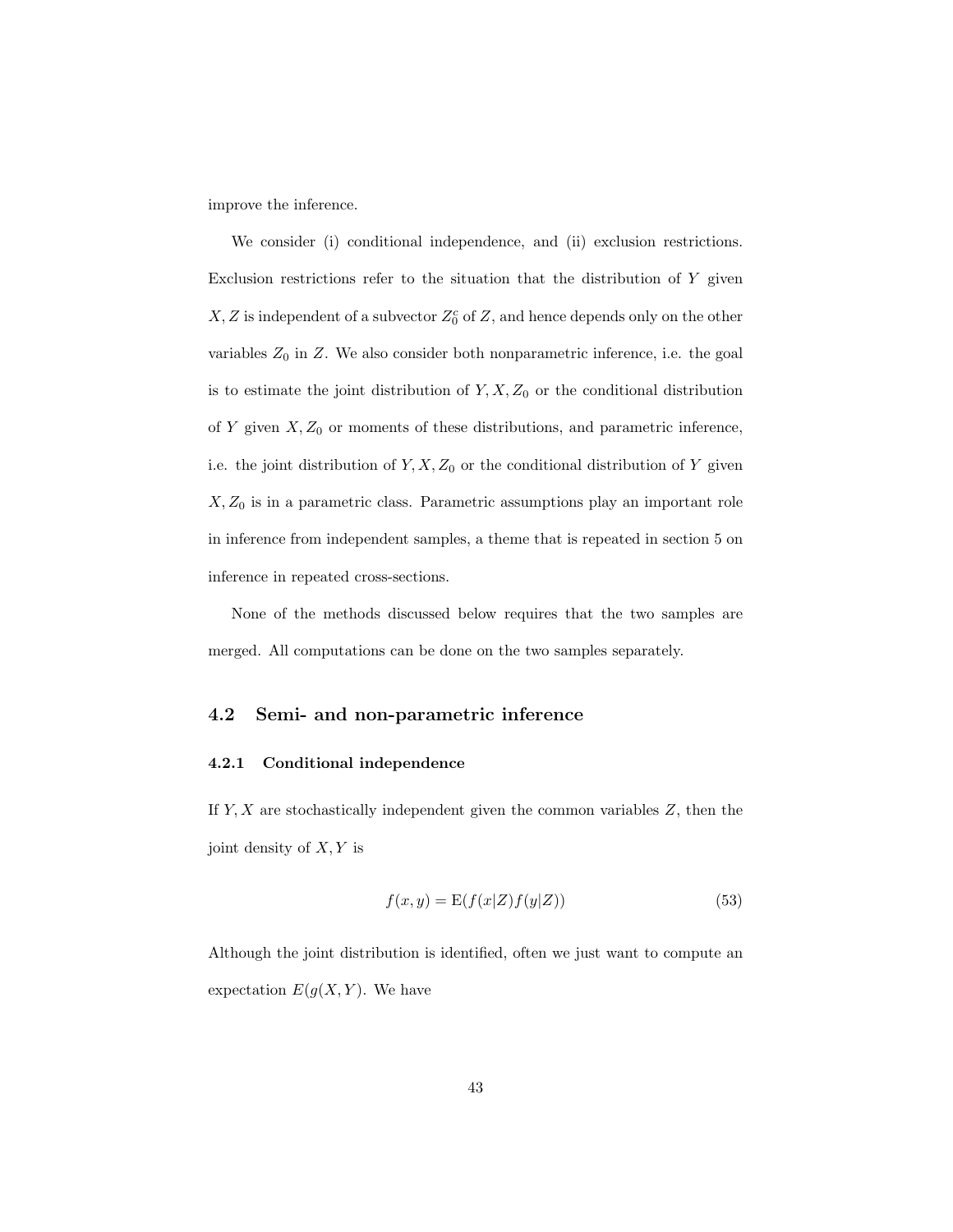improve the inference.

We consider (i) conditional independence, and (ii) exclusion restrictions. Exclusion restrictions refer to the situation that the distribution of $Y$ given $X, Z$ is independent of a subvector $Z_0^c$ of $Z$, and hence depends only on the other variables $Z_0$ in $Z$. We also consider both nonparametric inference, i.e. the goal is to estimate the joint distribution of $Y, X, Z_0$ or the conditional distribution of $Y$ given $X, Z_0$ or moments of these distributions, and parametric inference, i.e. the joint distribution of $Y, X, Z_0$ or the conditional distribution of $Y$ given $X, Z_0$ is in a parametric class. Parametric assumptions play an important role in inference from independent samples, a theme that is repeated in section 5 on inference in repeated cross-sections.

None of the methods discussed below requires that the two samples are merged. All computations can be done on the two samples separately.

## 4.2 Semi- and non-parametric inference

### 4.2.1 Conditional independence

If $Y, X$ are stochastically independent given the common variables $Z$, then the joint density of $X, Y$ is

$$f(x, y) = \mathrm{E}(f(x|Z)f(y|Z)) \tag{53}$$

Although the joint distribution is identified, often we just want to compute an expectation $E(g(X, Y)$. We have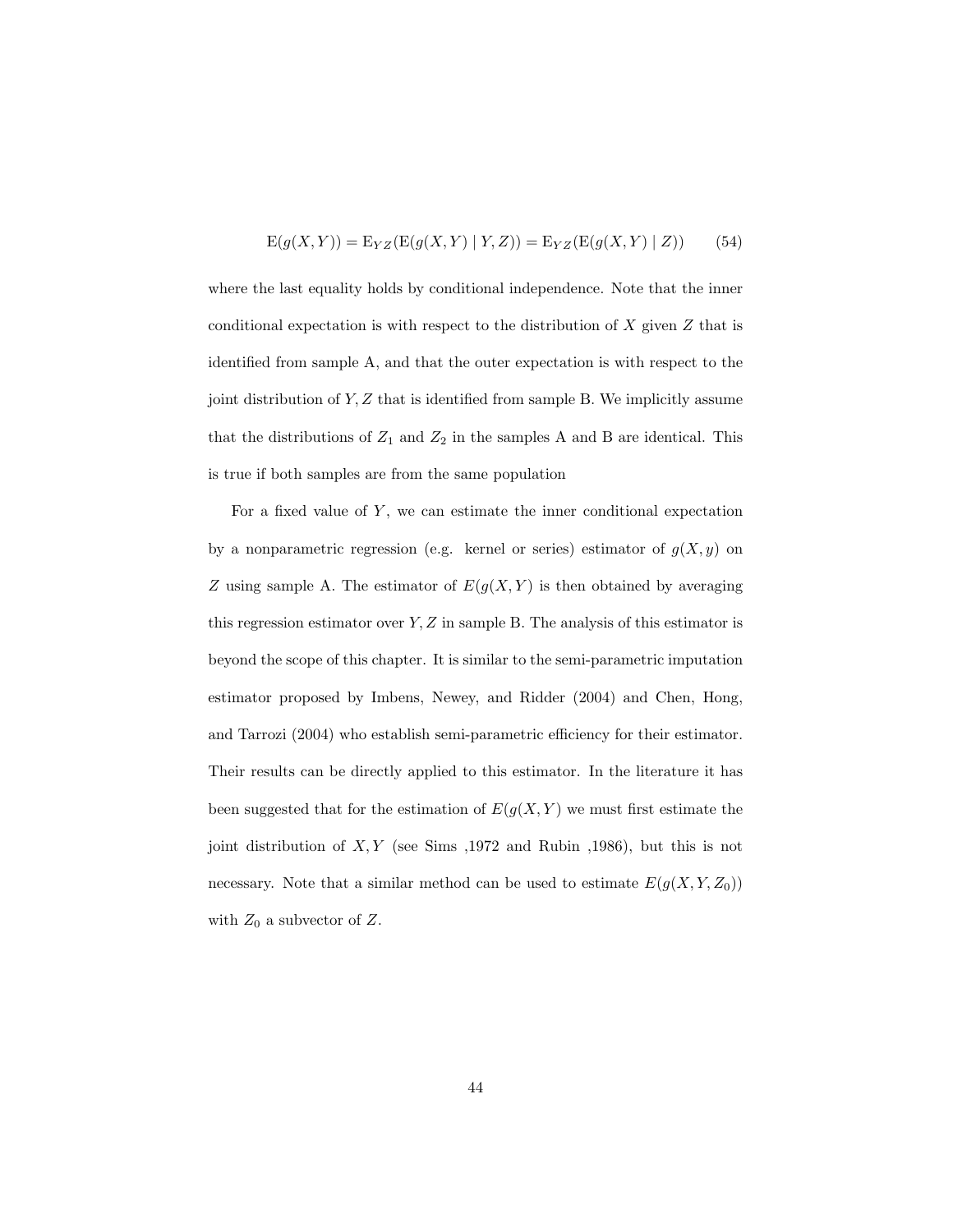$$\mathrm{E}(g(X,Y)) = \mathrm{E}_{YZ}(\mathrm{E}(g(X,Y) \mid Y,Z)) = \mathrm{E}_{YZ}(\mathrm{E}(g(X,Y) \mid Z)) \tag{54}$$

where the last equality holds by conditional independence. Note that the inner conditional expectation is with respect to the distribution of $X$ given $Z$ that is identified from sample A, and that the outer expectation is with respect to the joint distribution of $Y, Z$ that is identified from sample B. We implicitly assume that the distributions of $Z_1$ and $Z_2$ in the samples A and B are identical. This is true if both samples are from the same population

For a fixed value of $Y$, we can estimate the inner conditional expectation by a nonparametric regression (e.g. kernel or series) estimator of $g(X, y)$ on $Z$ using sample A. The estimator of $E(g(X,Y)$ is then obtained by averaging this regression estimator over $Y, Z$ in sample B. The analysis of this estimator is beyond the scope of this chapter. It is similar to the semi-parametric imputation estimator proposed by Imbens, Newey, and Ridder (2004) and Chen, Hong, and Tarrozi (2004) who establish semi-parametric efficiency for their estimator. Their results can be directly applied to this estimator. In the literature it has been suggested that for the estimation of $E(g(X,Y)$ we must first estimate the joint distribution of $X, Y$ (see Sims ,1972 and Rubin ,1986), but this is not necessary. Note that a similar method can be used to estimate $E(g(X,Y,Z_0))$ with $Z_0$ a subvector of $Z$.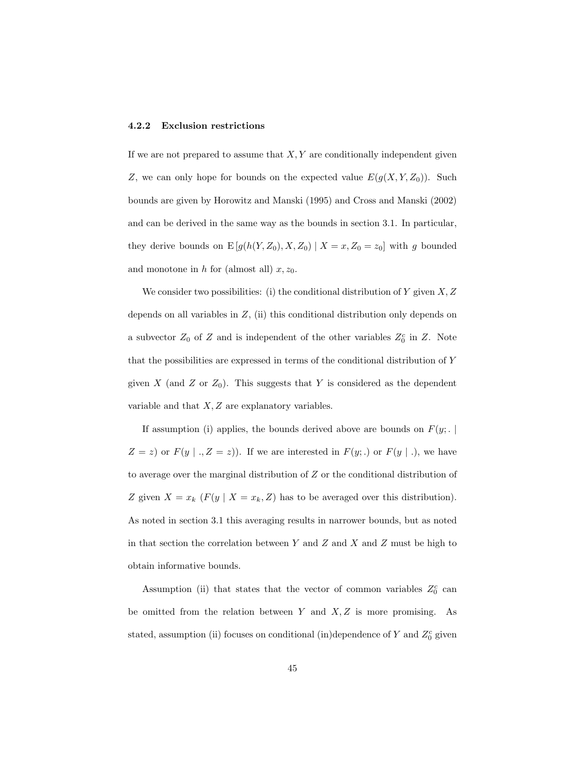### 4.2.2 Exclusion restrictions

If we are not prepared to assume that $X, Y$ are conditionally independent given $Z$, we can only hope for bounds on the expected value $E(g(X, Y, Z_0))$. Such bounds are given by Horowitz and Manski (1995) and Cross and Manski (2002) and can be derived in the same way as the bounds in section 3.1. In particular, they derive bounds on $\mathrm{E}\left[g(h(Y, Z_0), X, Z_0) \mid X = x, Z_0 = z_0\right]$ with $g$ bounded and monotone in $h$ for (almost all) $x, z_0$.

We consider two possibilities: (i) the conditional distribution of $Y$ given $X, Z$ depends on all variables in $Z$, (ii) this conditional distribution only depends on a subvector $Z_0$ of $Z$ and is independent of the other variables $Z_0^c$ in $Z$. Note that the possibilities are expressed in terms of the conditional distribution of $Y$ given $X$ (and $Z$ or $Z_0$). This suggests that $Y$ is considered as the dependent variable and that $X, Z$ are explanatory variables.

If assumption (i) applies, the bounds derived above are bounds on $F(y; . \mid Z = z)$ or $F(y \mid ., Z = z))$. If we are interested in $F(y; .)$ or $F(y \mid .)$, we have to average over the marginal distribution of $Z$ or the conditional distribution of $Z$ given $X = x_k$ ($F(y \mid X = x_k, Z)$ has to be averaged over this distribution). As noted in section 3.1 this averaging results in narrower bounds, but as noted in that section the correlation between $Y$ and $Z$ and $X$ and $Z$ must be high to obtain informative bounds.

Assumption (ii) that states that the vector of common variables $Z_0^c$ can be omitted from the relation between $Y$ and $X, Z$ is more promising. As stated, assumption (ii) focuses on conditional (in)dependence of $Y$ and $Z_0^c$ given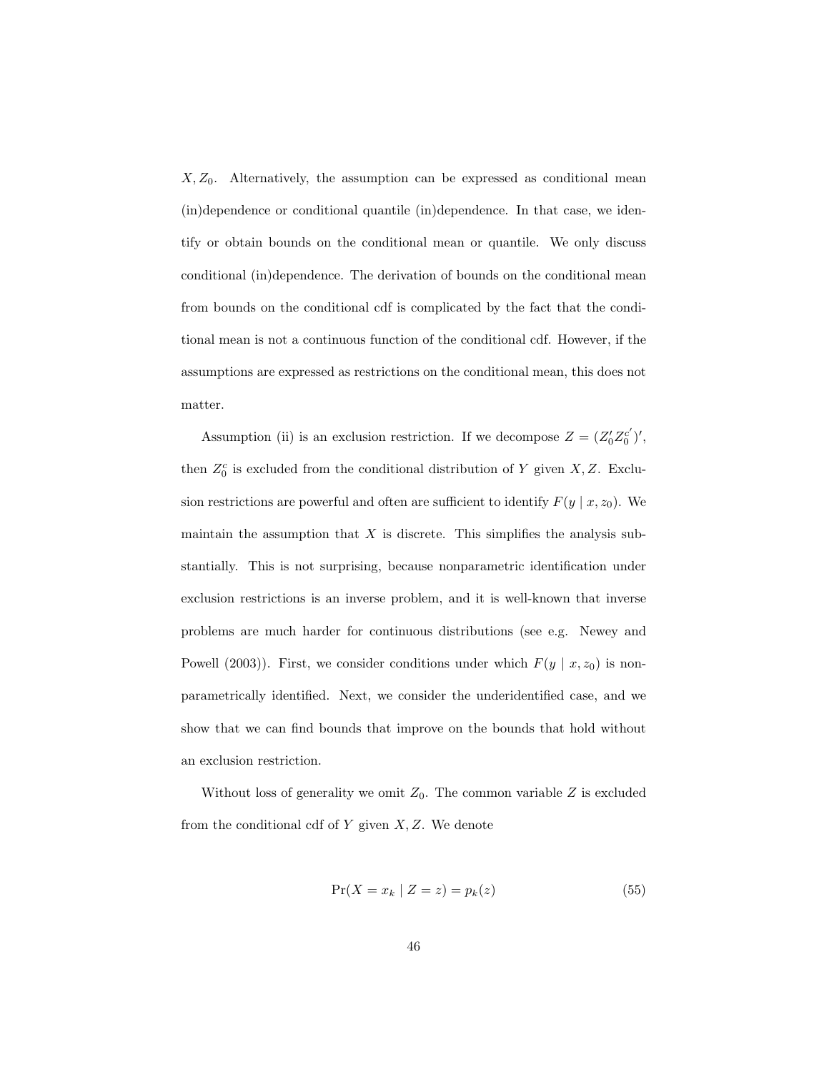$X, Z_0$. Alternatively, the assumption can be expressed as conditional mean (in)dependence or conditional quantile (in)dependence. In that case, we identify or obtain bounds on the conditional mean or quantile. We only discuss conditional (in)dependence. The derivation of bounds on the conditional mean from bounds on the conditional cdf is complicated by the fact that the conditional mean is not a continuous function of the conditional cdf. However, if the assumptions are expressed as restrictions on the conditional mean, this does not matter.

Assumption (ii) is an exclusion restriction. If we decompose $Z = (Z_0' Z_0^{c'})'$, then $Z_0^c$ is excluded from the conditional distribution of $Y$ given $X, Z$. Exclusion restrictions are powerful and often are sufficient to identify $F(y \mid x, z_0)$. We maintain the assumption that $X$ is discrete. This simplifies the analysis substantially. This is not surprising, because nonparametric identification under exclusion restrictions is an inverse problem, and it is well-known that inverse problems are much harder for continuous distributions (see e.g. Newey and Powell (2003)). First, we consider conditions under which $F(y \mid x, z_0)$ is nonparametrically identified. Next, we consider the underidentified case, and we show that we can find bounds that improve on the bounds that hold without an exclusion restriction.

Without loss of generality we omit $Z_0$. The common variable $Z$ is excluded from the conditional cdf of $Y$ given $X, Z$. We denote

$$\Pr(X = x_k \mid Z = z) = p_k(z) \tag{55}$$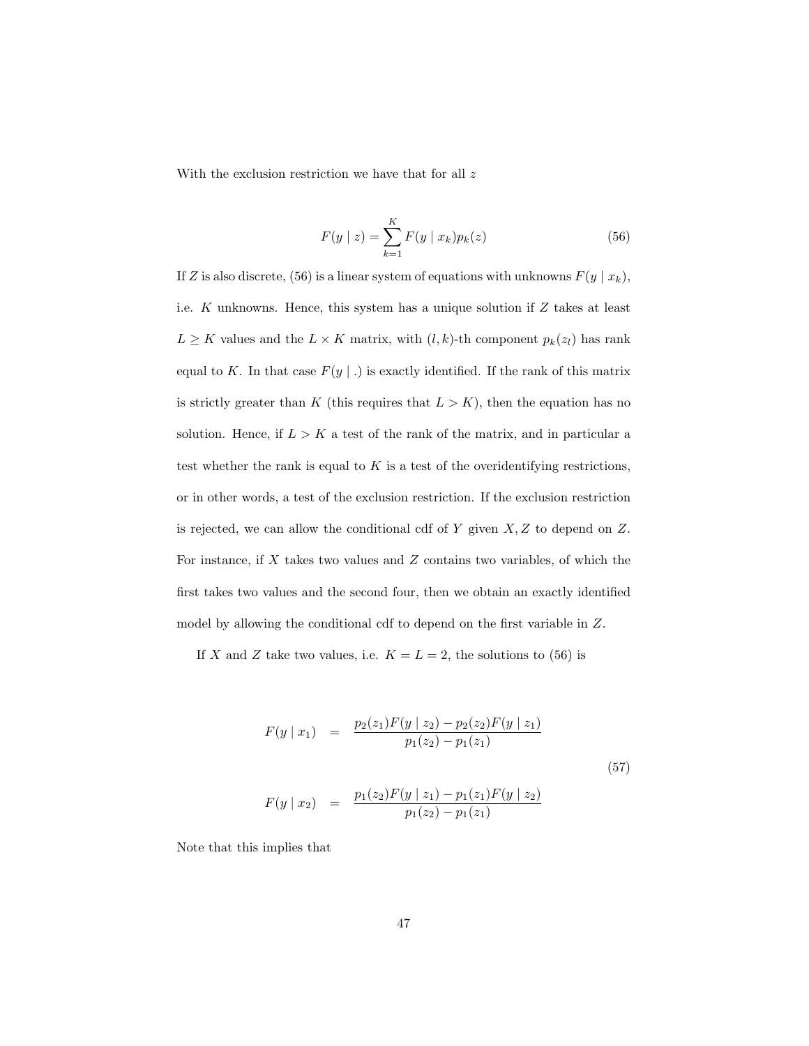With the exclusion restriction we have that for all $z$

$$F(y \mid z) = \sum_{k=1}^{K} F(y \mid x_k) p_k(z) \tag{56}$$

If $Z$ is also discrete, (56) is a linear system of equations with unknowns $F(y \mid x_k)$, i.e. $K$ unknowns. Hence, this system has a unique solution if $Z$ takes at least $L \geq K$ values and the $L \times K$ matrix, with $(l,k)$-th component $p_k(z_l)$ has rank equal to $K$. In that case $F(y \mid .)$ is exactly identified. If the rank of this matrix is strictly greater than $K$ (this requires that $L > K$), then the equation has no solution. Hence, if $L > K$ a test of the rank of the matrix, and in particular a test whether the rank is equal to $K$ is a test of the overidentifying restrictions, or in other words, a test of the exclusion restriction. If the exclusion restriction is rejected, we can allow the conditional cdf of $Y$ given $X, Z$ to depend on $Z$. For instance, if $X$ takes two values and $Z$ contains two variables, of which the first takes two values and the second four, then we obtain an exactly identified model by allowing the conditional cdf to depend on the first variable in $Z$.

If $X$ and $Z$ take two values, i.e. $K = L = 2$, the solutions to (56) is

$$\begin{aligned} F(y \mid x_1) &= \frac{p_2(z_1)F(y \mid z_2) - p_2(z_2)F(y \mid z_1)}{p_1(z_2) - p_1(z_1)} \\ F(y \mid x_2) &= \frac{p_1(z_2)F(y \mid z_1) - p_1(z_1)F(y \mid z_2)}{p_1(z_2) - p_1(z_1)} \end{aligned} \tag{57}$$

Note that this implies that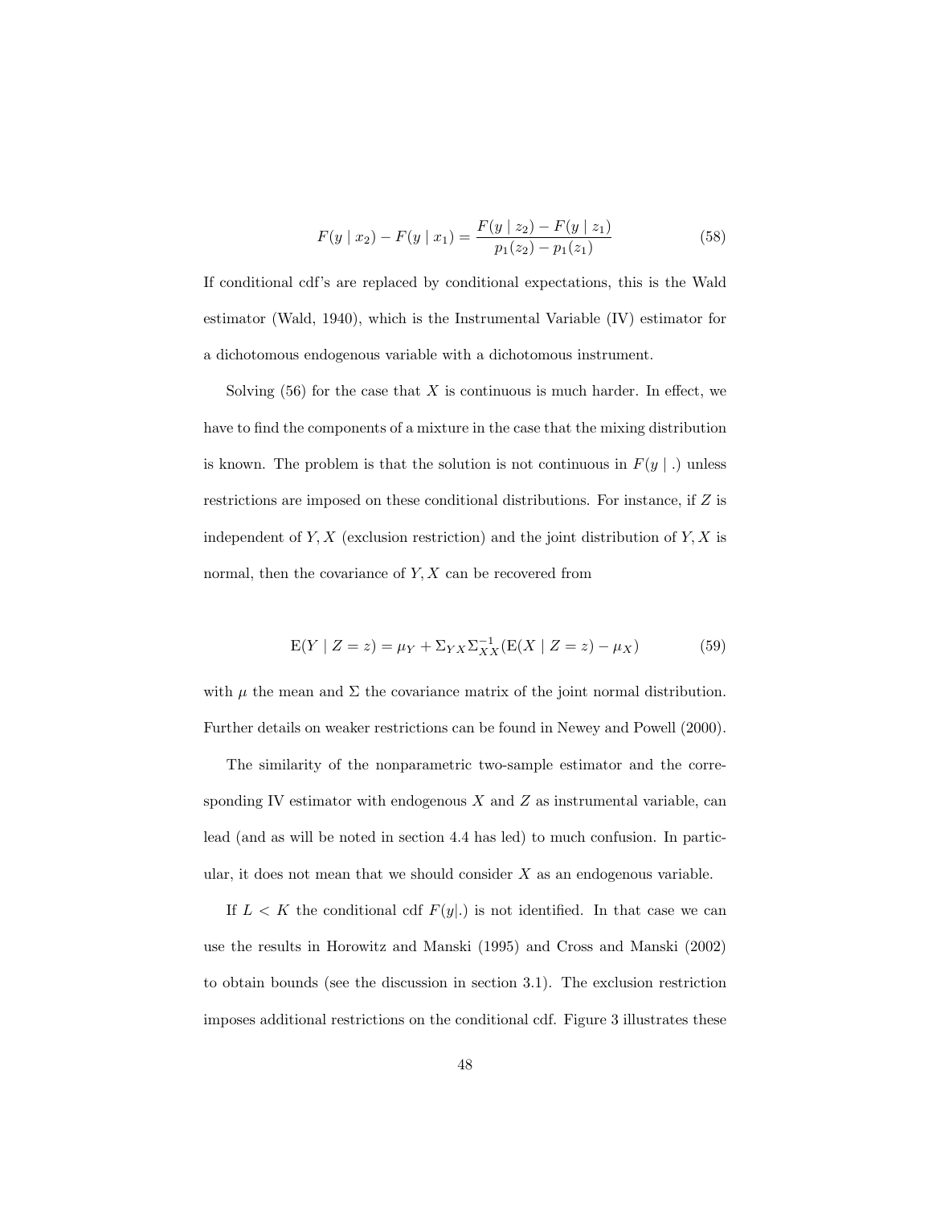$$F(y \mid x_2) - F(y \mid x_1) = \frac{F(y \mid z_2) - F(y \mid z_1)}{p_1(z_2) - p_1(z_1)} \tag{58}$$

If conditional cdf's are replaced by conditional expectations, this is the Wald estimator (Wald, 1940), which is the Instrumental Variable (IV) estimator for a dichotomous endogenous variable with a dichotomous instrument.

Solving (56) for the case that $X$ is continuous is much harder. In effect, we have to find the components of a mixture in the case that the mixing distribution is known. The problem is that the solution is not continuous in $F(y \mid .)$ unless restrictions are imposed on these conditional distributions. For instance, if $Z$ is independent of $Y, X$ (exclusion restriction) and the joint distribution of $Y, X$ is normal, then the covariance of $Y, X$ can be recovered from

$$\mathrm{E}(Y \mid Z = z) = \mu_Y + \Sigma_{YX}\Sigma_{XX}^{-1}(\mathrm{E}(X \mid Z = z) - \mu_X) \tag{59}$$

with $\mu$ the mean and $\Sigma$ the covariance matrix of the joint normal distribution. Further details on weaker restrictions can be found in Newey and Powell (2000).

The similarity of the nonparametric two-sample estimator and the corresponding IV estimator with endogenous $X$ and $Z$ as instrumental variable, can lead (and as will be noted in section 4.4 has led) to much confusion. In particular, it does not mean that we should consider $X$ as an endogenous variable.

If $L < K$ the conditional cdf $F(y|.)$ is not identified. In that case we can use the results in Horowitz and Manski (1995) and Cross and Manski (2002) to obtain bounds (see the discussion in section 3.1). The exclusion restriction imposes additional restrictions on the conditional cdf. Figure 3 illustrates these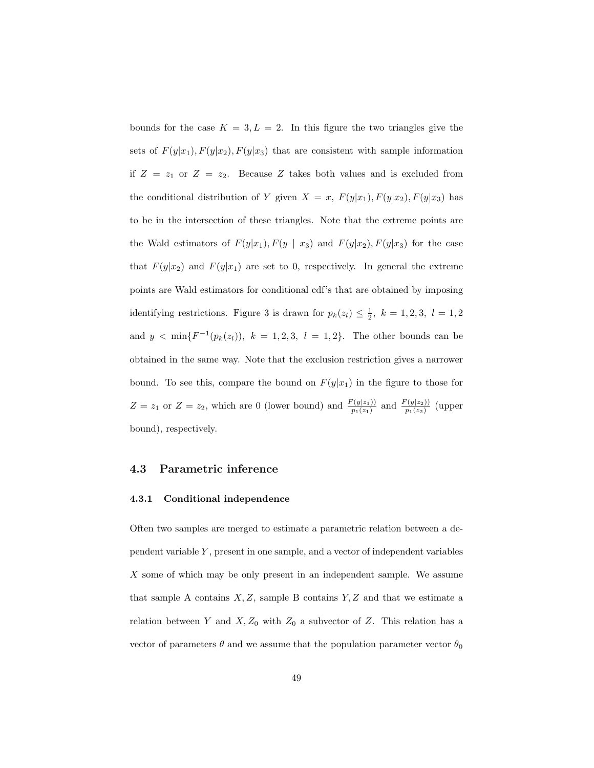bounds for the case $K = 3, L = 2$. In this figure the two triangles give the sets of $F(y|x_1), F(y|x_2), F(y|x_3)$ that are consistent with sample information if $Z = z_1$ or $Z = z_2$. Because $Z$ takes both values and is excluded from the conditional distribution of $Y$ given $X = x$, $F(y|x_1), F(y|x_2), F(y|x_3)$ has to be in the intersection of these triangles. Note that the extreme points are the Wald estimators of $F(y|x_1), F(y \mid x_3)$ and $F(y|x_2), F(y|x_3)$ for the case that $F(y|x_2)$ and $F(y|x_1)$ are set to 0, respectively. In general the extreme points are Wald estimators for conditional cdf's that are obtained by imposing identifying restrictions. Figure 3 is drawn for $p_k(z_l) \leq \frac{1}{2},\ k = 1,2,3,\ l = 1,2$ and $y < \min\{F^{-1}(p_k(z_l)),\ k = 1,2,3,\ l = 1,2\}$. The other bounds can be obtained in the same way. Note that the exclusion restriction gives a narrower bound. To see this, compare the bound on $F(y|x_1)$ in the figure to those for $Z = z_1$ or $Z = z_2$, which are 0 (lower bound) and $\frac{F(y|z_1))}{p_1(z_1)}$ and $\frac{F(y|z_2))}{p_1(z_2)}$ (upper bound), respectively.

## 4.3 Parametric inference

### 4.3.1 Conditional independence

Often two samples are merged to estimate a parametric relation between a dependent variable $Y$, present in one sample, and a vector of independent variables $X$ some of which may be only present in an independent sample. We assume that sample A contains $X, Z$, sample B contains $Y, Z$ and that we estimate a relation between $Y$ and $X, Z_0$ with $Z_0$ a subvector of $Z$. This relation has a vector of parameters $\theta$ and we assume that the population parameter vector $\theta_0$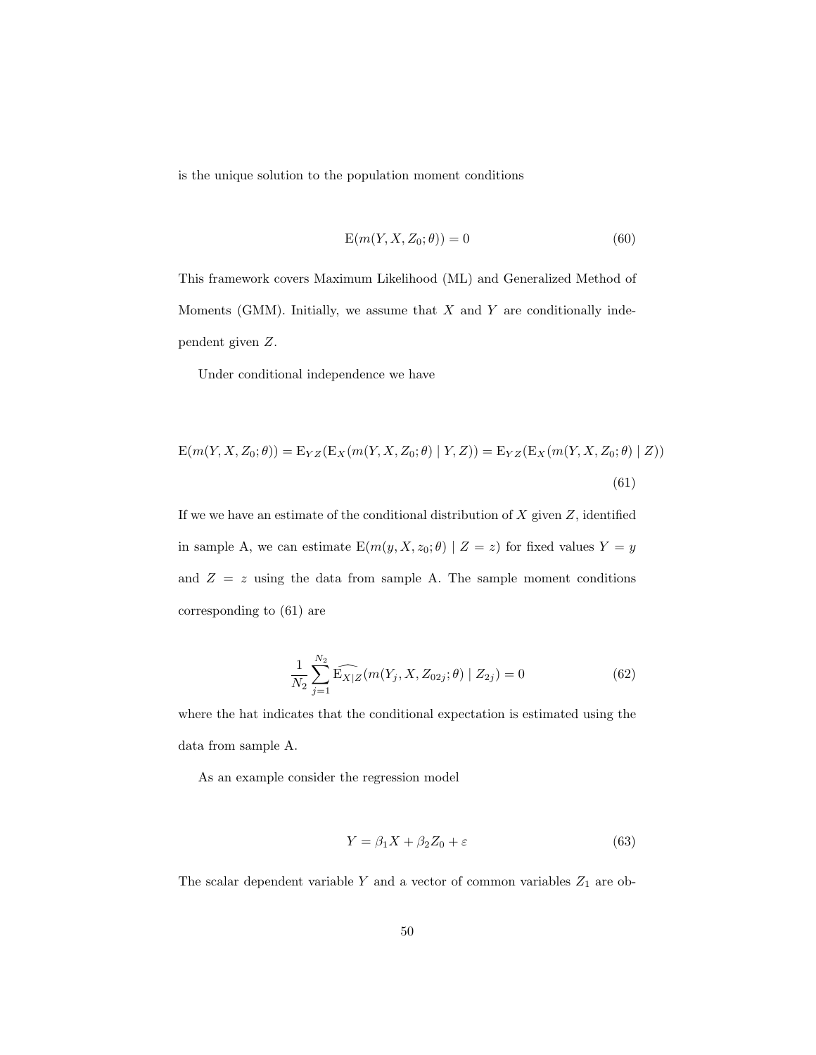is the unique solution to the population moment conditions

$$
\mathrm{E}(m(Y, X, Z_0; \theta)) = 0 \tag{60}
$$

This framework covers Maximum Likelihood (ML) and Generalized Method of Moments (GMM). Initially, we assume that $X$ and $Y$ are conditionally independent given $Z$.

Under conditional independence we have

$$
\mathrm{E}(m(Y, X, Z_0; \theta)) = \mathrm{E}_{YZ}(\mathrm{E}_X(m(Y, X, Z_0; \theta) \mid Y, Z)) = \mathrm{E}_{YZ}(\mathrm{E}_X(m(Y, X, Z_0; \theta) \mid Z)) \tag{61}
$$

If we we have an estimate of the conditional distribution of $X$ given $Z$, identified in sample A, we can estimate $\mathrm{E}(m(y, X, z_0; \theta) \mid Z = z)$ for fixed values $Y = y$ and $Z = z$ using the data from sample A. The sample moment conditions corresponding to (61) are

$$
\frac{1}{N_2} \sum_{j=1}^{N_2} \widehat{\mathrm{E}_{X|Z}}(m(Y_j, X, Z_{02j}; \theta) \mid Z_{2j}) = 0 \tag{62}
$$

where the hat indicates that the conditional expectation is estimated using the data from sample A.

As an example consider the regression model

$$
Y = \beta_1 X + \beta_2 Z_0 + \varepsilon \tag{63}
$$

The scalar dependent variable $Y$ and a vector of common variables $Z_1$ are ob-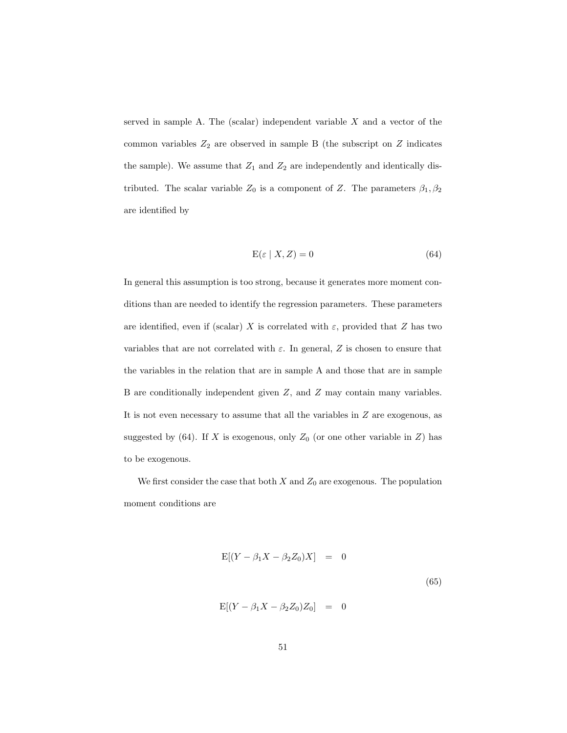served in sample A. The (scalar) independent variable $X$ and a vector of the common variables $Z_2$ are observed in sample B (the subscript on $Z$ indicates the sample). We assume that $Z_1$ and $Z_2$ are independently and identically distributed. The scalar variable $Z_0$ is a component of $Z$. The parameters $\beta_1, \beta_2$ are identified by

$$\mathrm{E}(\varepsilon \mid X, Z) = 0 \tag{64}$$

In general this assumption is too strong, because it generates more moment conditions than are needed to identify the regression parameters. These parameters are identified, even if (scalar) $X$ is correlated with $\varepsilon$, provided that $Z$ has two variables that are not correlated with $\varepsilon$. In general, $Z$ is chosen to ensure that the variables in the relation that are in sample A and those that are in sample B are conditionally independent given $Z$, and $Z$ may contain many variables. It is not even necessary to assume that all the variables in $Z$ are exogenous, as suggested by (64). If $X$ is exogenous, only $Z_0$ (or one other variable in $Z$) has to be exogenous.

We first consider the case that both $X$ and $Z_0$ are exogenous. The population moment conditions are

$$\begin{aligned} \mathrm{E}[(Y - \beta_1 X - \beta_2 Z_0)X] &= 0 \\ \mathrm{E}[(Y - \beta_1 X - \beta_2 Z_0)Z_0] &= 0 \end{aligned} \tag{65}$$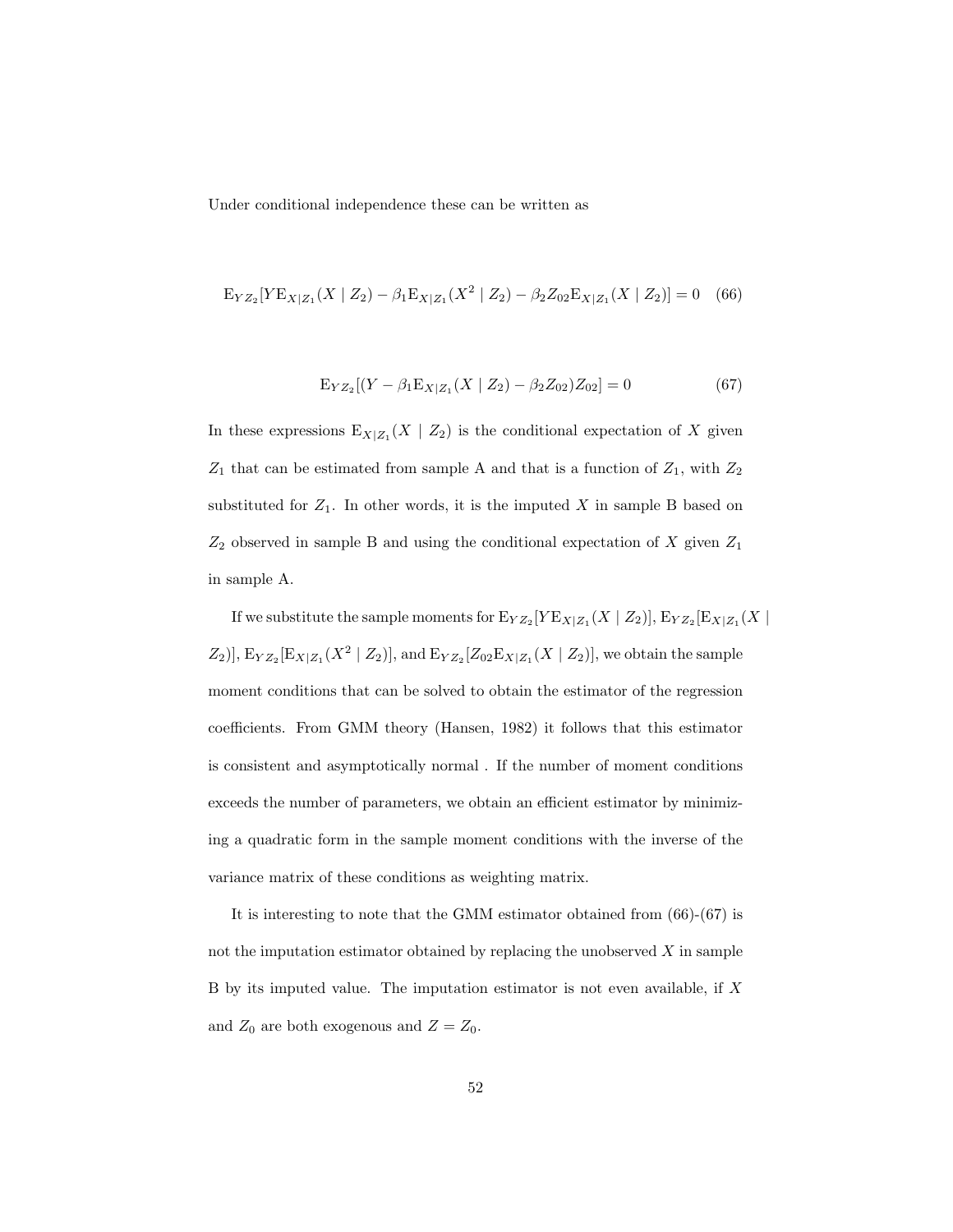Under conditional independence these can be written as

$$\mathrm{E}_{YZ_2}[Y\mathrm{E}_{X|Z_1}(X \mid Z_2) - \beta_1 \mathrm{E}_{X|Z_1}(X^2 \mid Z_2) - \beta_2 Z_{02}\mathrm{E}_{X|Z_1}(X \mid Z_2)] = 0 \quad (66)$$

$$\mathrm{E}_{YZ_2}[(Y - \beta_1 \mathrm{E}_{X|Z_1}(X \mid Z_2) - \beta_2 Z_{02})Z_{02}] = 0 \quad (67)$$

In these expressions $\mathrm{E}_{X|Z_1}(X \mid Z_2)$ is the conditional expectation of $X$ given $Z_1$ that can be estimated from sample A and that is a function of $Z_1$, with $Z_2$ substituted for $Z_1$. In other words, it is the imputed $X$ in sample B based on $Z_2$ observed in sample B and using the conditional expectation of $X$ given $Z_1$ in sample A.

If we substitute the sample moments for $\mathrm{E}_{YZ_2}[Y\mathrm{E}_{X|Z_1}(X \mid Z_2)]$, $\mathrm{E}_{YZ_2}[\mathrm{E}_{X|Z_1}(X \mid Z_2)]$, $\mathrm{E}_{YZ_2}[\mathrm{E}_{X|Z_1}(X^2 \mid Z_2)]$, and $\mathrm{E}_{YZ_2}[Z_{02}\mathrm{E}_{X|Z_1}(X \mid Z_2)]$, we obtain the sample moment conditions that can be solved to obtain the estimator of the regression coefficients. From GMM theory (Hansen, 1982) it follows that this estimator is consistent and asymptotically normal . If the number of moment conditions exceeds the number of parameters, we obtain an efficient estimator by minimizing a quadratic form in the sample moment conditions with the inverse of the variance matrix of these conditions as weighting matrix.

It is interesting to note that the GMM estimator obtained from (66)-(67) is not the imputation estimator obtained by replacing the unobserved $X$ in sample B by its imputed value. The imputation estimator is not even available, if $X$ and $Z_0$ are both exogenous and $Z = Z_0$.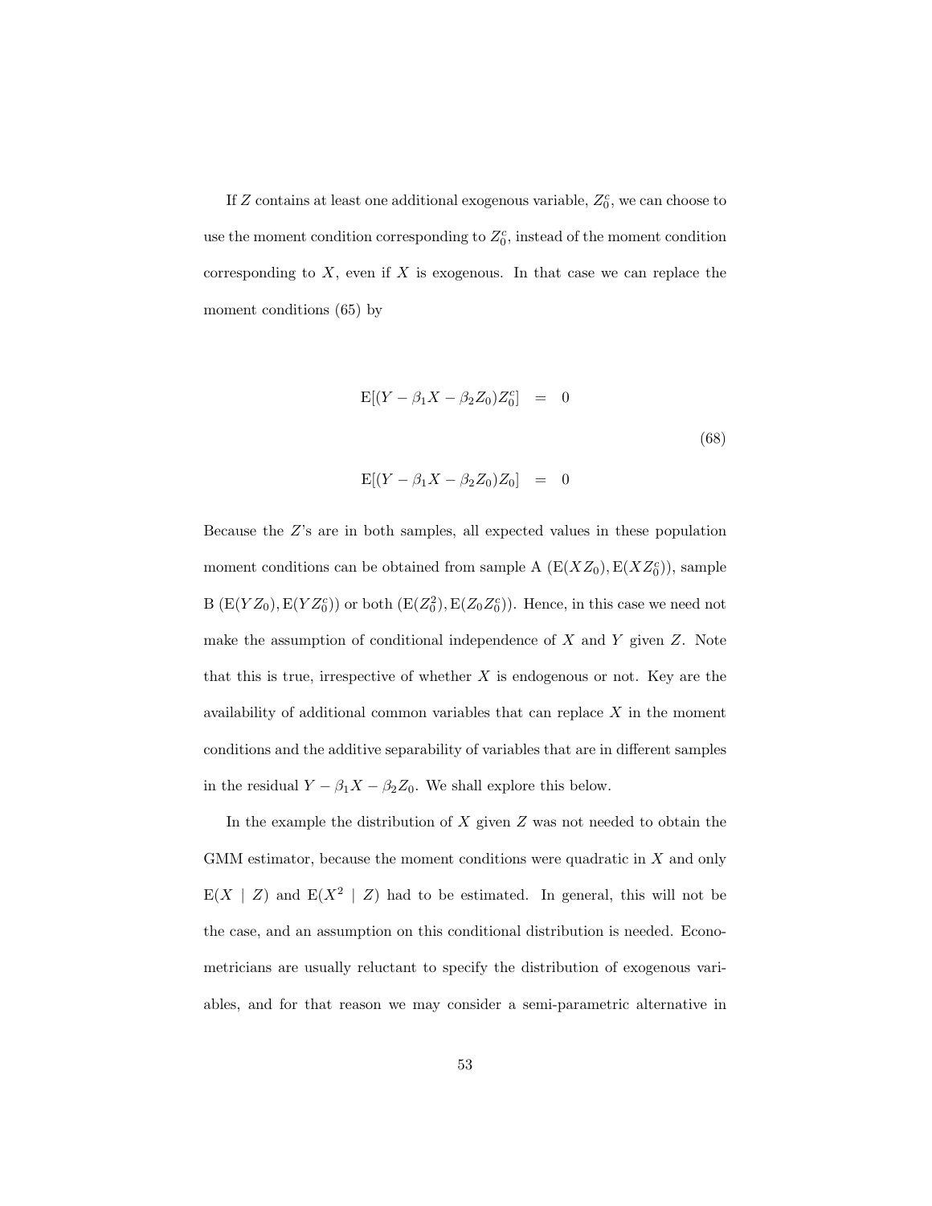If $Z$ contains at least one additional exogenous variable, $Z_0^c$, we can choose to use the moment condition corresponding to $Z_0^c$, instead of the moment condition corresponding to $X$, even if $X$ is exogenous. In that case we can replace the moment conditions (65) by

$$
\begin{aligned}
\mathrm{E}[(Y - \beta_1 X - \beta_2 Z_0) Z_0^c] &= 0 \\
\mathrm{E}[(Y - \beta_1 X - \beta_2 Z_0) Z_0] &= 0
\end{aligned}
\tag{68}
$$

Because the $Z$'s are in both samples, all expected values in these population moment conditions can be obtained from sample A $(\mathrm{E}(XZ_0), \mathrm{E}(XZ_0^c))$, sample B $(\mathrm{E}(YZ_0), \mathrm{E}(YZ_0^c))$ or both $(\mathrm{E}(Z_0^2), \mathrm{E}(Z_0 Z_0^c))$. Hence, in this case we need not make the assumption of conditional independence of $X$ and $Y$ given $Z$. Note that this is true, irrespective of whether $X$ is endogenous or not. Key are the availability of additional common variables that can replace $X$ in the moment conditions and the additive separability of variables that are in different samples in the residual $Y - \beta_1 X - \beta_2 Z_0$. We shall explore this below.

In the example the distribution of $X$ given $Z$ was not needed to obtain the GMM estimator, because the moment conditions were quadratic in $X$ and only $\mathrm{E}(X \mid Z)$ and $\mathrm{E}(X^2 \mid Z)$ had to be estimated. In general, this will not be the case, and an assumption on this conditional distribution is needed. Econometricians are usually reluctant to specify the distribution of exogenous variables, and for that reason we may consider a semi-parametric alternative in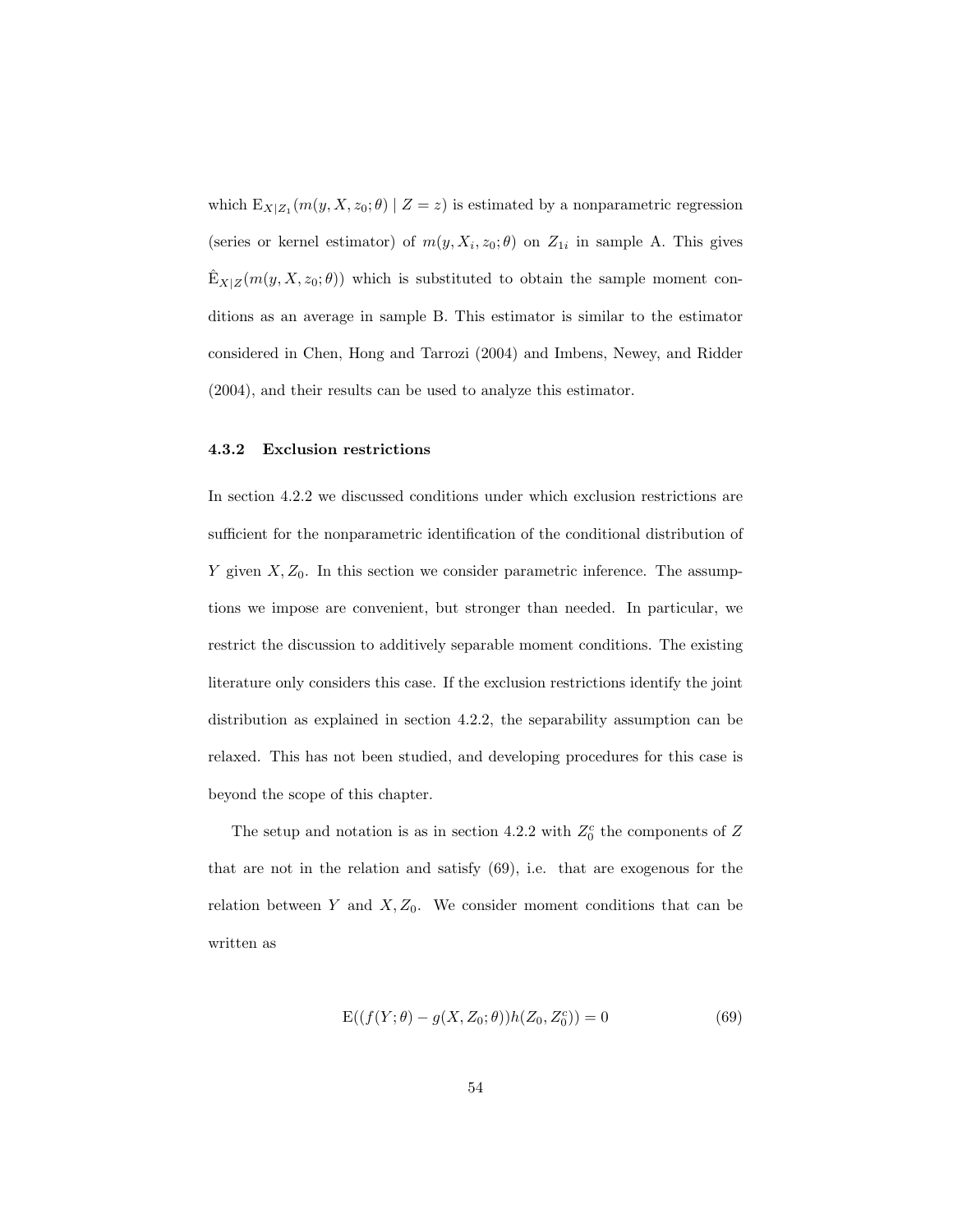which $\mathrm{E}_{X|Z_1}(m(y, X, z_0; \theta) \mid Z = z)$ is estimated by a nonparametric regression (series or kernel estimator) of $m(y, X_i, z_0; \theta)$ on $Z_{1i}$ in sample A. This gives $\hat{\mathrm{E}}_{X|Z}(m(y, X, z_0; \theta))$ which is substituted to obtain the sample moment conditions as an average in sample B. This estimator is similar to the estimator considered in Chen, Hong and Tarrozi (2004) and Imbens, Newey, and Ridder (2004), and their results can be used to analyze this estimator.

### 4.3.2 Exclusion restrictions

In section 4.2.2 we discussed conditions under which exclusion restrictions are sufficient for the nonparametric identification of the conditional distribution of $Y$ given $X, Z_0$. In this section we consider parametric inference. The assumptions we impose are convenient, but stronger than needed. In particular, we restrict the discussion to additively separable moment conditions. The existing literature only considers this case. If the exclusion restrictions identify the joint distribution as explained in section 4.2.2, the separability assumption can be relaxed. This has not been studied, and developing procedures for this case is beyond the scope of this chapter.

The setup and notation is as in section 4.2.2 with $Z_0^c$ the components of $Z$ that are not in the relation and satisfy (69), i.e. that are exogenous for the relation between $Y$ and $X, Z_0$. We consider moment conditions that can be written as

$$\mathrm{E}((f(Y; \theta) - g(X, Z_0; \theta))h(Z_0, Z_0^c)) = 0 \tag{69}$$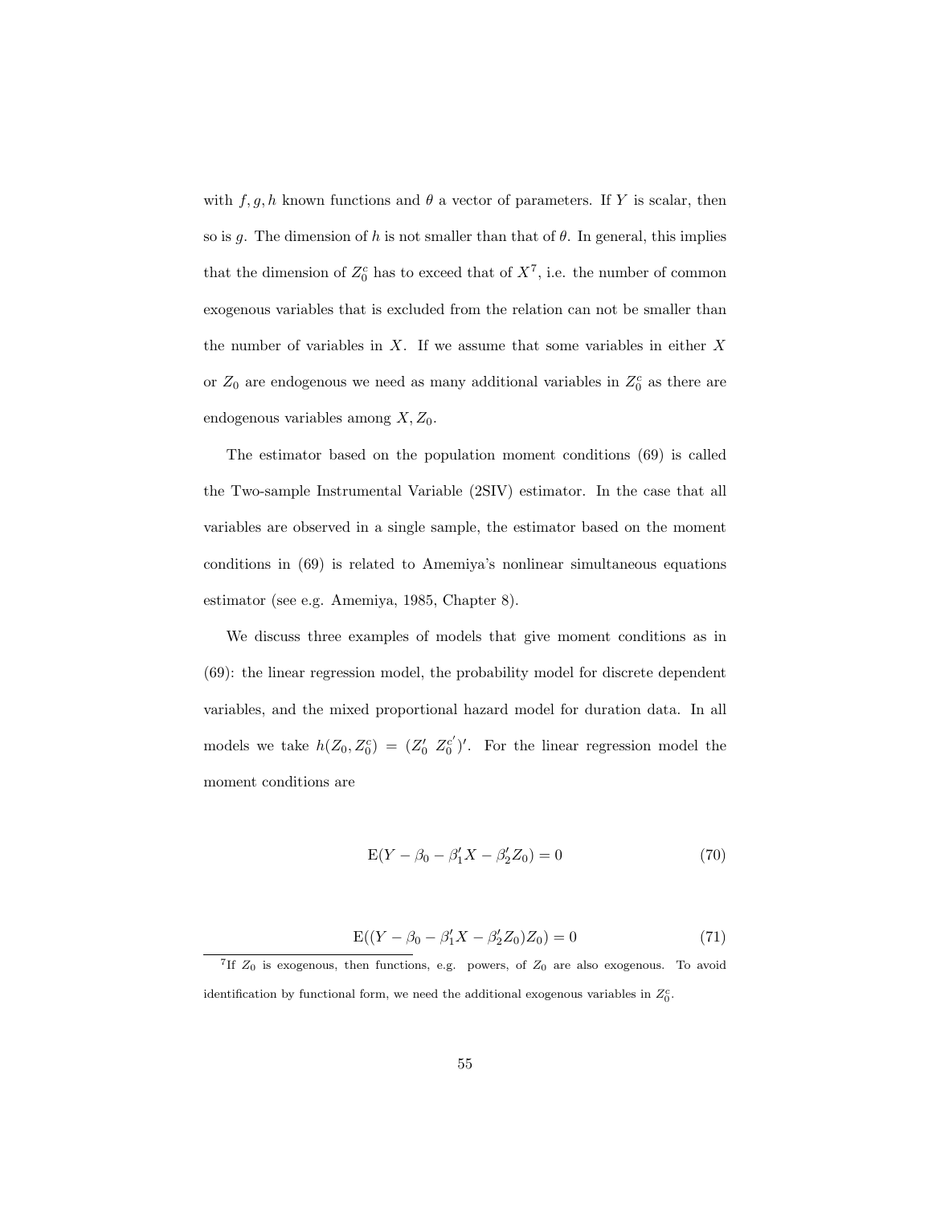with $f, g, h$ known functions and $\theta$ a vector of parameters. If $Y$ is scalar, then so is $g$. The dimension of $h$ is not smaller than that of $\theta$. In general, this implies that the dimension of $Z_0^c$ has to exceed that of $X$[7], i.e. the number of common exogenous variables that is excluded from the relation can not be smaller than the number of variables in $X$. If we assume that some variables in either $X$ or $Z_0$ are endogenous we need as many additional variables in $Z_0^c$ as there are endogenous variables among $X, Z_0$.

The estimator based on the population moment conditions (69) is called the Two-sample Instrumental Variable (2SIV) estimator. In the case that all variables are observed in a single sample, the estimator based on the moment conditions in (69) is related to Amemiya's nonlinear simultaneous equations estimator (see e.g. Amemiya, 1985, Chapter 8).

We discuss three examples of models that give moment conditions as in (69): the linear regression model, the probability model for discrete dependent variables, and the mixed proportional hazard model for duration data. In all models we take $h(Z_0, Z_0^c) = (Z_0' \; Z_0^{c'})'$. For the linear regression model the moment conditions are

$$\mathrm{E}(Y - \beta_0 - \beta_1' X - \beta_2' Z_0) = 0 \tag{70}$$

$$\mathrm{E}((Y - \beta_0 - \beta_1' X - \beta_2' Z_0) Z_0) = 0 \tag{71}$$

[7] If $Z_0$ is exogenous, then functions, e.g. powers, of $Z_0$ are also exogenous. To avoid identification by functional form, we need the additional exogenous variables in $Z_0^c$.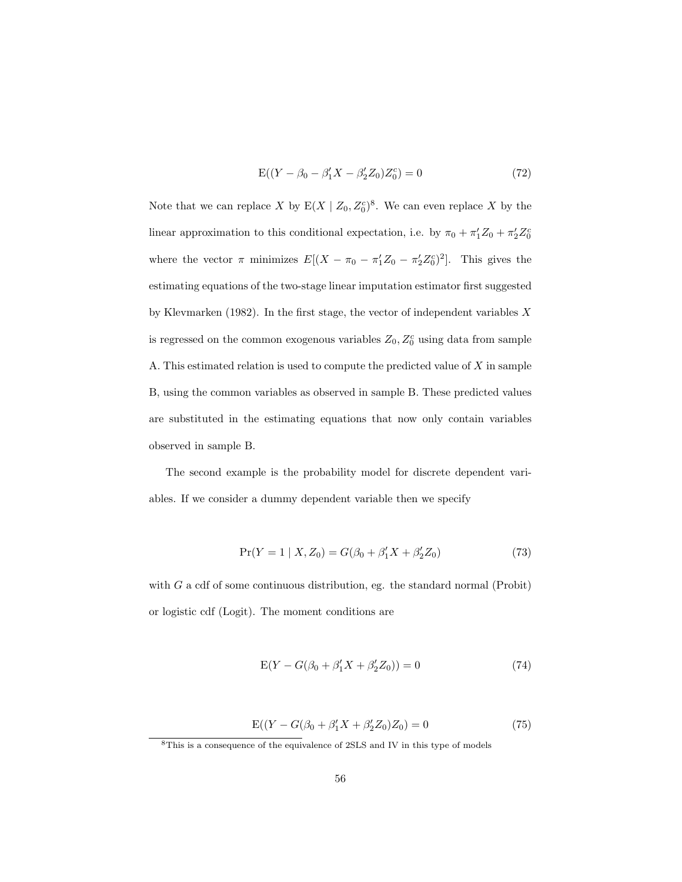$$\mathrm{E}((Y - \beta_0 - \beta_1' X - \beta_2' Z_0) Z_0^c) = 0 \tag{72}$$

Note that we can replace $X$ by $\mathrm{E}(X \mid Z_0, Z_0^c)$[8]. We can even replace $X$ by the linear approximation to this conditional expectation, i.e. by $\pi_0 + \pi_1' Z_0 + \pi_2' Z_0^c$ where the vector $\pi$ minimizes $E[(X - \pi_0 - \pi_1' Z_0 - \pi_2' Z_0^c)^2]$. This gives the estimating equations of the two-stage linear imputation estimator first suggested by Klevmarken (1982). In the first stage, the vector of independent variables $X$ is regressed on the common exogenous variables $Z_0, Z_0^c$ using data from sample A. This estimated relation is used to compute the predicted value of $X$ in sample B, using the common variables as observed in sample B. These predicted values are substituted in the estimating equations that now only contain variables observed in sample B.

The second example is the probability model for discrete dependent variables. If we consider a dummy dependent variable then we specify

$$\Pr(Y = 1 \mid X, Z_0) = G(\beta_0 + \beta_1' X + \beta_2' Z_0) \tag{73}$$

with $G$ a cdf of some continuous distribution, eg. the standard normal (Probit) or logistic cdf (Logit). The moment conditions are

$$\mathrm{E}(Y - G(\beta_0 + \beta_1' X + \beta_2' Z_0)) = 0 \tag{74}$$

$$\mathrm{E}((Y - G(\beta_0 + \beta_1' X + \beta_2' Z_0) Z_0) = 0 \tag{75}$$

[8] This is a consequence of the equivalence of 2SLS and IV in this type of models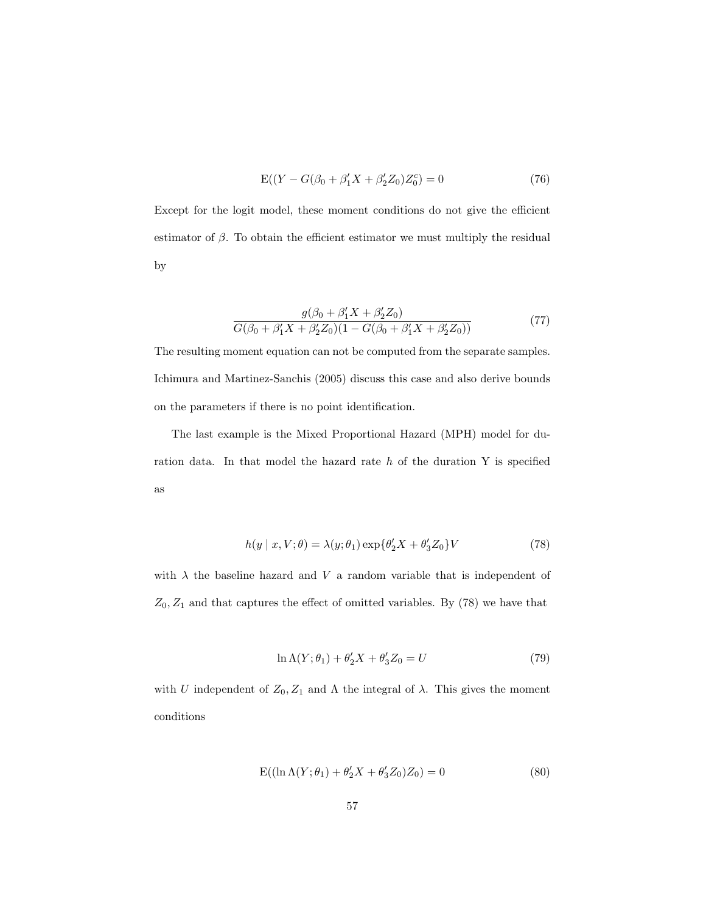$$\mathrm{E}((Y - G(\beta_0 + \beta_1' X + \beta_2' Z_0) Z_0^c) = 0 \tag{76}$$

Except for the logit model, these moment conditions do not give the efficient estimator of $\beta$. To obtain the efficient estimator we must multiply the residual by

$$\frac{g(\beta_0 + \beta_1' X + \beta_2' Z_0)}{G(\beta_0 + \beta_1' X + \beta_2' Z_0)(1 - G(\beta_0 + \beta_1' X + \beta_2' Z_0))} \tag{77}$$

The resulting moment equation can not be computed from the separate samples. Ichimura and Martinez-Sanchis (2005) discuss this case and also derive bounds on the parameters if there is no point identification.

The last example is the Mixed Proportional Hazard (MPH) model for duration data. In that model the hazard rate $h$ of the duration Y is specified as

$$h(y \mid x, V; \theta) = \lambda(y; \theta_1) \exp\{\theta_2' X + \theta_3' Z_0\} V \tag{78}$$

with $\lambda$ the baseline hazard and $V$ a random variable that is independent of $Z_0, Z_1$ and that captures the effect of omitted variables. By (78) we have that

$$\ln \Lambda(Y; \theta_1) + \theta_2' X + \theta_3' Z_0 = U \tag{79}$$

with $U$ independent of $Z_0, Z_1$ and $\Lambda$ the integral of $\lambda$. This gives the moment conditions

$$\mathrm{E}((\ln \Lambda(Y; \theta_1) + \theta_2' X + \theta_3' Z_0) Z_0) = 0 \tag{80}$$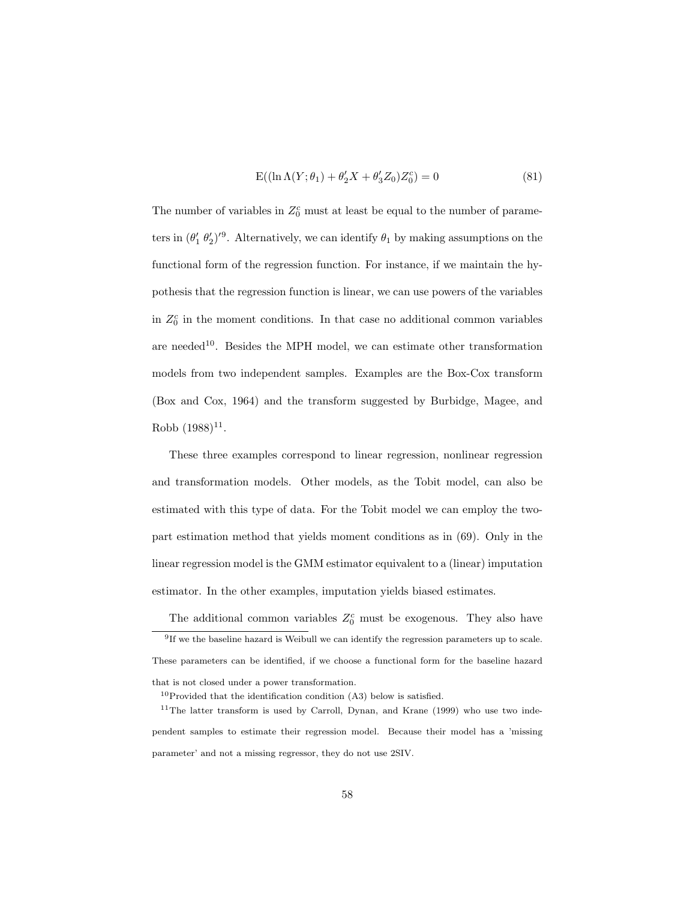$$\mathrm{E}((\ln \Lambda(Y;\theta_1) + \theta_2' X + \theta_3' Z_0) Z_0^c) = 0 \tag{81}$$

The number of variables in $Z_0^c$ must at least be equal to the number of parameters in $(\theta_1' \ \theta_2')'$[9]. Alternatively, we can identify $\theta_1$ by making assumptions on the functional form of the regression function. For instance, if we maintain the hypothesis that the regression function is linear, we can use powers of the variables in $Z_0^c$ in the moment conditions. In that case no additional common variables are needed[10]. Besides the MPH model, we can estimate other transformation models from two independent samples. Examples are the Box-Cox transform (Box and Cox, 1964) and the transform suggested by Burbidge, Magee, and Robb (1988)[11].

These three examples correspond to linear regression, nonlinear regression and transformation models. Other models, as the Tobit model, can also be estimated with this type of data. For the Tobit model we can employ the two-part estimation method that yields moment conditions as in (69). Only in the linear regression model is the GMM estimator equivalent to a (linear) imputation estimator. In the other examples, imputation yields biased estimates.

The additional common variables $Z_0^c$ must be exogenous. They also have

---

[9] If we the baseline hazard is Weibull we can identify the regression parameters up to scale. These parameters can be identified, if we choose a functional form for the baseline hazard that is not closed under a power transformation.

[10] Provided that the identification condition (A3) below is satisfied.

[11] The latter transform is used by Carroll, Dynan, and Krane (1999) who use two independent samples to estimate their regression model. Because their model has a 'missing parameter' and not a missing regressor, they do not use 2SIV.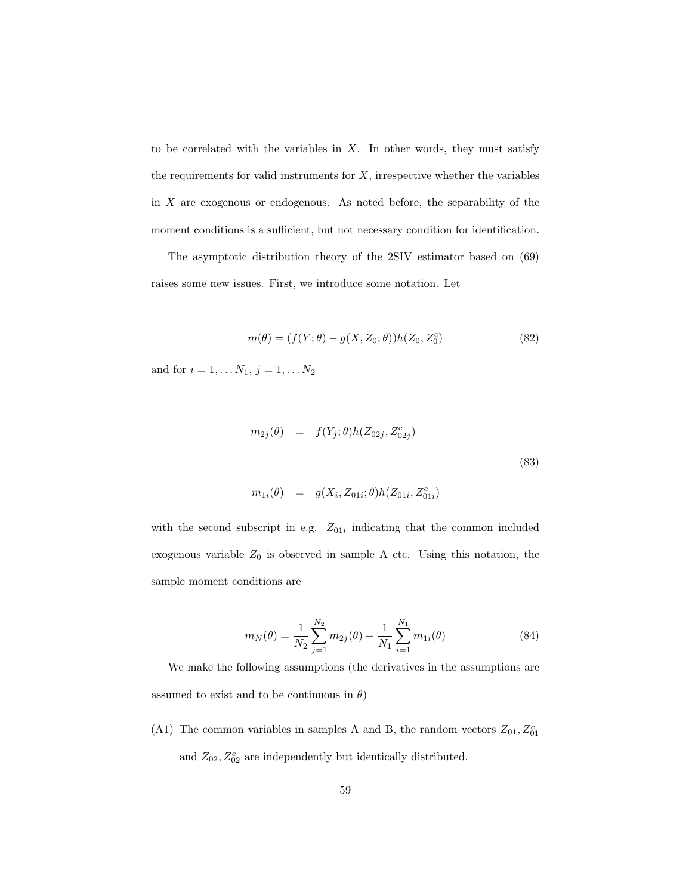to be correlated with the variables in $X$. In other words, they must satisfy the requirements for valid instruments for $X$, irrespective whether the variables in $X$ are exogenous or endogenous. As noted before, the separability of the moment conditions is a sufficient, but not necessary condition for identification.

The asymptotic distribution theory of the 2SIV estimator based on (69) raises some new issues. First, we introduce some notation. Let

$$m(\theta) = (f(Y;\theta) - g(X, Z_0;\theta))h(Z_0, Z_0^c) \tag{82}$$

and for $i = 1, \ldots N_1$, $j = 1, \ldots N_2$

$$\begin{aligned} m_{2j}(\theta) &= f(Y_j;\theta)h(Z_{02j}, Z_{02j}^c) \\ m_{1i}(\theta) &= g(X_i, Z_{01i};\theta)h(Z_{01i}, Z_{01i}^c) \end{aligned} \tag{83}$$

with the second subscript in e.g. $Z_{01i}$ indicating that the common included exogenous variable $Z_0$ is observed in sample A etc. Using this notation, the sample moment conditions are

$$m_N(\theta) = \frac{1}{N_2}\sum_{j=1}^{N_2} m_{2j}(\theta) - \frac{1}{N_1}\sum_{i=1}^{N_1} m_{1i}(\theta) \tag{84}$$

We make the following assumptions (the derivatives in the assumptions are assumed to exist and to be continuous in $\theta$)

(A1) The common variables in samples A and B, the random vectors $Z_{01}, Z_{01}^c$ and $Z_{02}, Z_{02}^c$ are independently but identically distributed.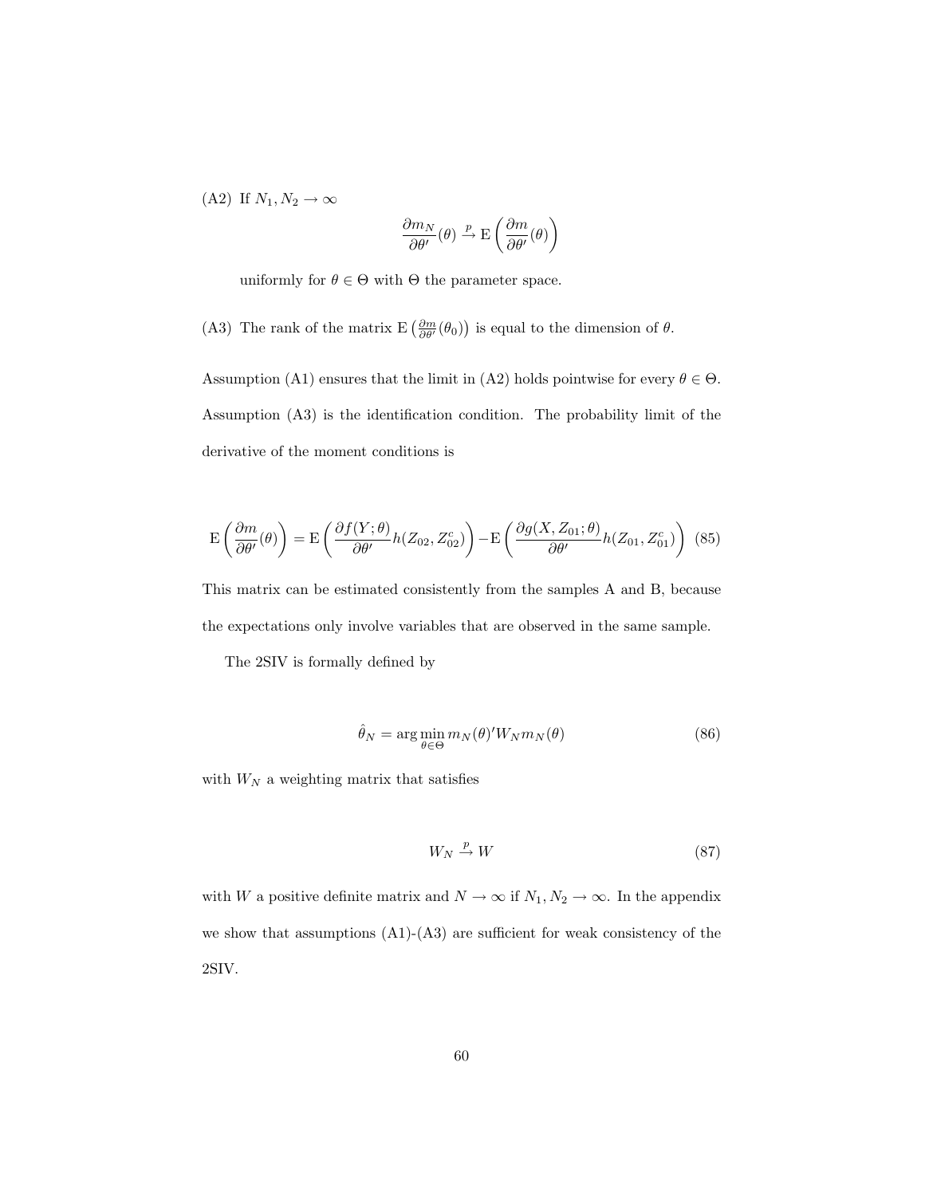(A2) If $N_1, N_2 \to \infty$

$$
\frac{\partial m_N}{\partial \theta'}(\theta) \xrightarrow{p} \mathrm{E}\left(\frac{\partial m}{\partial \theta'}(\theta)\right)
$$

uniformly for $\theta \in \Theta$ with $\Theta$ the parameter space.

(A3) The rank of the matrix $\mathrm{E}\left(\frac{\partial m}{\partial \theta'}(\theta_0)\right)$ is equal to the dimension of $\theta$.

Assumption (A1) ensures that the limit in (A2) holds pointwise for every $\theta \in \Theta$. Assumption (A3) is the identification condition. The probability limit of the derivative of the moment conditions is

$$
\mathrm{E}\left(\frac{\partial m}{\partial \theta'}(\theta)\right) = \mathrm{E}\left(\frac{\partial f(Y;\theta)}{\partial \theta'} h(Z_{02}, Z_{02}^c)\right) - \mathrm{E}\left(\frac{\partial g(X, Z_{01};\theta)}{\partial \theta'} h(Z_{01}, Z_{01}^c)\right) \quad (85)
$$

This matrix can be estimated consistently from the samples A and B, because the expectations only involve variables that are observed in the same sample.

The 2SIV is formally defined by

$$
\hat{\theta}_N = \arg\min_{\theta \in \Theta} m_N(\theta)' W_N m_N(\theta) \quad (86)
$$

with $W_N$ a weighting matrix that satisfies

$$
W_N \xrightarrow{p} W \quad (87)
$$

with $W$ a positive definite matrix and $N \to \infty$ if $N_1, N_2 \to \infty$. In the appendix we show that assumptions (A1)-(A3) are sufficient for weak consistency of the 2SIV.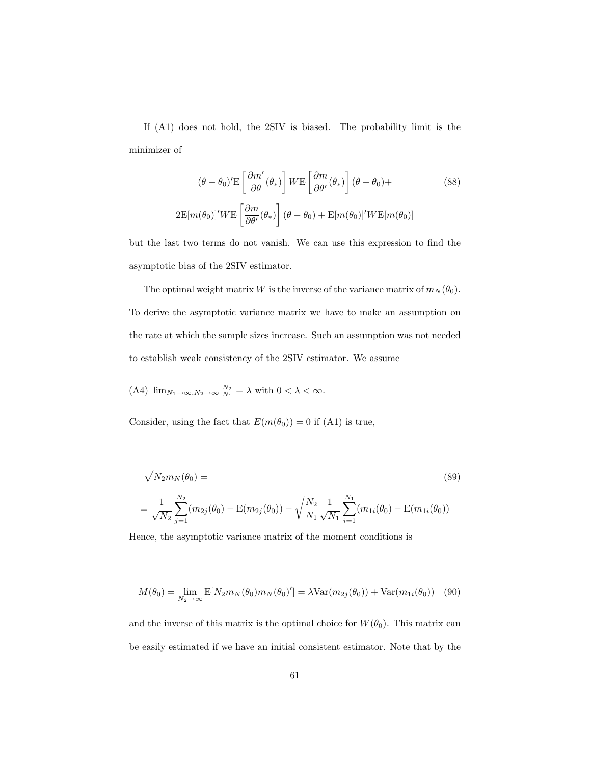If (A1) does not hold, the 2SIV is biased. The probability limit is the minimizer of

$$
\begin{aligned}
&(\theta-\theta_0)'\mathrm{E}\left[\frac{\partial m'}{\partial \theta}(\theta_*)\right] W \mathrm{E}\left[\frac{\partial m}{\partial \theta'}(\theta_*)\right](\theta-\theta_0)+ \\
&2\mathrm{E}[m(\theta_0)]'W\mathrm{E}\left[\frac{\partial m}{\partial \theta'}(\theta_*)\right](\theta-\theta_0)+\mathrm{E}[m(\theta_0)]'W\mathrm{E}[m(\theta_0)]
\end{aligned}
\tag{88}
$$

but the last two terms do not vanish. We can use this expression to find the asymptotic bias of the 2SIV estimator.

The optimal weight matrix $W$ is the inverse of the variance matrix of $m_N(\theta_0)$. To derive the asymptotic variance matrix we have to make an assumption on the rate at which the sample sizes increase. Such an assumption was not needed to establish weak consistency of the 2SIV estimator. We assume

(A4) $\lim_{N_1\to\infty, N_2\to\infty}\frac{N_2}{N_1}=\lambda$ with $0<\lambda<\infty$.

Consider, using the fact that $E(m(\theta_0))=0$ if (A1) is true,

$$
\begin{aligned}
&\sqrt{N_2}m_N(\theta_0)= \\
&=\frac{1}{\sqrt{N_2}}\sum_{j=1}^{N_2}(m_{2j}(\theta_0)-\mathrm{E}(m_{2j}(\theta_0)))-\sqrt{\frac{N_2}{N_1}}\frac{1}{\sqrt{N_1}}\sum_{i=1}^{N_1}(m_{1i}(\theta_0)-\mathrm{E}(m_{1i}(\theta_0)))
\end{aligned}
\tag{89}
$$

Hence, the asymptotic variance matrix of the moment conditions is

$$
M(\theta_0)=\lim_{N_2\to\infty}\mathrm{E}[N_2 m_N(\theta_0)m_N(\theta_0)']=\lambda\mathrm{Var}(m_{2j}(\theta_0))+\mathrm{Var}(m_{1i}(\theta_0)) \tag{90}
$$

and the inverse of this matrix is the optimal choice for $W(\theta_0)$. This matrix can be easily estimated if we have an initial consistent estimator. Note that by the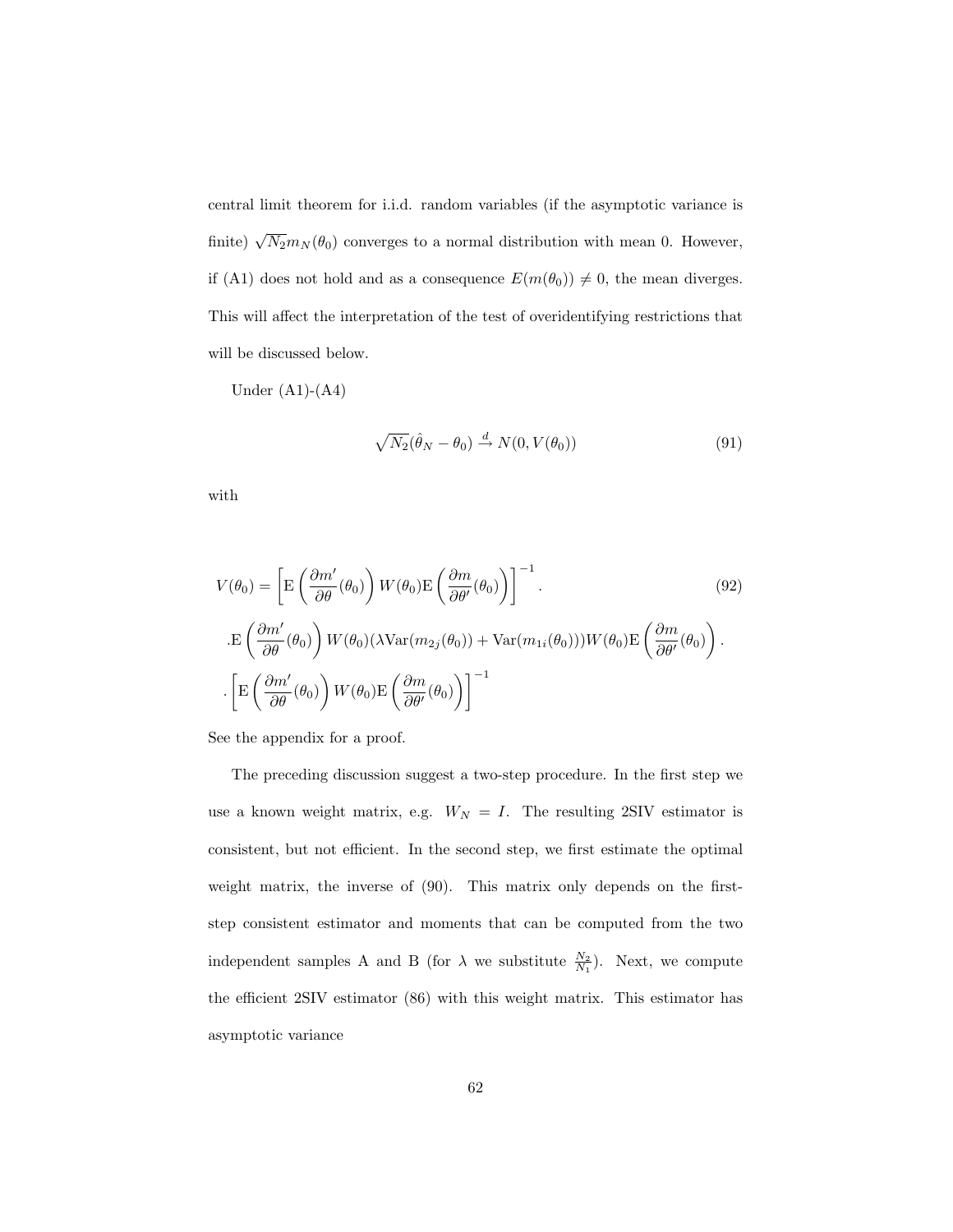central limit theorem for i.i.d. random variables (if the asymptotic variance is finite) $\sqrt{N_2}m_N(\theta_0)$ converges to a normal distribution with mean 0. However, if (A1) does not hold and as a consequence $E(m(\theta_0)) \neq 0$, the mean diverges. This will affect the interpretation of the test of overidentifying restrictions that will be discussed below.

Under (A1)-(A4)

$$\sqrt{N_2}(\hat{\theta}_N - \theta_0) \xrightarrow{d} N(0, V(\theta_0)) \tag{91}$$

with

$$\begin{aligned} V(\theta_0) &= \left[ \mathrm{E}\left(\frac{\partial m'}{\partial \theta}(\theta_0)\right) W(\theta_0) \mathrm{E}\left(\frac{\partial m}{\partial \theta'}(\theta_0)\right)\right]^{-1} . \\ &.\mathrm{E}\left(\frac{\partial m'}{\partial \theta}(\theta_0)\right) W(\theta_0)(\lambda \mathrm{Var}(m_{2j}(\theta_0)) + \mathrm{Var}(m_{1i}(\theta_0))) W(\theta_0) \mathrm{E}\left(\frac{\partial m}{\partial \theta'}(\theta_0)\right) . \\ &. \left[ \mathrm{E}\left(\frac{\partial m'}{\partial \theta}(\theta_0)\right) W(\theta_0) \mathrm{E}\left(\frac{\partial m}{\partial \theta'}(\theta_0)\right)\right]^{-1} \end{aligned} \tag{92}$$

See the appendix for a proof.

The preceding discussion suggest a two-step procedure. In the first step we use a known weight matrix, e.g. $W_N = I$. The resulting 2SIV estimator is consistent, but not efficient. In the second step, we first estimate the optimal weight matrix, the inverse of (90). This matrix only depends on the first-step consistent estimator and moments that can be computed from the two independent samples A and B (for $\lambda$ we substitute $\frac{N_2}{N_1}$). Next, we compute the efficient 2SIV estimator (86) with this weight matrix. This estimator has asymptotic variance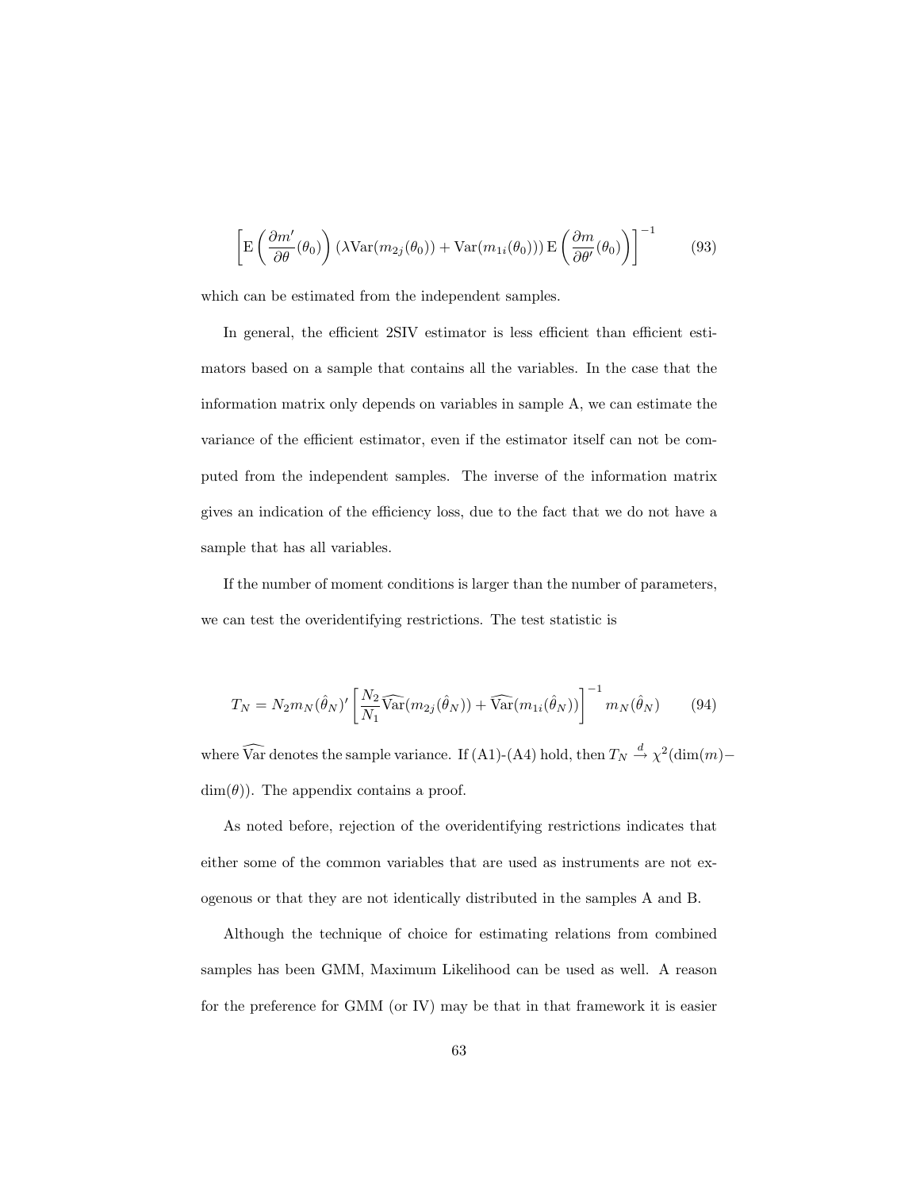$$\left[ \mathrm{E}\left( \frac{\partial m'}{\partial \theta}(\theta_0) \right) \left( \lambda \mathrm{Var}(m_{2j}(\theta_0)) + \mathrm{Var}(m_{1i}(\theta_0)) \right) \mathrm{E}\left( \frac{\partial m}{\partial \theta'}(\theta_0) \right) \right]^{-1} \tag{93}$$

which can be estimated from the independent samples.

In general, the efficient 2SIV estimator is less efficient than efficient estimators based on a sample that contains all the variables. In the case that the information matrix only depends on variables in sample A, we can estimate the variance of the efficient estimator, even if the estimator itself can not be computed from the independent samples. The inverse of the information matrix gives an indication of the efficiency loss, due to the fact that we do not have a sample that has all variables.

If the number of moment conditions is larger than the number of parameters, we can test the overidentifying restrictions. The test statistic is

$$T_N = N_2 m_N(\hat{\theta}_N)' \left[ \frac{N_2}{N_1} \widehat{\mathrm{Var}}(m_{2j}(\hat{\theta}_N)) + \widehat{\mathrm{Var}}(m_{1i}(\hat{\theta}_N)) \right]^{-1} m_N(\hat{\theta}_N) \tag{94}$$

where $\widehat{\mathrm{Var}}$ denotes the sample variance. If (A1)-(A4) hold, then $T_N \xrightarrow{d} \chi^2(\dim(m) - \dim(\theta))$. The appendix contains a proof.

As noted before, rejection of the overidentifying restrictions indicates that either some of the common variables that are used as instruments are not exogenous or that they are not identically distributed in the samples A and B.

Although the technique of choice for estimating relations from combined samples has been GMM, Maximum Likelihood can be used as well. A reason for the preference for GMM (or IV) may be that in that framework it is easier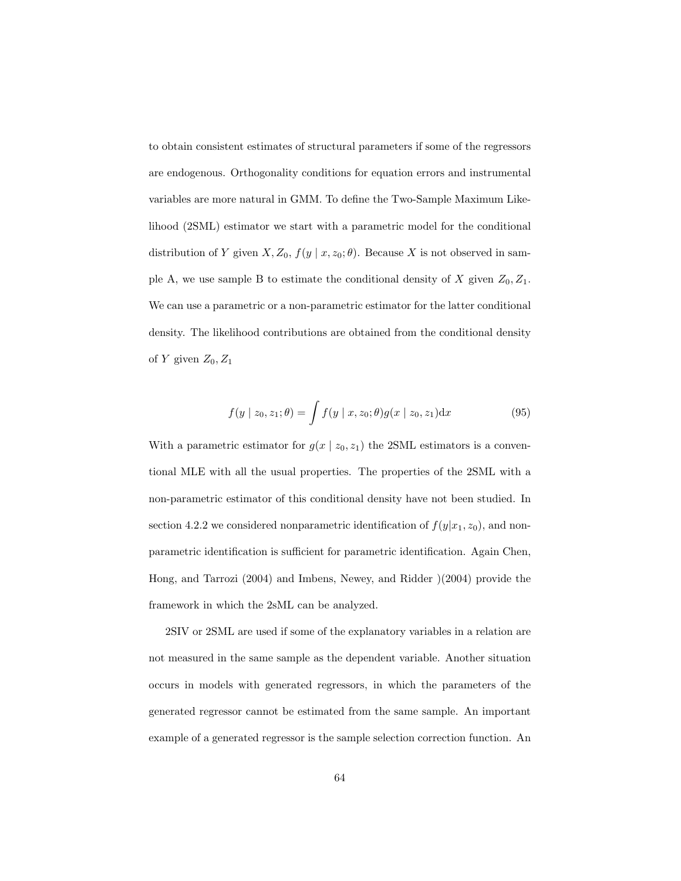to obtain consistent estimates of structural parameters if some of the regressors are endogenous. Orthogonality conditions for equation errors and instrumental variables are more natural in GMM. To define the Two-Sample Maximum Likelihood (2SML) estimator we start with a parametric model for the conditional distribution of $Y$ given $X, Z_0$, $f(y \mid x, z_0; \theta)$. Because $X$ is not observed in sample A, we use sample B to estimate the conditional density of $X$ given $Z_0, Z_1$. We can use a parametric or a non-parametric estimator for the latter conditional density. The likelihood contributions are obtained from the conditional density of $Y$ given $Z_0, Z_1$

$$f(y \mid z_0, z_1; \theta) = \int f(y \mid x, z_0; \theta) g(x \mid z_0, z_1) \mathrm{d}x \tag{95}$$

With a parametric estimator for $g(x \mid z_0, z_1)$ the 2SML estimators is a conventional MLE with all the usual properties. The properties of the 2SML with a non-parametric estimator of this conditional density have not been studied. In section 4.2.2 we considered nonparametric identification of $f(y|x_1, z_0)$, and nonparametric identification is sufficient for parametric identification. Again Chen, Hong, and Tarrozi (2004) and Imbens, Newey, and Ridder )(2004) provide the framework in which the 2sML can be analyzed.

2SIV or 2SML are used if some of the explanatory variables in a relation are not measured in the same sample as the dependent variable. Another situation occurs in models with generated regressors, in which the parameters of the generated regressor cannot be estimated from the same sample. An important example of a generated regressor is the sample selection correction function. An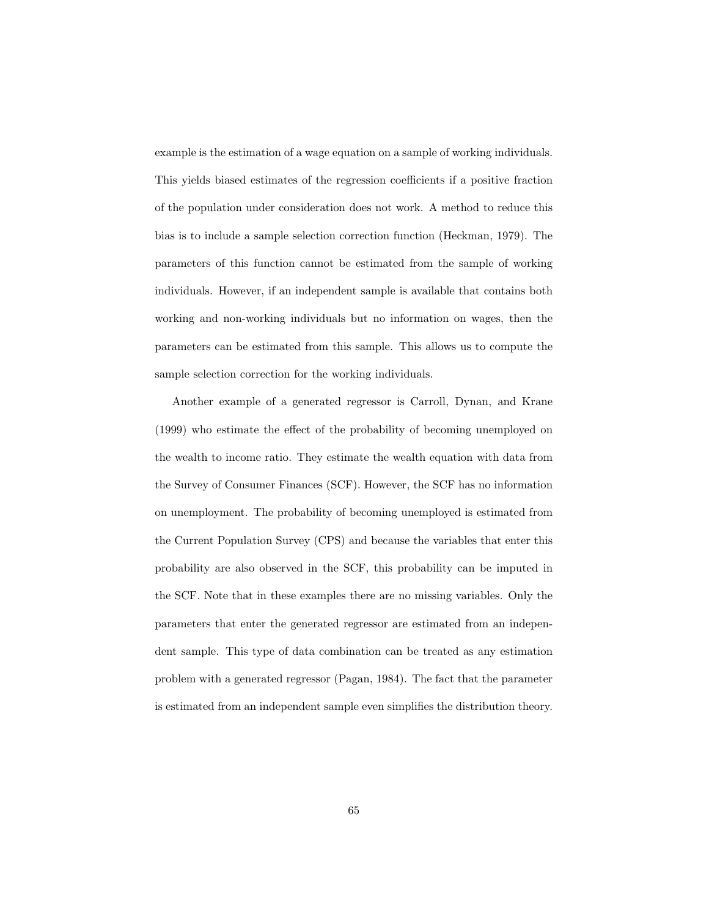example is the estimation of a wage equation on a sample of working individuals. This yields biased estimates of the regression coefficients if a positive fraction of the population under consideration does not work. A method to reduce this bias is to include a sample selection correction function (Heckman, 1979). The parameters of this function cannot be estimated from the sample of working individuals. However, if an independent sample is available that contains both working and non-working individuals but no information on wages, then the parameters can be estimated from this sample. This allows us to compute the sample selection correction for the working individuals.

Another example of a generated regressor is Carroll, Dynan, and Krane (1999) who estimate the effect of the probability of becoming unemployed on the wealth to income ratio. They estimate the wealth equation with data from the Survey of Consumer Finances (SCF). However, the SCF has no information on unemployment. The probability of becoming unemployed is estimated from the Current Population Survey (CPS) and because the variables that enter this probability are also observed in the SCF, this probability can be imputed in the SCF. Note that in these examples there are no missing variables. Only the parameters that enter the generated regressor are estimated from an independent sample. This type of data combination can be treated as any estimation problem with a generated regressor (Pagan, 1984). The fact that the parameter is estimated from an independent sample even simplifies the distribution theory.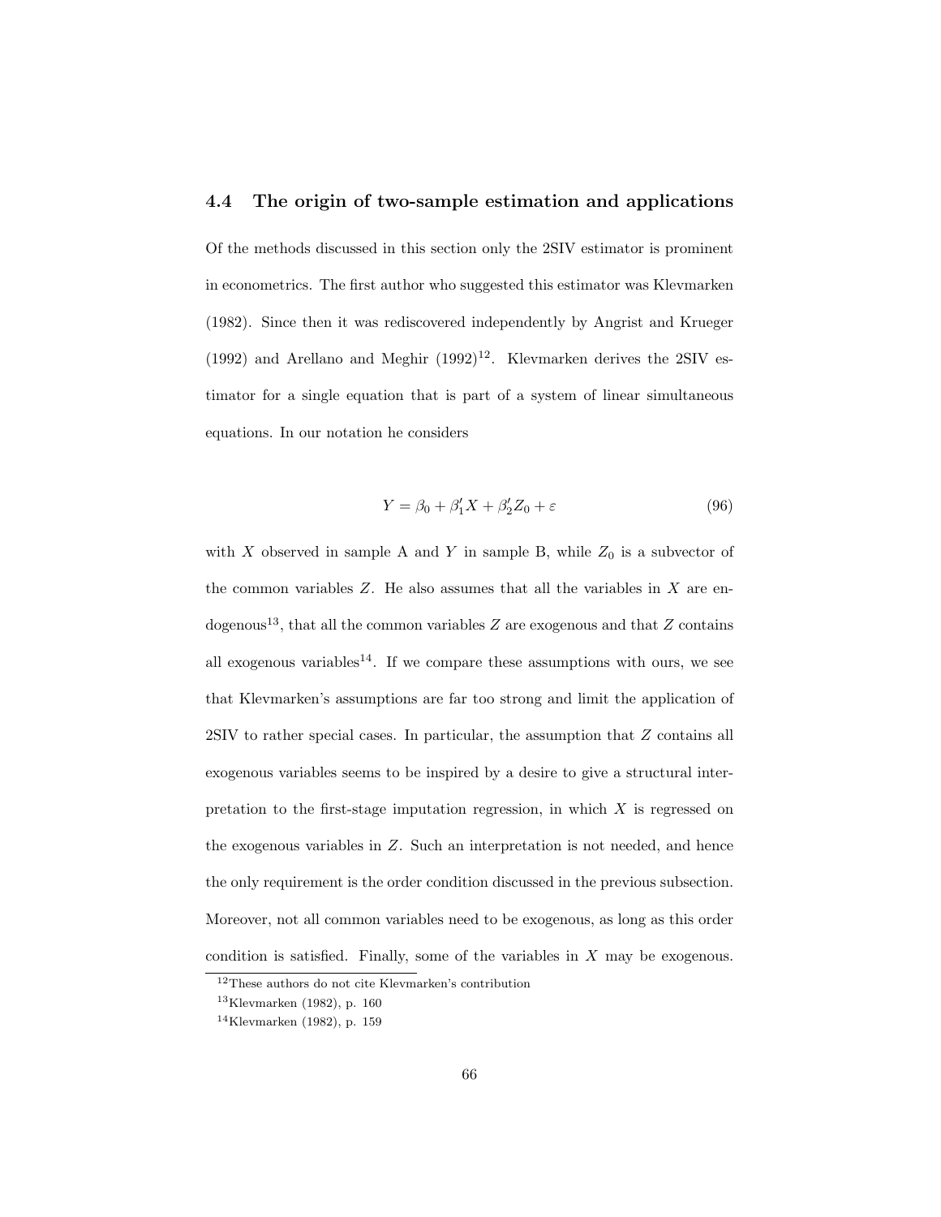### 4.4 The origin of two-sample estimation and applications

Of the methods discussed in this section only the 2SIV estimator is prominent in econometrics. The first author who suggested this estimator was Klevmarken (1982). Since then it was rediscovered independently by Angrist and Krueger (1992) and Arellano and Meghir (1992)[12]. Klevmarken derives the 2SIV estimator for a single equation that is part of a system of linear simultaneous equations. In our notation he considers

$$Y = \beta_0 + \beta_1' X + \beta_2' Z_0 + \varepsilon \tag{96}$$

with $X$ observed in sample A and $Y$ in sample B, while $Z_0$ is a subvector of the common variables $Z$. He also assumes that all the variables in $X$ are endogenous[13], that all the common variables $Z$ are exogenous and that $Z$ contains all exogenous variables[14]. If we compare these assumptions with ours, we see that Klevmarken's assumptions are far too strong and limit the application of 2SIV to rather special cases. In particular, the assumption that $Z$ contains all exogenous variables seems to be inspired by a desire to give a structural interpretation to the first-stage imputation regression, in which $X$ is regressed on the exogenous variables in $Z$. Such an interpretation is not needed, and hence the only requirement is the order condition discussed in the previous subsection. Moreover, not all common variables need to be exogenous, as long as this order condition is satisfied. Finally, some of the variables in $X$ may be exogenous.

[12] These authors do not cite Klevmarken's contribution

[13] Klevmarken (1982), p. 160

[14] Klevmarken (1982), p. 159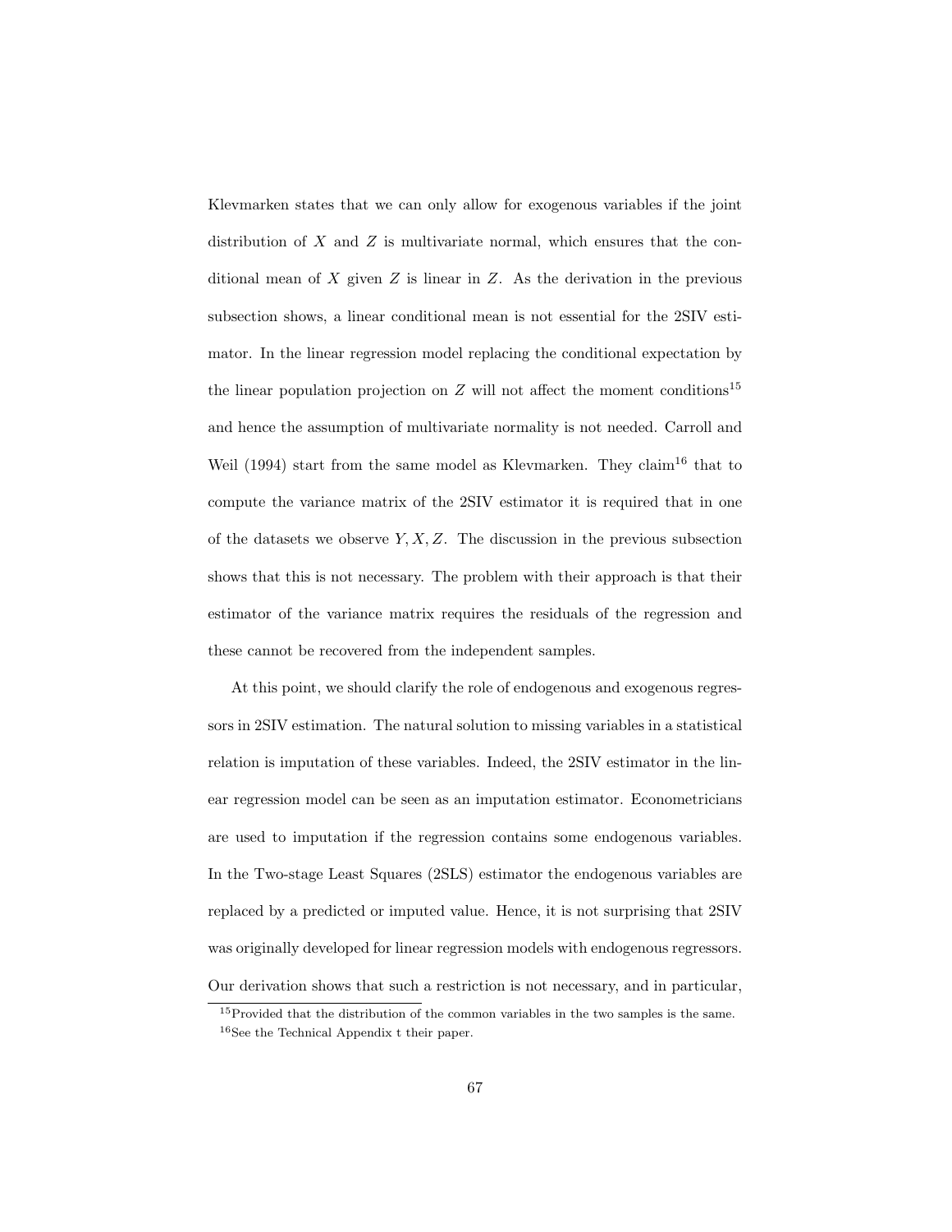Klevmarken states that we can only allow for exogenous variables if the joint distribution of $X$ and $Z$ is multivariate normal, which ensures that the conditional mean of $X$ given $Z$ is linear in $Z$. As the derivation in the previous subsection shows, a linear conditional mean is not essential for the 2SIV estimator. In the linear regression model replacing the conditional expectation by the linear population projection on $Z$ will not affect the moment conditions[15] and hence the assumption of multivariate normality is not needed. Carroll and Weil (1994) start from the same model as Klevmarken. They claim[16] that to compute the variance matrix of the 2SIV estimator it is required that in one of the datasets we observe $Y, X, Z$. The discussion in the previous subsection shows that this is not necessary. The problem with their approach is that their estimator of the variance matrix requires the residuals of the regression and these cannot be recovered from the independent samples.

At this point, we should clarify the role of endogenous and exogenous regressors in 2SIV estimation. The natural solution to missing variables in a statistical relation is imputation of these variables. Indeed, the 2SIV estimator in the linear regression model can be seen as an imputation estimator. Econometricians are used to imputation if the regression contains some endogenous variables. In the Two-stage Least Squares (2SLS) estimator the endogenous variables are replaced by a predicted or imputed value. Hence, it is not surprising that 2SIV was originally developed for linear regression models with endogenous regressors. Our derivation shows that such a restriction is not necessary, and in particular,

[15] Provided that the distribution of the common variables in the two samples is the same.

[16] See the Technical Appendix t their paper.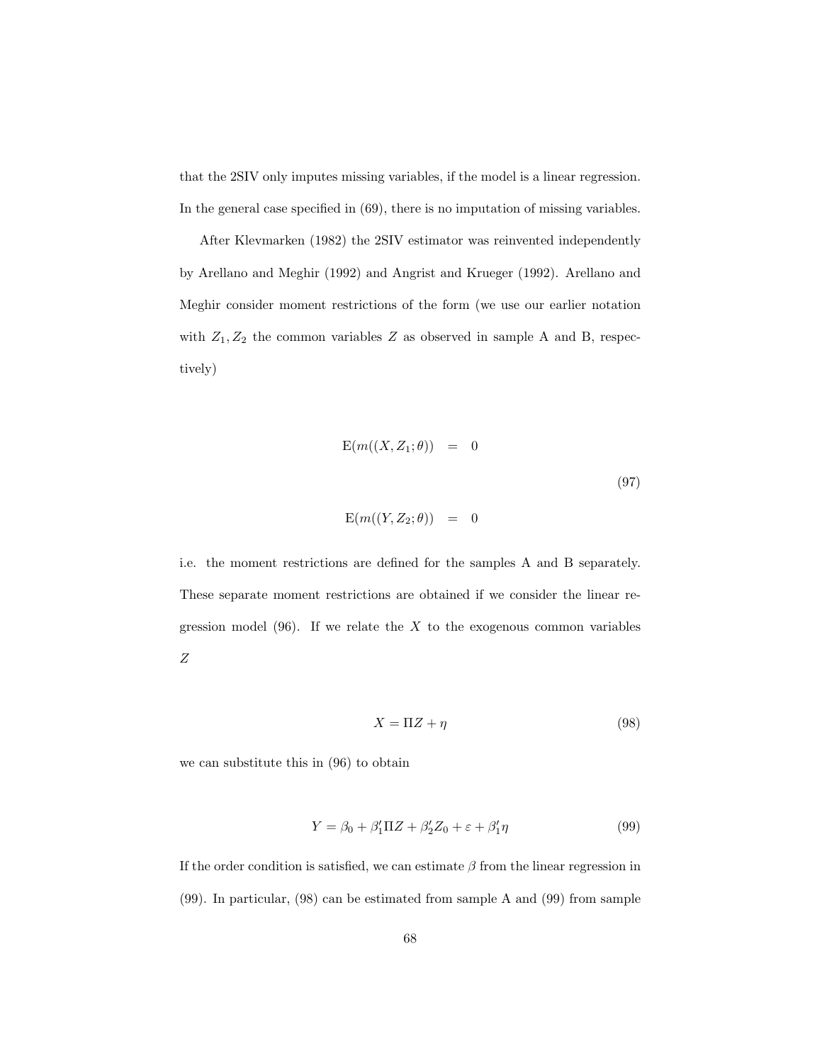that the 2SIV only imputes missing variables, if the model is a linear regression. In the general case specified in (69), there is no imputation of missing variables.

After Klevmarken (1982) the 2SIV estimator was reinvented independently by Arellano and Meghir (1992) and Angrist and Krueger (1992). Arellano and Meghir consider moment restrictions of the form (we use our earlier notation with $Z_1, Z_2$ the common variables $Z$ as observed in sample A and B, respectively)

$$
\begin{aligned}
\mathrm{E}(m((X, Z_1; \theta)) &= 0 \\
\mathrm{E}(m((Y, Z_2; \theta)) &= 0
\end{aligned}
\tag{97}
$$

i.e. the moment restrictions are defined for the samples A and B separately. These separate moment restrictions are obtained if we consider the linear regression model (96). If we relate the $X$ to the exogenous common variables $Z$

$$
X = \Pi Z + \eta \tag{98}
$$

we can substitute this in (96) to obtain

$$
Y = \beta_0 + \beta_1' \Pi Z + \beta_2' Z_0 + \varepsilon + \beta_1' \eta \tag{99}
$$

If the order condition is satisfied, we can estimate $\beta$ from the linear regression in (99). In particular, (98) can be estimated from sample A and (99) from sample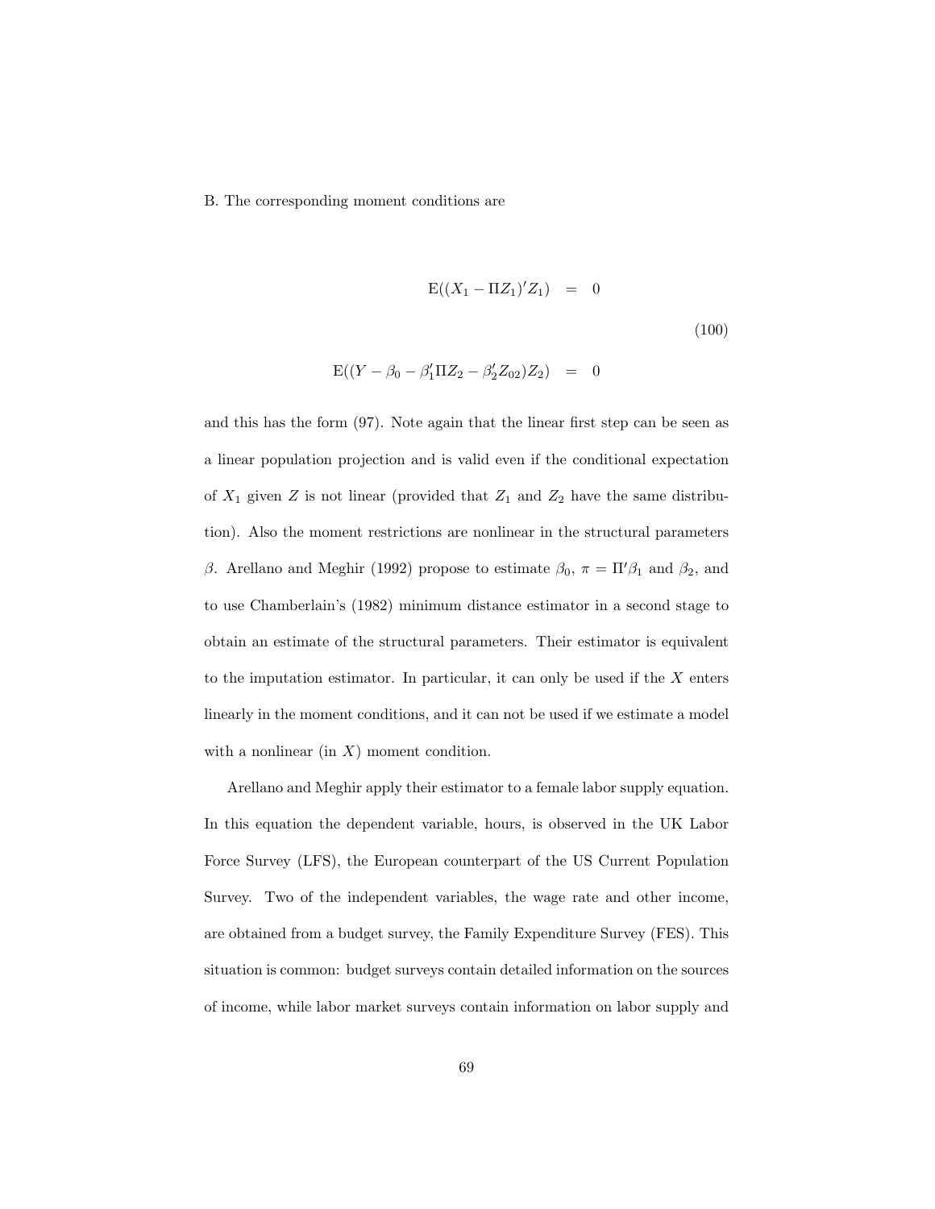B. The corresponding moment conditions are

$$
\begin{aligned}
\mathrm{E}((X_1 - \Pi Z_1)' Z_1) &= 0 \\
\mathrm{E}((Y - \beta_0 - \beta_1' \Pi Z_2 - \beta_2' Z_{02}) Z_2) &= 0
\end{aligned}
\tag{100}
$$

and this has the form (97). Note again that the linear first step can be seen as a linear population projection and is valid even if the conditional expectation of $X_1$ given $Z$ is not linear (provided that $Z_1$ and $Z_2$ have the same distribution). Also the moment restrictions are nonlinear in the structural parameters $\beta$. Arellano and Meghir (1992) propose to estimate $\beta_0$, $\pi = \Pi'\beta_1$ and $\beta_2$, and to use Chamberlain's (1982) minimum distance estimator in a second stage to obtain an estimate of the structural parameters. Their estimator is equivalent to the imputation estimator. In particular, it can only be used if the $X$ enters linearly in the moment conditions, and it can not be used if we estimate a model with a nonlinear (in $X$) moment condition.

Arellano and Meghir apply their estimator to a female labor supply equation. In this equation the dependent variable, hours, is observed in the UK Labor Force Survey (LFS), the European counterpart of the US Current Population Survey. Two of the independent variables, the wage rate and other income, are obtained from a budget survey, the Family Expenditure Survey (FES). This situation is common: budget surveys contain detailed information on the sources of income, while labor market surveys contain information on labor supply and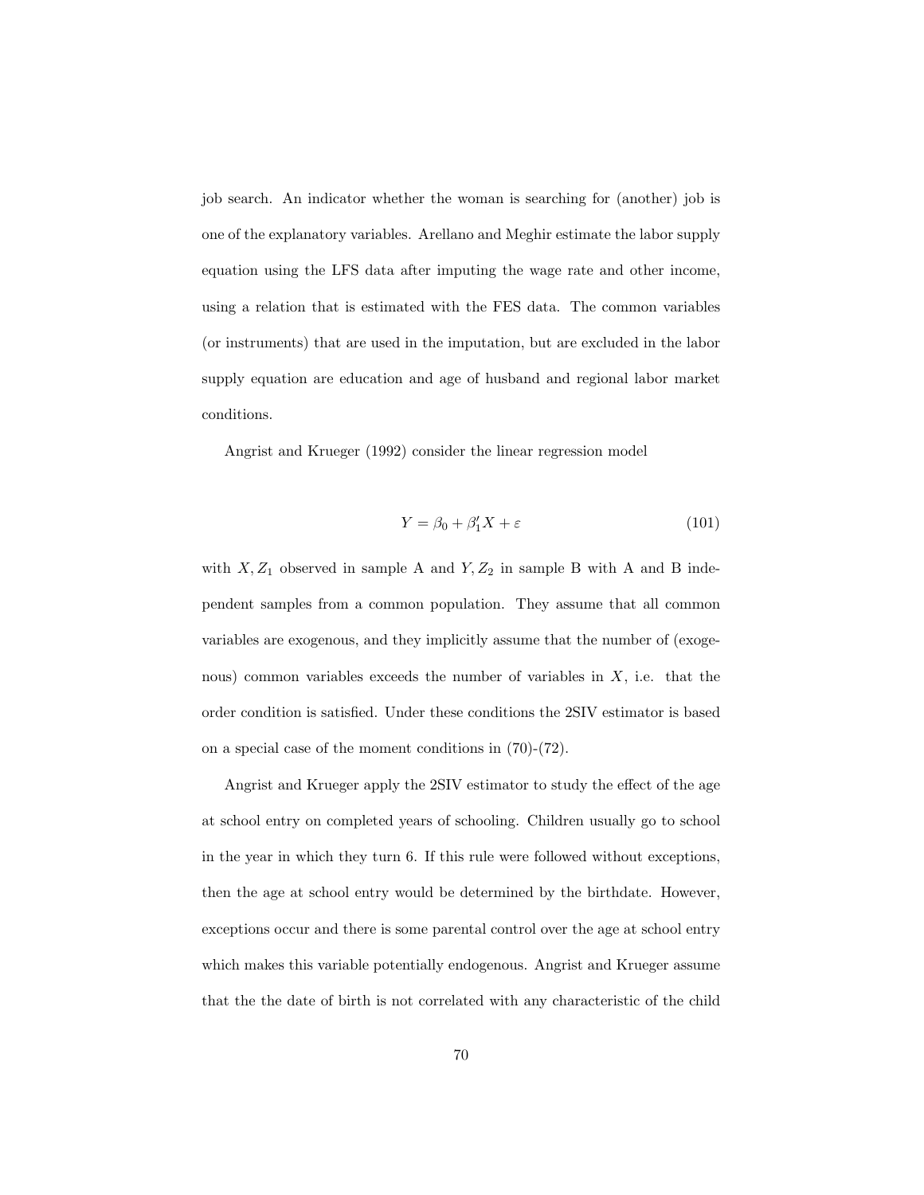job search. An indicator whether the woman is searching for (another) job is one of the explanatory variables. Arellano and Meghir estimate the labor supply equation using the LFS data after imputing the wage rate and other income, using a relation that is estimated with the FES data. The common variables (or instruments) that are used in the imputation, but are excluded in the labor supply equation are education and age of husband and regional labor market conditions.

Angrist and Krueger (1992) consider the linear regression model

$$Y = \beta_0 + \beta_1' X + \varepsilon \tag{101}$$

with $X, Z_1$ observed in sample A and $Y, Z_2$ in sample B with A and B independent samples from a common population. They assume that all common variables are exogenous, and they implicitly assume that the number of (exogenous) common variables exceeds the number of variables in $X$, i.e. that the order condition is satisfied. Under these conditions the 2SIV estimator is based on a special case of the moment conditions in (70)-(72).

Angrist and Krueger apply the 2SIV estimator to study the effect of the age at school entry on completed years of schooling. Children usually go to school in the year in which they turn 6. If this rule were followed without exceptions, then the age at school entry would be determined by the birthdate. However, exceptions occur and there is some parental control over the age at school entry which makes this variable potentially endogenous. Angrist and Krueger assume that the the date of birth is not correlated with any characteristic of the child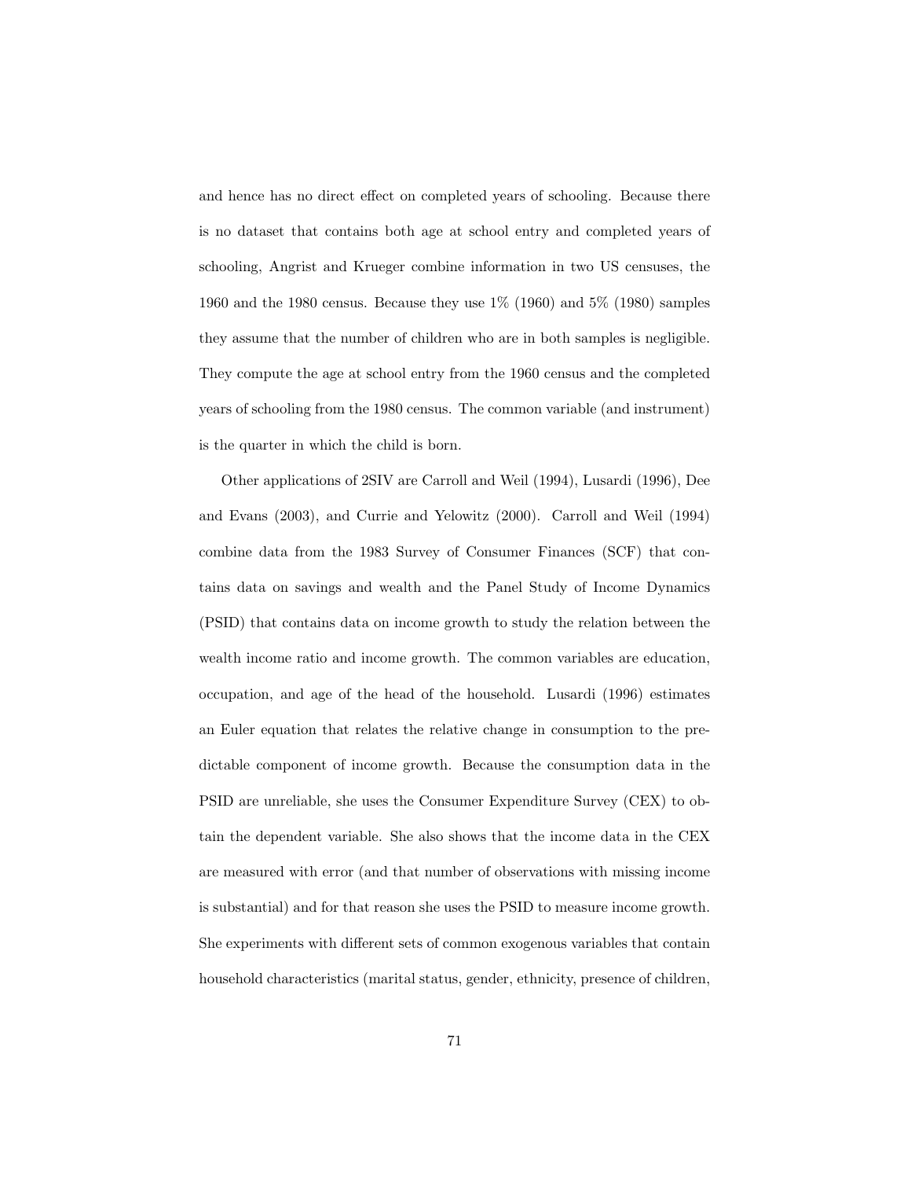and hence has no direct effect on completed years of schooling. Because there is no dataset that contains both age at school entry and completed years of schooling, Angrist and Krueger combine information in two US censuses, the 1960 and the 1980 census. Because they use 1% (1960) and 5% (1980) samples they assume that the number of children who are in both samples is negligible. They compute the age at school entry from the 1960 census and the completed years of schooling from the 1980 census. The common variable (and instrument) is the quarter in which the child is born.

Other applications of 2SIV are Carroll and Weil (1994), Lusardi (1996), Dee and Evans (2003), and Currie and Yelowitz (2000). Carroll and Weil (1994) combine data from the 1983 Survey of Consumer Finances (SCF) that contains data on savings and wealth and the Panel Study of Income Dynamics (PSID) that contains data on income growth to study the relation between the wealth income ratio and income growth. The common variables are education, occupation, and age of the head of the household. Lusardi (1996) estimates an Euler equation that relates the relative change in consumption to the predictable component of income growth. Because the consumption data in the PSID are unreliable, she uses the Consumer Expenditure Survey (CEX) to obtain the dependent variable. She also shows that the income data in the CEX are measured with error (and that number of observations with missing income is substantial) and for that reason she uses the PSID to measure income growth. She experiments with different sets of common exogenous variables that contain household characteristics (marital status, gender, ethnicity, presence of children,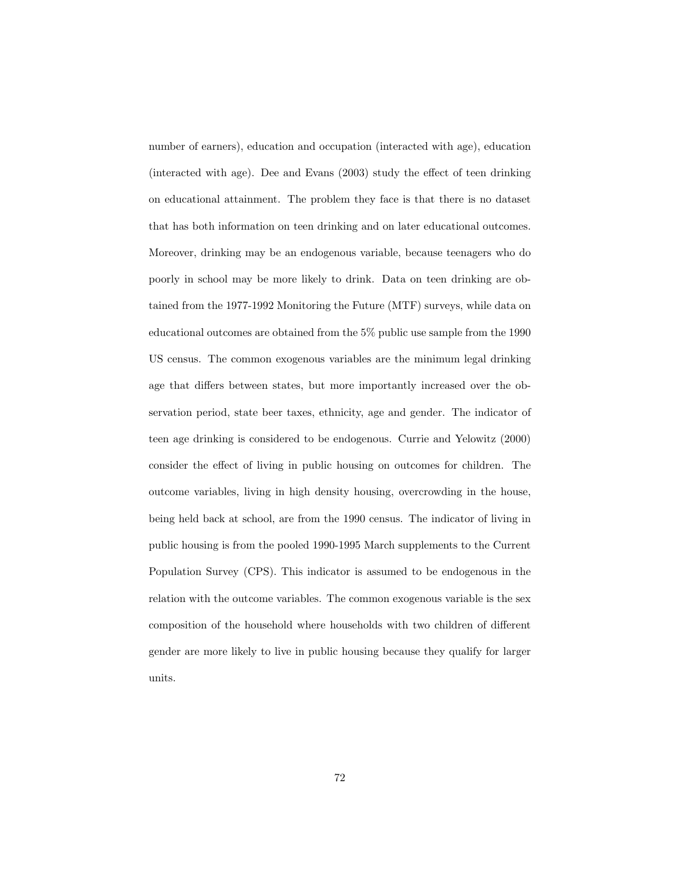number of earners), education and occupation (interacted with age), education (interacted with age). Dee and Evans (2003) study the effect of teen drinking on educational attainment. The problem they face is that there is no dataset that has both information on teen drinking and on later educational outcomes. Moreover, drinking may be an endogenous variable, because teenagers who do poorly in school may be more likely to drink. Data on teen drinking are obtained from the 1977-1992 Monitoring the Future (MTF) surveys, while data on educational outcomes are obtained from the 5% public use sample from the 1990 US census. The common exogenous variables are the minimum legal drinking age that differs between states, but more importantly increased over the observation period, state beer taxes, ethnicity, age and gender. The indicator of teen age drinking is considered to be endogenous. Currie and Yelowitz (2000) consider the effect of living in public housing on outcomes for children. The outcome variables, living in high density housing, overcrowding in the house, being held back at school, are from the 1990 census. The indicator of living in public housing is from the pooled 1990-1995 March supplements to the Current Population Survey (CPS). This indicator is assumed to be endogenous in the relation with the outcome variables. The common exogenous variable is the sex composition of the household where households with two children of different gender are more likely to live in public housing because they qualify for larger units.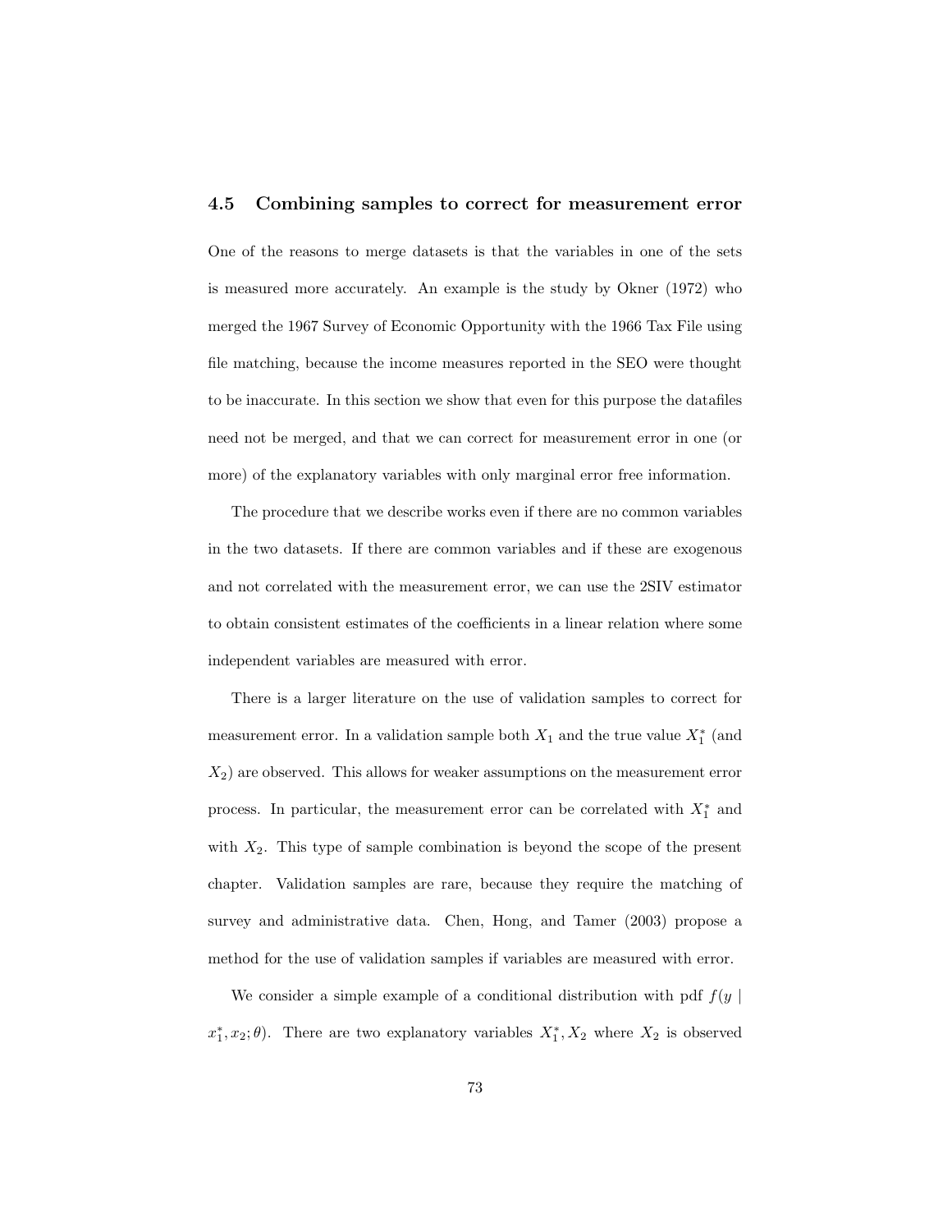### 4.5 Combining samples to correct for measurement error

One of the reasons to merge datasets is that the variables in one of the sets is measured more accurately. An example is the study by Okner (1972) who merged the 1967 Survey of Economic Opportunity with the 1966 Tax File using file matching, because the income measures reported in the SEO were thought to be inaccurate. In this section we show that even for this purpose the datafiles need not be merged, and that we can correct for measurement error in one (or more) of the explanatory variables with only marginal error free information.

The procedure that we describe works even if there are no common variables in the two datasets. If there are common variables and if these are exogenous and not correlated with the measurement error, we can use the 2SIV estimator to obtain consistent estimates of the coefficients in a linear relation where some independent variables are measured with error.

There is a larger literature on the use of validation samples to correct for measurement error. In a validation sample both $X_1$ and the true value $X_1^*$ (and $X_2$) are observed. This allows for weaker assumptions on the measurement error process. In particular, the measurement error can be correlated with $X_1^*$ and with $X_2$. This type of sample combination is beyond the scope of the present chapter. Validation samples are rare, because they require the matching of survey and administrative data. Chen, Hong, and Tamer (2003) propose a method for the use of validation samples if variables are measured with error.

We consider a simple example of a conditional distribution with pdf $f(y \mid x_1^*, x_2; \theta)$. There are two explanatory variables $X_1^*, X_2$ where $X_2$ is observed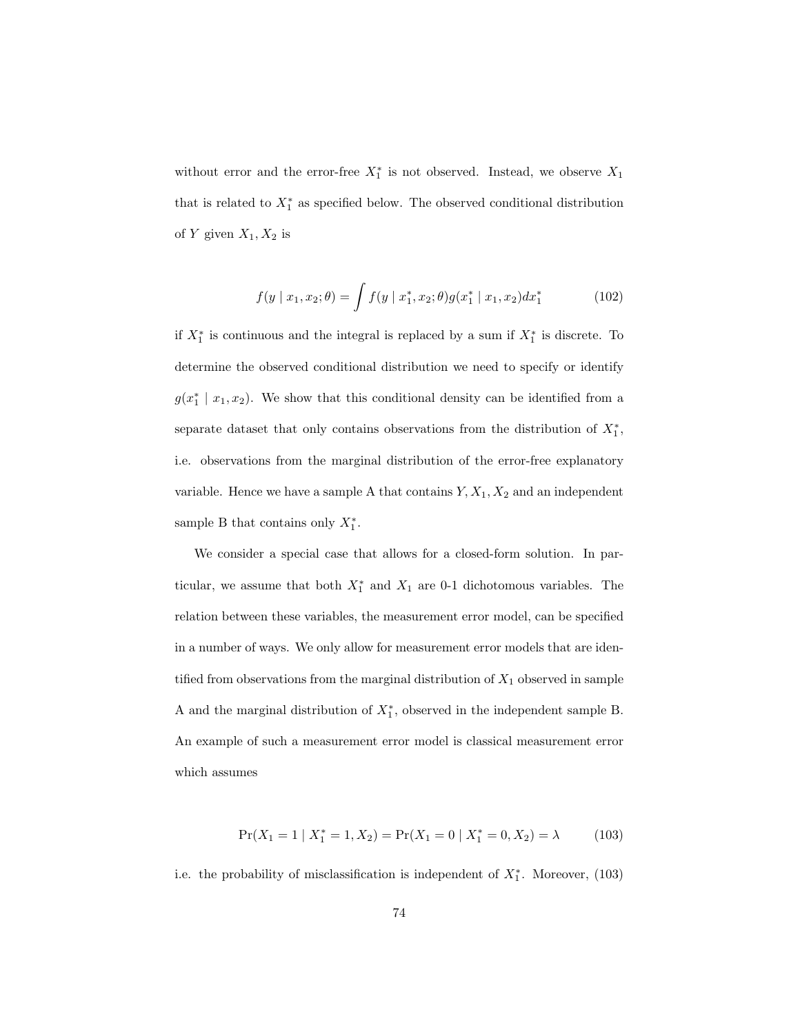without error and the error-free $X_1^*$ is not observed. Instead, we observe $X_1$ that is related to $X_1^*$ as specified below. The observed conditional distribution of $Y$ given $X_1, X_2$ is

$$f(y \mid x_1, x_2; \theta) = \int f(y \mid x_1^*, x_2; \theta) g(x_1^* \mid x_1, x_2) dx_1^* \tag{102}$$

if $X_1^*$ is continuous and the integral is replaced by a sum if $X_1^*$ is discrete. To determine the observed conditional distribution we need to specify or identify $g(x_1^* \mid x_1, x_2)$. We show that this conditional density can be identified from a separate dataset that only contains observations from the distribution of $X_1^*$, i.e. observations from the marginal distribution of the error-free explanatory variable. Hence we have a sample A that contains $Y, X_1, X_2$ and an independent sample B that contains only $X_1^*$.

We consider a special case that allows for a closed-form solution. In particular, we assume that both $X_1^*$ and $X_1$ are 0-1 dichotomous variables. The relation between these variables, the measurement error model, can be specified in a number of ways. We only allow for measurement error models that are identified from observations from the marginal distribution of $X_1$ observed in sample A and the marginal distribution of $X_1^*$, observed in the independent sample B. An example of such a measurement error model is classical measurement error which assumes

$$\Pr(X_1 = 1 \mid X_1^* = 1, X_2) = \Pr(X_1 = 0 \mid X_1^* = 0, X_2) = \lambda \tag{103}$$

i.e. the probability of misclassification is independent of $X_1^*$. Moreover, (103)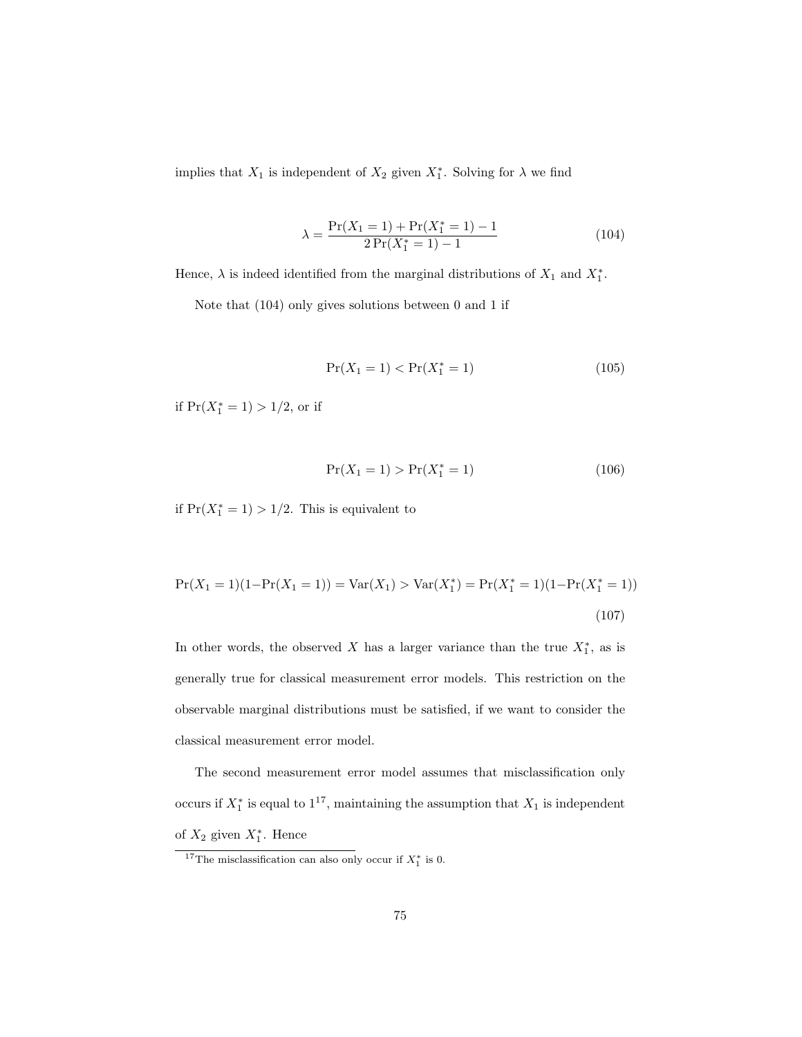implies that $X_1$ is independent of $X_2$ given $X_1^*$. Solving for $\lambda$ we find

$$\lambda = \frac{\Pr(X_1 = 1) + \Pr(X_1^* = 1) - 1}{2\Pr(X_1^* = 1) - 1} \tag{104}$$

Hence, $\lambda$ is indeed identified from the marginal distributions of $X_1$ and $X_1^*$.

Note that (104) only gives solutions between 0 and 1 if

$$\Pr(X_1 = 1) < \Pr(X_1^* = 1) \tag{105}$$

if $\Pr(X_1^* = 1) > 1/2$, or if

$$\Pr(X_1 = 1) > \Pr(X_1^* = 1) \tag{106}$$

if $\Pr(X_1^* = 1) > 1/2$. This is equivalent to

$$\Pr(X_1 = 1)(1 - \Pr(X_1 = 1)) = \text{Var}(X_1) > \text{Var}(X_1^*) = \Pr(X_1^* = 1)(1 - \Pr(X_1^* = 1)) \tag{107}$$

In other words, the observed $X$ has a larger variance than the true $X_1^*$, as is generally true for classical measurement error models. This restriction on the observable marginal distributions must be satisfied, if we want to consider the classical measurement error model.

The second measurement error model assumes that misclassification only occurs if $X_1^*$ is equal to 1[17], maintaining the assumption that $X_1$ is independent of $X_2$ given $X_1^*$. Hence

[17] The misclassification can also only occur if $X_1^*$ is 0.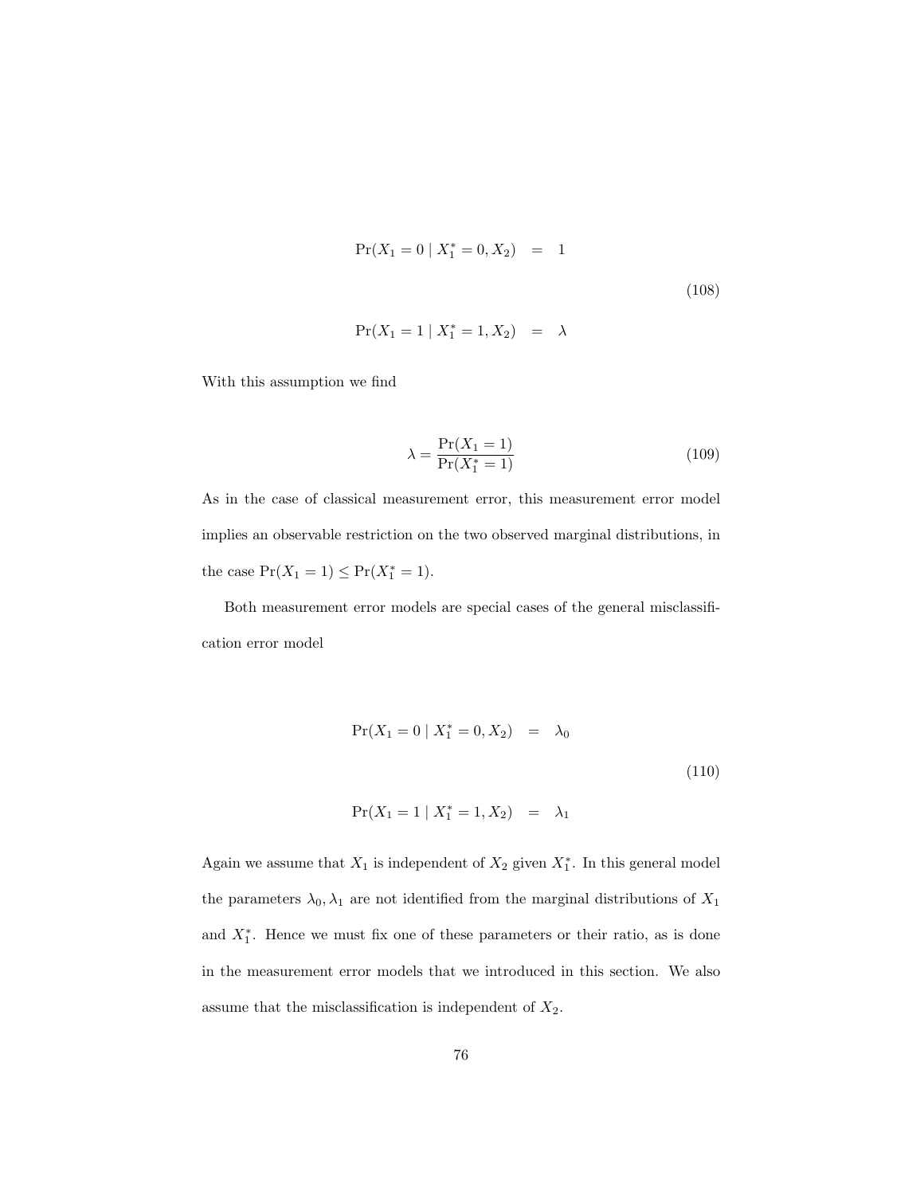$$
\begin{aligned}
\Pr(X_1 = 0 \mid X_1^* = 0, X_2) &= 1 \\
\Pr(X_1 = 1 \mid X_1^* = 1, X_2) &= \lambda
\end{aligned}
\tag{108}
$$

With this assumption we find

$$
\lambda = \frac{\Pr(X_1 = 1)}{\Pr(X_1^* = 1)} \tag{109}
$$

As in the case of classical measurement error, this measurement error model implies an observable restriction on the two observed marginal distributions, in the case $\Pr(X_1 = 1) \leq \Pr(X_1^* = 1)$.

Both measurement error models are special cases of the general misclassification error model

$$
\begin{aligned}
\Pr(X_1 = 0 \mid X_1^* = 0, X_2) &= \lambda_0 \\
\Pr(X_1 = 1 \mid X_1^* = 1, X_2) &= \lambda_1
\end{aligned}
\tag{110}
$$

Again we assume that $X_1$ is independent of $X_2$ given $X_1^*$. In this general model the parameters $\lambda_0, \lambda_1$ are not identified from the marginal distributions of $X_1$ and $X_1^*$. Hence we must fix one of these parameters or their ratio, as is done in the measurement error models that we introduced in this section. We also assume that the misclassification is independent of $X_2$.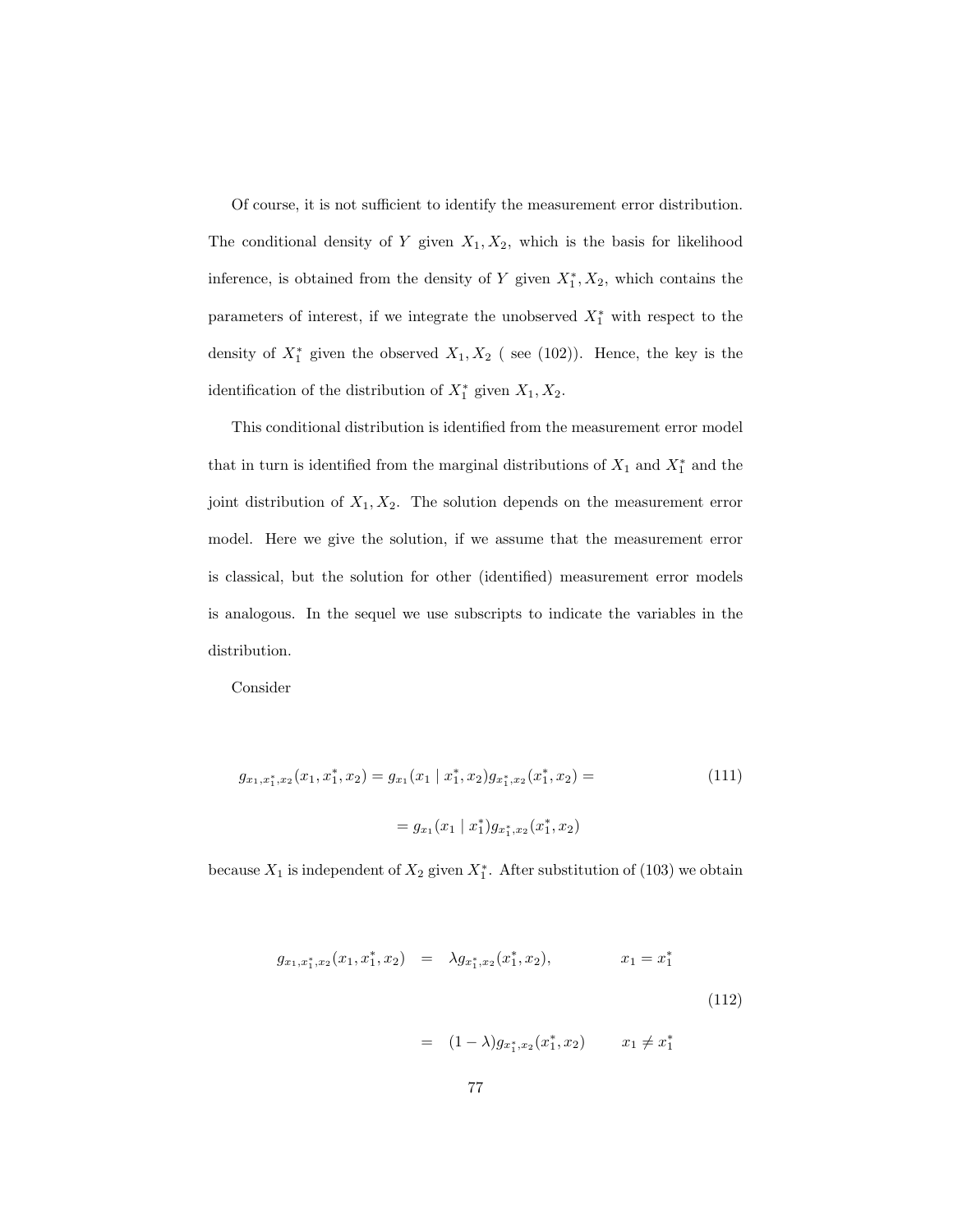Of course, it is not sufficient to identify the measurement error distribution. The conditional density of $Y$ given $X_1, X_2$, which is the basis for likelihood inference, is obtained from the density of $Y$ given $X_1^*, X_2$, which contains the parameters of interest, if we integrate the unobserved $X_1^*$ with respect to the density of $X_1^*$ given the observed $X_1, X_2$ ( see (102)). Hence, the key is the identification of the distribution of $X_1^*$ given $X_1, X_2$.

This conditional distribution is identified from the measurement error model that in turn is identified from the marginal distributions of $X_1$ and $X_1^*$ and the joint distribution of $X_1, X_2$. The solution depends on the measurement error model. Here we give the solution, if we assume that the measurement error is classical, but the solution for other (identified) measurement error models is analogous. In the sequel we use subscripts to indicate the variables in the distribution.

Consider

$$
\begin{aligned}
g_{x_1,x_1^*,x_2}(x_1, x_1^*, x_2) &= g_{x_1}(x_1 \mid x_1^*, x_2) g_{x_1^*,x_2}(x_1^*, x_2) = \\
&= g_{x_1}(x_1 \mid x_1^*) g_{x_1^*,x_2}(x_1^*, x_2)
\end{aligned}
\tag{111}
$$

because $X_1$ is independent of $X_2$ given $X_1^*$. After substitution of (103) we obtain

$$
\begin{aligned}
g_{x_1,x_1^*,x_2}(x_1, x_1^*, x_2) &= \lambda g_{x_1^*,x_2}(x_1^*, x_2), \qquad & x_1 = x_1^* \\
&= (1-\lambda) g_{x_1^*,x_2}(x_1^*, x_2) \qquad & x_1 \neq x_1^*
\end{aligned}
\tag{112}
$$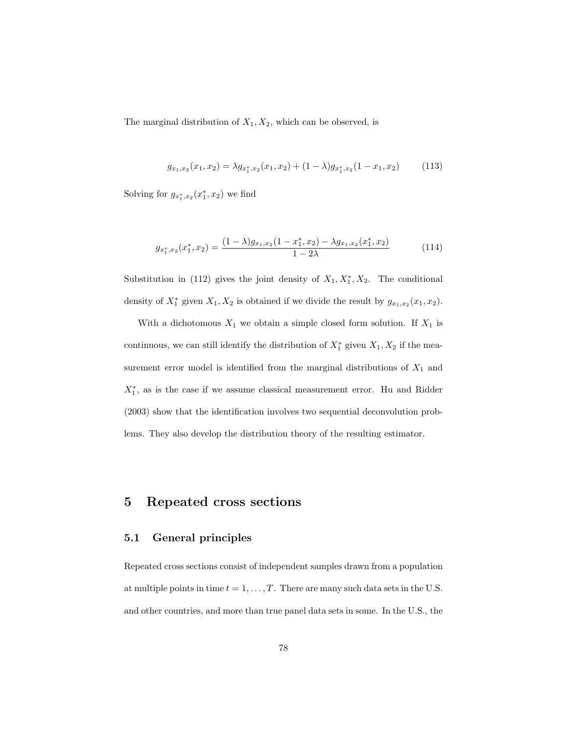The marginal distribution of $X_1, X_2$, which can be observed, is

$$g_{x_1,x_2}(x_1, x_2) = \lambda g_{x_1^*,x_2}(x_1, x_2) + (1 - \lambda) g_{x_1^*,x_2}(1 - x_1, x_2) \tag{113}$$

Solving for $g_{x_1^*,x_2}(x_1^*, x_2)$ we find

$$g_{x_1^*,x_2}(x_1^*, x_2) = \frac{(1 - \lambda) g_{x_1,x_2}(1 - x_1^*, x_2) - \lambda g_{x_1,x_2}(x_1^*, x_2)}{1 - 2\lambda} \tag{114}$$

Substitution in (112) gives the joint density of $X_1, X_1^*, X_2$. The conditional density of $X_1^*$ given $X_1, X_2$ is obtained if we divide the result by $g_{x_1,x_2}(x_1, x_2)$.

With a dichotomous $X_1$ we obtain a simple closed form solution. If $X_1$ is continuous, we can still identify the distribution of $X_1^*$ given $X_1, X_2$ if the measurement error model is identified from the marginal distributions of $X_1$ and $X_1^*$, as is the case if we assume classical measurement error. Hu and Ridder (2003) show that the identification involves two sequential deconvolution problems. They also develop the distribution theory of the resulting estimator.

# 5 Repeated cross sections

## 5.1 General principles

Repeated cross sections consist of independent samples drawn from a population at multiple points in time $t = 1, \ldots, T$. There are many such data sets in the U.S. and other countries, and more than true panel data sets in some. In the U.S., the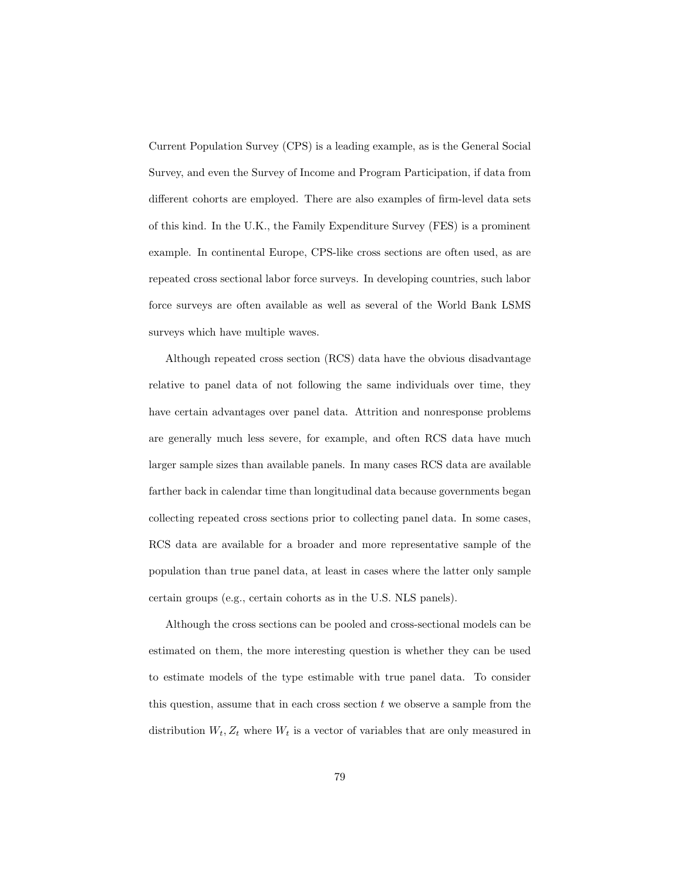Current Population Survey (CPS) is a leading example, as is the General Social Survey, and even the Survey of Income and Program Participation, if data from different cohorts are employed. There are also examples of firm-level data sets of this kind. In the U.K., the Family Expenditure Survey (FES) is a prominent example. In continental Europe, CPS-like cross sections are often used, as are repeated cross sectional labor force surveys. In developing countries, such labor force surveys are often available as well as several of the World Bank LSMS surveys which have multiple waves.

Although repeated cross section (RCS) data have the obvious disadvantage relative to panel data of not following the same individuals over time, they have certain advantages over panel data. Attrition and nonresponse problems are generally much less severe, for example, and often RCS data have much larger sample sizes than available panels. In many cases RCS data are available farther back in calendar time than longitudinal data because governments began collecting repeated cross sections prior to collecting panel data. In some cases, RCS data are available for a broader and more representative sample of the population than true panel data, at least in cases where the latter only sample certain groups (e.g., certain cohorts as in the U.S. NLS panels).

Although the cross sections can be pooled and cross-sectional models can be estimated on them, the more interesting question is whether they can be used to estimate models of the type estimable with true panel data. To consider this question, assume that in each cross section $t$ we observe a sample from the distribution $W_t, Z_t$ where $W_t$ is a vector of variables that are only measured in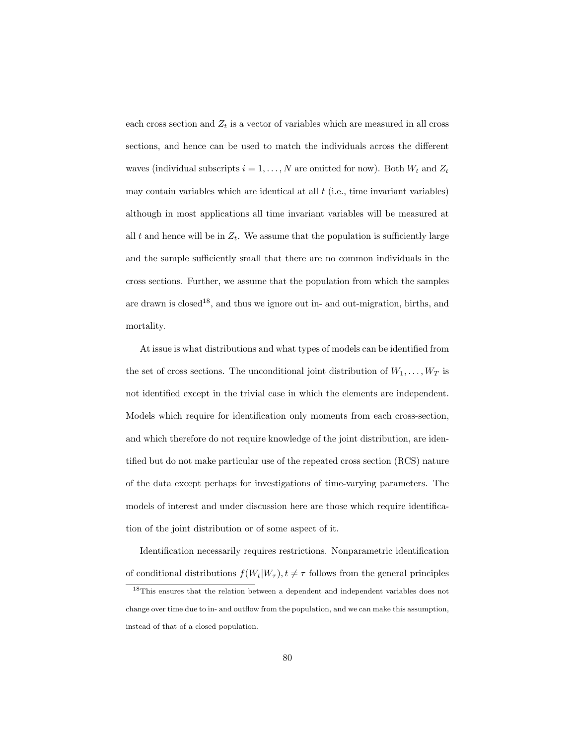each cross section and $Z_t$ is a vector of variables which are measured in all cross sections, and hence can be used to match the individuals across the different waves (individual subscripts $i = 1, \ldots, N$ are omitted for now). Both $W_t$ and $Z_t$ may contain variables which are identical at all $t$ (i.e., time invariant variables) although in most applications all time invariant variables will be measured at all $t$ and hence will be in $Z_t$. We assume that the population is sufficiently large and the sample sufficiently small that there are no common individuals in the cross sections. Further, we assume that the population from which the samples are drawn is closed[18], and thus we ignore out in- and out-migration, births, and mortality.

At issue is what distributions and what types of models can be identified from the set of cross sections. The unconditional joint distribution of $W_1, \ldots, W_T$ is not identified except in the trivial case in which the elements are independent. Models which require for identification only moments from each cross-section, and which therefore do not require knowledge of the joint distribution, are identified but do not make particular use of the repeated cross section (RCS) nature of the data except perhaps for investigations of time-varying parameters. The models of interest and under discussion here are those which require identification of the joint distribution or of some aspect of it.

Identification necessarily requires restrictions. Nonparametric identification of conditional distributions $f(W_t|W_\tau), t \neq \tau$ follows from the general principles

[18]This ensures that the relation between a dependent and independent variables does not change over time due to in- and outflow from the population, and we can make this assumption, instead of that of a closed population.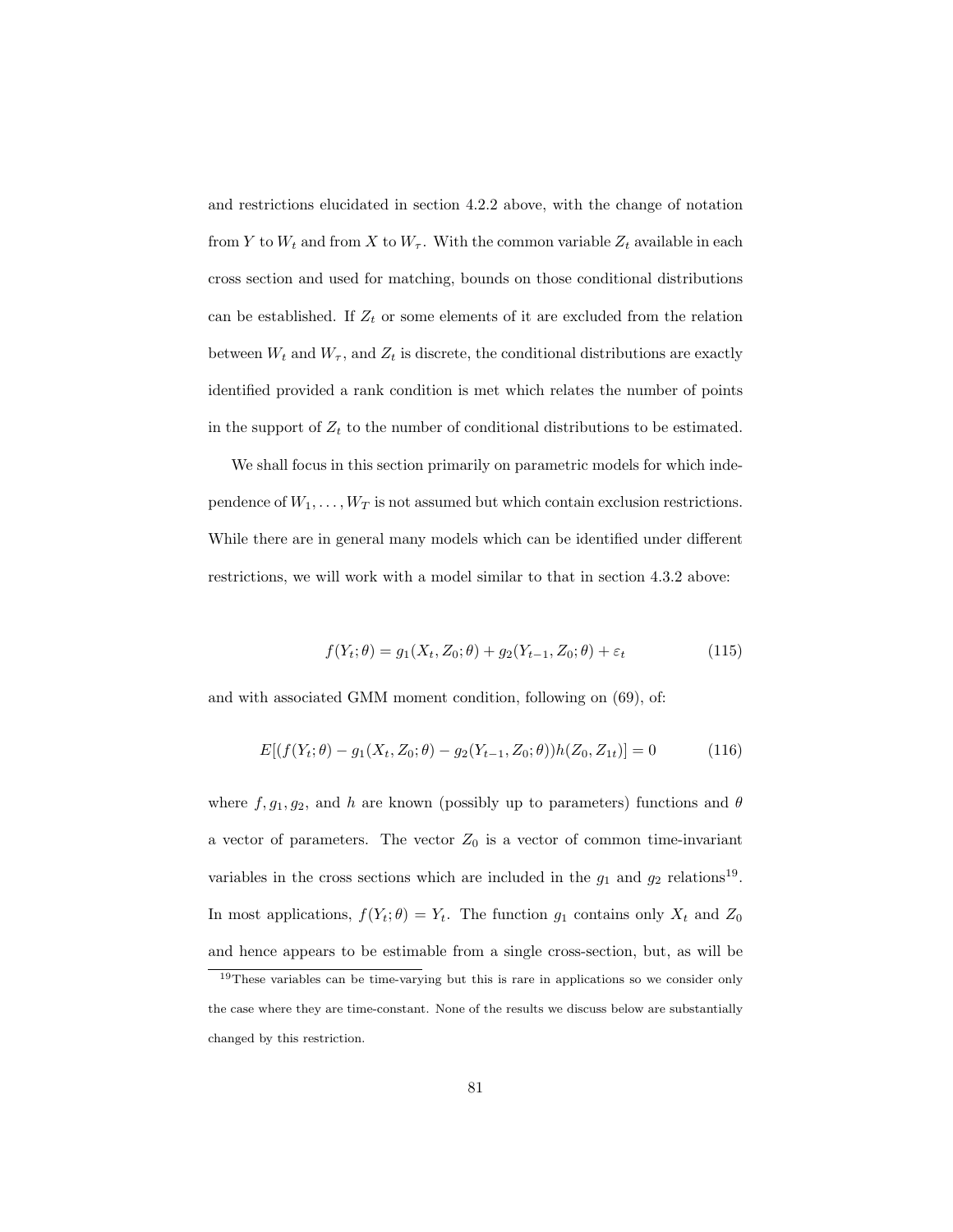and restrictions elucidated in section 4.2.2 above, with the change of notation from $Y$ to $W_t$ and from $X$ to $W_\tau$. With the common variable $Z_t$ available in each cross section and used for matching, bounds on those conditional distributions can be established. If $Z_t$ or some elements of it are excluded from the relation between $W_t$ and $W_\tau$, and $Z_t$ is discrete, the conditional distributions are exactly identified provided a rank condition is met which relates the number of points in the support of $Z_t$ to the number of conditional distributions to be estimated.

We shall focus in this section primarily on parametric models for which independence of $W_1, \ldots, W_T$ is not assumed but which contain exclusion restrictions. While there are in general many models which can be identified under different restrictions, we will work with a model similar to that in section 4.3.2 above:

$$f(Y_t; \theta) = g_1(X_t, Z_0; \theta) + g_2(Y_{t-1}, Z_0; \theta) + \varepsilon_t \tag{115}$$

and with associated GMM moment condition, following on (69), of:

$$E[(f(Y_t; \theta) - g_1(X_t, Z_0; \theta) - g_2(Y_{t-1}, Z_0; \theta))h(Z_0, Z_{1t})] = 0 \tag{116}$$

where $f, g_1, g_2$, and $h$ are known (possibly up to parameters) functions and $\theta$ a vector of parameters. The vector $Z_0$ is a vector of common time-invariant variables in the cross sections which are included in the $g_1$ and $g_2$ relations[19]. In most applications, $f(Y_t; \theta) = Y_t$. The function $g_1$ contains only $X_t$ and $Z_0$ and hence appears to be estimable from a single cross-section, but, as will be

[19] These variables can be time-varying but this is rare in applications so we consider only the case where they are time-constant. None of the results we discuss below are substantially changed by this restriction.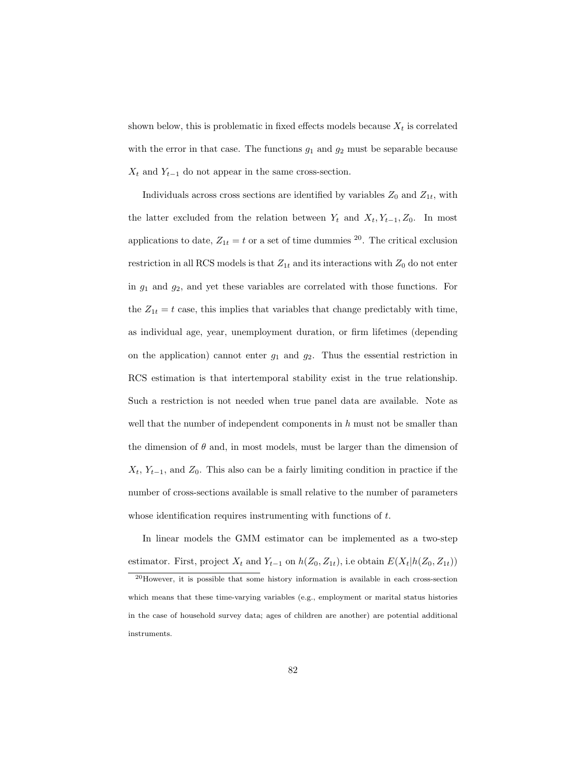shown below, this is problematic in fixed effects models because $X_t$ is correlated with the error in that case. The functions $g_1$ and $g_2$ must be separable because $X_t$ and $Y_{t-1}$ do not appear in the same cross-section.

Individuals across cross sections are identified by variables $Z_0$ and $Z_{1t}$, with the latter excluded from the relation between $Y_t$ and $X_t, Y_{t-1}, Z_0$. In most applications to date, $Z_{1t} = t$ or a set of time dummies [20]. The critical exclusion restriction in all RCS models is that $Z_{1t}$ and its interactions with $Z_0$ do not enter in $g_1$ and $g_2$, and yet these variables are correlated with those functions. For the $Z_{1t} = t$ case, this implies that variables that change predictably with time, as individual age, year, unemployment duration, or firm lifetimes (depending on the application) cannot enter $g_1$ and $g_2$. Thus the essential restriction in RCS estimation is that intertemporal stability exist in the true relationship. Such a restriction is not needed when true panel data are available. Note as well that the number of independent components in $h$ must not be smaller than the dimension of $\theta$ and, in most models, must be larger than the dimension of $X_t$, $Y_{t-1}$, and $Z_0$. This also can be a fairly limiting condition in practice if the number of cross-sections available is small relative to the number of parameters whose identification requires instrumenting with functions of $t$.

In linear models the GMM estimator can be implemented as a two-step estimator. First, project $X_t$ and $Y_{t-1}$ on $h(Z_0, Z_{1t})$, i.e obtain $E(X_t|h(Z_0, Z_{1t}))$

[20] However, it is possible that some history information is available in each cross-section which means that these time-varying variables (e.g., employment or marital status histories in the case of household survey data; ages of children are another) are potential additional instruments.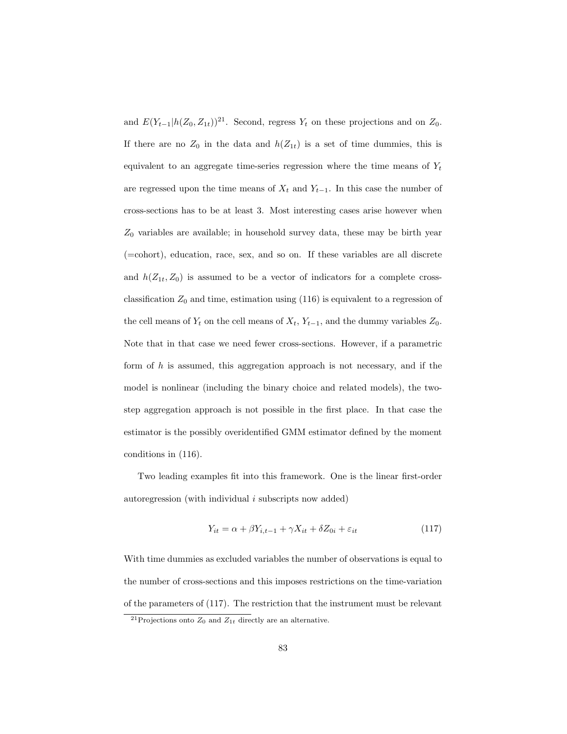and $E(Y_{t-1}|h(Z_0, Z_{1t}))$[21]. Second, regress $Y_t$ on these projections and on $Z_0$. If there are no $Z_0$ in the data and $h(Z_{1t})$ is a set of time dummies, this is equivalent to an aggregate time-series regression where the time means of $Y_t$ are regressed upon the time means of $X_t$ and $Y_{t-1}$. In this case the number of cross-sections has to be at least 3. Most interesting cases arise however when $Z_0$ variables are available; in household survey data, these may be birth year (=cohort), education, race, sex, and so on. If these variables are all discrete and $h(Z_{1t}, Z_0)$ is assumed to be a vector of indicators for a complete cross-classification $Z_0$ and time, estimation using (116) is equivalent to a regression of the cell means of $Y_t$ on the cell means of $X_t$, $Y_{t-1}$, and the dummy variables $Z_0$. Note that in that case we need fewer cross-sections. However, if a parametric form of $h$ is assumed, this aggregation approach is not necessary, and if the model is nonlinear (including the binary choice and related models), the two-step aggregation approach is not possible in the first place. In that case the estimator is the possibly overidentified GMM estimator defined by the moment conditions in (116).

Two leading examples fit into this framework. One is the linear first-order autoregression (with individual $i$ subscripts now added)

$$Y_{it} = \alpha + \beta Y_{i,t-1} + \gamma X_{it} + \delta Z_{0i} + \varepsilon_{it} \tag{117}$$

With time dummies as excluded variables the number of observations is equal to the number of cross-sections and this imposes restrictions on the time-variation of the parameters of (117). The restriction that the instrument must be relevant

[21] Projections onto $Z_0$ and $Z_{1t}$ directly are an alternative.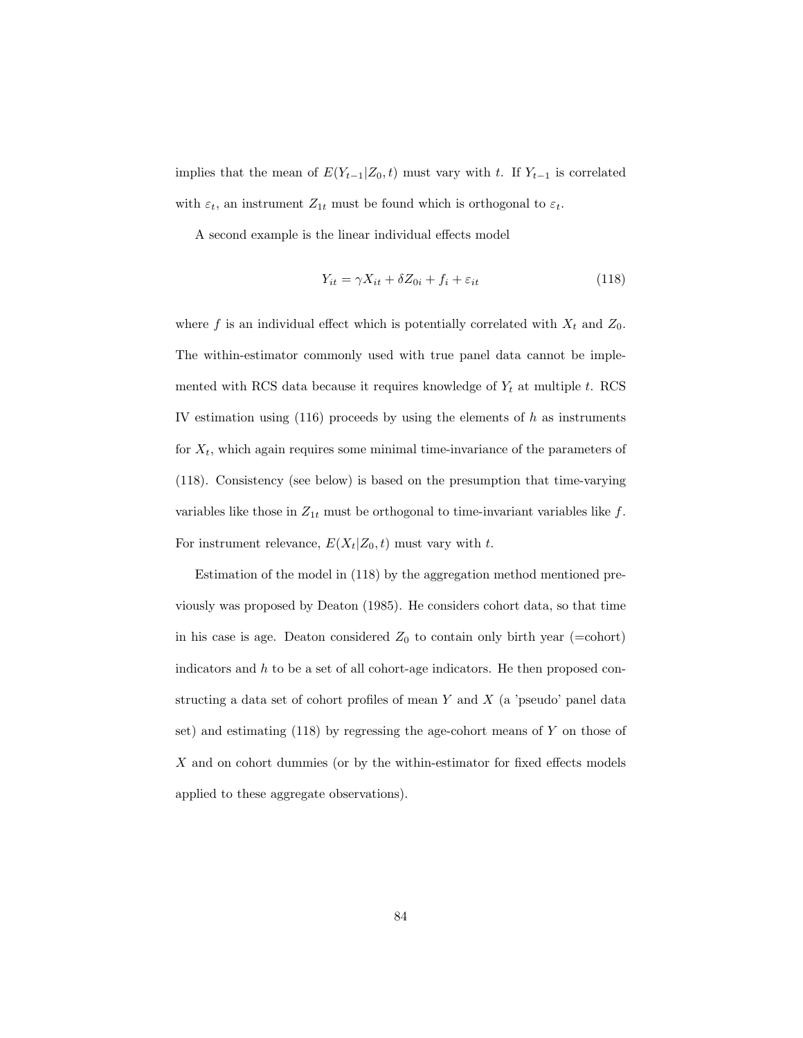implies that the mean of $E(Y_{t-1}|Z_0, t)$ must vary with $t$. If $Y_{t-1}$ is correlated with $\varepsilon_t$, an instrument $Z_{1t}$ must be found which is orthogonal to $\varepsilon_t$.

A second example is the linear individual effects model

$$Y_{it} = \gamma X_{it} + \delta Z_{0i} + f_i + \varepsilon_{it} \tag{118}$$

where $f$ is an individual effect which is potentially correlated with $X_t$ and $Z_0$. The within-estimator commonly used with true panel data cannot be implemented with RCS data because it requires knowledge of $Y_t$ at multiple $t$. RCS IV estimation using (116) proceeds by using the elements of $h$ as instruments for $X_t$, which again requires some minimal time-invariance of the parameters of (118). Consistency (see below) is based on the presumption that time-varying variables like those in $Z_{1t}$ must be orthogonal to time-invariant variables like $f$. For instrument relevance, $E(X_t|Z_0, t)$ must vary with $t$.

Estimation of the model in (118) by the aggregation method mentioned previously was proposed by Deaton (1985). He considers cohort data, so that time in his case is age. Deaton considered $Z_0$ to contain only birth year (=cohort) indicators and $h$ to be a set of all cohort-age indicators. He then proposed constructing a data set of cohort profiles of mean $Y$ and $X$ (a 'pseudo' panel data set) and estimating (118) by regressing the age-cohort means of $Y$ on those of $X$ and on cohort dummies (or by the within-estimator for fixed effects models applied to these aggregate observations).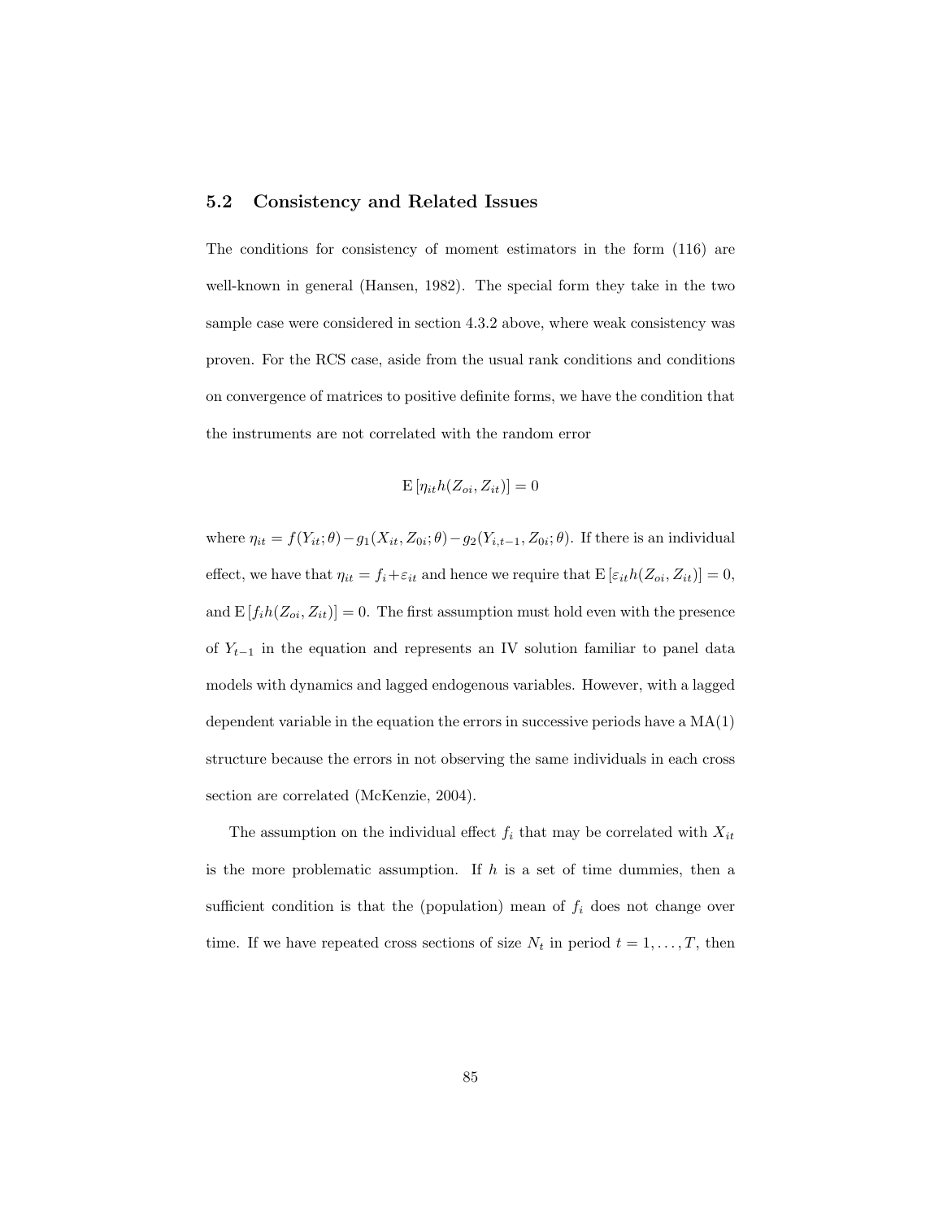## 5.2 Consistency and Related Issues

The conditions for consistency of moment estimators in the form (116) are well-known in general (Hansen, 1982). The special form they take in the two sample case were considered in section 4.3.2 above, where weak consistency was proven. For the RCS case, aside from the usual rank conditions and conditions on convergence of matrices to positive definite forms, we have the condition that the instruments are not correlated with the random error

$$\mathrm{E}\left[\eta_{it} h(Z_{oi}, Z_{it})\right] = 0$$

where $\eta_{it} = f(Y_{it};\theta) - g_1(X_{it}, Z_{0i};\theta) - g_2(Y_{i,t-1}, Z_{0i};\theta)$. If there is an individual effect, we have that $\eta_{it} = f_i + \varepsilon_{it}$ and hence we require that $\mathrm{E}\left[\varepsilon_{it} h(Z_{oi}, Z_{it})\right] = 0$, and $\mathrm{E}\left[f_i h(Z_{oi}, Z_{it})\right] = 0$. The first assumption must hold even with the presence of $Y_{t-1}$ in the equation and represents an IV solution familiar to panel data models with dynamics and lagged endogenous variables. However, with a lagged dependent variable in the equation the errors in successive periods have a MA(1) structure because the errors in not observing the same individuals in each cross section are correlated (McKenzie, 2004).

The assumption on the individual effect $f_i$ that may be correlated with $X_{it}$ is the more problematic assumption. If $h$ is a set of time dummies, then a sufficient condition is that the (population) mean of $f_i$ does not change over time. If we have repeated cross sections of size $N_t$ in period $t = 1, \ldots, T$, then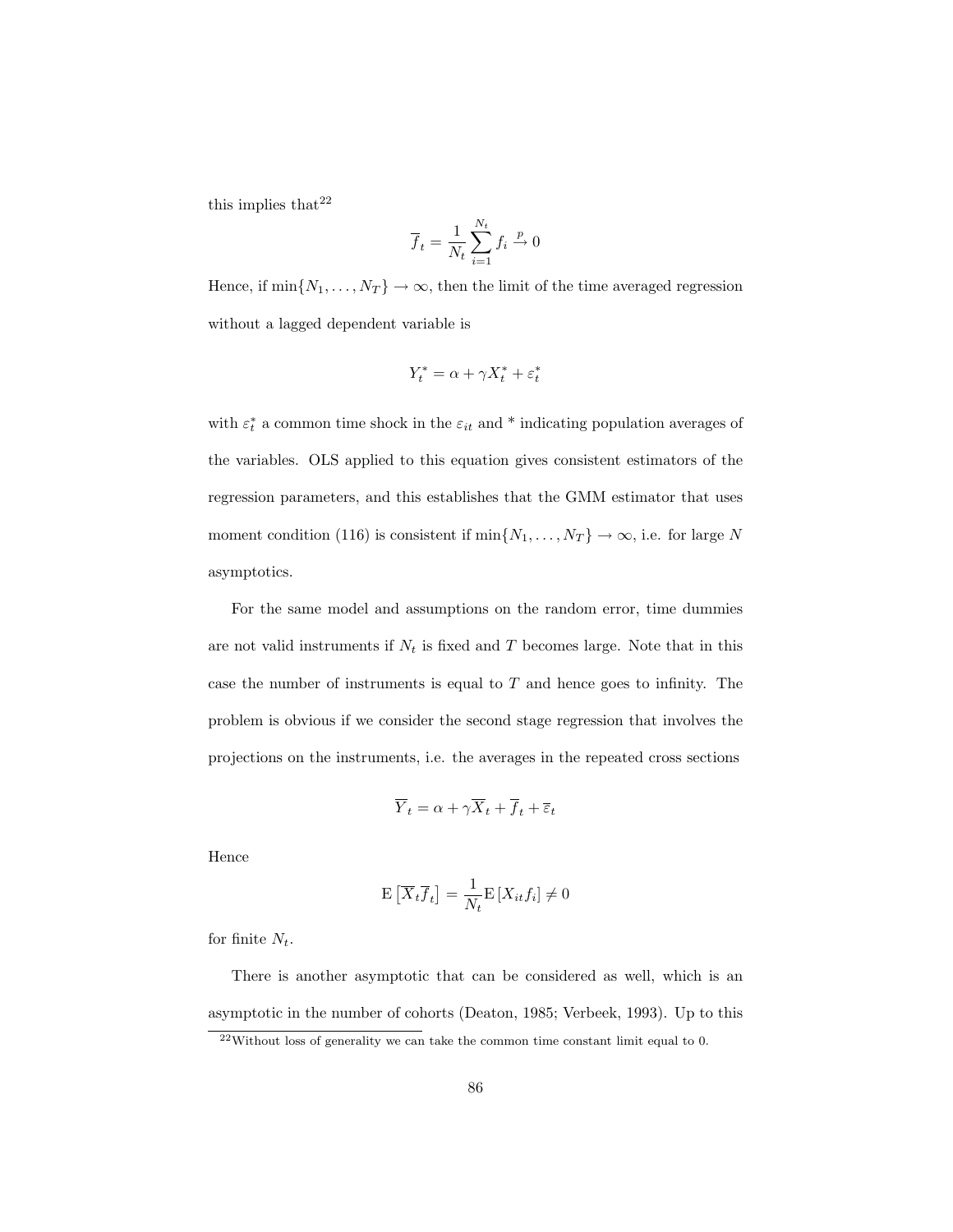this implies that[22]

$$\overline{f}_t = \frac{1}{N_t} \sum_{i=1}^{N_t} f_i \xrightarrow{p} 0$$

Hence, if $\min\{N_1, \ldots, N_T\} \to \infty$, then the limit of the time averaged regression without a lagged dependent variable is

$$Y_t^* = \alpha + \gamma X_t^* + \varepsilon_t^*$$

with $\varepsilon_t^*$ a common time shock in the $\varepsilon_{it}$ and $^*$ indicating population averages of the variables. OLS applied to this equation gives consistent estimators of the regression parameters, and this establishes that the GMM estimator that uses moment condition (116) is consistent if $\min\{N_1, \ldots, N_T\} \to \infty$, i.e. for large $N$ asymptotics.

For the same model and assumptions on the random error, time dummies are not valid instruments if $N_t$ is fixed and $T$ becomes large. Note that in this case the number of instruments is equal to $T$ and hence goes to infinity. The problem is obvious if we consider the second stage regression that involves the projections on the instruments, i.e. the averages in the repeated cross sections

$$\overline{Y}_t = \alpha + \gamma \overline{X}_t + \overline{f}_t + \overline{\varepsilon}_t$$

Hence

$$\mathrm{E}\left[\overline{X}_t \overline{f}_t\right] = \frac{1}{N_t} \mathrm{E}\left[X_{it} f_i\right] \neq 0$$

for finite $N_t$.

There is another asymptotic that can be considered as well, which is an asymptotic in the number of cohorts (Deaton, 1985; Verbeek, 1993). Up to this

[22] Without loss of generality we can take the common time constant limit equal to 0.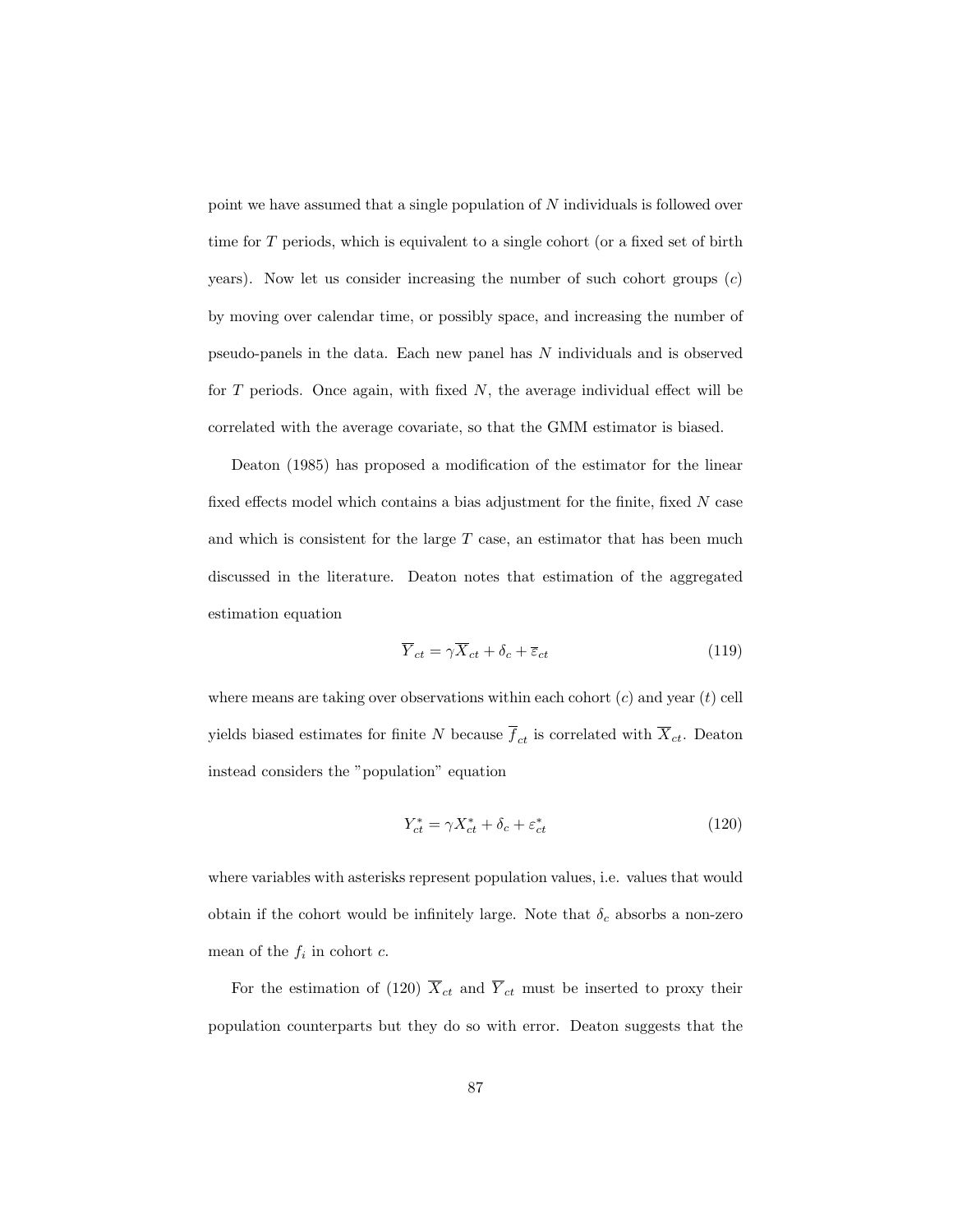point we have assumed that a single population of $N$ individuals is followed over time for $T$ periods, which is equivalent to a single cohort (or a fixed set of birth years). Now let us consider increasing the number of such cohort groups ($c$) by moving over calendar time, or possibly space, and increasing the number of pseudo-panels in the data. Each new panel has $N$ individuals and is observed for $T$ periods. Once again, with fixed $N$, the average individual effect will be correlated with the average covariate, so that the GMM estimator is biased.

Deaton (1985) has proposed a modification of the estimator for the linear fixed effects model which contains a bias adjustment for the finite, fixed $N$ case and which is consistent for the large $T$ case, an estimator that has been much discussed in the literature. Deaton notes that estimation of the aggregated estimation equation

$$\overline{Y}_{ct} = \gamma \overline{X}_{ct} + \delta_c + \overline{\varepsilon}_{ct} \tag{119}$$

where means are taking over observations within each cohort ($c$) and year ($t$) cell yields biased estimates for finite $N$ because $\overline{f}_{ct}$ is correlated with $\overline{X}_{ct}$. Deaton instead considers the "population" equation

$$Y^*_{ct} = \gamma X^*_{ct} + \delta_c + \varepsilon^*_{ct} \tag{120}$$

where variables with asterisks represent population values, i.e. values that would obtain if the cohort would be infinitely large. Note that $\delta_c$ absorbs a non-zero mean of the $f_i$ in cohort $c$.

For the estimation of (120) $\overline{X}_{ct}$ and $\overline{Y}_{ct}$ must be inserted to proxy their population counterparts but they do so with error. Deaton suggests that the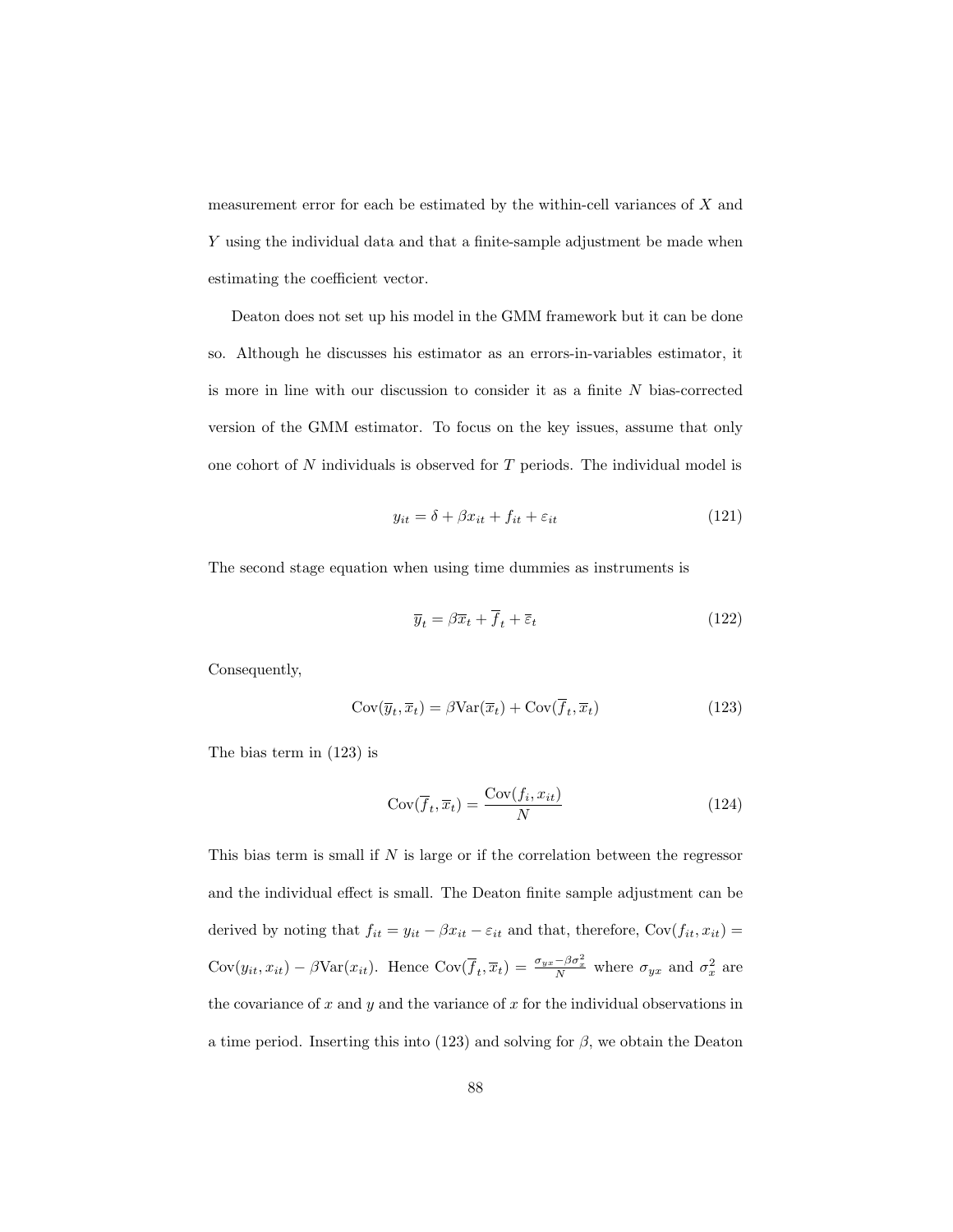measurement error for each be estimated by the within-cell variances of $X$ and $Y$ using the individual data and that a finite-sample adjustment be made when estimating the coefficient vector.

Deaton does not set up his model in the GMM framework but it can be done so. Although he discusses his estimator as an errors-in-variables estimator, it is more in line with our discussion to consider it as a finite $N$ bias-corrected version of the GMM estimator. To focus on the key issues, assume that only one cohort of $N$ individuals is observed for $T$ periods. The individual model is

$$y_{it} = \delta + \beta x_{it} + f_{it} + \varepsilon_{it} \tag{121}$$

The second stage equation when using time dummies as instruments is

$$\overline{y}_t = \beta \overline{x}_t + \overline{f}_t + \overline{\varepsilon}_t \tag{122}$$

Consequently,

$$\mathrm{Cov}(\overline{y}_t, \overline{x}_t) = \beta \mathrm{Var}(\overline{x}_t) + \mathrm{Cov}(\overline{f}_t, \overline{x}_t) \tag{123}$$

The bias term in (123) is

$$\mathrm{Cov}(\overline{f}_t, \overline{x}_t) = \frac{\mathrm{Cov}(f_i, x_{it})}{N} \tag{124}$$

This bias term is small if $N$ is large or if the correlation between the regressor and the individual effect is small. The Deaton finite sample adjustment can be derived by noting that $f_{it} = y_{it} - \beta x_{it} - \varepsilon_{it}$ and that, therefore, $\mathrm{Cov}(f_{it}, x_{it}) = \mathrm{Cov}(y_{it}, x_{it}) - \beta \mathrm{Var}(x_{it})$. Hence $\mathrm{Cov}(\overline{f}_t, \overline{x}_t) = \frac{\sigma_{yx} - \beta\sigma_x^2}{N}$ where $\sigma_{yx}$ and $\sigma_x^2$ are the covariance of $x$ and $y$ and the variance of $x$ for the individual observations in a time period. Inserting this into (123) and solving for $\beta$, we obtain the Deaton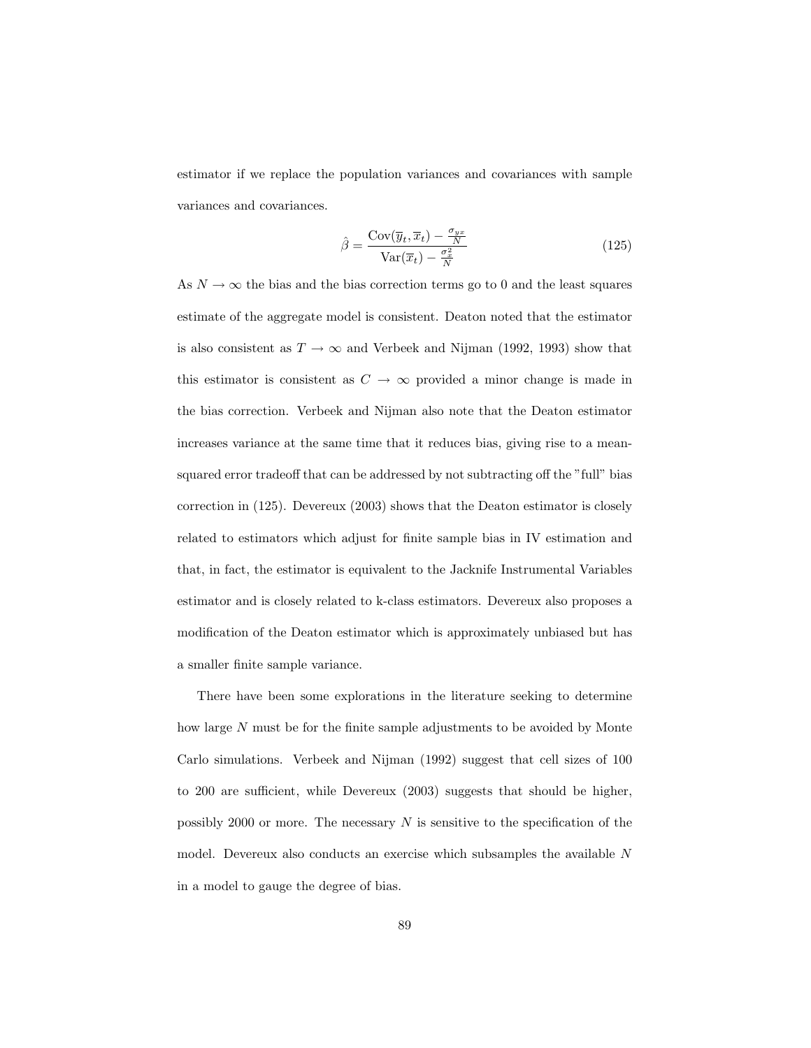estimator if we replace the population variances and covariances with sample variances and covariances.

$$\hat{\beta} = \frac{\text{Cov}(\overline{y}_t, \overline{x}_t) - \frac{\sigma_{yx}}{N}}{\text{Var}(\overline{x}_t) - \frac{\sigma_x^2}{N}} \tag{125}$$

As $N \to \infty$ the bias and the bias correction terms go to 0 and the least squares estimate of the aggregate model is consistent. Deaton noted that the estimator is also consistent as $T \to \infty$ and Verbeek and Nijman (1992, 1993) show that this estimator is consistent as $C \to \infty$ provided a minor change is made in the bias correction. Verbeek and Nijman also note that the Deaton estimator increases variance at the same time that it reduces bias, giving rise to a mean-squared error tradeoff that can be addressed by not subtracting off the "full" bias correction in (125). Devereux (2003) shows that the Deaton estimator is closely related to estimators which adjust for finite sample bias in IV estimation and that, in fact, the estimator is equivalent to the Jacknife Instrumental Variables estimator and is closely related to k-class estimators. Devereux also proposes a modification of the Deaton estimator which is approximately unbiased but has a smaller finite sample variance.

There have been some explorations in the literature seeking to determine how large $N$ must be for the finite sample adjustments to be avoided by Monte Carlo simulations. Verbeek and Nijman (1992) suggest that cell sizes of 100 to 200 are sufficient, while Devereux (2003) suggests that should be higher, possibly 2000 or more. The necessary $N$ is sensitive to the specification of the model. Devereux also conducts an exercise which subsamples the available $N$ in a model to gauge the degree of bias.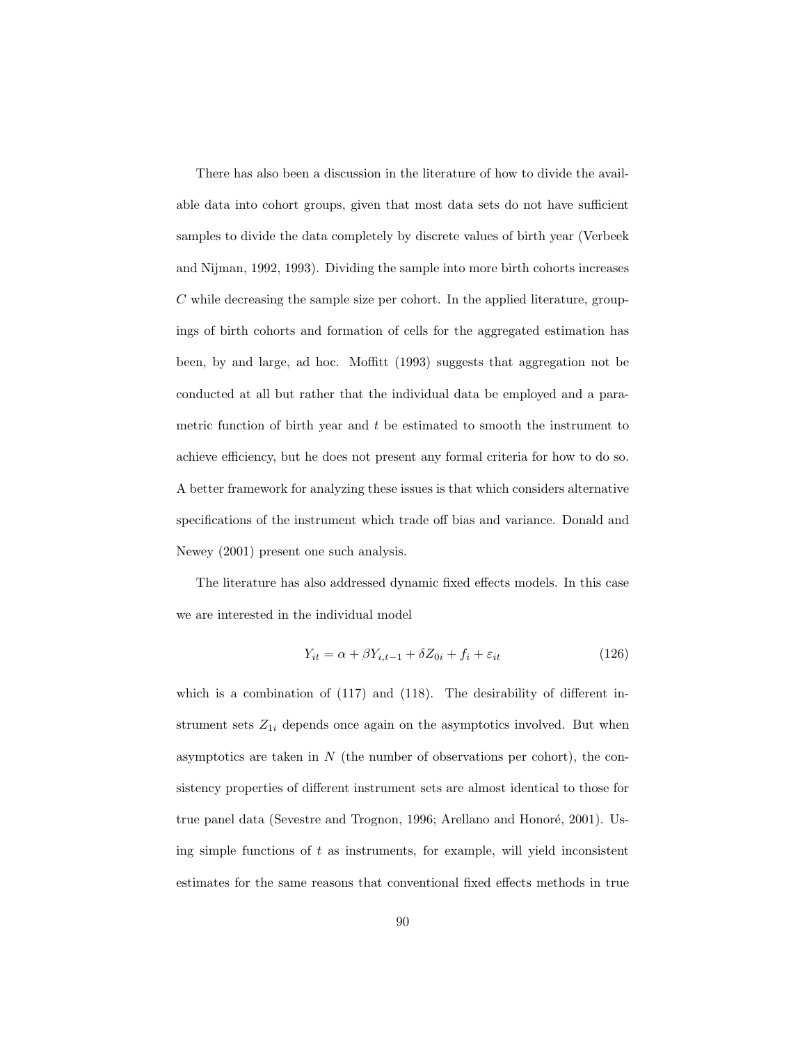There has also been a discussion in the literature of how to divide the available data into cohort groups, given that most data sets do not have sufficient samples to divide the data completely by discrete values of birth year (Verbeek and Nijman, 1992, 1993). Dividing the sample into more birth cohorts increases $C$ while decreasing the sample size per cohort. In the applied literature, groupings of birth cohorts and formation of cells for the aggregated estimation has been, by and large, ad hoc. Moffitt (1993) suggests that aggregation not be conducted at all but rather that the individual data be employed and a parametric function of birth year and $t$ be estimated to smooth the instrument to achieve efficiency, but he does not present any formal criteria for how to do so. A better framework for analyzing these issues is that which considers alternative specifications of the instrument which trade off bias and variance. Donald and Newey (2001) present one such analysis.

The literature has also addressed dynamic fixed effects models. In this case we are interested in the individual model

$$Y_{it} = \alpha + \beta Y_{i,t-1} + \delta Z_{0i} + f_i + \varepsilon_{it} \tag{126}$$

which is a combination of (117) and (118). The desirability of different instrument sets $Z_{1i}$ depends once again on the asymptotics involved. But when asymptotics are taken in $N$ (the number of observations per cohort), the consistency properties of different instrument sets are almost identical to those for true panel data (Sevestre and Trognon, 1996; Arellano and Honoré, 2001). Using simple functions of $t$ as instruments, for example, will yield inconsistent estimates for the same reasons that conventional fixed effects methods in true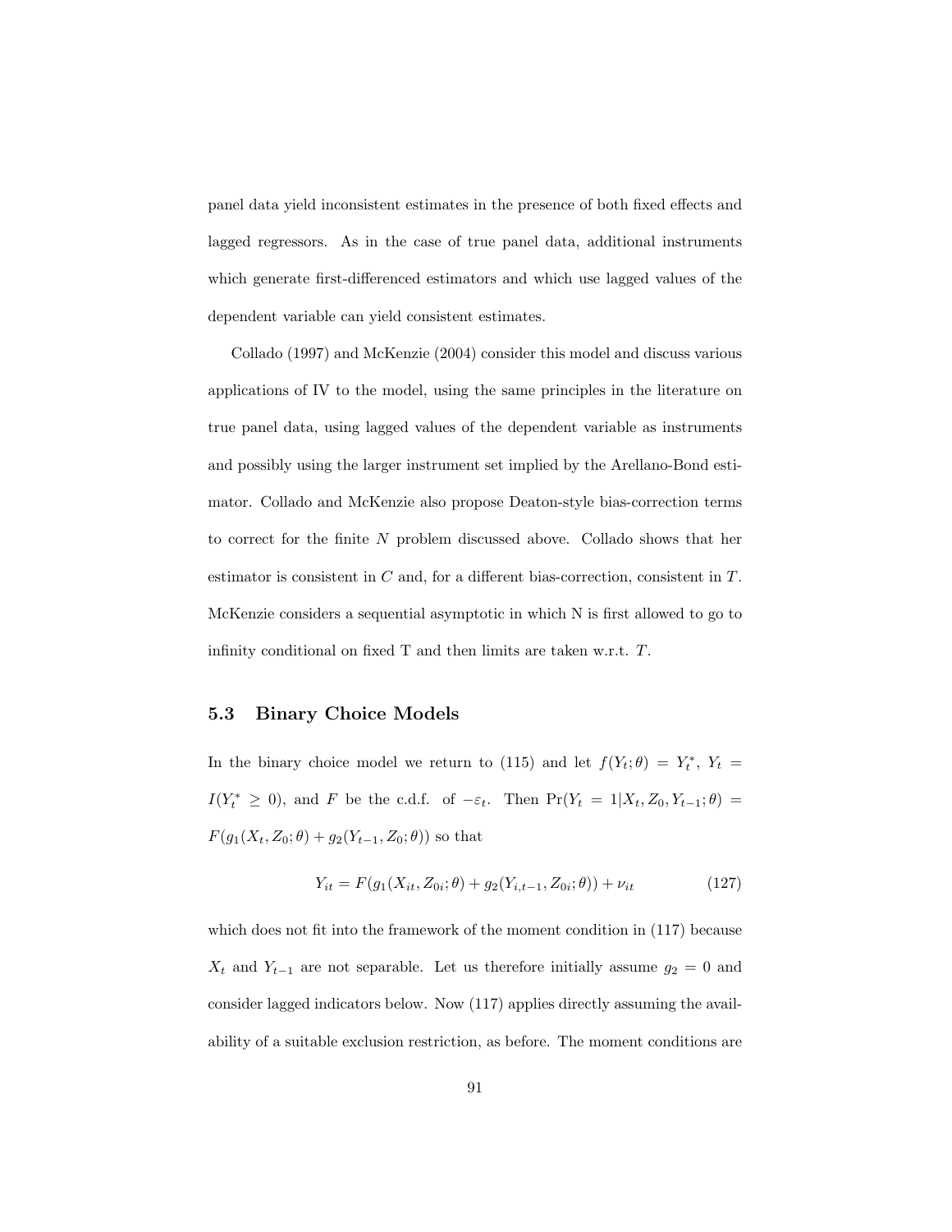panel data yield inconsistent estimates in the presence of both fixed effects and lagged regressors. As in the case of true panel data, additional instruments which generate first-differenced estimators and which use lagged values of the dependent variable can yield consistent estimates.

Collado (1997) and McKenzie (2004) consider this model and discuss various applications of IV to the model, using the same principles in the literature on true panel data, using lagged values of the dependent variable as instruments and possibly using the larger instrument set implied by the Arellano-Bond estimator. Collado and McKenzie also propose Deaton-style bias-correction terms to correct for the finite $N$ problem discussed above. Collado shows that her estimator is consistent in $C$ and, for a different bias-correction, consistent in $T$. McKenzie considers a sequential asymptotic in which N is first allowed to go to infinity conditional on fixed T and then limits are taken w.r.t. $T$.

### 5.3 Binary Choice Models

In the binary choice model we return to (115) and let $f(Y_t;\theta) = Y_t^*$, $Y_t = I(Y_t^* \geq 0)$, and $F$ be the c.d.f. of $-\varepsilon_t$. Then $\Pr(Y_t = 1|X_t, Z_0, Y_{t-1};\theta) = F(g_1(X_t, Z_0;\theta) + g_2(Y_{t-1}, Z_0;\theta))$ so that

$$Y_{it} = F(g_1(X_{it}, Z_{0i};\theta) + g_2(Y_{i,t-1}, Z_{0i};\theta)) + \nu_{it} \tag{127}$$

which does not fit into the framework of the moment condition in (117) because $X_t$ and $Y_{t-1}$ are not separable. Let us therefore initially assume $g_2 = 0$ and consider lagged indicators below. Now (117) applies directly assuming the availability of a suitable exclusion restriction, as before. The moment conditions are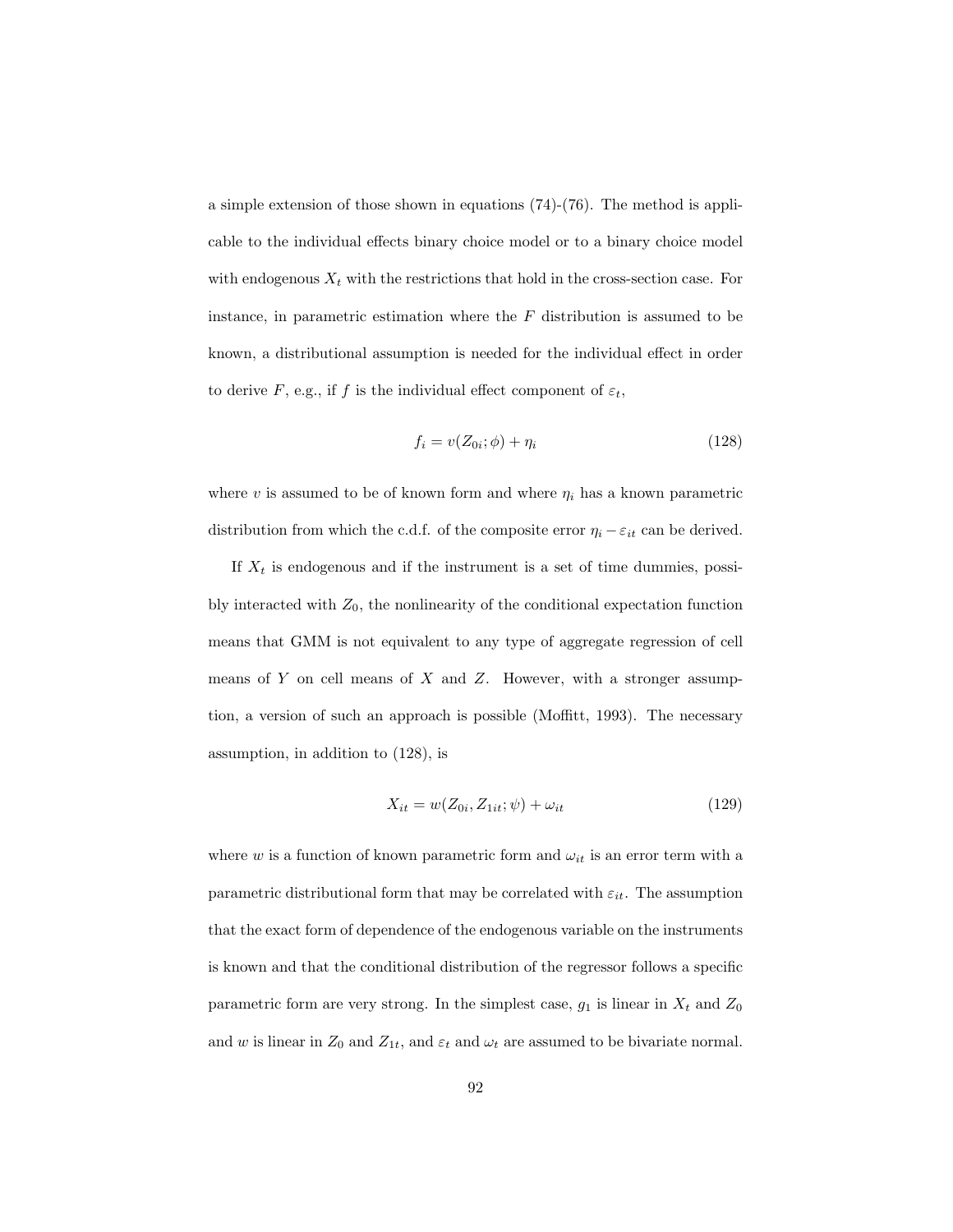a simple extension of those shown in equations (74)-(76). The method is applicable to the individual effects binary choice model or to a binary choice model with endogenous $X_t$ with the restrictions that hold in the cross-section case. For instance, in parametric estimation where the $F$ distribution is assumed to be known, a distributional assumption is needed for the individual effect in order to derive $F$, e.g., if $f$ is the individual effect component of $\varepsilon_t$,

$$f_i = v(Z_{0i}; \phi) + \eta_i \tag{128}$$

where $v$ is assumed to be of known form and where $\eta_i$ has a known parametric distribution from which the c.d.f. of the composite error $\eta_i - \varepsilon_{it}$ can be derived.

If $X_t$ is endogenous and if the instrument is a set of time dummies, possibly interacted with $Z_0$, the nonlinearity of the conditional expectation function means that GMM is not equivalent to any type of aggregate regression of cell means of $Y$ on cell means of $X$ and $Z$. However, with a stronger assumption, a version of such an approach is possible (Moffitt, 1993). The necessary assumption, in addition to (128), is

$$X_{it} = w(Z_{0i}, Z_{1it}; \psi) + \omega_{it} \tag{129}$$

where $w$ is a function of known parametric form and $\omega_{it}$ is an error term with a parametric distributional form that may be correlated with $\varepsilon_{it}$. The assumption that the exact form of dependence of the endogenous variable on the instruments is known and that the conditional distribution of the regressor follows a specific parametric form are very strong. In the simplest case, $g_1$ is linear in $X_t$ and $Z_0$ and $w$ is linear in $Z_0$ and $Z_{1t}$, and $\varepsilon_t$ and $\omega_t$ are assumed to be bivariate normal.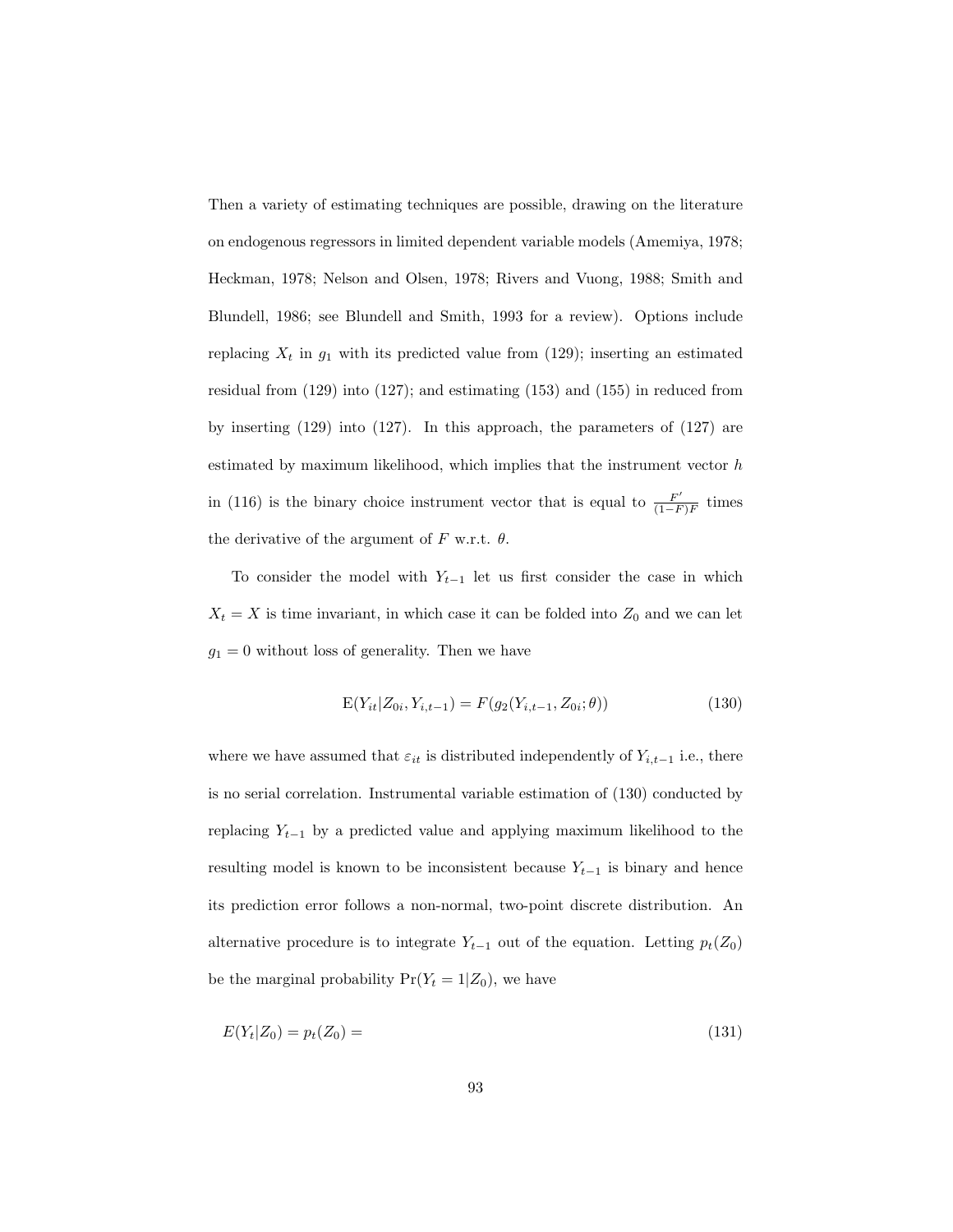Then a variety of estimating techniques are possible, drawing on the literature on endogenous regressors in limited dependent variable models (Amemiya, 1978; Heckman, 1978; Nelson and Olsen, 1978; Rivers and Vuong, 1988; Smith and Blundell, 1986; see Blundell and Smith, 1993 for a review). Options include replacing $X_t$ in $g_1$ with its predicted value from (129); inserting an estimated residual from (129) into (127); and estimating (153) and (155) in reduced from by inserting (129) into (127). In this approach, the parameters of (127) are estimated by maximum likelihood, which implies that the instrument vector $h$ in (116) is the binary choice instrument vector that is equal to $\frac{F'}{(1-F)F}$ times the derivative of the argument of $F$ w.r.t. $\theta$.

To consider the model with $Y_{t-1}$ let us first consider the case in which $X_t = X$ is time invariant, in which case it can be folded into $Z_0$ and we can let $g_1 = 0$ without loss of generality. Then we have

$$\mathrm{E}(Y_{it}|Z_{0i}, Y_{i,t-1}) = F(g_2(Y_{i,t-1}, Z_{0i}; \theta)) \tag{130}$$

where we have assumed that $\varepsilon_{it}$ is distributed independently of $Y_{i,t-1}$ i.e., there is no serial correlation. Instrumental variable estimation of (130) conducted by replacing $Y_{t-1}$ by a predicted value and applying maximum likelihood to the resulting model is known to be inconsistent because $Y_{t-1}$ is binary and hence its prediction error follows a non-normal, two-point discrete distribution. An alternative procedure is to integrate $Y_{t-1}$ out of the equation. Letting $p_t(Z_0)$ be the marginal probability $\Pr(Y_t = 1|Z_0)$, we have

$$E(Y_t|Z_0) = p_t(Z_0) = \tag{131}$$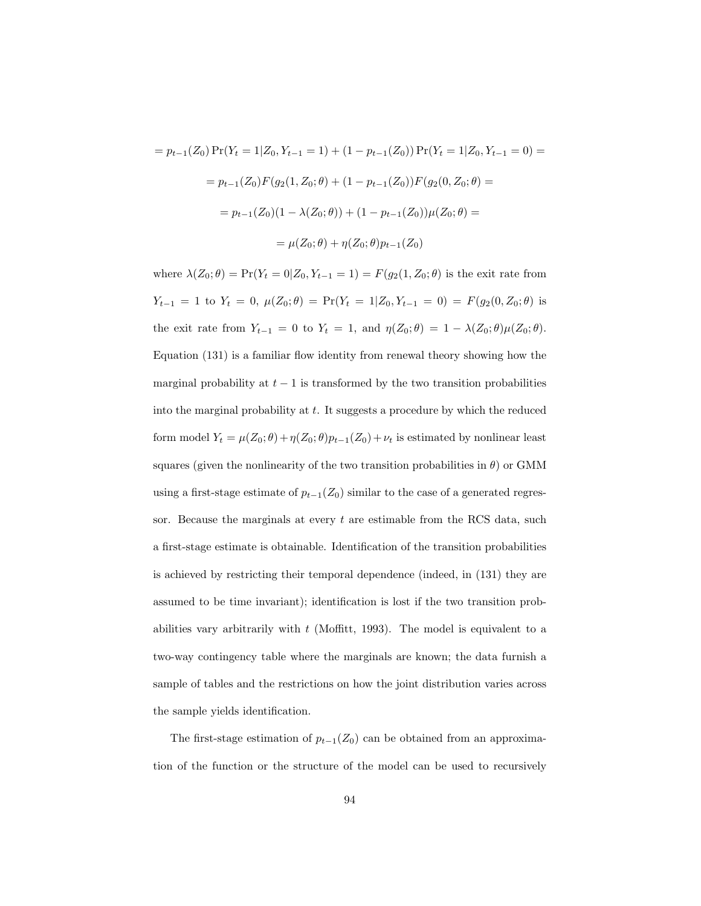$$= p_{t-1}(Z_0)\Pr(Y_t = 1|Z_0, Y_{t-1} = 1) + (1 - p_{t-1}(Z_0))\Pr(Y_t = 1|Z_0, Y_{t-1} = 0) =$$

$$= p_{t-1}(Z_0)F(g_2(1, Z_0; \theta) + (1 - p_{t-1}(Z_0))F(g_2(0, Z_0; \theta) =$$

$$= p_{t-1}(Z_0)(1 - \lambda(Z_0; \theta)) + (1 - p_{t-1}(Z_0))\mu(Z_0; \theta) =$$

$$= \mu(Z_0; \theta) + \eta(Z_0; \theta)p_{t-1}(Z_0)$$

where $\lambda(Z_0; \theta) = \Pr(Y_t = 0|Z_0, Y_{t-1} = 1) = F(g_2(1, Z_0; \theta)$ is the exit rate from $Y_{t-1} = 1$ to $Y_t = 0$, $\mu(Z_0; \theta) = \Pr(Y_t = 1|Z_0, Y_{t-1} = 0) = F(g_2(0, Z_0; \theta)$ is the exit rate from $Y_{t-1} = 0$ to $Y_t = 1$, and $\eta(Z_0; \theta) = 1 - \lambda(Z_0; \theta)\mu(Z_0; \theta)$. Equation (131) is a familiar flow identity from renewal theory showing how the marginal probability at $t-1$ is transformed by the two transition probabilities into the marginal probability at $t$. It suggests a procedure by which the reduced form model $Y_t = \mu(Z_0; \theta) + \eta(Z_0; \theta)p_{t-1}(Z_0) + \nu_t$ is estimated by nonlinear least squares (given the nonlinearity of the two transition probabilities in $\theta$) or GMM using a first-stage estimate of $p_{t-1}(Z_0)$ similar to the case of a generated regressor. Because the marginals at every $t$ are estimable from the RCS data, such a first-stage estimate is obtainable. Identification of the transition probabilities is achieved by restricting their temporal dependence (indeed, in (131) they are assumed to be time invariant); identification is lost if the two transition probabilities vary arbitrarily with $t$ (Moffitt, 1993). The model is equivalent to a two-way contingency table where the marginals are known; the data furnish a sample of tables and the restrictions on how the joint distribution varies across the sample yields identification.

The first-stage estimation of $p_{t-1}(Z_0)$ can be obtained from an approximation of the function or the structure of the model can be used to recursively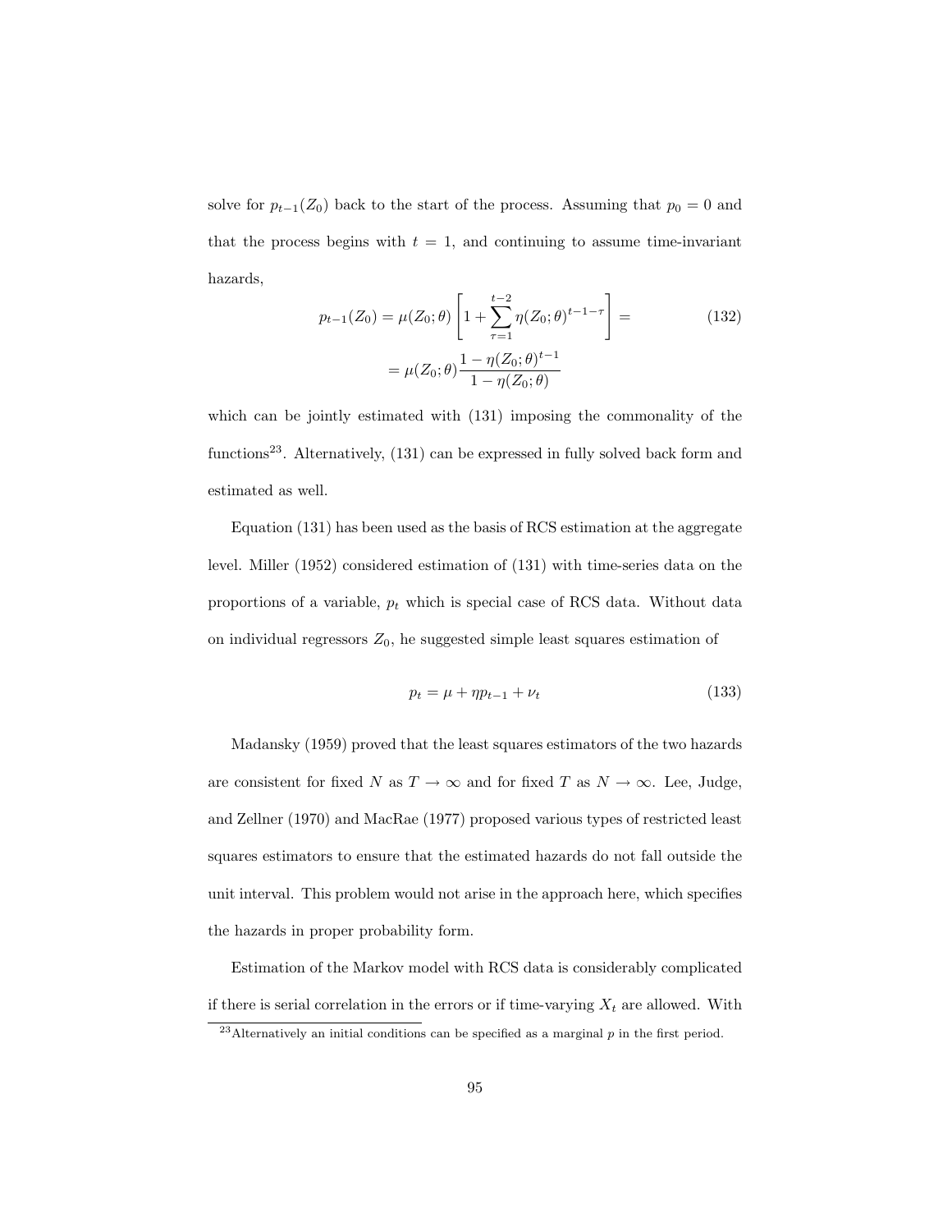solve for $p_{t-1}(Z_0)$ back to the start of the process. Assuming that $p_0 = 0$ and that the process begins with $t = 1$, and continuing to assume time-invariant hazards,

$$
\begin{aligned}
p_{t-1}(Z_0) = \mu(Z_0;\theta)\left[1 + \sum_{\tau=1}^{t-2} \eta(Z_0;\theta)^{t-1-\tau}\right] = \\
= \mu(Z_0;\theta)\frac{1-\eta(Z_0;\theta)^{t-1}}{1-\eta(Z_0;\theta)}
\end{aligned}
\tag{132}
$$

which can be jointly estimated with (131) imposing the commonality of the functions[23]. Alternatively, (131) can be expressed in fully solved back form and estimated as well.

Equation (131) has been used as the basis of RCS estimation at the aggregate level. Miller (1952) considered estimation of (131) with time-series data on the proportions of a variable, $p_t$ which is special case of RCS data. Without data on individual regressors $Z_0$, he suggested simple least squares estimation of

$$
p_t = \mu + \eta p_{t-1} + \nu_t \tag{133}
$$

Madansky (1959) proved that the least squares estimators of the two hazards are consistent for fixed $N$ as $T \to \infty$ and for fixed $T$ as $N \to \infty$. Lee, Judge, and Zellner (1970) and MacRae (1977) proposed various types of restricted least squares estimators to ensure that the estimated hazards do not fall outside the unit interval. This problem would not arise in the approach here, which specifies the hazards in proper probability form.

Estimation of the Markov model with RCS data is considerably complicated if there is serial correlation in the errors or if time-varying $X_t$ are allowed. With

[23] Alternatively an initial conditions can be specified as a marginal $p$ in the first period.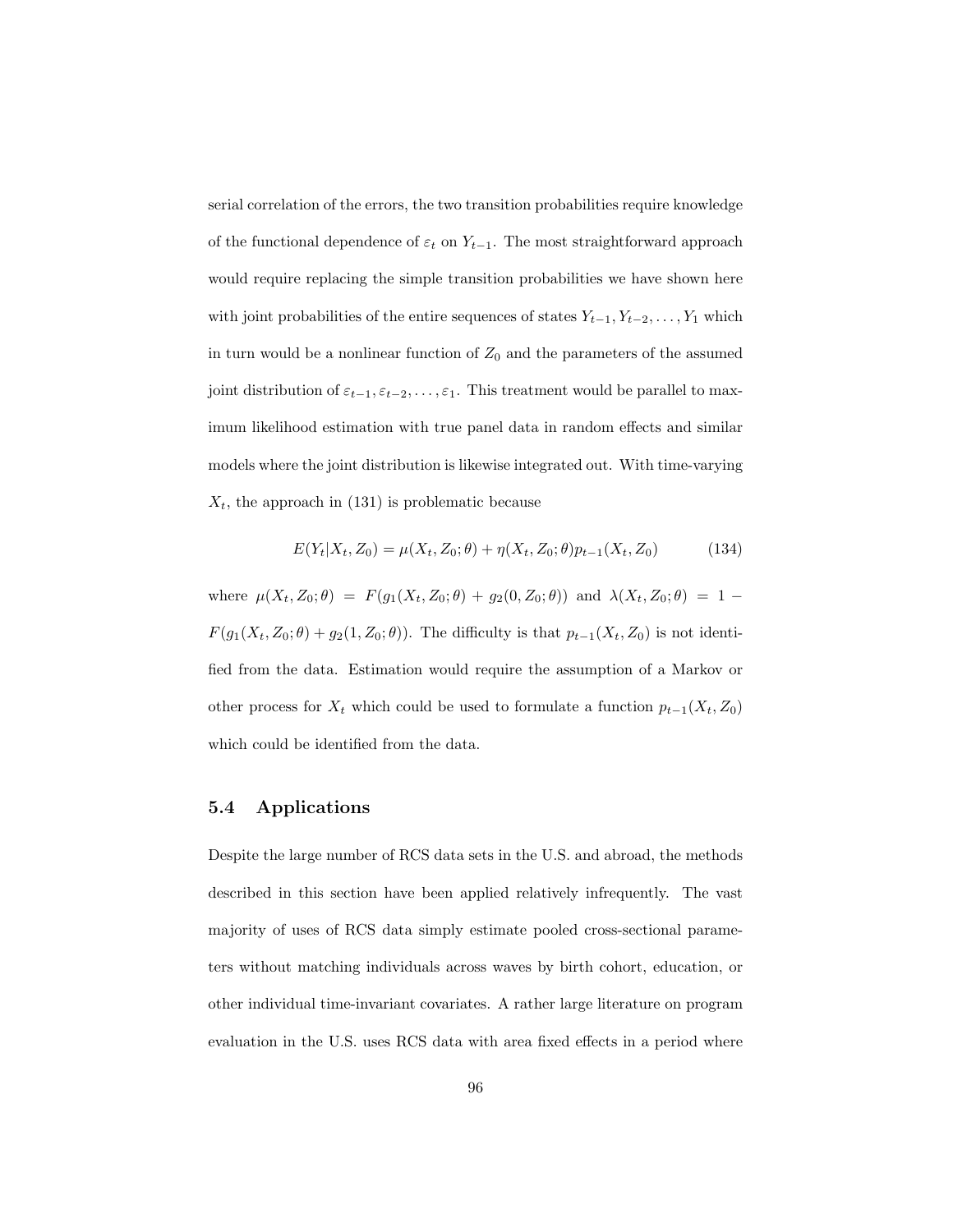serial correlation of the errors, the two transition probabilities require knowledge of the functional dependence of $\varepsilon_t$ on $Y_{t-1}$. The most straightforward approach would require replacing the simple transition probabilities we have shown here with joint probabilities of the entire sequences of states $Y_{t-1}, Y_{t-2}, \ldots, Y_1$ which in turn would be a nonlinear function of $Z_0$ and the parameters of the assumed joint distribution of $\varepsilon_{t-1}, \varepsilon_{t-2}, \ldots, \varepsilon_1$. This treatment would be parallel to maximum likelihood estimation with true panel data in random effects and similar models where the joint distribution is likewise integrated out. With time-varying $X_t$, the approach in (131) is problematic because

$$E(Y_t|X_t, Z_0) = \mu(X_t, Z_0; \theta) + \eta(X_t, Z_0; \theta)p_{t-1}(X_t, Z_0) \tag{134}$$

where $\mu(X_t, Z_0; \theta) = F(g_1(X_t, Z_0; \theta) + g_2(0, Z_0; \theta))$ and $\lambda(X_t, Z_0; \theta) = 1 - F(g_1(X_t, Z_0; \theta) + g_2(1, Z_0; \theta))$. The difficulty is that $p_{t-1}(X_t, Z_0)$ is not identified from the data. Estimation would require the assumption of a Markov or other process for $X_t$ which could be used to formulate a function $p_{t-1}(X_t, Z_0)$ which could be identified from the data.

## 5.4 Applications

Despite the large number of RCS data sets in the U.S. and abroad, the methods described in this section have been applied relatively infrequently. The vast majority of uses of RCS data simply estimate pooled cross-sectional parameters without matching individuals across waves by birth cohort, education, or other individual time-invariant covariates. A rather large literature on program evaluation in the U.S. uses RCS data with area fixed effects in a period where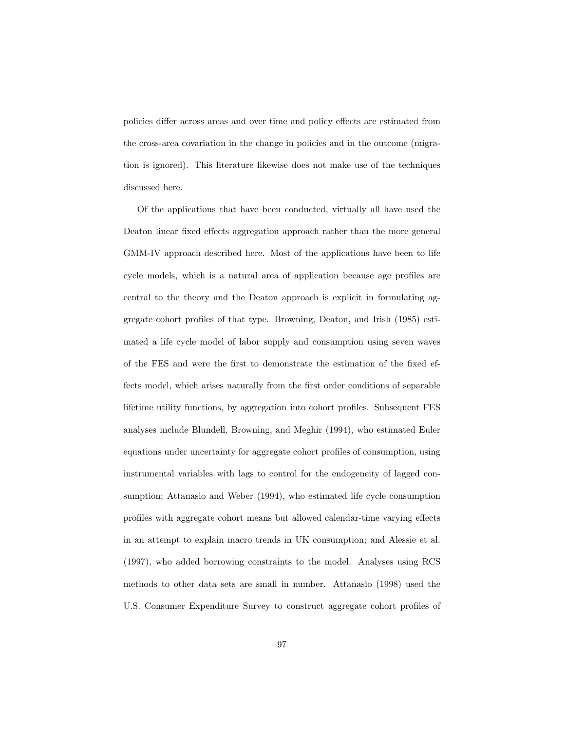policies differ across areas and over time and policy effects are estimated from the cross-area covariation in the change in policies and in the outcome (migration is ignored). This literature likewise does not make use of the techniques discussed here.

Of the applications that have been conducted, virtually all have used the Deaton linear fixed effects aggregation approach rather than the more general GMM-IV approach described here. Most of the applications have been to life cycle models, which is a natural area of application because age profiles are central to the theory and the Deaton approach is explicit in formulating aggregate cohort profiles of that type. Browning, Deaton, and Irish (1985) estimated a life cycle model of labor supply and consumption using seven waves of the FES and were the first to demonstrate the estimation of the fixed effects model, which arises naturally from the first order conditions of separable lifetime utility functions, by aggregation into cohort profiles. Subsequent FES analyses include Blundell, Browning, and Meghir (1994), who estimated Euler equations under uncertainty for aggregate cohort profiles of consumption, using instrumental variables with lags to control for the endogeneity of lagged consumption; Attanasio and Weber (1994), who estimated life cycle consumption profiles with aggregate cohort means but allowed calendar-time varying effects in an attempt to explain macro trends in UK consumption; and Alessie et al. (1997), who added borrowing constraints to the model. Analyses using RCS methods to other data sets are small in number. Attanasio (1998) used the U.S. Consumer Expenditure Survey to construct aggregate cohort profiles of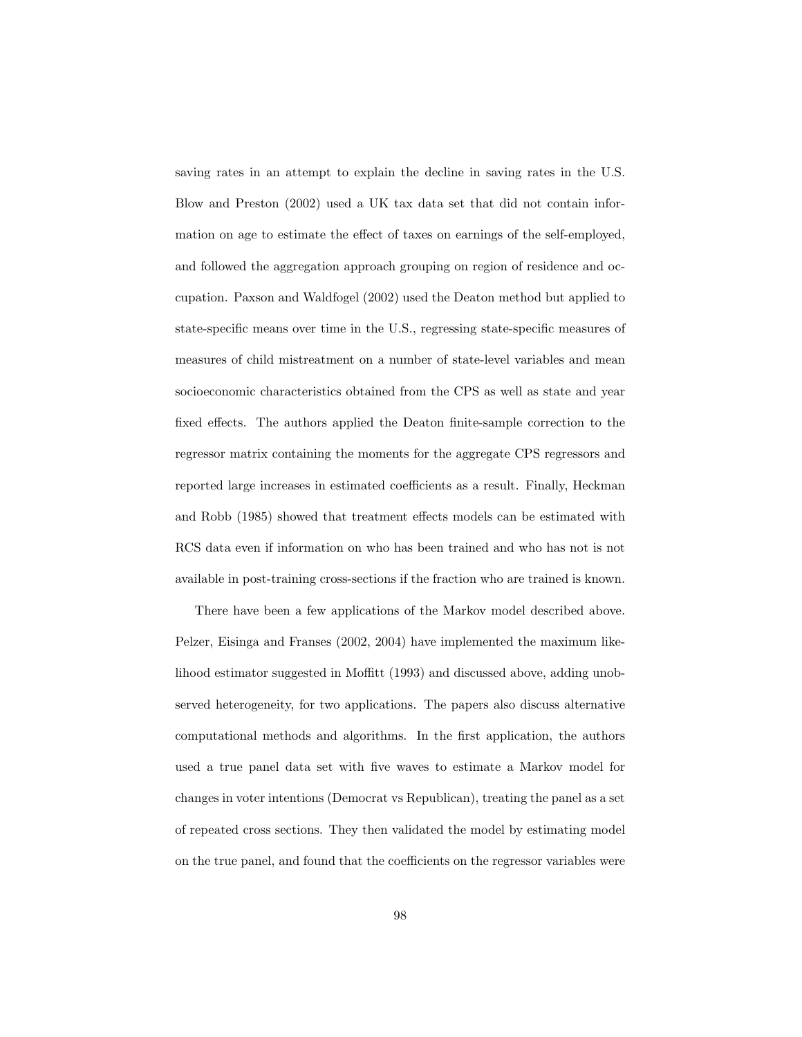saving rates in an attempt to explain the decline in saving rates in the U.S. Blow and Preston (2002) used a UK tax data set that did not contain information on age to estimate the effect of taxes on earnings of the self-employed, and followed the aggregation approach grouping on region of residence and occupation. Paxson and Waldfogel (2002) used the Deaton method but applied to state-specific means over time in the U.S., regressing state-specific measures of measures of child mistreatment on a number of state-level variables and mean socioeconomic characteristics obtained from the CPS as well as state and year fixed effects. The authors applied the Deaton finite-sample correction to the regressor matrix containing the moments for the aggregate CPS regressors and reported large increases in estimated coefficients as a result. Finally, Heckman and Robb (1985) showed that treatment effects models can be estimated with RCS data even if information on who has been trained and who has not is not available in post-training cross-sections if the fraction who are trained is known.

There have been a few applications of the Markov model described above. Pelzer, Eisinga and Franses (2002, 2004) have implemented the maximum likelihood estimator suggested in Moffitt (1993) and discussed above, adding unobserved heterogeneity, for two applications. The papers also discuss alternative computational methods and algorithms. In the first application, the authors used a true panel data set with five waves to estimate a Markov model for changes in voter intentions (Democrat vs Republican), treating the panel as a set of repeated cross sections. They then validated the model by estimating model on the true panel, and found that the coefficients on the regressor variables were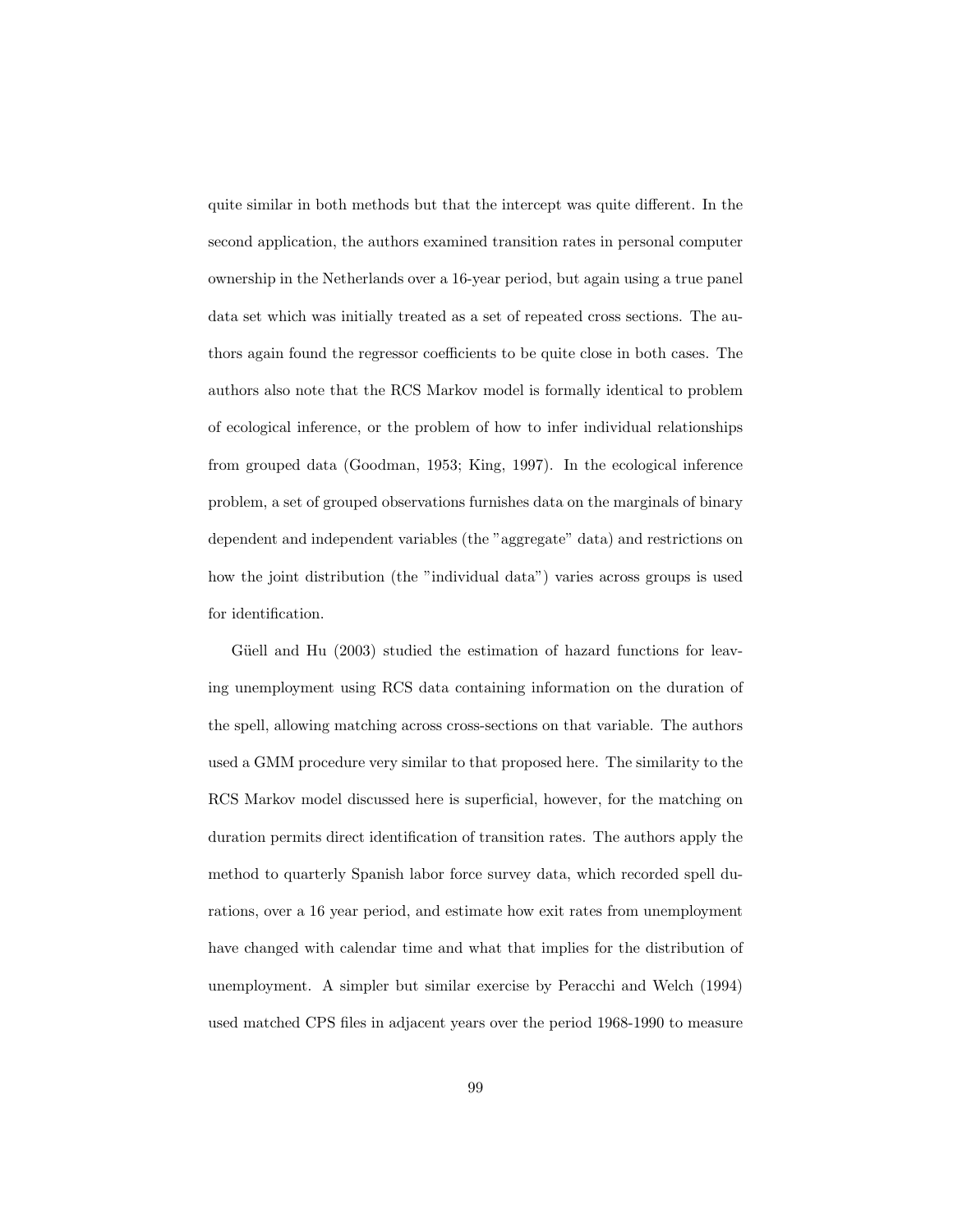quite similar in both methods but that the intercept was quite different. In the second application, the authors examined transition rates in personal computer ownership in the Netherlands over a 16-year period, but again using a true panel data set which was initially treated as a set of repeated cross sections. The authors again found the regressor coefficients to be quite close in both cases. The authors also note that the RCS Markov model is formally identical to problem of ecological inference, or the problem of how to infer individual relationships from grouped data (Goodman, 1953; King, 1997). In the ecological inference problem, a set of grouped observations furnishes data on the marginals of binary dependent and independent variables (the "aggregate" data) and restrictions on how the joint distribution (the "individual data") varies across groups is used for identification.

Güell and Hu (2003) studied the estimation of hazard functions for leaving unemployment using RCS data containing information on the duration of the spell, allowing matching across cross-sections on that variable. The authors used a GMM procedure very similar to that proposed here. The similarity to the RCS Markov model discussed here is superficial, however, for the matching on duration permits direct identification of transition rates. The authors apply the method to quarterly Spanish labor force survey data, which recorded spell durations, over a 16 year period, and estimate how exit rates from unemployment have changed with calendar time and what that implies for the distribution of unemployment. A simpler but similar exercise by Peracchi and Welch (1994) used matched CPS files in adjacent years over the period 1968-1990 to measure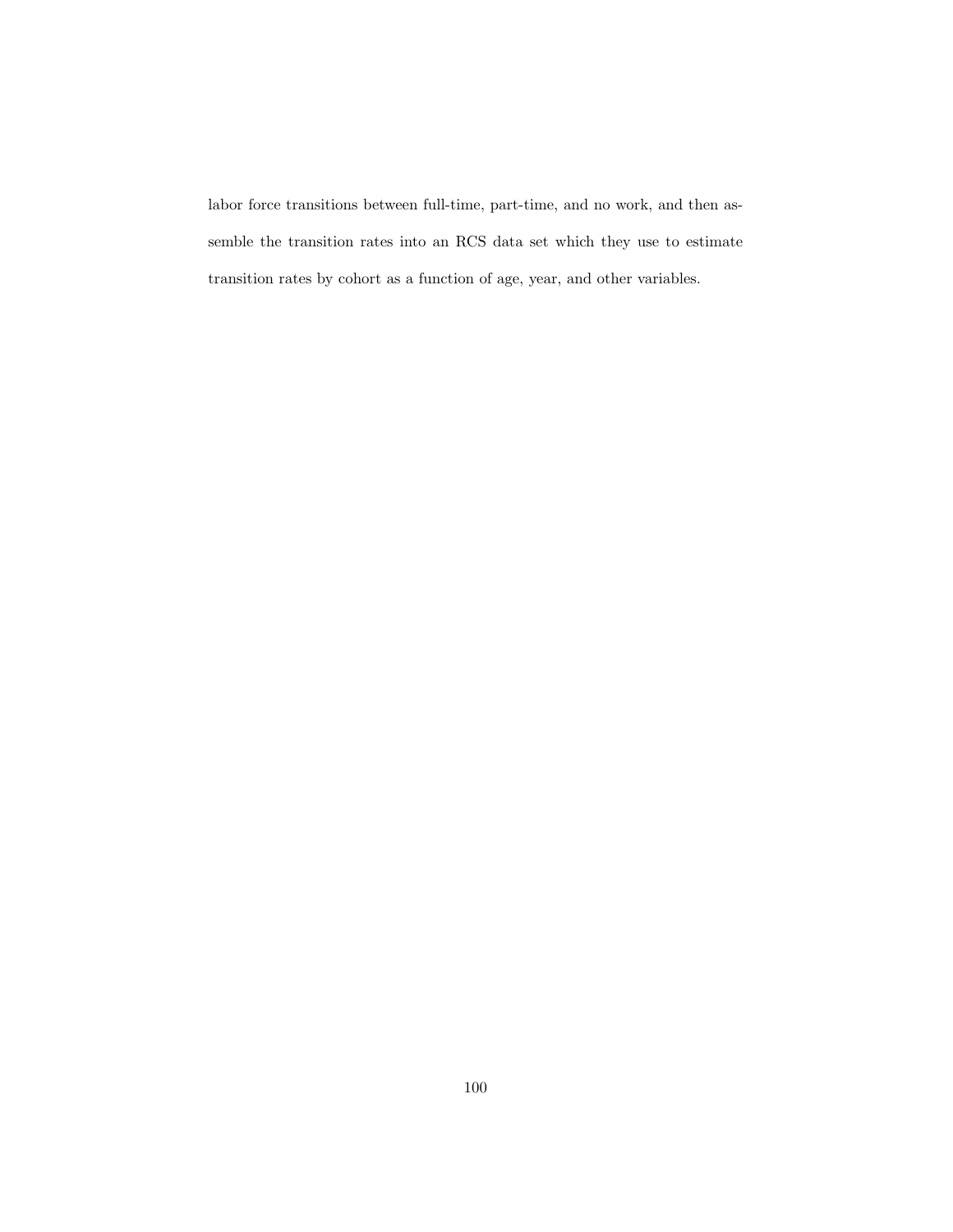labor force transitions between full-time, part-time, and no work, and then assemble the transition rates into an RCS data set which they use to estimate transition rates by cohort as a function of age, year, and other variables.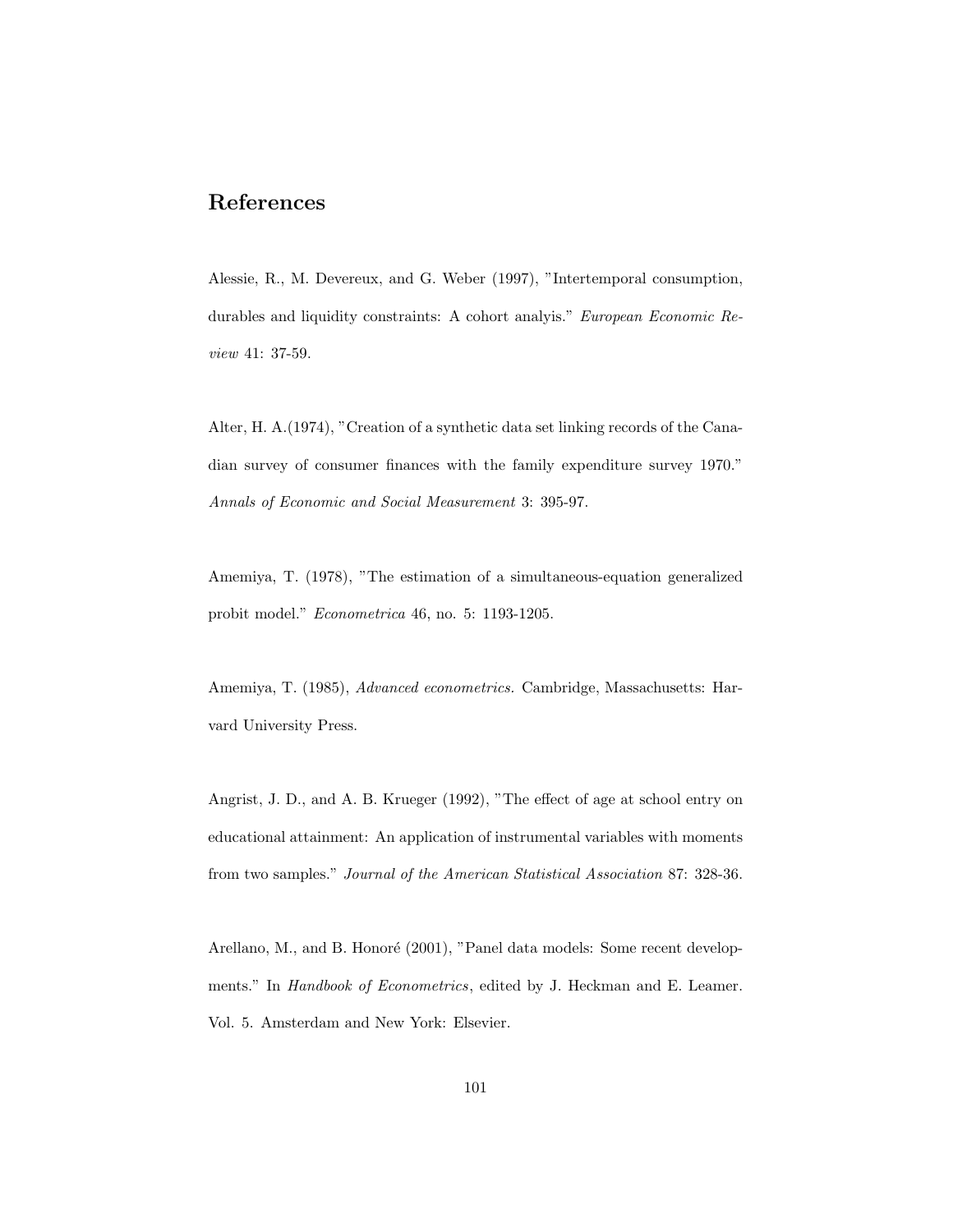## References

Alessie, R., M. Devereux, and G. Weber (1997), "Intertemporal consumption, durables and liquidity constraints: A cohort analyis." *European Economic Review* 41: 37-59.

Alter, H. A.(1974), "Creation of a synthetic data set linking records of the Canadian survey of consumer finances with the family expenditure survey 1970." *Annals of Economic and Social Measurement* 3: 395-97.

Amemiya, T. (1978), "The estimation of a simultaneous-equation generalized probit model." *Econometrica* 46, no. 5: 1193-1205.

Amemiya, T. (1985), *Advanced econometrics.* Cambridge, Massachusetts: Harvard University Press.

Angrist, J. D., and A. B. Krueger (1992), "The effect of age at school entry on educational attainment: An application of instrumental variables with moments from two samples." *Journal of the American Statistical Association* 87: 328-36.

Arellano, M., and B. Honoré (2001), "Panel data models: Some recent developments." In *Handbook of Econometrics*, edited by J. Heckman and E. Leamer. Vol. 5. Amsterdam and New York: Elsevier.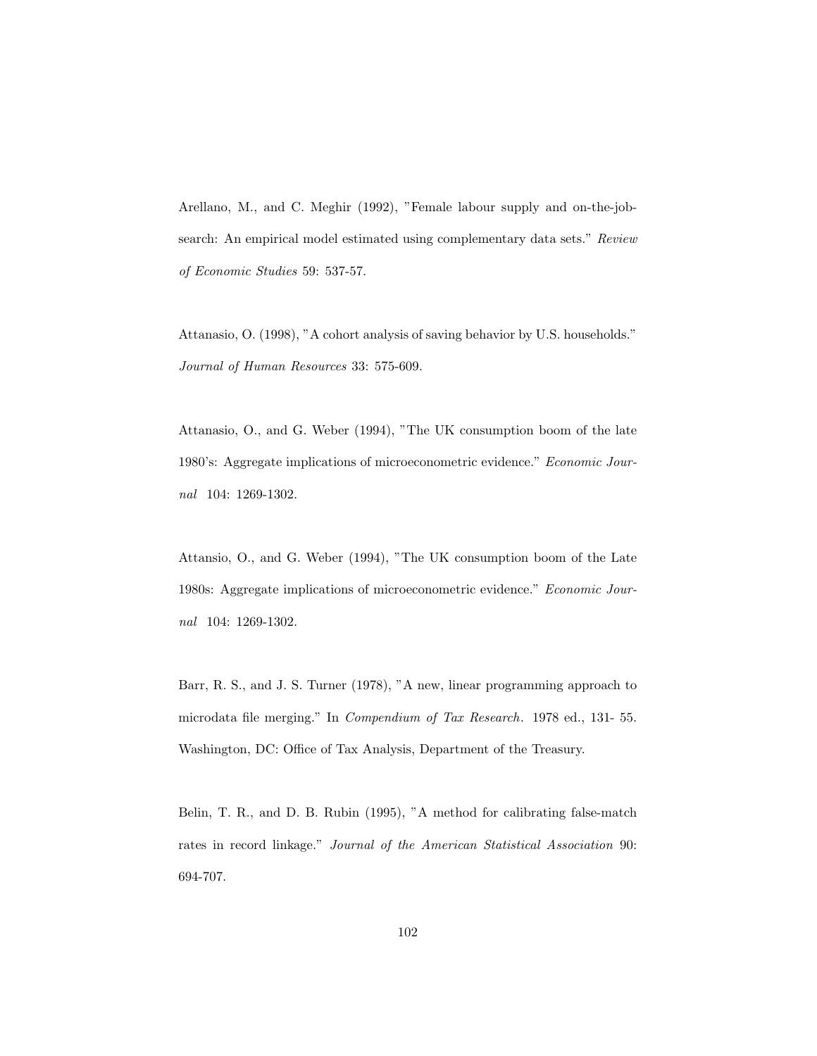Arellano, M., and C. Meghir (1992), "Female labour supply and on-the-job-search: An empirical model estimated using complementary data sets." *Review of Economic Studies* 59: 537-57.

Attanasio, O. (1998), "A cohort analysis of saving behavior by U.S. households." *Journal of Human Resources* 33: 575-609.

Attanasio, O., and G. Weber (1994), "The UK consumption boom of the late 1980's: Aggregate implications of microeconometric evidence." *Economic Journal* 104: 1269-1302.

Attansio, O., and G. Weber (1994), "The UK consumption boom of the Late 1980s: Aggregate implications of microeconometric evidence." *Economic Journal* 104: 1269-1302.

Barr, R. S., and J. S. Turner (1978), "A new, linear programming approach to microdata file merging." In *Compendium of Tax Research*. 1978 ed., 131- 55. Washington, DC: Office of Tax Analysis, Department of the Treasury.

Belin, T. R., and D. B. Rubin (1995), "A method for calibrating false-match rates in record linkage." *Journal of the American Statistical Association* 90: 694-707.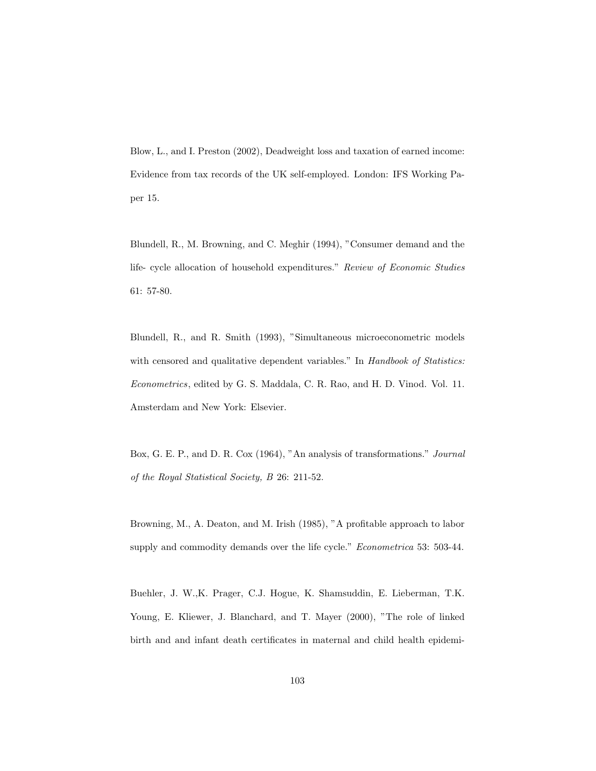Blow, L., and I. Preston (2002), Deadweight loss and taxation of earned income: Evidence from tax records of the UK self-employed. London: IFS Working Paper 15.

Blundell, R., M. Browning, and C. Meghir (1994), "Consumer demand and the life- cycle allocation of household expenditures." *Review of Economic Studies* 61: 57-80.

Blundell, R., and R. Smith (1993), "Simultaneous microeconometric models with censored and qualitative dependent variables." In *Handbook of Statistics: Econometrics*, edited by G. S. Maddala, C. R. Rao, and H. D. Vinod. Vol. 11. Amsterdam and New York: Elsevier.

Box, G. E. P., and D. R. Cox (1964), "An analysis of transformations." *Journal of the Royal Statistical Society, B* 26: 211-52.

Browning, M., A. Deaton, and M. Irish (1985), "A profitable approach to labor supply and commodity demands over the life cycle." *Econometrica* 53: 503-44.

Buehler, J. W.,K. Prager, C.J. Hogue, K. Shamsuddin, E. Lieberman, T.K. Young, E. Kliewer, J. Blanchard, and T. Mayer (2000), "The role of linked birth and and infant death certificates in maternal and child health epidemi-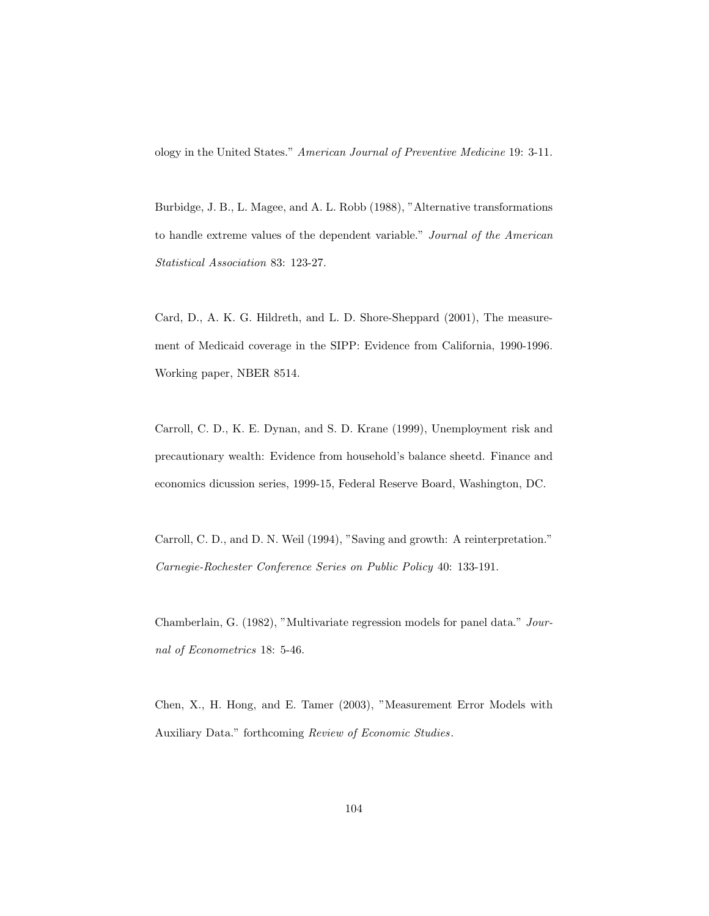ology in the United States." *American Journal of Preventive Medicine* 19: 3-11.

Burbidge, J. B., L. Magee, and A. L. Robb (1988), "Alternative transformations to handle extreme values of the dependent variable." *Journal of the American Statistical Association* 83: 123-27.

Card, D., A. K. G. Hildreth, and L. D. Shore-Sheppard (2001), The measurement of Medicaid coverage in the SIPP: Evidence from California, 1990-1996. Working paper, NBER 8514.

Carroll, C. D., K. E. Dynan, and S. D. Krane (1999), Unemployment risk and precautionary wealth: Evidence from household's balance sheetd. Finance and economics dicussion series, 1999-15, Federal Reserve Board, Washington, DC.

Carroll, C. D., and D. N. Weil (1994), "Saving and growth: A reinterpretation." *Carnegie-Rochester Conference Series on Public Policy* 40: 133-191.

Chamberlain, G. (1982), "Multivariate regression models for panel data." *Journal of Econometrics* 18: 5-46.

Chen, X., H. Hong, and E. Tamer (2003), "Measurement Error Models with Auxiliary Data." forthcoming *Review of Economic Studies*.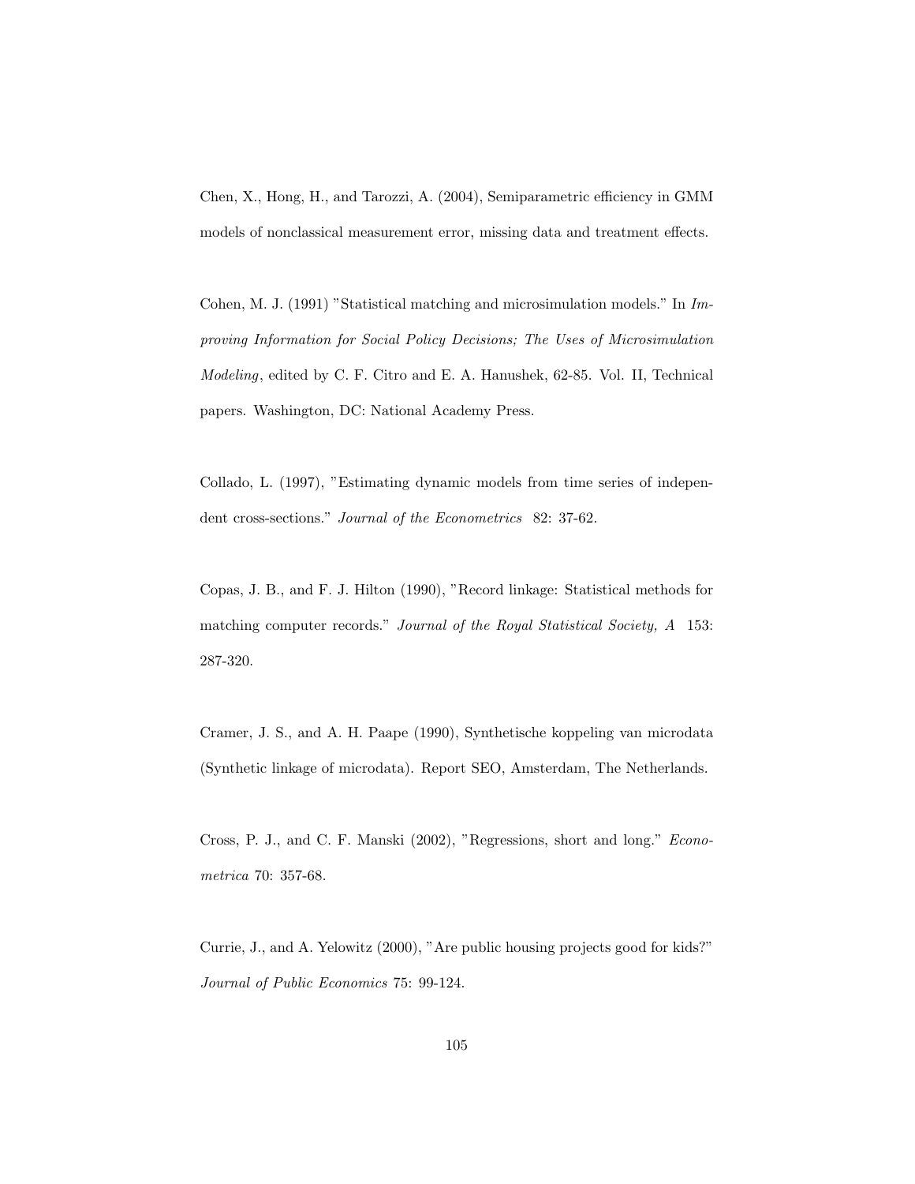Chen, X., Hong, H., and Tarozzi, A. (2004), Semiparametric efficiency in GMM models of nonclassical measurement error, missing data and treatment effects.

Cohen, M. J. (1991) "Statistical matching and microsimulation models." In *Improving Information for Social Policy Decisions; The Uses of Microsimulation Modeling*, edited by C. F. Citro and E. A. Hanushek, 62-85. Vol. II, Technical papers. Washington, DC: National Academy Press.

Collado, L. (1997), "Estimating dynamic models from time series of independent cross-sections." *Journal of the Econometrics* 82: 37-62.

Copas, J. B., and F. J. Hilton (1990), "Record linkage: Statistical methods for matching computer records." *Journal of the Royal Statistical Society, A* 153: 287-320.

Cramer, J. S., and A. H. Paape (1990), Synthetische koppeling van microdata (Synthetic linkage of microdata). Report SEO, Amsterdam, The Netherlands.

Cross, P. J., and C. F. Manski (2002), "Regressions, short and long." *Econometrica* 70: 357-68.

Currie, J., and A. Yelowitz (2000), "Are public housing projects good for kids?" *Journal of Public Economics* 75: 99-124.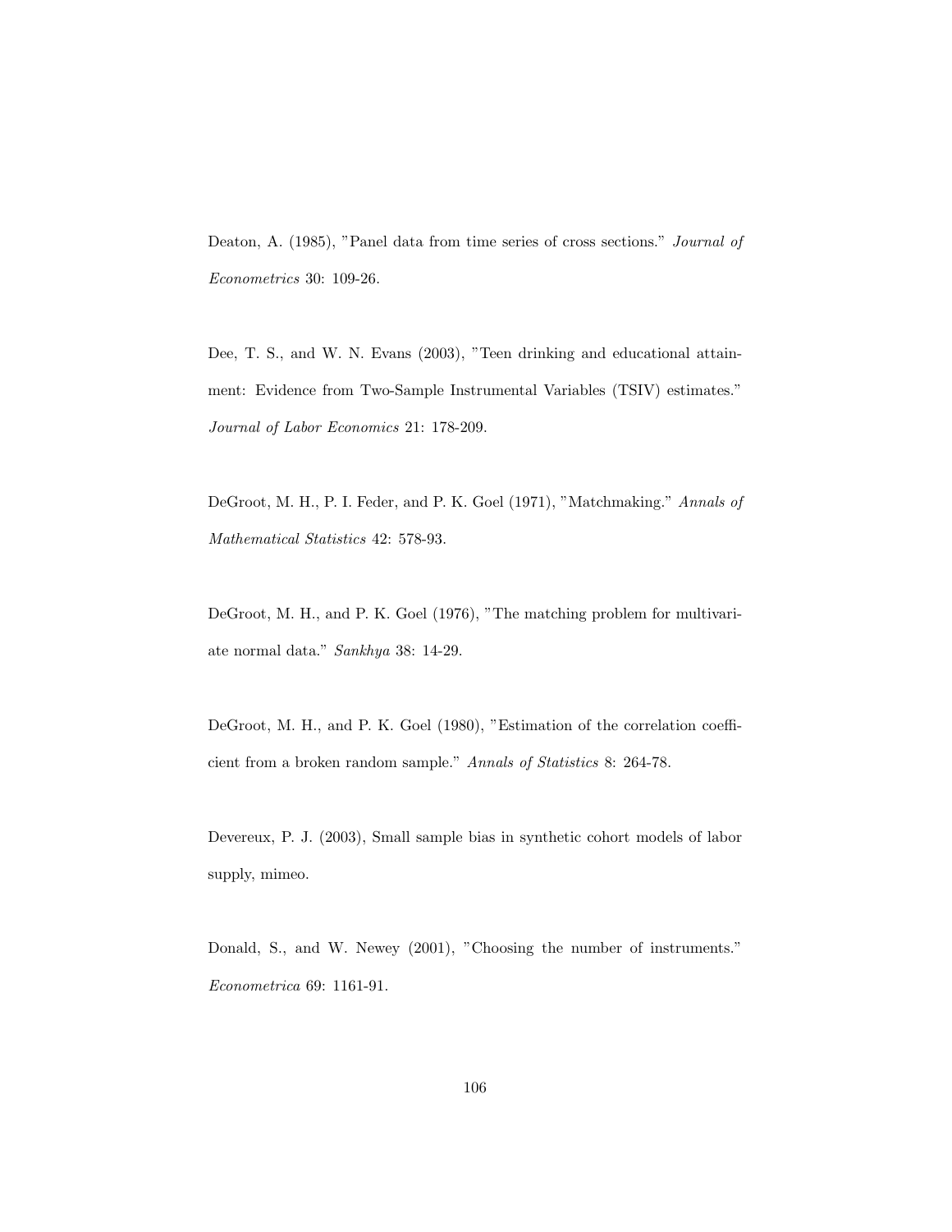Deaton, A. (1985), "Panel data from time series of cross sections." *Journal of Econometrics* 30: 109-26.

Dee, T. S., and W. N. Evans (2003), "Teen drinking and educational attainment: Evidence from Two-Sample Instrumental Variables (TSIV) estimates." *Journal of Labor Economics* 21: 178-209.

DeGroot, M. H., P. I. Feder, and P. K. Goel (1971), "Matchmaking." *Annals of Mathematical Statistics* 42: 578-93.

DeGroot, M. H., and P. K. Goel (1976), "The matching problem for multivariate normal data." *Sankhya* 38: 14-29.

DeGroot, M. H., and P. K. Goel (1980), "Estimation of the correlation coefficient from a broken random sample." *Annals of Statistics* 8: 264-78.

Devereux, P. J. (2003), Small sample bias in synthetic cohort models of labor supply, mimeo.

Donald, S., and W. Newey (2001), "Choosing the number of instruments." *Econometrica* 69: 1161-91.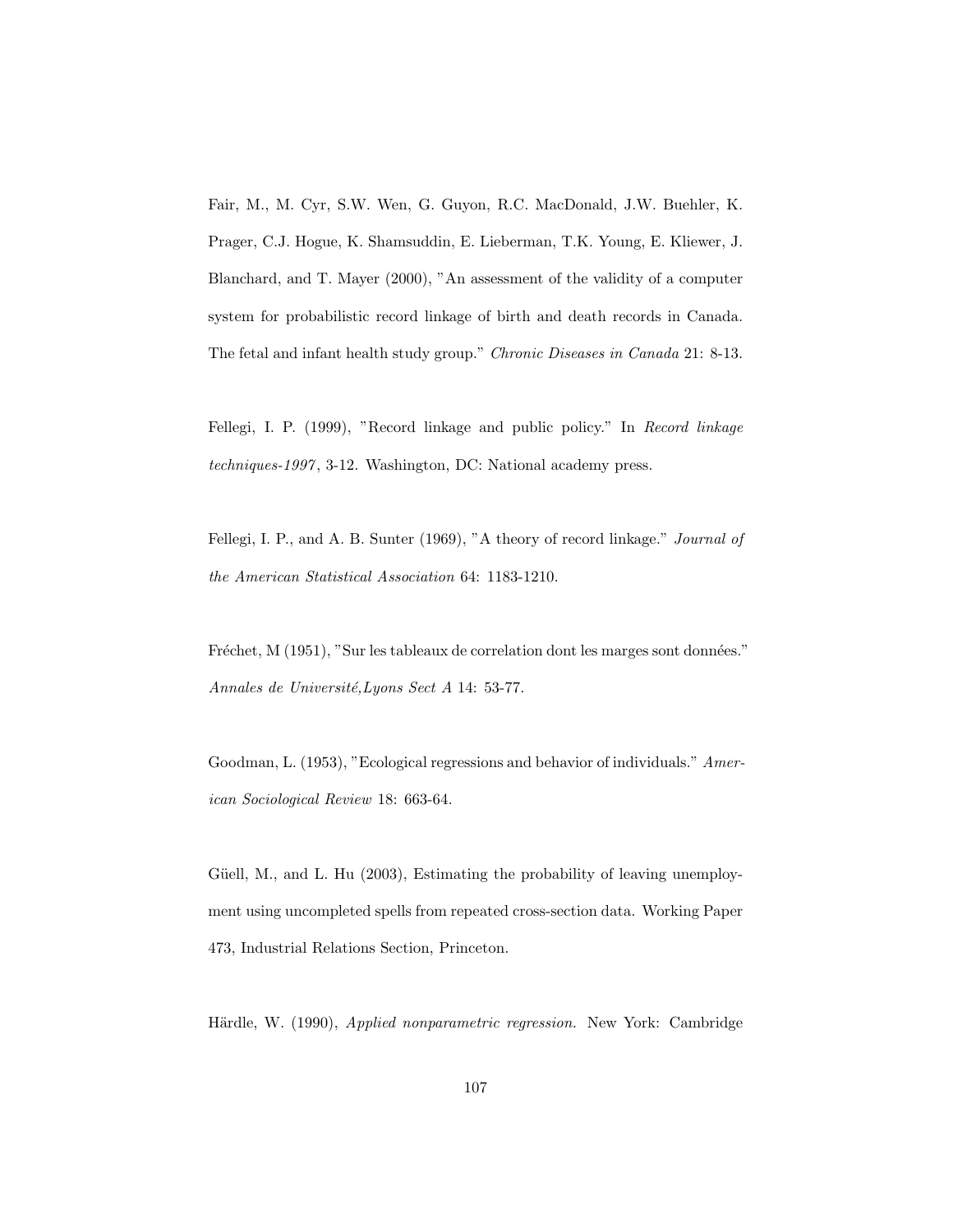Fair, M., M. Cyr, S.W. Wen, G. Guyon, R.C. MacDonald, J.W. Buehler, K. Prager, C.J. Hogue, K. Shamsuddin, E. Lieberman, T.K. Young, E. Kliewer, J. Blanchard, and T. Mayer (2000), "An assessment of the validity of a computer system for probabilistic record linkage of birth and death records in Canada. The fetal and infant health study group." *Chronic Diseases in Canada* 21: 8-13.

Fellegi, I. P. (1999), "Record linkage and public policy." In *Record linkage techniques-1997*, 3-12. Washington, DC: National academy press.

Fellegi, I. P., and A. B. Sunter (1969), "A theory of record linkage." *Journal of the American Statistical Association* 64: 1183-1210.

Fréchet, M (1951), "Sur les tableaux de correlation dont les marges sont données." *Annales de Université,Lyons Sect A* 14: 53-77.

Goodman, L. (1953), "Ecological regressions and behavior of individuals." *American Sociological Review* 18: 663-64.

Güell, M., and L. Hu (2003), Estimating the probability of leaving unemployment using uncompleted spells from repeated cross-section data. Working Paper 473, Industrial Relations Section, Princeton.

Härdle, W. (1990), *Applied nonparametric regression.* New York: Cambridge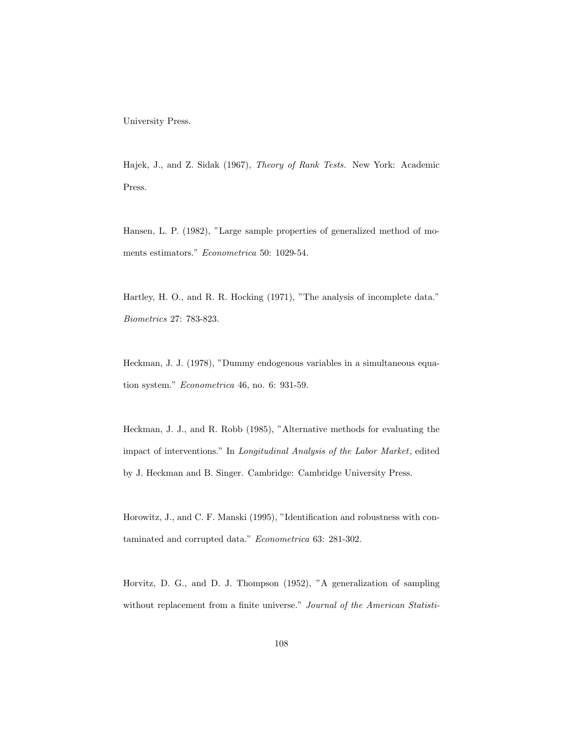University Press.

Hajek, J., and Z. Sidak (1967), *Theory of Rank Tests.* New York: Academic Press.

Hansen, L. P. (1982), "Large sample properties of generalized method of moments estimators." *Econometrica* 50: 1029-54.

Hartley, H. O., and R. R. Hocking (1971), "The analysis of incomplete data." *Biometrics* 27: 783-823.

Heckman, J. J. (1978), "Dummy endogenous variables in a simultaneous equation system." *Econometrica* 46, no. 6: 931-59.

Heckman, J. J., and R. Robb (1985), "Alternative methods for evaluating the impact of interventions." In *Longitudinal Analysis of the Labor Market*, edited by J. Heckman and B. Singer. Cambridge: Cambridge University Press.

Horowitz, J., and C. F. Manski (1995), "Identification and robustness with contaminated and corrupted data." *Econometrica* 63: 281-302.

Horvitz, D. G., and D. J. Thompson (1952), "A generalization of sampling without replacement from a finite universe." *Journal of the American Statisti-*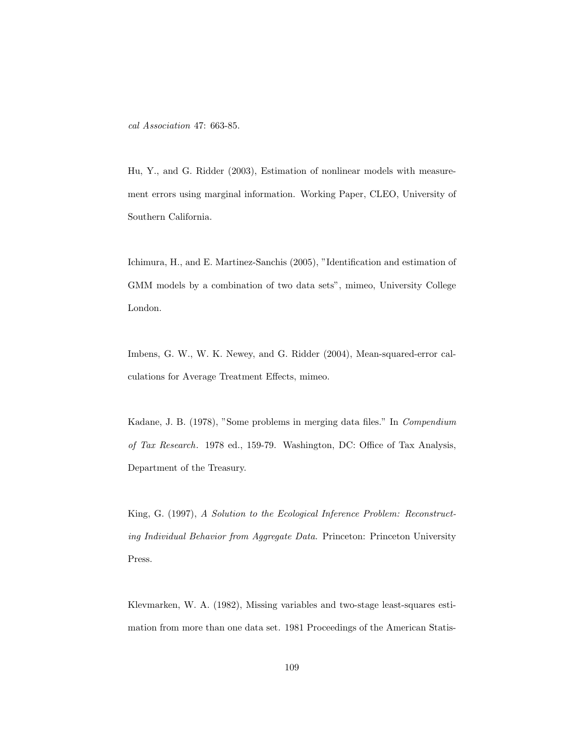*cal Association* 47: 663-85.

Hu, Y., and G. Ridder (2003), Estimation of nonlinear models with measurement errors using marginal information. Working Paper, CLEO, University of Southern California.

Ichimura, H., and E. Martinez-Sanchis (2005), "Identification and estimation of GMM models by a combination of two data sets", mimeo, University College London.

Imbens, G. W., W. K. Newey, and G. Ridder (2004), Mean-squared-error calculations for Average Treatment Effects, mimeo.

Kadane, J. B. (1978), "Some problems in merging data files." In *Compendium of Tax Research*. 1978 ed., 159-79. Washington, DC: Office of Tax Analysis, Department of the Treasury.

King, G. (1997), *A Solution to the Ecological Inference Problem: Reconstructing Individual Behavior from Aggregate Data.* Princeton: Princeton University Press.

Klevmarken, W. A. (1982), Missing variables and two-stage least-squares estimation from more than one data set. 1981 Proceedings of the American Statis-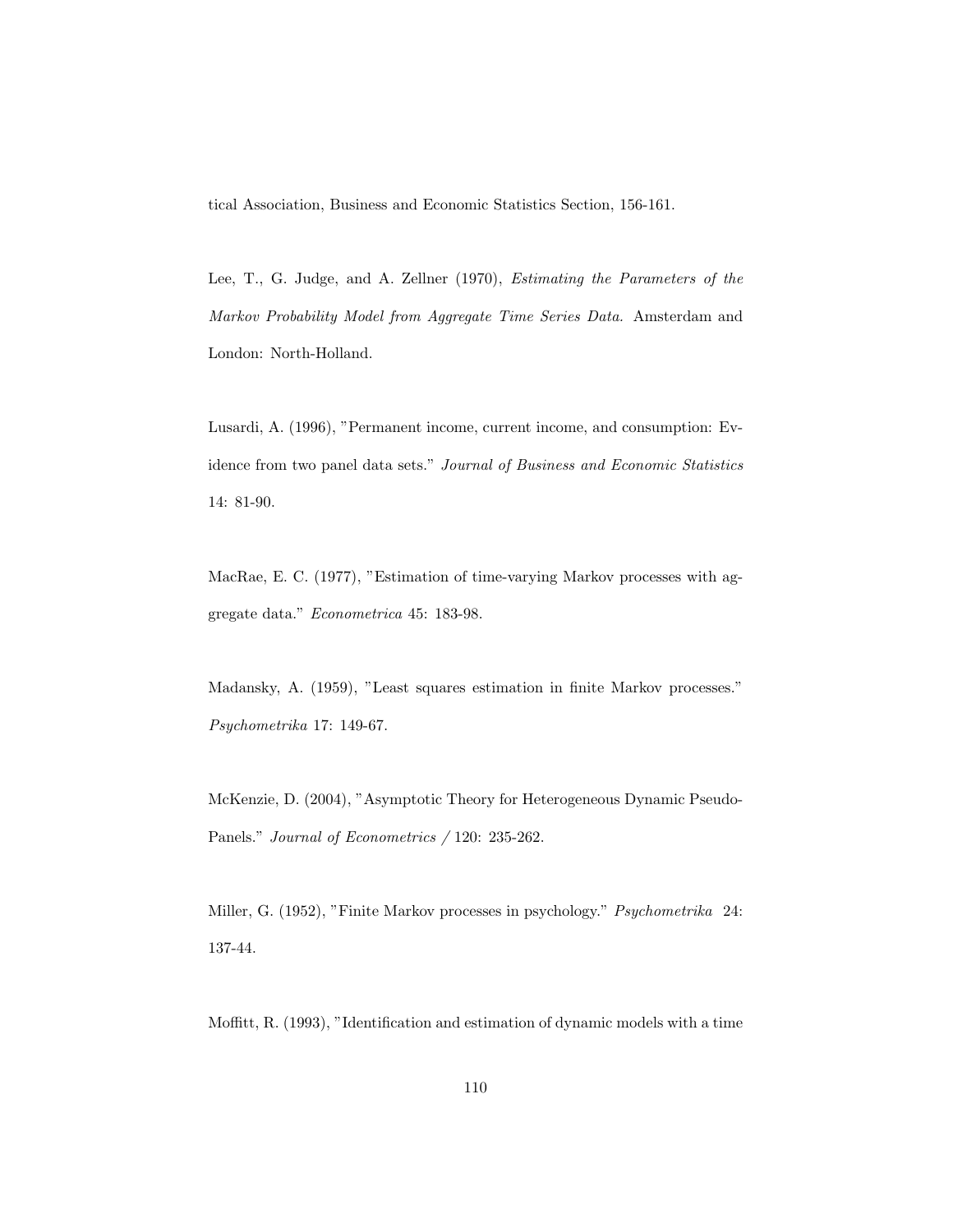tical Association, Business and Economic Statistics Section, 156-161.

Lee, T., G. Judge, and A. Zellner (1970), *Estimating the Parameters of the Markov Probability Model from Aggregate Time Series Data.* Amsterdam and London: North-Holland.

Lusardi, A. (1996), "Permanent income, current income, and consumption: Evidence from two panel data sets." *Journal of Business and Economic Statistics* 14: 81-90.

MacRae, E. C. (1977), "Estimation of time-varying Markov processes with aggregate data." *Econometrica* 45: 183-98.

Madansky, A. (1959), "Least squares estimation in finite Markov processes." *Psychometrika* 17: 149-67.

McKenzie, D. (2004), "Asymptotic Theory for Heterogeneous Dynamic Pseudo-Panels." *Journal of Econometrics* / 120: 235-262.

Miller, G. (1952), "Finite Markov processes in psychology." *Psychometrika* 24: 137-44.

Moffitt, R. (1993), "Identification and estimation of dynamic models with a time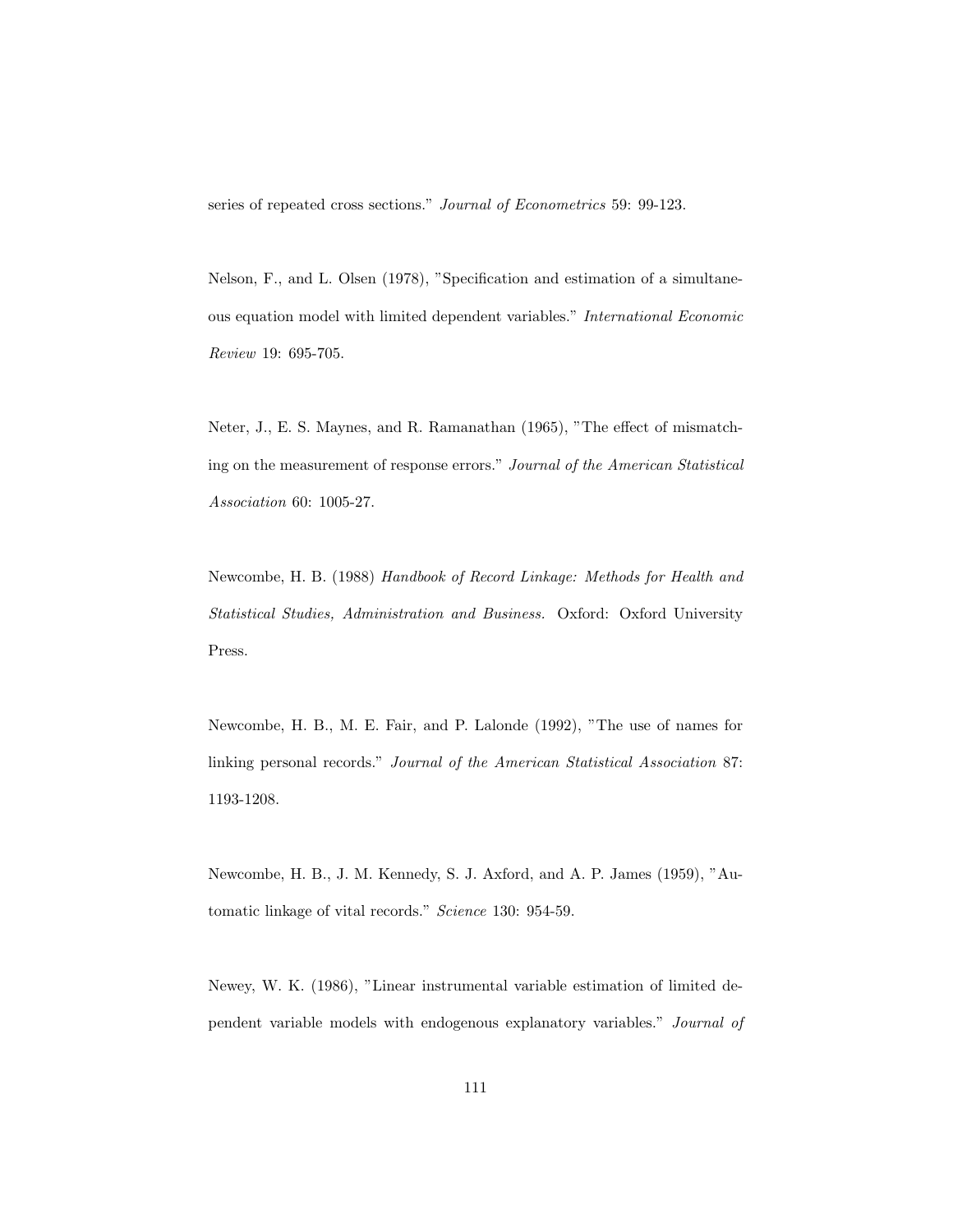series of repeated cross sections." *Journal of Econometrics* 59: 99-123.

Nelson, F., and L. Olsen (1978), "Specification and estimation of a simultaneous equation model with limited dependent variables." *International Economic Review* 19: 695-705.

Neter, J., E. S. Maynes, and R. Ramanathan (1965), "The effect of mismatching on the measurement of response errors." *Journal of the American Statistical Association* 60: 1005-27.

Newcombe, H. B. (1988) *Handbook of Record Linkage: Methods for Health and Statistical Studies, Administration and Business.* Oxford: Oxford University Press.

Newcombe, H. B., M. E. Fair, and P. Lalonde (1992), "The use of names for linking personal records." *Journal of the American Statistical Association* 87: 1193-1208.

Newcombe, H. B., J. M. Kennedy, S. J. Axford, and A. P. James (1959), "Automatic linkage of vital records." *Science* 130: 954-59.

Newey, W. K. (1986), "Linear instrumental variable estimation of limited dependent variable models with endogenous explanatory variables." *Journal of*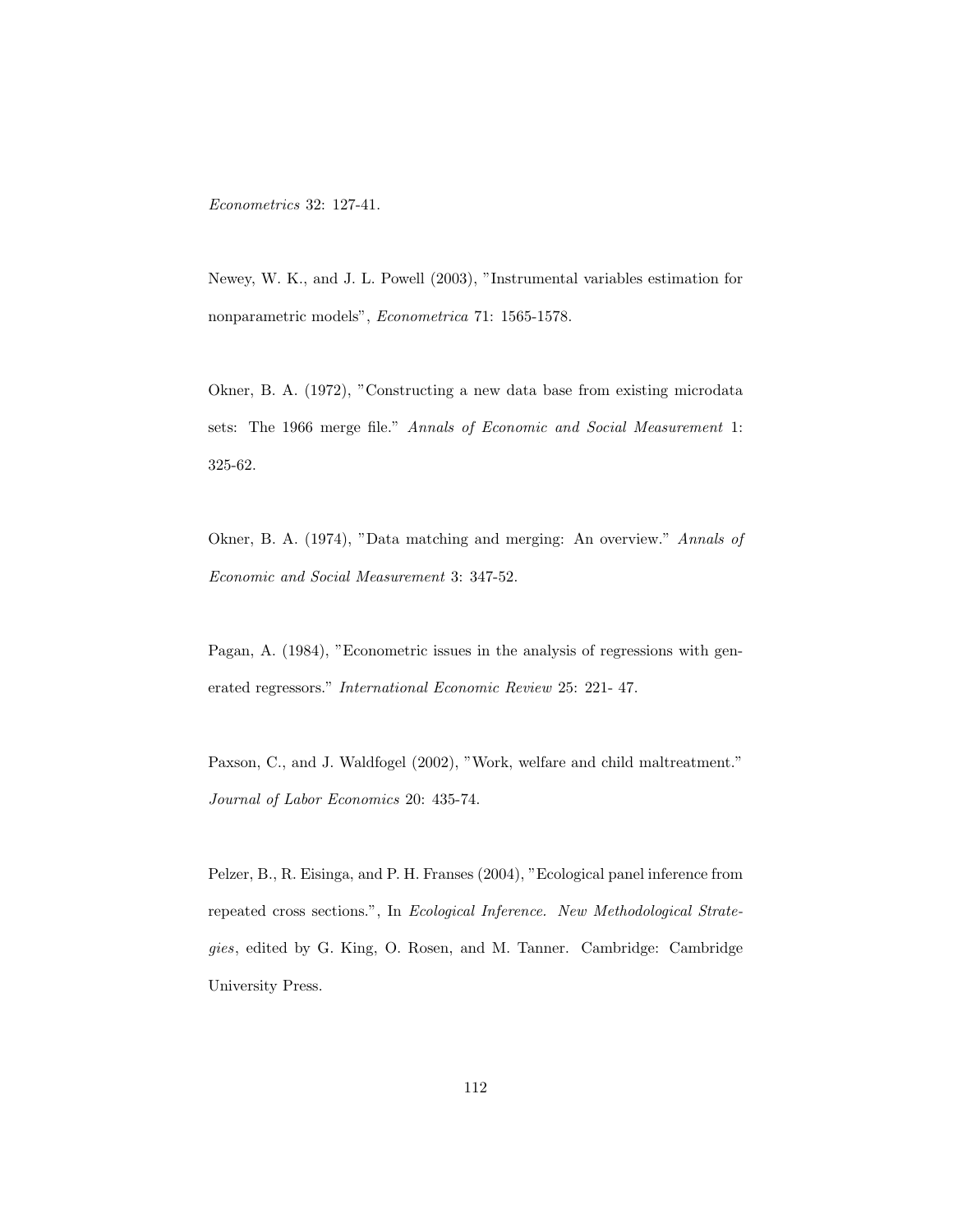*Econometrics* 32: 127-41.

Newey, W. K., and J. L. Powell (2003), "Instrumental variables estimation for nonparametric models", *Econometrica* 71: 1565-1578.

Okner, B. A. (1972), "Constructing a new data base from existing microdata sets: The 1966 merge file." *Annals of Economic and Social Measurement* 1: 325-62.

Okner, B. A. (1974), "Data matching and merging: An overview." *Annals of Economic and Social Measurement* 3: 347-52.

Pagan, A. (1984), "Econometric issues in the analysis of regressions with generated regressors." *International Economic Review* 25: 221- 47.

Paxson, C., and J. Waldfogel (2002), "Work, welfare and child maltreatment." *Journal of Labor Economics* 20: 435-74.

Pelzer, B., R. Eisinga, and P. H. Franses (2004), "Ecological panel inference from repeated cross sections.", In *Ecological Inference. New Methodological Strategies*, edited by G. King, O. Rosen, and M. Tanner. Cambridge: Cambridge University Press.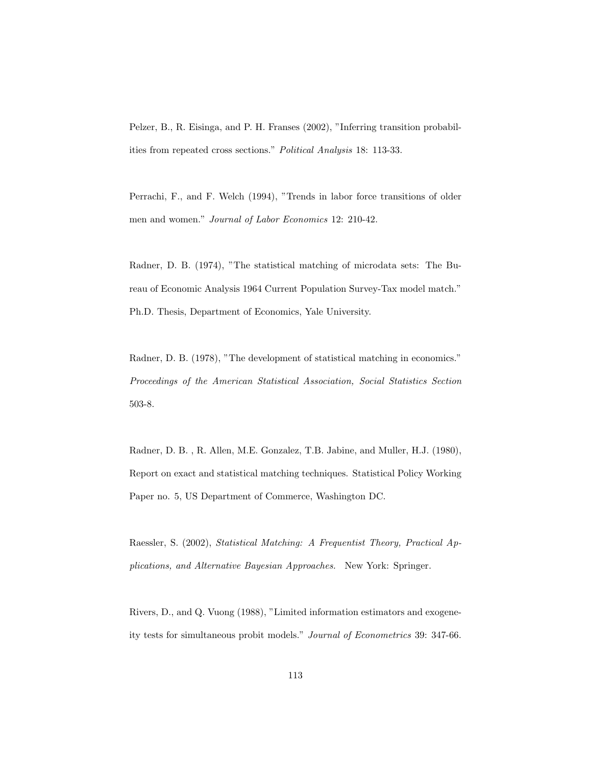Pelzer, B., R. Eisinga, and P. H. Franses (2002), "Inferring transition probabilities from repeated cross sections." *Political Analysis* 18: 113-33.

Perrachi, F., and F. Welch (1994), "Trends in labor force transitions of older men and women." *Journal of Labor Economics* 12: 210-42.

Radner, D. B. (1974), "The statistical matching of microdata sets: The Bureau of Economic Analysis 1964 Current Population Survey-Tax model match." Ph.D. Thesis, Department of Economics, Yale University.

Radner, D. B. (1978), "The development of statistical matching in economics." *Proceedings of the American Statistical Association, Social Statistics Section* 503-8.

Radner, D. B. , R. Allen, M.E. Gonzalez, T.B. Jabine, and Muller, H.J. (1980), Report on exact and statistical matching techniques. Statistical Policy Working Paper no. 5, US Department of Commerce, Washington DC.

Raessler, S. (2002), *Statistical Matching: A Frequentist Theory, Practical Applications, and Alternative Bayesian Approaches.* New York: Springer.

Rivers, D., and Q. Vuong (1988), "Limited information estimators and exogeneity tests for simultaneous probit models." *Journal of Econometrics* 39: 347-66.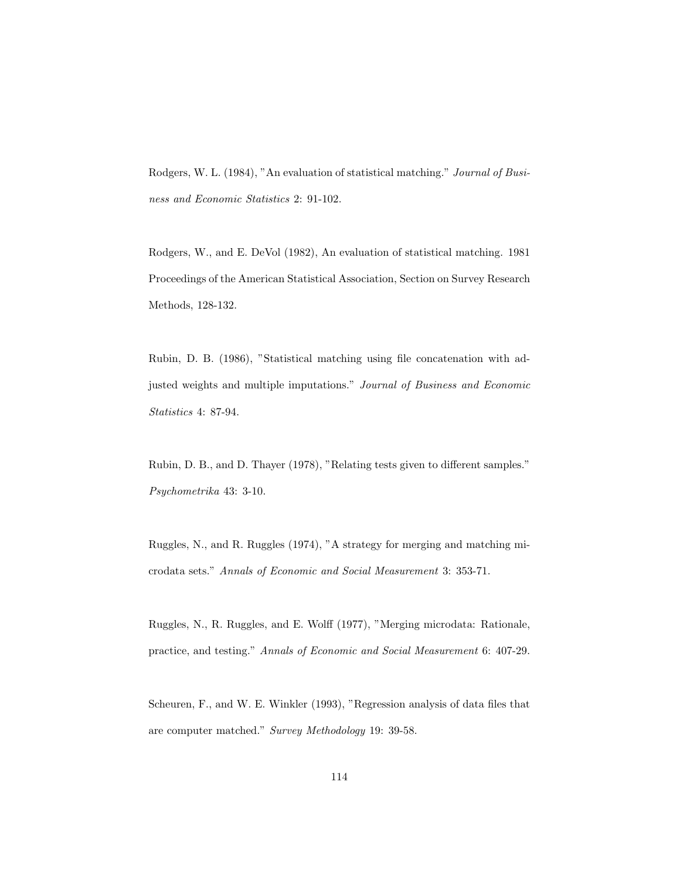Rodgers, W. L. (1984), "An evaluation of statistical matching." *Journal of Business and Economic Statistics* 2: 91-102.

Rodgers, W., and E. DeVol (1982), An evaluation of statistical matching. 1981 Proceedings of the American Statistical Association, Section on Survey Research Methods, 128-132.

Rubin, D. B. (1986), "Statistical matching using file concatenation with adjusted weights and multiple imputations." *Journal of Business and Economic Statistics* 4: 87-94.

Rubin, D. B., and D. Thayer (1978), "Relating tests given to different samples." *Psychometrika* 43: 3-10.

Ruggles, N., and R. Ruggles (1974), "A strategy for merging and matching microdata sets." *Annals of Economic and Social Measurement* 3: 353-71.

Ruggles, N., R. Ruggles, and E. Wolff (1977), "Merging microdata: Rationale, practice, and testing." *Annals of Economic and Social Measurement* 6: 407-29.

Scheuren, F., and W. E. Winkler (1993), "Regression analysis of data files that are computer matched." *Survey Methodology* 19: 39-58.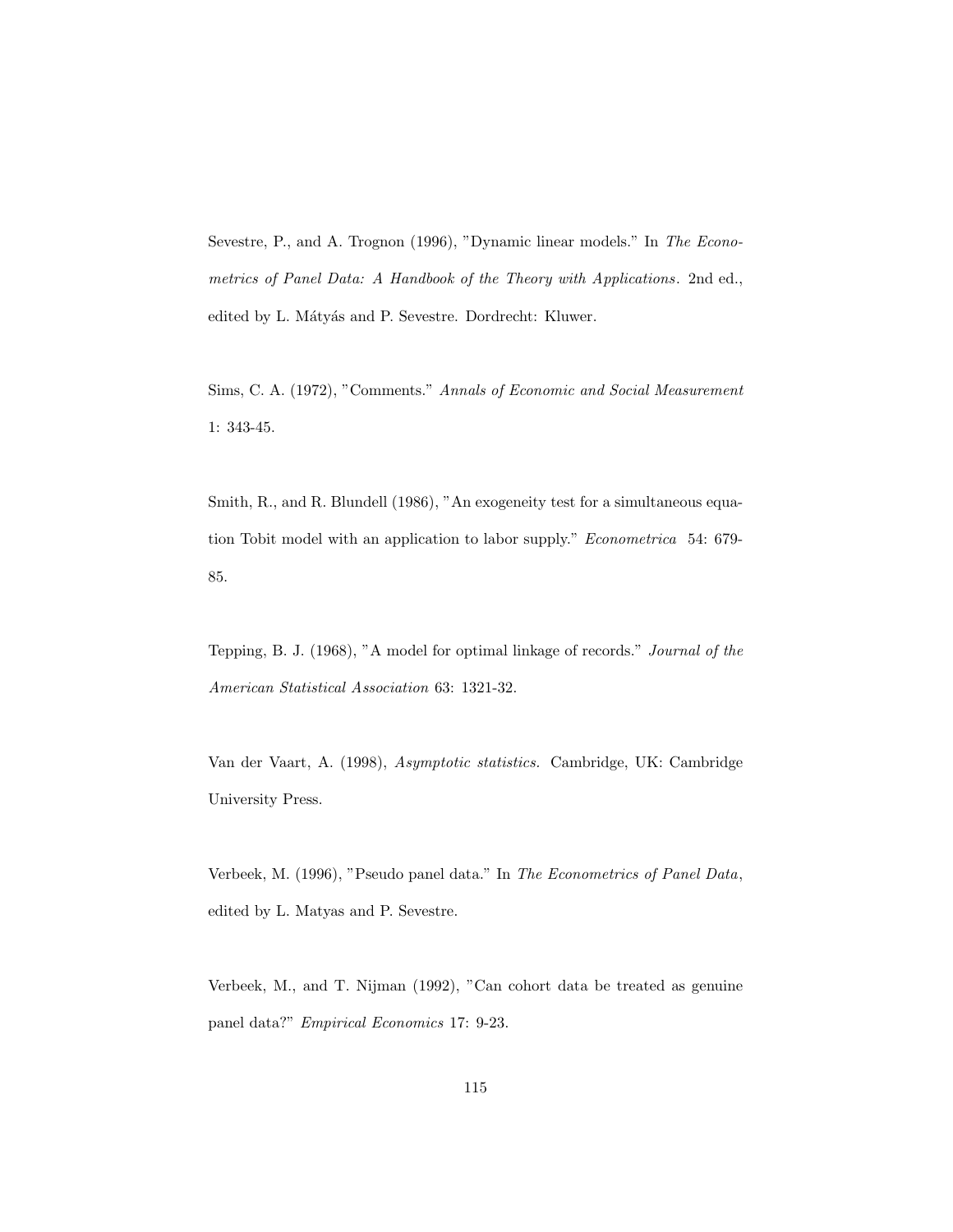Sevestre, P., and A. Trognon (1996), "Dynamic linear models." In *The Econometrics of Panel Data: A Handbook of the Theory with Applications*. 2nd ed., edited by L. Mátyás and P. Sevestre. Dordrecht: Kluwer.

Sims, C. A. (1972), "Comments." *Annals of Economic and Social Measurement* 1: 343-45.

Smith, R., and R. Blundell (1986), "An exogeneity test for a simultaneous equation Tobit model with an application to labor supply." *Econometrica* 54: 679-85.

Tepping, B. J. (1968), "A model for optimal linkage of records." *Journal of the American Statistical Association* 63: 1321-32.

Van der Vaart, A. (1998), *Asymptotic statistics.* Cambridge, UK: Cambridge University Press.

Verbeek, M. (1996), "Pseudo panel data." In *The Econometrics of Panel Data*, edited by L. Matyas and P. Sevestre.

Verbeek, M., and T. Nijman (1992), "Can cohort data be treated as genuine panel data?" *Empirical Economics* 17: 9-23.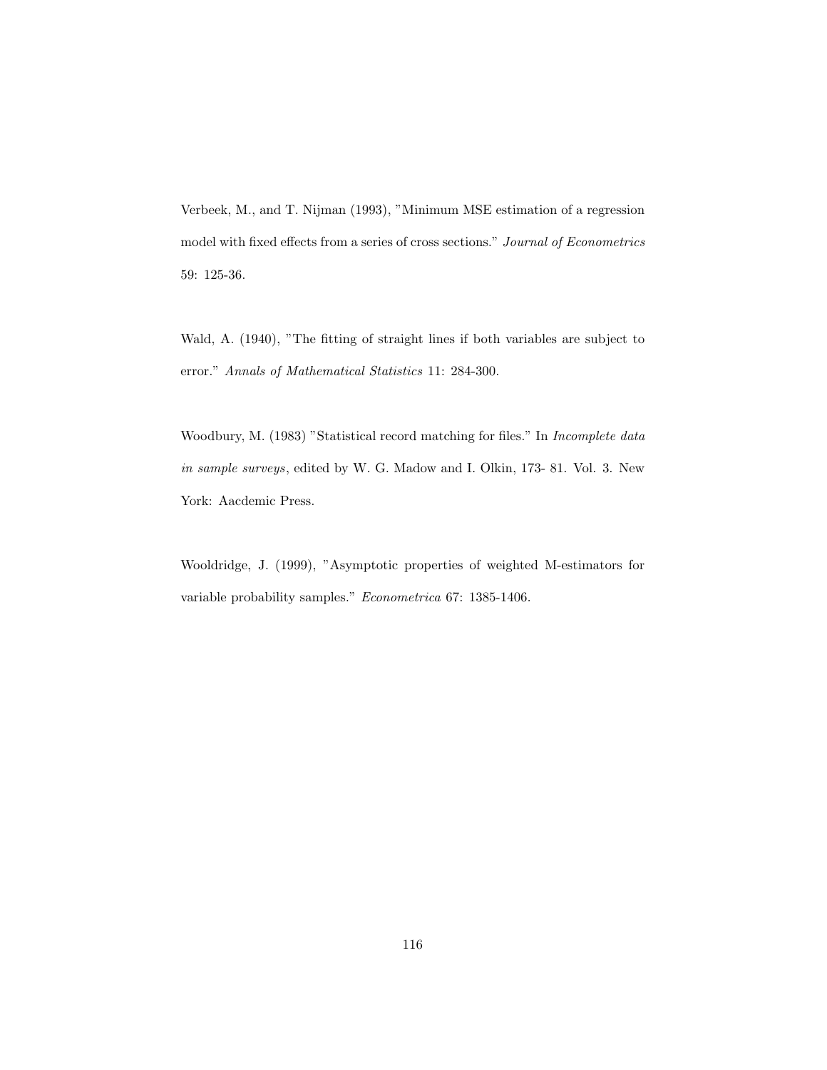Verbeek, M., and T. Nijman (1993), "Minimum MSE estimation of a regression model with fixed effects from a series of cross sections." *Journal of Econometrics* 59: 125-36.

Wald, A. (1940), "The fitting of straight lines if both variables are subject to error." *Annals of Mathematical Statistics* 11: 284-300.

Woodbury, M. (1983) "Statistical record matching for files." In *Incomplete data in sample surveys*, edited by W. G. Madow and I. Olkin, 173- 81. Vol. 3. New York: Aacdemic Press.

Wooldridge, J. (1999), "Asymptotic properties of weighted M-estimators for variable probability samples." *Econometrica* 67: 1385-1406.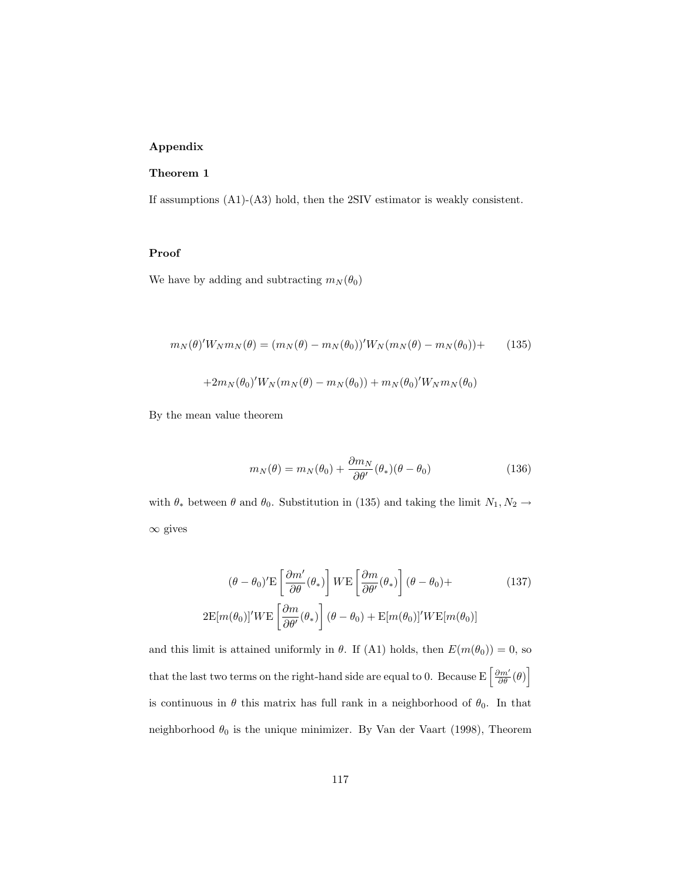## Appendix

### Theorem 1

If assumptions (A1)-(A3) hold, then the 2SIV estimator is weakly consistent.

### Proof

We have by adding and subtracting $m_N(\theta_0)$

$$
\begin{aligned}
m_N(\theta)'W_N m_N(\theta) = (m_N(\theta) - m_N(\theta_0))'W_N(m_N(\theta) - m_N(\theta_0)) + \qquad (135) \\
+2m_N(\theta_0)'W_N(m_N(\theta) - m_N(\theta_0)) + m_N(\theta_0)'W_N m_N(\theta_0)
\end{aligned}
$$

By the mean value theorem

$$
m_N(\theta) = m_N(\theta_0) + \frac{\partial m_N}{\partial \theta'}(\theta_*)(\theta - \theta_0) \qquad (136)
$$

with $\theta_*$ between $\theta$ and $\theta_0$. Substitution in (135) and taking the limit $N_1, N_2 \to \infty$ gives

$$
\begin{aligned}
(\theta - \theta_0)'\mathrm{E}\left[\frac{\partial m'}{\partial \theta}(\theta_*)\right] W \mathrm{E}\left[\frac{\partial m}{\partial \theta'}(\theta_*)\right](\theta - \theta_0) + \qquad (137) \\
2\mathrm{E}[m(\theta_0)]'W\mathrm{E}\left[\frac{\partial m}{\partial \theta'}(\theta_*)\right](\theta - \theta_0) + \mathrm{E}[m(\theta_0)]'W\mathrm{E}[m(\theta_0)]
\end{aligned}
$$

and this limit is attained uniformly in $\theta$. If (A1) holds, then $E(m(\theta_0)) = 0$, so that the last two terms on the right-hand side are equal to 0. Because $\mathrm{E}\left[\frac{\partial m'}{\partial \theta}(\theta)\right]$ is continuous in $\theta$ this matrix has full rank in a neighborhood of $\theta_0$. In that neighborhood $\theta_0$ is the unique minimizer. By Van der Vaart (1998), Theorem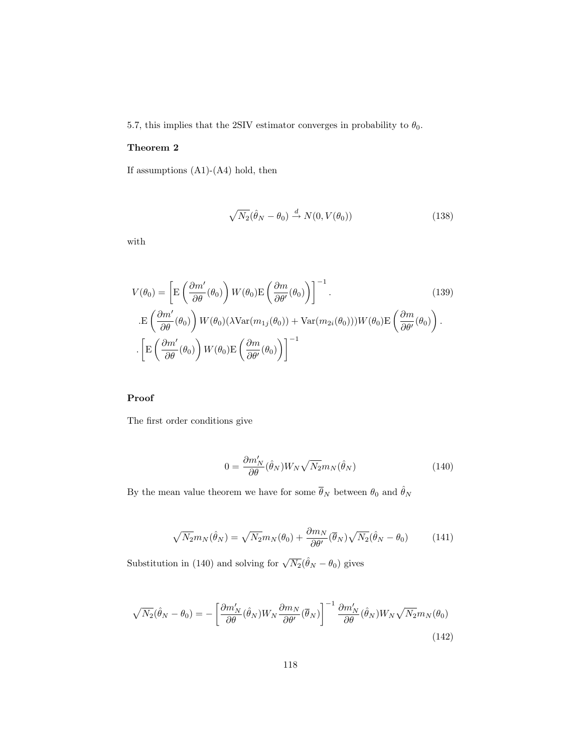5.7, this implies that the 2SIV estimator converges in probability to $\theta_0$.

**Theorem 2**

If assumptions (A1)-(A4) hold, then

$$\sqrt{N_2}(\hat{\theta}_N - \theta_0) \xrightarrow{d} N(0, V(\theta_0)) \tag{138}$$

with

$$\begin{aligned} V(\theta_0) = & \left[ \mathrm{E}\left(\frac{\partial m'}{\partial \theta}(\theta_0)\right) W(\theta_0) \mathrm{E}\left(\frac{\partial m}{\partial \theta'}(\theta_0)\right)\right]^{-1}. \\ & .\mathrm{E}\left(\frac{\partial m'}{\partial \theta}(\theta_0)\right) W(\theta_0)(\lambda \mathrm{Var}(m_{1j}(\theta_0)) + \mathrm{Var}(m_{2i}(\theta_0)))W(\theta_0)\mathrm{E}\left(\frac{\partial m}{\partial \theta'}(\theta_0)\right). \\ & .\left[ \mathrm{E}\left(\frac{\partial m'}{\partial \theta}(\theta_0)\right) W(\theta_0) \mathrm{E}\left(\frac{\partial m}{\partial \theta'}(\theta_0)\right)\right]^{-1} \end{aligned} \tag{139}$$

**Proof**

The first order conditions give

$$0 = \frac{\partial m_N'}{\partial \theta}(\hat{\theta}_N) W_N \sqrt{N_2} m_N(\hat{\theta}_N) \tag{140}$$

By the mean value theorem we have for some $\overline{\theta}_N$ between $\theta_0$ and $\hat{\theta}_N$

$$\sqrt{N_2} m_N(\hat{\theta}_N) = \sqrt{N_2} m_N(\theta_0) + \frac{\partial m_N}{\partial \theta'}(\overline{\theta}_N)\sqrt{N_2}(\hat{\theta}_N - \theta_0) \tag{141}$$

Substitution in (140) and solving for $\sqrt{N_2}(\hat{\theta}_N - \theta_0)$ gives

$$\sqrt{N_2}(\hat{\theta}_N - \theta_0) = -\left[\frac{\partial m_N'}{\partial \theta}(\hat{\theta}_N) W_N \frac{\partial m_N}{\partial \theta'}(\overline{\theta}_N)\right]^{-1} \frac{\partial m_N'}{\partial \theta}(\hat{\theta}_N) W_N \sqrt{N_2} m_N(\theta_0) \tag{142}$$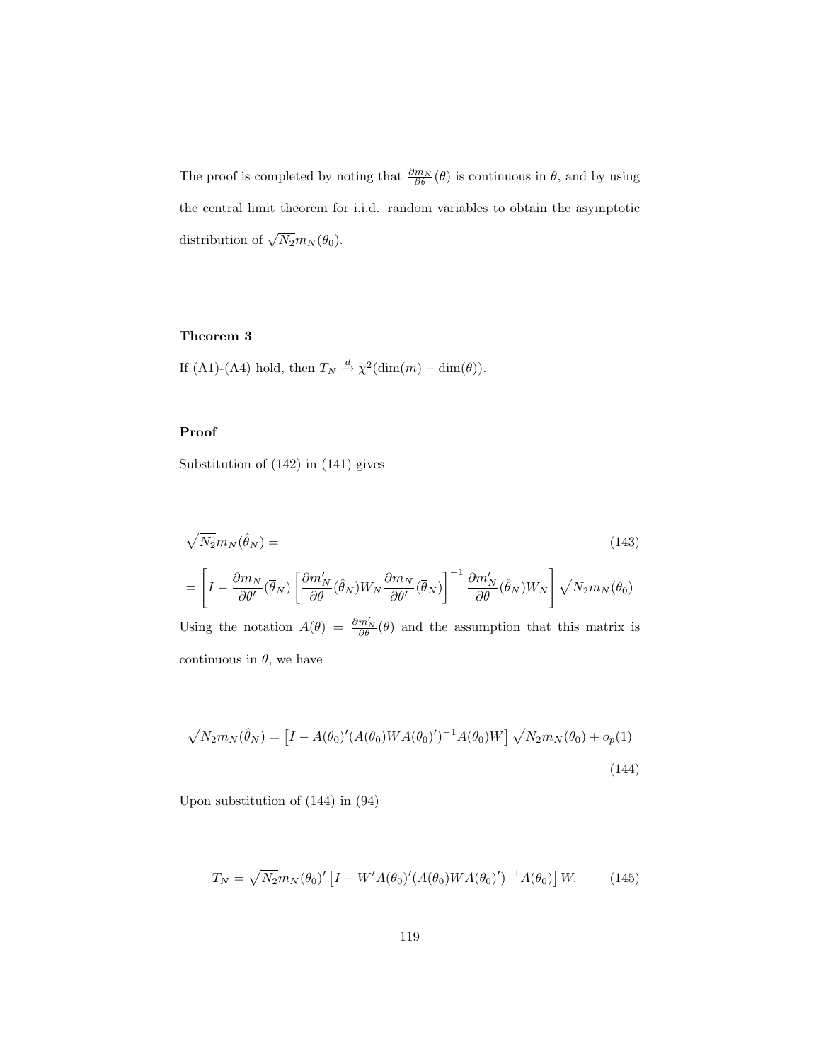The proof is completed by noting that $\frac{\partial m_N}{\partial \theta}(\theta)$ is continuous in $\theta$, and by using the central limit theorem for i.i.d. random variables to obtain the asymptotic distribution of $\sqrt{N_2} m_N(\theta_0)$.

**Theorem 3**

If (A1)-(A4) hold, then $T_N \xrightarrow{d} \chi^2(\dim(m) - \dim(\theta))$.

**Proof**

Substitution of (142) in (141) gives

$$
\begin{aligned}
&\sqrt{N_2} m_N(\hat{\theta}_N) = \qquad (143)\\
&= \left[ I - \frac{\partial m_N}{\partial \theta'}(\overline{\theta}_N) \left[ \frac{\partial m_N'}{\partial \theta}(\hat{\theta}_N) W_N \frac{\partial m_N}{\partial \theta'}(\overline{\theta}_N) \right]^{-1} \frac{\partial m_N'}{\partial \theta}(\hat{\theta}_N) W_N \right] \sqrt{N_2} m_N(\theta_0)
\end{aligned}
$$

Using the notation $A(\theta) = \frac{\partial m_N'}{\partial \theta}(\theta)$ and the assumption that this matrix is continuous in $\theta$, we have

$$
\sqrt{N_2} m_N(\hat{\theta}_N) = \left[ I - A(\theta_0)'(A(\theta_0) W A(\theta_0)')^{-1} A(\theta_0) W \right] \sqrt{N_2} m_N(\theta_0) + o_p(1) \tag{144}
$$

Upon substitution of (144) in (94)

$$
T_N = \sqrt{N_2} m_N(\theta_0)' \left[ I - W' A(\theta_0)'(A(\theta_0) W A(\theta_0)')^{-1} A(\theta_0) \right] W. \tag{145}
$$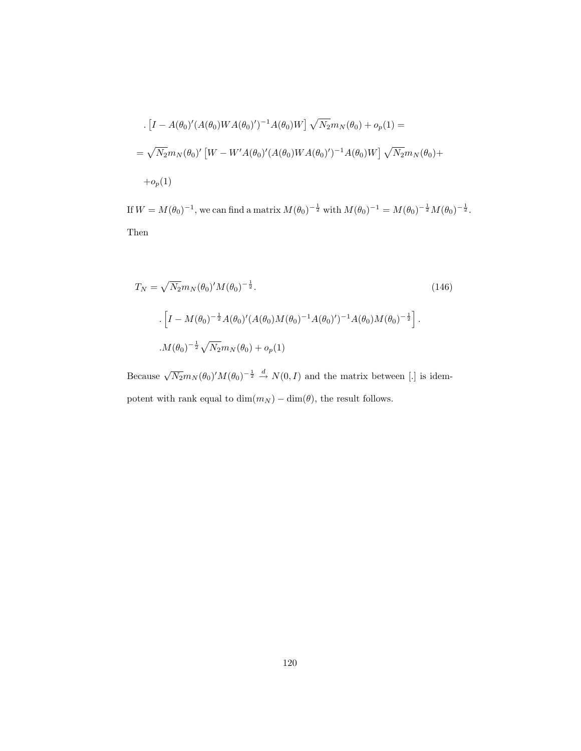$$. \left[ I - A(\theta_0)'(A(\theta_0)WA(\theta_0)')^{-1}A(\theta_0)W \right] \sqrt{N_2} m_N(\theta_0) + o_p(1) =$$

$$= \sqrt{N_2} m_N(\theta_0)' \left[ W - W'A(\theta_0)'(A(\theta_0)WA(\theta_0)')^{-1}A(\theta_0)W \right] \sqrt{N_2} m_N(\theta_0) +$$

$$+ o_p(1)$$

If $W = M(\theta_0)^{-1}$, we can find a matrix $M(\theta_0)^{-\frac{1}{2}}$ with $M(\theta_0)^{-1} = M(\theta_0)^{-\frac{1}{2}} M(\theta_0)^{-\frac{1}{2}}$. Then

$$T_N = \sqrt{N_2} m_N(\theta_0)' M(\theta_0)^{-\frac{1}{2}} . \tag{146}$$

$$. \left[ I - M(\theta_0)^{-\frac{1}{2}} A(\theta_0)'(A(\theta_0)M(\theta_0)^{-1}A(\theta_0)')^{-1}A(\theta_0)M(\theta_0)^{-\frac{1}{2}} \right] .$$

$$. M(\theta_0)^{-\frac{1}{2}} \sqrt{N_2} m_N(\theta_0) + o_p(1)$$

Because $\sqrt{N_2} m_N(\theta_0)' M(\theta_0)^{-\frac{1}{2}} \xrightarrow{d} N(0, I)$ and the matrix between [.] is idempotent with rank equal to $\dim(m_N) - \dim(\theta)$, the result follows.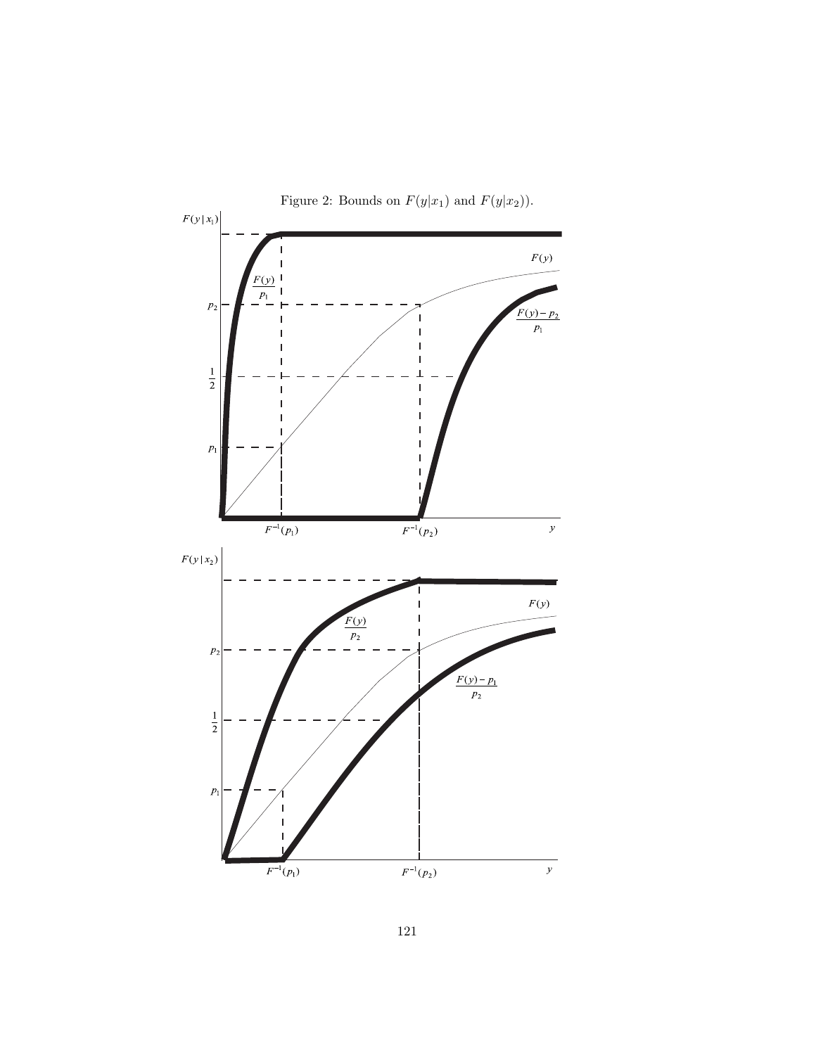Figure 2: Bounds on $F(y|x_1)$ and $F(y|x_2)$).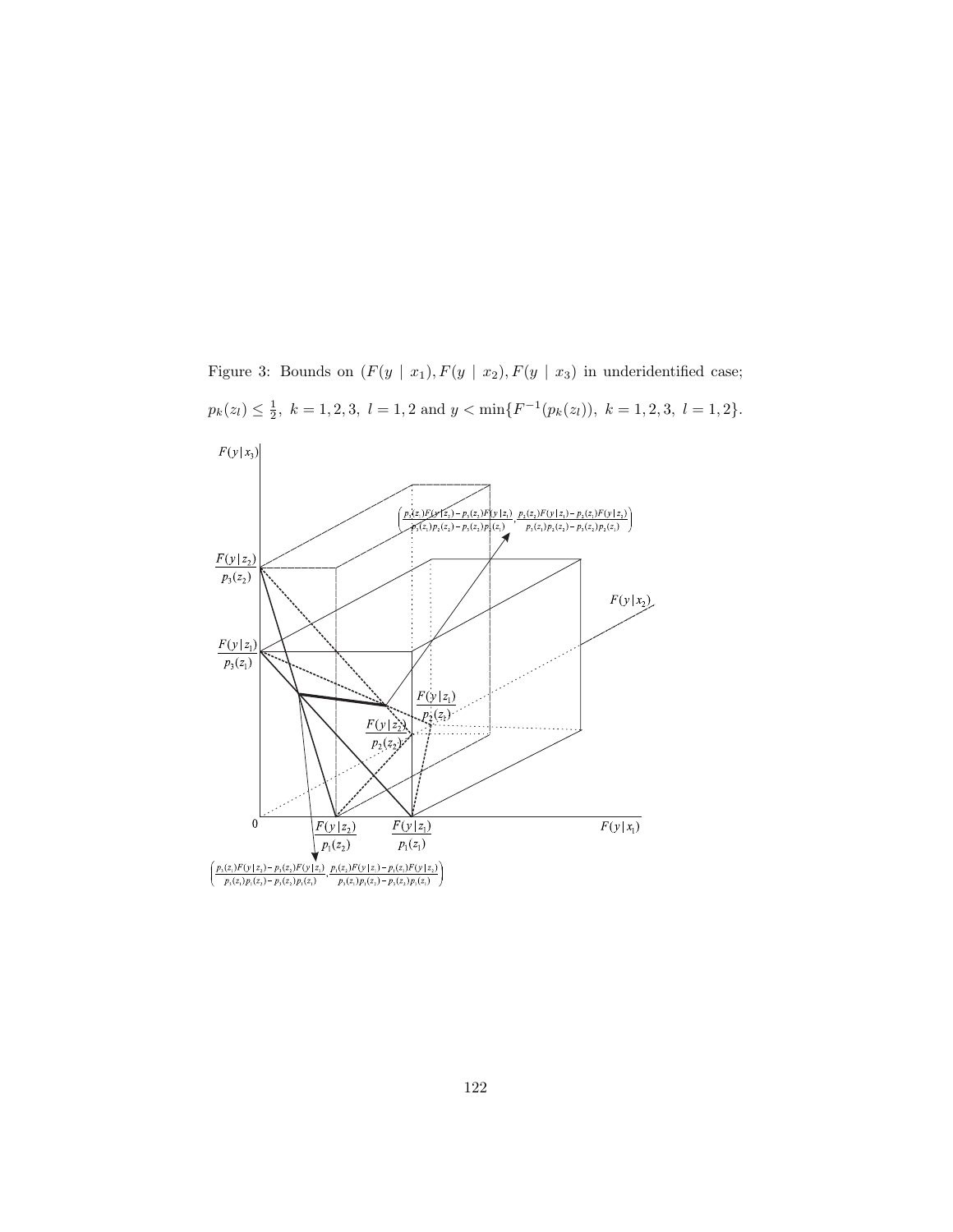Figure 3: Bounds on $(F(y \mid x_1), F(y \mid x_2), F(y \mid x_3))$ in underidentified case; $p_k(z_l) \leq \frac{1}{2},\ k = 1, 2, 3,\ l = 1, 2$ and $y < \min\{F^{-1}(p_k(z_l)),\ k = 1, 2, 3,\ l = 1, 2\}$.

$F(y|x_3)$

$F(y|x_2)$

$F(y|x_1)$

0

$\frac{F(y|z_2)}{p_3(z_2)}$

$\frac{F(y|z_1)}{p_3(z_1)}$

$\frac{F(y|z_1)}{p_2(z_1)}$

$\frac{F(y|z_2)}{p_2(z_2)}$

$\frac{F(y|z_2)}{p_1(z_2)}$

$\frac{F(y|z_1)}{p_1(z_1)}$

$\left(\frac{p_3(z_1)F(y|z_2)-p_3(z_2)F(y|z_1)}{p_2(z_1)p_3(z_2)-p_3(z_1)p_2(z_1)}, \frac{p_2(z_2)F(y|z_1)-p_2(z_1)F(y|z_2)}{p_3(z_1)p_2(z_2)-p_3(z_2)p_2(z_1)}\right)$

$\left(\frac{p_3(z_1)F(y|z_2)-p_3(z_2)F(y|z_1)}{p_1(z_1)p_3(z_2)-p_3(z_2)p_1(z_1)}, \frac{p_1(z_2)F(y|z_1)-p_1(z_1)F(y|z_2)}{p_3(z_1)p_1(z_2)-p_3(z_2)p_1(z_1)}\right)$